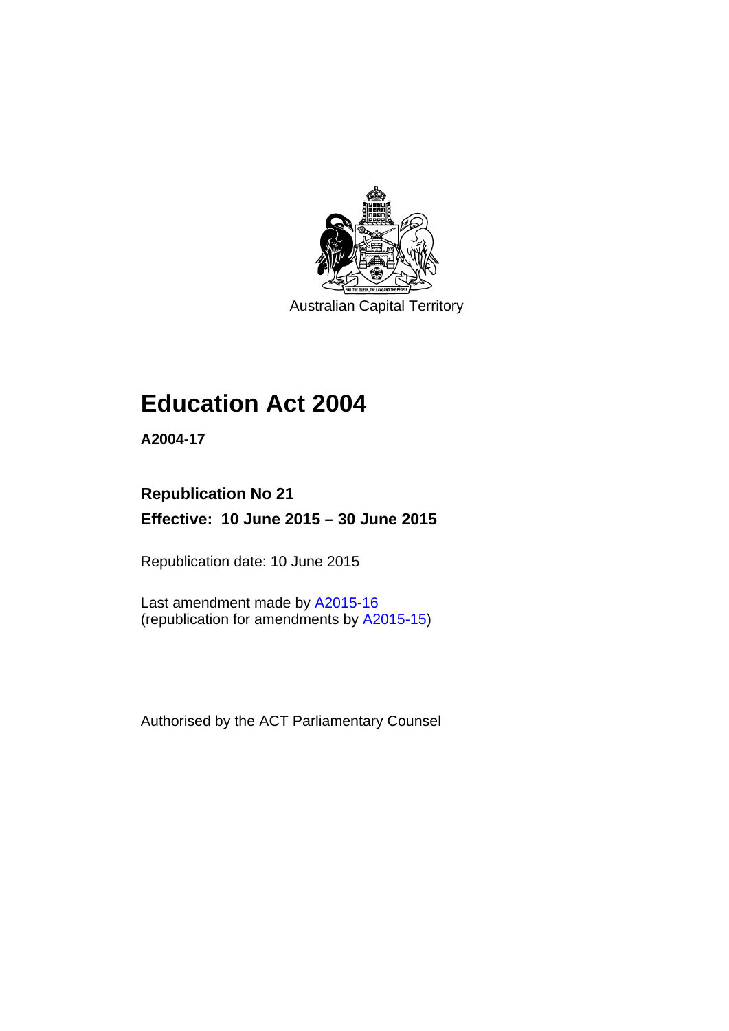Australian Capital Territory

# Education Act 2004

**A2004-17**

**Republication No 21**

**Effective: 10 June 2015 – 30 June 2015**

Republication date: 10 June 2015

Last amendment made by A2015-16
(republication for amendments by A2015-15)

Authorised by the ACT Parliamentary Counsel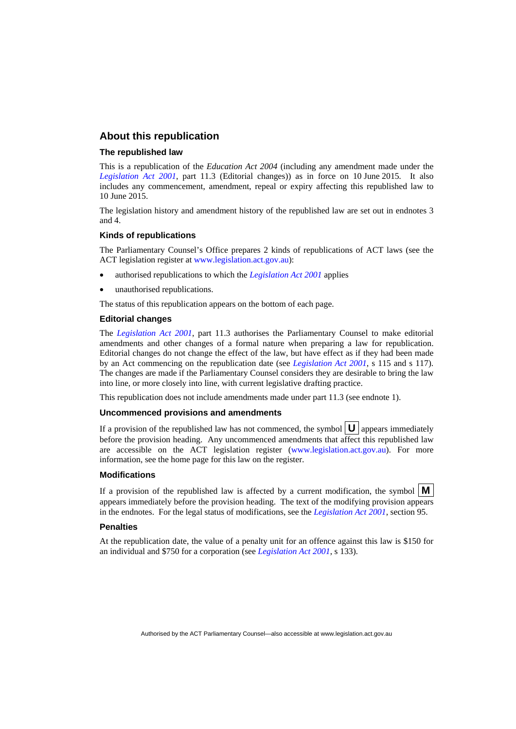## About this republication

### The republished law

This is a republication of the *Education Act 2004* (including any amendment made under the *Legislation Act 2001*, part 11.3 (Editorial changes)) as in force on 10 June 2015*.* It also includes any commencement, amendment, repeal or expiry affecting this republished law to 10 June 2015.

The legislation history and amendment history of the republished law are set out in endnotes 3 and 4.

### Kinds of republications

The Parliamentary Counsel's Office prepares 2 kinds of republications of ACT laws (see the ACT legislation register at www.legislation.act.gov.au):

- authorised republications to which the *Legislation Act 2001* applies
- unauthorised republications.

The status of this republication appears on the bottom of each page.

### Editorial changes

The *Legislation Act 2001*, part 11.3 authorises the Parliamentary Counsel to make editorial amendments and other changes of a formal nature when preparing a law for republication. Editorial changes do not change the effect of the law, but have effect as if they had been made by an Act commencing on the republication date (see *Legislation Act 2001*, s 115 and s 117). The changes are made if the Parliamentary Counsel considers they are desirable to bring the law into line, or more closely into line, with current legislative drafting practice.

This republication does not include amendments made under part 11.3 (see endnote 1).

### Uncommenced provisions and amendments

If a provision of the republished law has not commenced, the symbol **U** appears immediately before the provision heading. Any uncommenced amendments that affect this republished law are accessible on the ACT legislation register (www.legislation.act.gov.au). For more information, see the home page for this law on the register.

### Modifications

If a provision of the republished law is affected by a current modification, the symbol **M** appears immediately before the provision heading. The text of the modifying provision appears in the endnotes. For the legal status of modifications, see the *Legislation Act 2001*, section 95.

### Penalties

At the republication date, the value of a penalty unit for an offence against this law is $150 for an individual and $750 for a corporation (see *Legislation Act 2001*, s 133).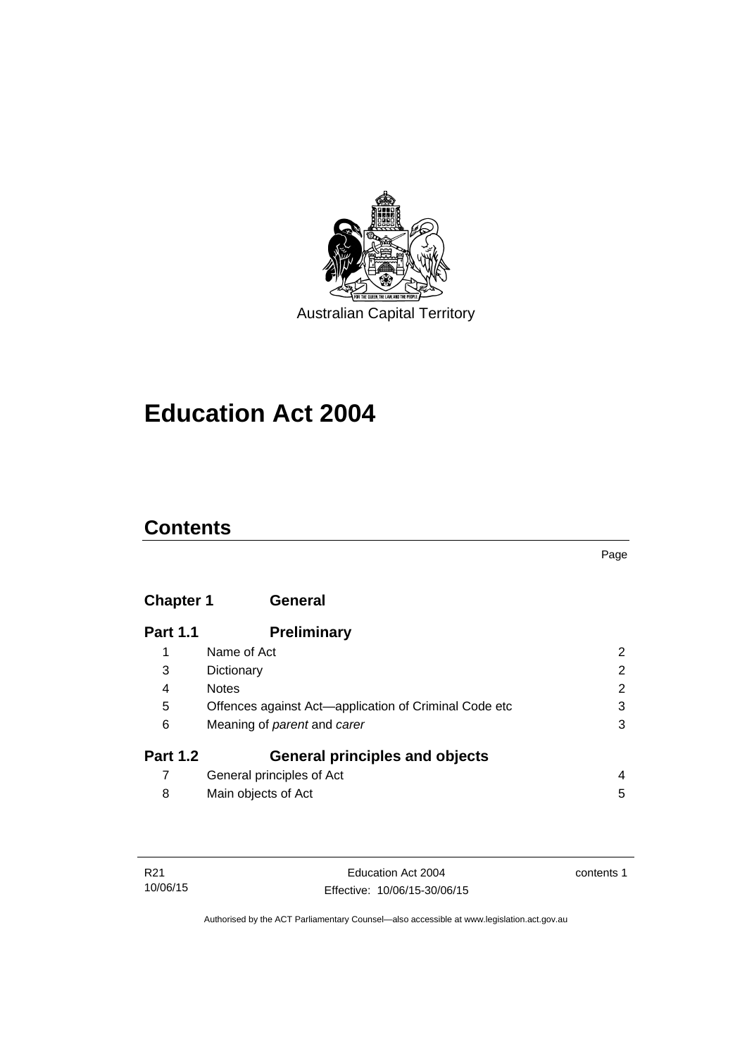Australian Capital Territory

# Education Act 2004

## Contents

| | | Page |
|---|---|---|
| **Chapter 1** | **General** | |
| **Part 1.1** | **Preliminary** | |
| 1 | Name of Act | 2 |
| 3 | Dictionary | 2 |
| 4 | Notes | 2 |
| 5 | Offences against Act—application of Criminal Code etc | 3 |
| 6 | Meaning of *parent* and *carer* | 3 |
| **Part 1.2** | **General principles and objects** | |
| 7 | General principles of Act | 4 |
| 8 | Main objects of Act | 5 |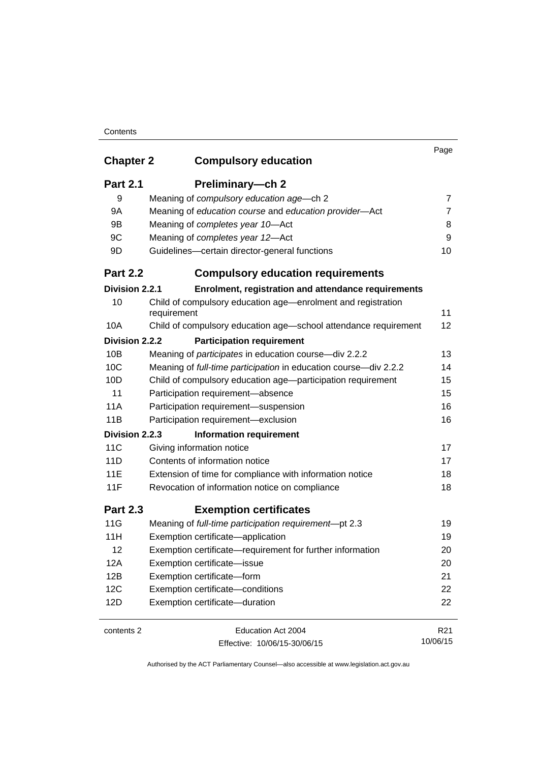| | | Page |
|---|---|---|
| **Chapter 2** | **Compulsory education** | |
| **Part 2.1** | **Preliminary—ch 2** | |
| 9 | Meaning of *compulsory education age*—ch 2 | 7 |
| 9A | Meaning of *education course* and *education provider*—Act | 7 |
| 9B | Meaning of *completes year 10*—Act | 8 |
| 9C | Meaning of *completes year 12*—Act | 9 |
| 9D | Guidelines—certain director-general functions | 10 |
| **Part 2.2** | **Compulsory education requirements** | |
| **Division 2.2.1** | **Enrolment, registration and attendance requirements** | |
| 10 | Child of compulsory education age—enrolment and registration requirement | 11 |
| 10A | Child of compulsory education age—school attendance requirement | 12 |
| **Division 2.2.2** | **Participation requirement** | |
| 10B | Meaning of *participates* in education course—div 2.2.2 | 13 |
| 10C | Meaning of *full-time participation* in education course—div 2.2.2 | 14 |
| 10D | Child of compulsory education age—participation requirement | 15 |
| 11 | Participation requirement—absence | 15 |
| 11A | Participation requirement—suspension | 16 |
| 11B | Participation requirement—exclusion | 16 |
| **Division 2.2.3** | **Information requirement** | |
| 11C | Giving information notice | 17 |
| 11D | Contents of information notice | 17 |
| 11E | Extension of time for compliance with information notice | 18 |
| 11F | Revocation of information notice on compliance | 18 |
| **Part 2.3** | **Exemption certificates** | |
| 11G | Meaning of *full-time participation requirement*—pt 2.3 | 19 |
| 11H | Exemption certificate—application | 19 |
| 12 | Exemption certificate—requirement for further information | 20 |
| 12A | Exemption certificate—issue | 20 |
| 12B | Exemption certificate—form | 21 |
| 12C | Exemption certificate—conditions | 22 |
| 12D | Exemption certificate—duration | 22 |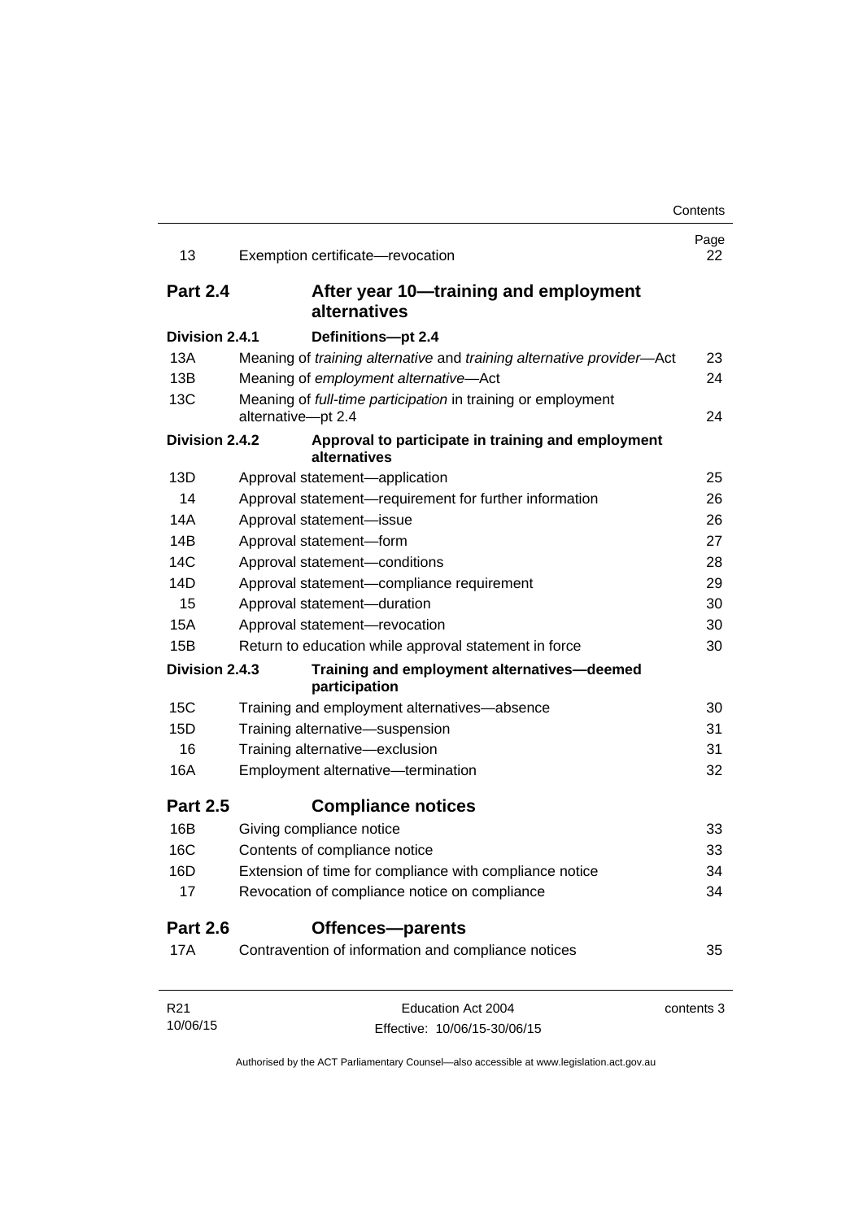| | | Page |
|---|---|---|
| 13 | Exemption certificate—revocation | 22 |
| **Part 2.4** | **After year 10—training and employment alternatives** | |
| **Division 2.4.1** | **Definitions—pt 2.4** | |
| 13A | Meaning of *training alternative* and *training alternative provider*—Act | 23 |
| 13B | Meaning of *employment alternative*—Act | 24 |
| 13C | Meaning of *full-time participation* in training or employment alternative—pt 2.4 | 24 |
| **Division 2.4.2** | **Approval to participate in training and employment alternatives** | |
| 13D | Approval statement—application | 25 |
| 14 | Approval statement—requirement for further information | 26 |
| 14A | Approval statement—issue | 26 |
| 14B | Approval statement—form | 27 |
| 14C | Approval statement—conditions | 28 |
| 14D | Approval statement—compliance requirement | 29 |
| 15 | Approval statement—duration | 30 |
| 15A | Approval statement—revocation | 30 |
| 15B | Return to education while approval statement in force | 30 |
| **Division 2.4.3** | **Training and employment alternatives—deemed participation** | |
| 15C | Training and employment alternatives—absence | 30 |
| 15D | Training alternative—suspension | 31 |
| 16 | Training alternative—exclusion | 31 |
| 16A | Employment alternative—termination | 32 |
| **Part 2.5** | **Compliance notices** | |
| 16B | Giving compliance notice | 33 |
| 16C | Contents of compliance notice | 33 |
| 16D | Extension of time for compliance with compliance notice | 34 |
| 17 | Revocation of compliance notice on compliance | 34 |
| **Part 2.6** | **Offences—parents** | |
| 17A | Contravention of information and compliance notices | 35 |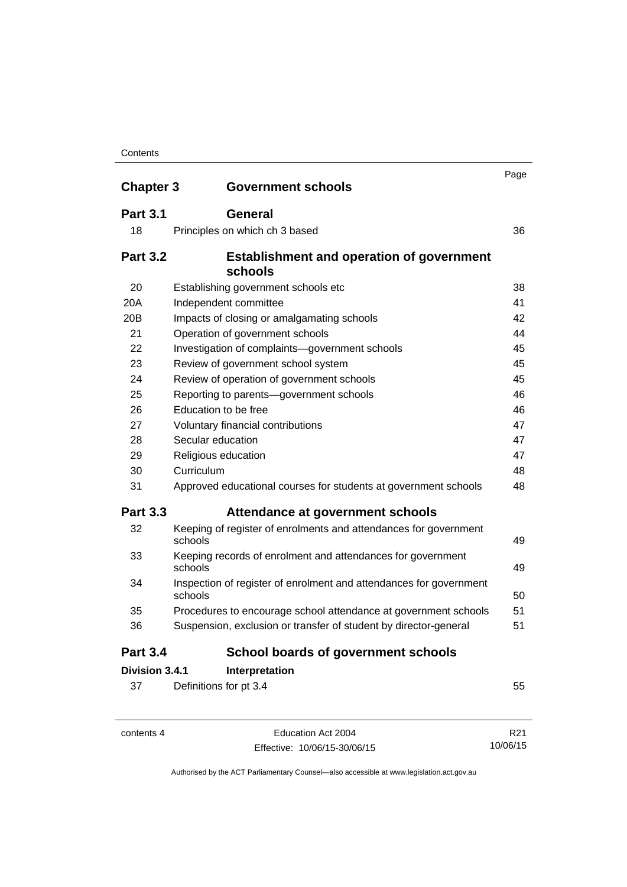| | | Page |
|---|---|---|
| **Chapter 3** | **Government schools** | |
| **Part 3.1** | **General** | |
| 18 | Principles on which ch 3 based | 36 |
| **Part 3.2** | **Establishment and operation of government schools** | |
| 20 | Establishing government schools etc | 38 |
| 20A | Independent committee | 41 |
| 20B | Impacts of closing or amalgamating schools | 42 |
| 21 | Operation of government schools | 44 |
| 22 | Investigation of complaints—government schools | 45 |
| 23 | Review of government school system | 45 |
| 24 | Review of operation of government schools | 45 |
| 25 | Reporting to parents—government schools | 46 |
| 26 | Education to be free | 46 |
| 27 | Voluntary financial contributions | 47 |
| 28 | Secular education | 47 |
| 29 | Religious education | 47 |
| 30 | Curriculum | 48 |
| 31 | Approved educational courses for students at government schools | 48 |
| **Part 3.3** | **Attendance at government schools** | |
| 32 | Keeping of register of enrolments and attendances for government schools | 49 |
| 33 | Keeping records of enrolment and attendances for government schools | 49 |
| 34 | Inspection of register of enrolment and attendances for government schools | 50 |
| 35 | Procedures to encourage school attendance at government schools | 51 |
| 36 | Suspension, exclusion or transfer of student by director-general | 51 |
| **Part 3.4** | **School boards of government schools** | |
| **Division 3.4.1** | **Interpretation** | |
| 37 | Definitions for pt 3.4 | 55 |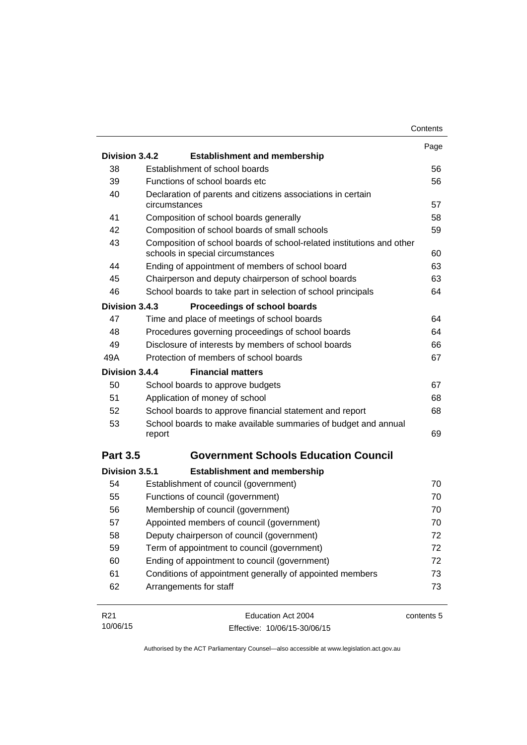| | | Page |
|---|---|---|
| **Division 3.4.2** | **Establishment and membership** | |
| 38 | Establishment of school boards | 56 |
| 39 | Functions of school boards etc | 56 |
| 40 | Declaration of parents and citizens associations in certain circumstances | 57 |
| 41 | Composition of school boards generally | 58 |
| 42 | Composition of school boards of small schools | 59 |
| 43 | Composition of school boards of school-related institutions and other schools in special circumstances | 60 |
| 44 | Ending of appointment of members of school board | 63 |
| 45 | Chairperson and deputy chairperson of school boards | 63 |
| 46 | School boards to take part in selection of school principals | 64 |
| **Division 3.4.3** | **Proceedings of school boards** | |
| 47 | Time and place of meetings of school boards | 64 |
| 48 | Procedures governing proceedings of school boards | 64 |
| 49 | Disclosure of interests by members of school boards | 66 |
| 49A | Protection of members of school boards | 67 |
| **Division 3.4.4** | **Financial matters** | |
| 50 | School boards to approve budgets | 67 |
| 51 | Application of money of school | 68 |
| 52 | School boards to approve financial statement and report | 68 |
| 53 | School boards to make available summaries of budget and annual report | 69 |
| **Part 3.5** | **Government Schools Education Council** | |
| **Division 3.5.1** | **Establishment and membership** | |
| 54 | Establishment of council (government) | 70 |
| 55 | Functions of council (government) | 70 |
| 56 | Membership of council (government) | 70 |
| 57 | Appointed members of council (government) | 70 |
| 58 | Deputy chairperson of council (government) | 72 |
| 59 | Term of appointment to council (government) | 72 |
| 60 | Ending of appointment to council (government) | 72 |
| 61 | Conditions of appointment generally of appointed members | 73 |
| 62 | Arrangements for staff | 73 |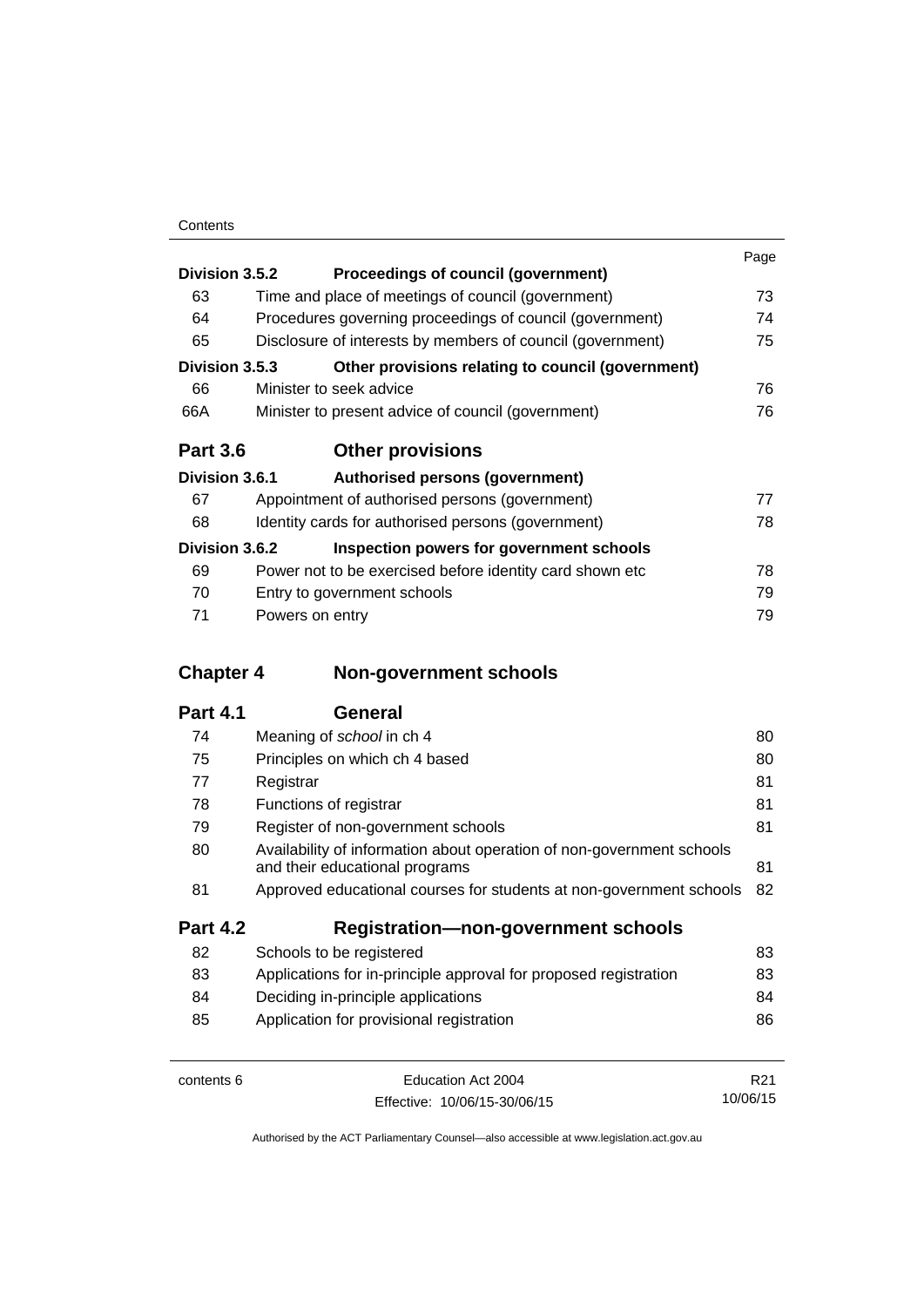| | | Page |
|---|---|---|
| **Division 3.5.2** | **Proceedings of council (government)** | |
| 63 | Time and place of meetings of council (government) | 73 |
| 64 | Procedures governing proceedings of council (government) | 74 |
| 65 | Disclosure of interests by members of council (government) | 75 |
| **Division 3.5.3** | **Other provisions relating to council (government)** | |
| 66 | Minister to seek advice | 76 |
| 66A | Minister to present advice of council (government) | 76 |
| **Part 3.6** | **Other provisions** | |
| **Division 3.6.1** | **Authorised persons (government)** | |
| 67 | Appointment of authorised persons (government) | 77 |
| 68 | Identity cards for authorised persons (government) | 78 |
| **Division 3.6.2** | **Inspection powers for government schools** | |
| 69 | Power not to be exercised before identity card shown etc | 78 |
| 70 | Entry to government schools | 79 |
| 71 | Powers on entry | 79 |
| **Chapter 4** | **Non-government schools** | |
| **Part 4.1** | **General** | |
| 74 | Meaning of *school* in ch 4 | 80 |
| 75 | Principles on which ch 4 based | 80 |
| 77 | Registrar | 81 |
| 78 | Functions of registrar | 81 |
| 79 | Register of non-government schools | 81 |
| 80 | Availability of information about operation of non-government schools and their educational programs | 81 |
| 81 | Approved educational courses for students at non-government schools | 82 |
| **Part 4.2** | **Registration—non-government schools** | |
| 82 | Schools to be registered | 83 |
| 83 | Applications for in-principle approval for proposed registration | 83 |
| 84 | Deciding in-principle applications | 84 |
| 85 | Application for provisional registration | 86 |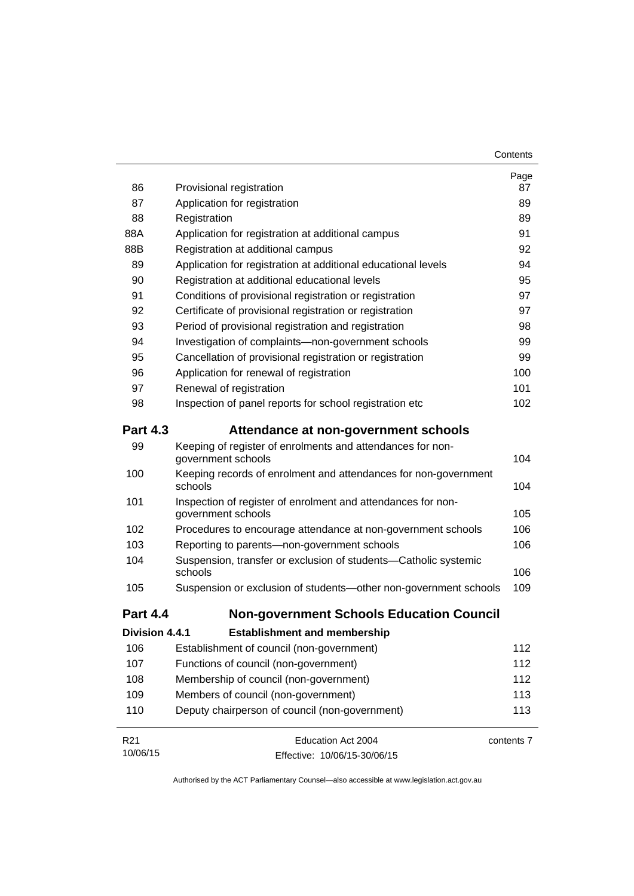| | | Page |
|---|---|---|
| 86 | Provisional registration | 87 |
| 87 | Application for registration | 89 |
| 88 | Registration | 89 |
| 88A | Application for registration at additional campus | 91 |
| 88B | Registration at additional campus | 92 |
| 89 | Application for registration at additional educational levels | 94 |
| 90 | Registration at additional educational levels | 95 |
| 91 | Conditions of provisional registration or registration | 97 |
| 92 | Certificate of provisional registration or registration | 97 |
| 93 | Period of provisional registration and registration | 98 |
| 94 | Investigation of complaints—non-government schools | 99 |
| 95 | Cancellation of provisional registration or registration | 99 |
| 96 | Application for renewal of registration | 100 |
| 97 | Renewal of registration | 101 |
| 98 | Inspection of panel reports for school registration etc | 102 |

## Part 4.3 Attendance at non-government schools

| | | |
|---|---|---|
| 99 | Keeping of register of enrolments and attendances for non-government schools | 104 |
| 100 | Keeping records of enrolment and attendances for non-government schools | 104 |
| 101 | Inspection of register of enrolment and attendances for non-government schools | 105 |
| 102 | Procedures to encourage attendance at non-government schools | 106 |
| 103 | Reporting to parents—non-government schools | 106 |
| 104 | Suspension, transfer or exclusion of students—Catholic systemic schools | 106 |
| 105 | Suspension or exclusion of students—other non-government schools | 109 |

## Part 4.4 Non-government Schools Education Council

### Division 4.4.1 Establishment and membership

| | | |
|---|---|---|
| 106 | Establishment of council (non-government) | 112 |
| 107 | Functions of council (non-government) | 112 |
| 108 | Membership of council (non-government) | 112 |
| 109 | Members of council (non-government) | 113 |
| 110 | Deputy chairperson of council (non-government) | 113 |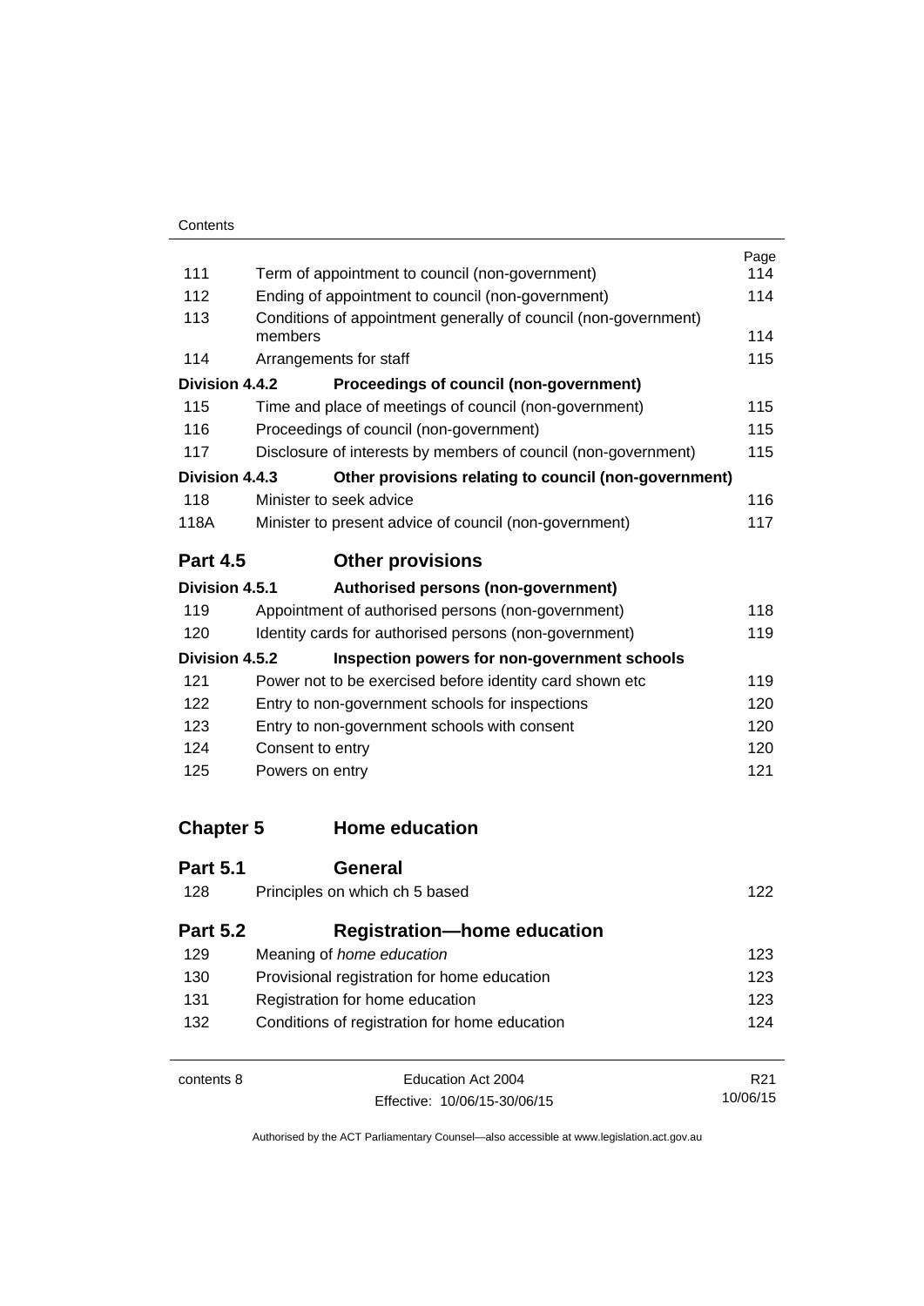| | | Page |
|---|---|---|
| 111 | Term of appointment to council (non-government) | 114 |
| 112 | Ending of appointment to council (non-government) | 114 |
| 113 | Conditions of appointment generally of council (non-government) members | 114 |
| 114 | Arrangements for staff | 115 |
| **Division 4.4.2** | **Proceedings of council (non-government)** | |
| 115 | Time and place of meetings of council (non-government) | 115 |
| 116 | Proceedings of council (non-government) | 115 |
| 117 | Disclosure of interests by members of council (non-government) | 115 |
| **Division 4.4.3** | **Other provisions relating to council (non-government)** | |
| 118 | Minister to seek advice | 116 |
| 118A | Minister to present advice of council (non-government) | 117 |

## Part 4.5 Other provisions

| | | |
|---|---|---|
| **Division 4.5.1** | **Authorised persons (non-government)** | |
| 119 | Appointment of authorised persons (non-government) | 118 |
| 120 | Identity cards for authorised persons (non-government) | 119 |
| **Division 4.5.2** | **Inspection powers for non-government schools** | |
| 121 | Power not to be exercised before identity card shown etc | 119 |
| 122 | Entry to non-government schools for inspections | 120 |
| 123 | Entry to non-government schools with consent | 120 |
| 124 | Consent to entry | 120 |
| 125 | Powers on entry | 121 |

# Chapter 5 Home education

## Part 5.1 General

| | | |
|---|---|---|
| 128 | Principles on which ch 5 based | 122 |

## Part 5.2 Registration—home education

| | | |
|---|---|---|
| 129 | Meaning of *home education* | 123 |
| 130 | Provisional registration for home education | 123 |
| 131 | Registration for home education | 123 |
| 132 | Conditions of registration for home education | 124 |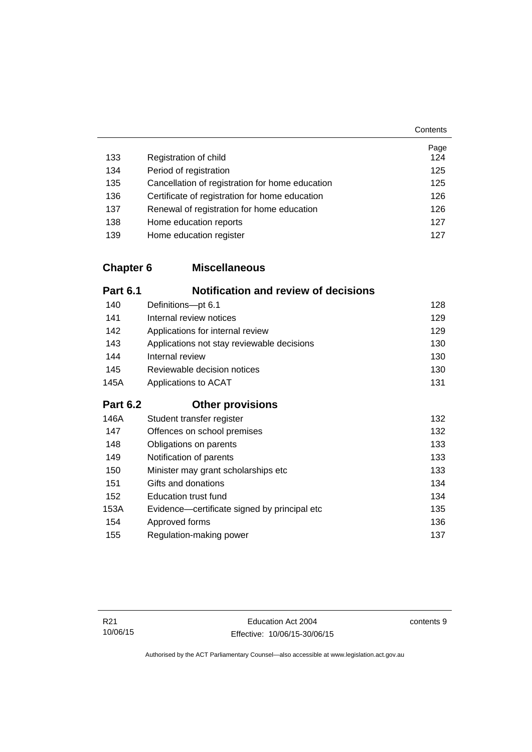| | | Page |
|---|---|---|
| 133 | Registration of child | 124 |
| 134 | Period of registration | 125 |
| 135 | Cancellation of registration for home education | 125 |
| 136 | Certificate of registration for home education | 126 |
| 137 | Renewal of registration for home education | 126 |
| 138 | Home education reports | 127 |
| 139 | Home education register | 127 |

## Chapter 6 Miscellaneous

### Part 6.1 Notification and review of decisions

| | | |
|---|---|---|
| 140 | Definitions—pt 6.1 | 128 |
| 141 | Internal review notices | 129 |
| 142 | Applications for internal review | 129 |
| 143 | Applications not stay reviewable decisions | 130 |
| 144 | Internal review | 130 |
| 145 | Reviewable decision notices | 130 |
| 145A | Applications to ACAT | 131 |

### Part 6.2 Other provisions

| | | |
|---|---|---|
| 146A | Student transfer register | 132 |
| 147 | Offences on school premises | 132 |
| 148 | Obligations on parents | 133 |
| 149 | Notification of parents | 133 |
| 150 | Minister may grant scholarships etc | 133 |
| 151 | Gifts and donations | 134 |
| 152 | Education trust fund | 134 |
| 153A | Evidence—certificate signed by principal etc | 135 |
| 154 | Approved forms | 136 |
| 155 | Regulation-making power | 137 |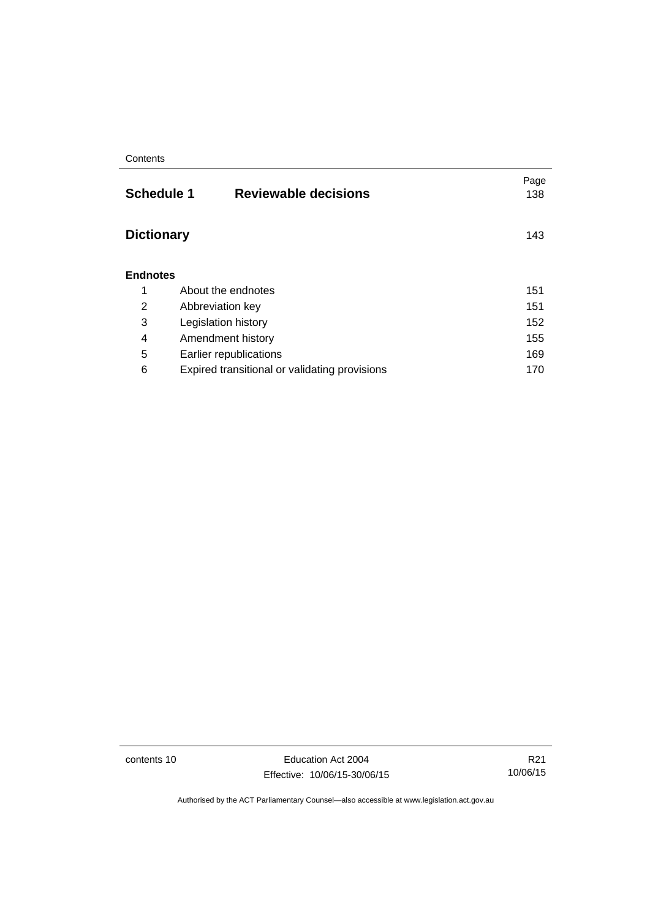| | | Page |
|---|---|---|
| **Schedule 1** | **Reviewable decisions** | 138 |
| **Dictionary** | | 143 |
| **Endnotes** | | |
| 1 | About the endnotes | 151 |
| 2 | Abbreviation key | 151 |
| 3 | Legislation history | 152 |
| 4 | Amendment history | 155 |
| 5 | Earlier republications | 169 |
| 6 | Expired transitional or validating provisions | 170 |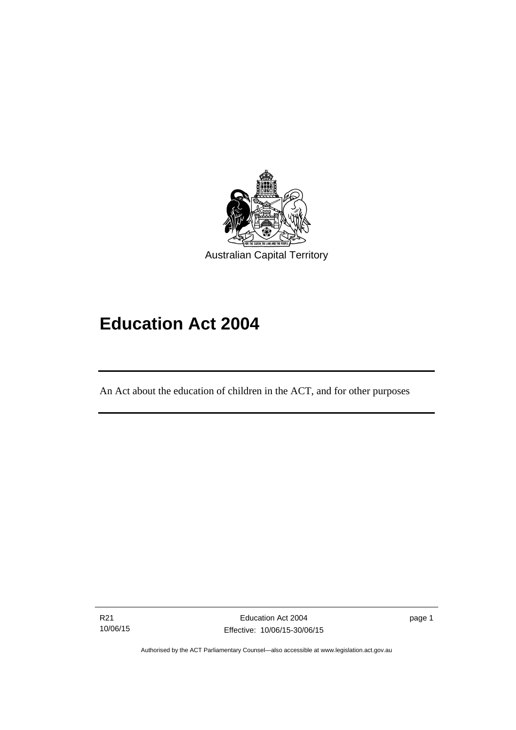Australian Capital Territory

# Education Act 2004

An Act about the education of children in the ACT, and for other purposes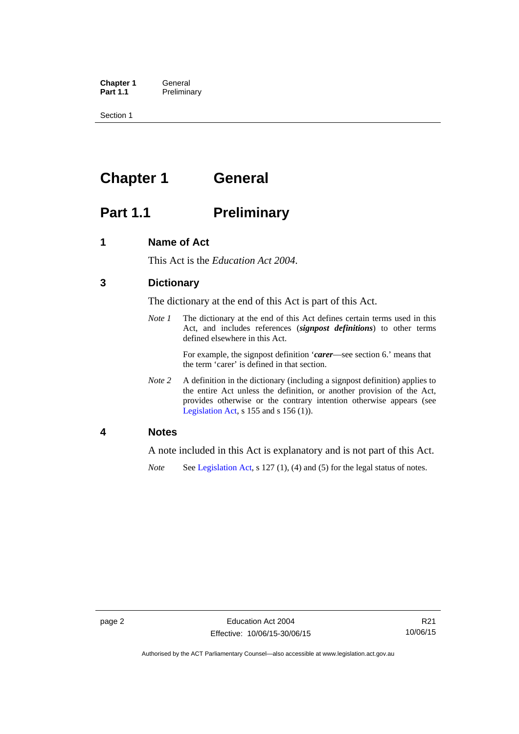# Chapter 1 General

## Part 1.1 Preliminary

### 1 Name of Act

This Act is the *Education Act 2004*.

### 3 Dictionary

The dictionary at the end of this Act is part of this Act.

*Note 1* The dictionary at the end of this Act defines certain terms used in this Act, and includes references (***signpost definitions***) to other terms defined elsewhere in this Act.

For example, the signpost definition '***carer***—see section 6.' means that the term 'carer' is defined in that section.

*Note 2* A definition in the dictionary (including a signpost definition) applies to the entire Act unless the definition, or another provision of the Act, provides otherwise or the contrary intention otherwise appears (see Legislation Act, s 155 and s 156 (1)).

### 4 Notes

A note included in this Act is explanatory and is not part of this Act.

*Note* See Legislation Act, s 127 (1), (4) and (5) for the legal status of notes.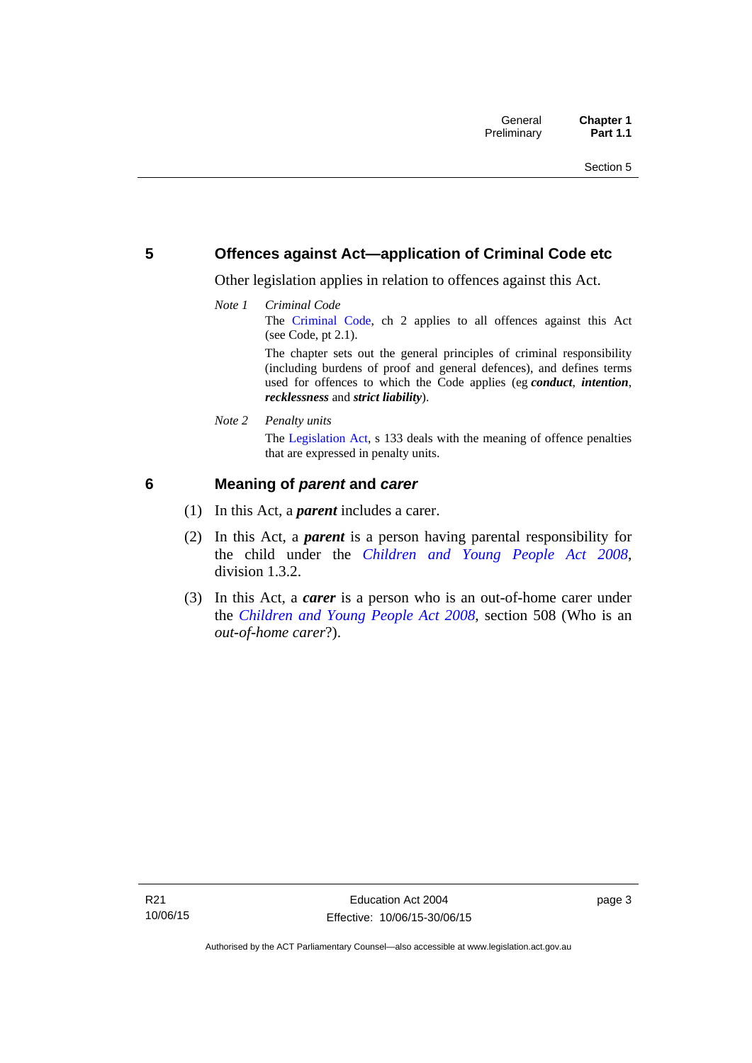## 5 Offences against Act—application of Criminal Code etc

Other legislation applies in relation to offences against this Act.

*Note 1* *Criminal Code*

The Criminal Code, ch 2 applies to all offences against this Act (see Code, pt 2.1).

The chapter sets out the general principles of criminal responsibility (including burdens of proof and general defences), and defines terms used for offences to which the Code applies (eg ***conduct***, ***intention***, ***recklessness*** and ***strict liability***).

*Note 2* *Penalty units*

The Legislation Act, s 133 deals with the meaning of offence penalties that are expressed in penalty units.

## 6 Meaning of *parent* and *carer*

(1) In this Act, a ***parent*** includes a carer.

(2) In this Act, a ***parent*** is a person having parental responsibility for the child under the *Children and Young People Act 2008*, division 1.3.2.

(3) In this Act, a ***carer*** is a person who is an out-of-home carer under the *Children and Young People Act 2008*, section 508 (Who is an *out-of-home carer*?).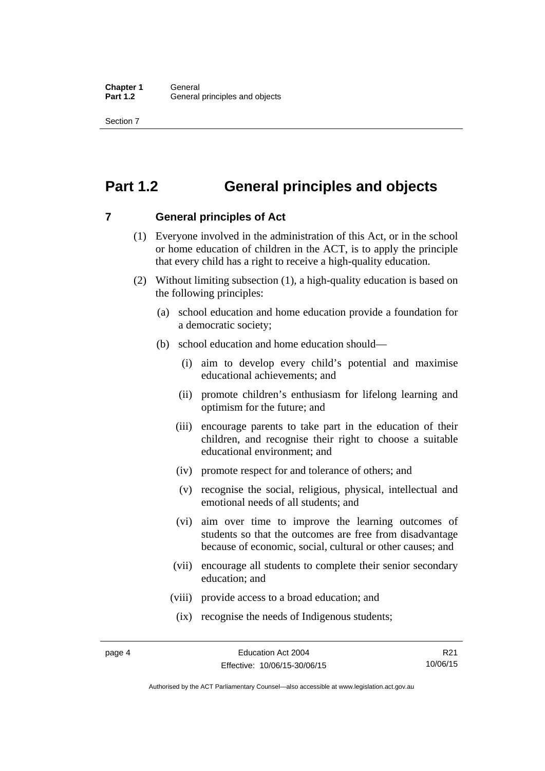# Part 1.2 General principles and objects

## 7 General principles of Act

(1) Everyone involved in the administration of this Act, or in the school or home education of children in the ACT, is to apply the principle that every child has a right to receive a high-quality education.

(2) Without limiting subsection (1), a high-quality education is based on the following principles:

(a) school education and home education provide a foundation for a democratic society;

(b) school education and home education should—

(i) aim to develop every child's potential and maximise educational achievements; and

(ii) promote children's enthusiasm for lifelong learning and optimism for the future; and

(iii) encourage parents to take part in the education of their children, and recognise their right to choose a suitable educational environment; and

(iv) promote respect for and tolerance of others; and

(v) recognise the social, religious, physical, intellectual and emotional needs of all students; and

(vi) aim over time to improve the learning outcomes of students so that the outcomes are free from disadvantage because of economic, social, cultural or other causes; and

(vii) encourage all students to complete their senior secondary education; and

(viii) provide access to a broad education; and

(ix) recognise the needs of Indigenous students;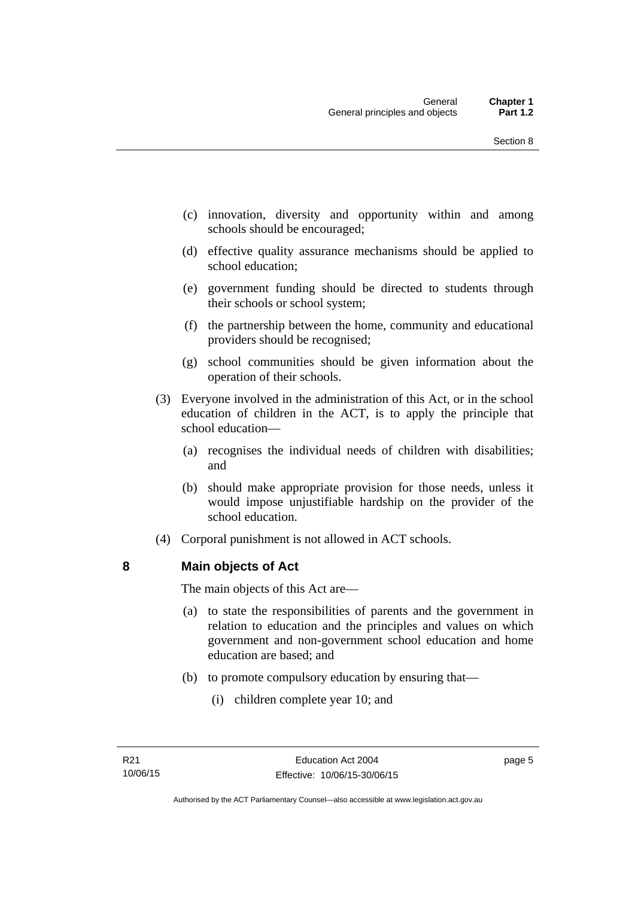(c) innovation, diversity and opportunity within and among schools should be encouraged;

(d) effective quality assurance mechanisms should be applied to school education;

(e) government funding should be directed to students through their schools or school system;

(f) the partnership between the home, community and educational providers should be recognised;

(g) school communities should be given information about the operation of their schools.

(3) Everyone involved in the administration of this Act, or in the school education of children in the ACT, is to apply the principle that school education—

(a) recognises the individual needs of children with disabilities; and

(b) should make appropriate provision for those needs, unless it would impose unjustifiable hardship on the provider of the school education.

(4) Corporal punishment is not allowed in ACT schools.

## 8 Main objects of Act

The main objects of this Act are—

(a) to state the responsibilities of parents and the government in relation to education and the principles and values on which government and non-government school education and home education are based; and

(b) to promote compulsory education by ensuring that—

(i) children complete year 10; and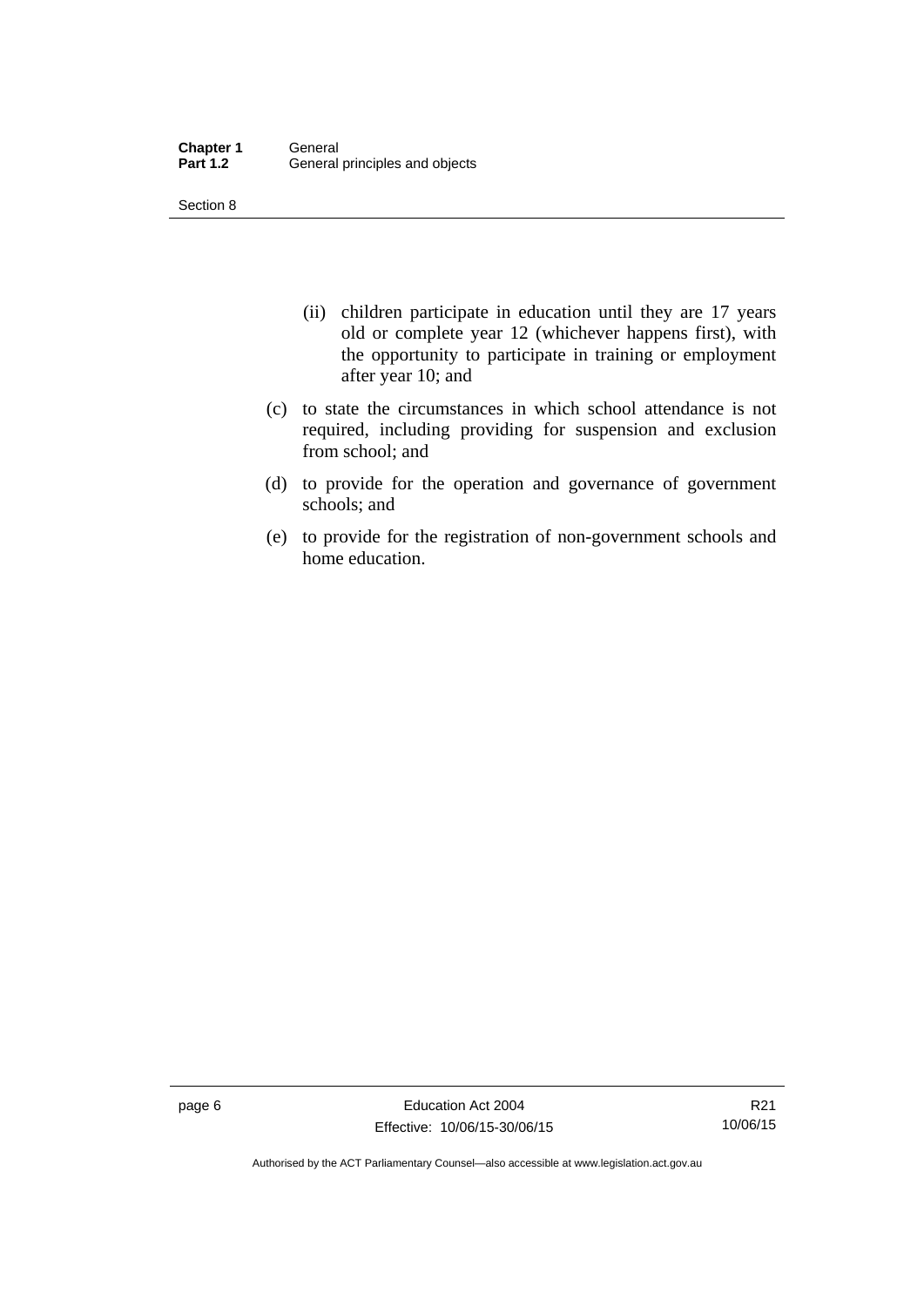(ii) children participate in education until they are 17 years old or complete year 12 (whichever happens first), with the opportunity to participate in training or employment after year 10; and

(c) to state the circumstances in which school attendance is not required, including providing for suspension and exclusion from school; and

(d) to provide for the operation and governance of government schools; and

(e) to provide for the registration of non-government schools and home education.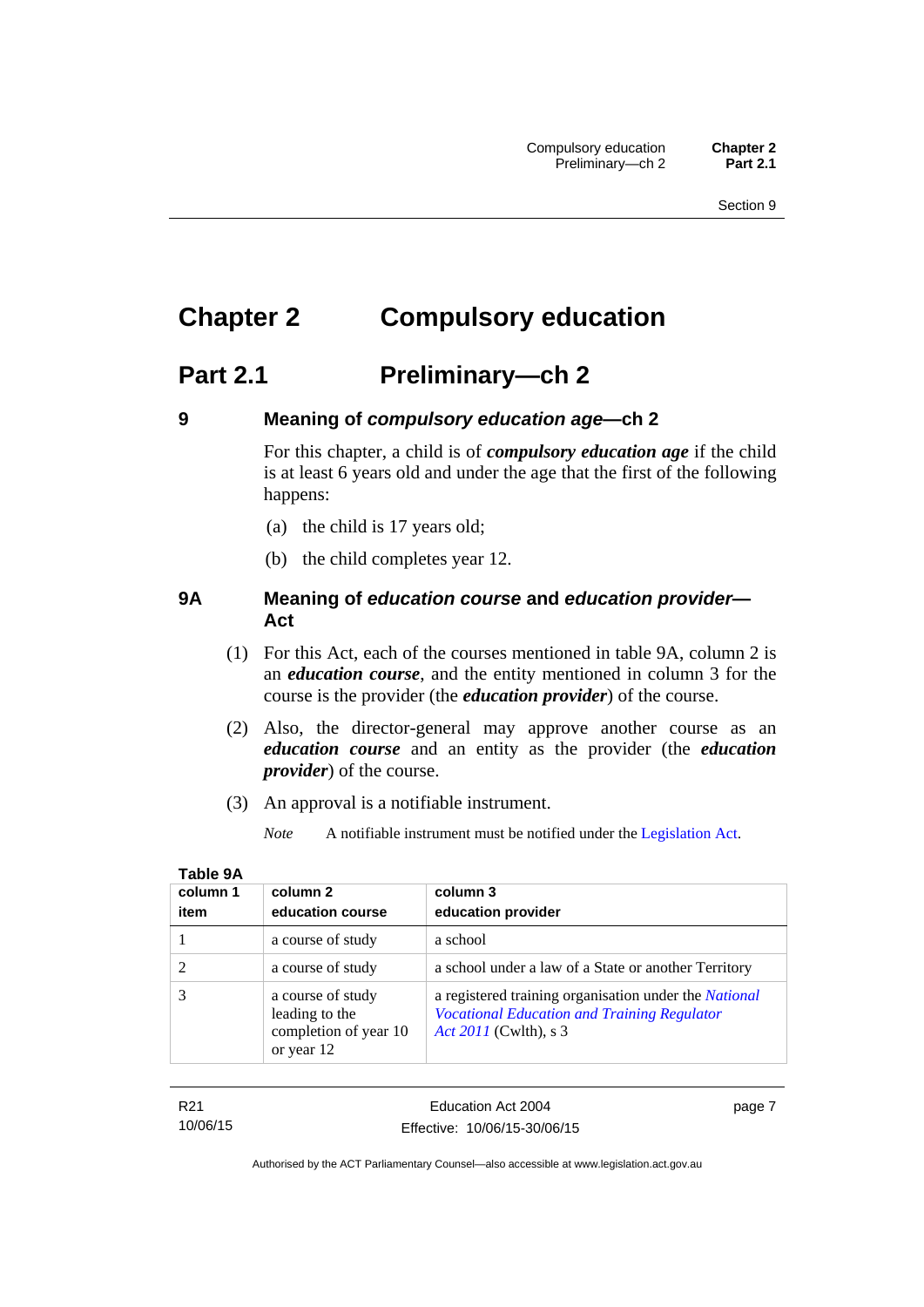# Chapter 2 Compulsory education

## Part 2.1 Preliminary—ch 2

### 9 Meaning of *compulsory education age*—ch 2

For this chapter, a child is of ***compulsory education age*** if the child is at least 6 years old and under the age that the first of the following happens:

(a) the child is 17 years old;

(b) the child completes year 12.

### 9A Meaning of *education course* and *education provider*—Act

(1) For this Act, each of the courses mentioned in table 9A, column 2 is an ***education course***, and the entity mentioned in column 3 for the course is the provider (the ***education provider***) of the course.

(2) Also, the director-general may approve another course as an ***education course*** and an entity as the provider (the ***education provider***) of the course.

(3) An approval is a notifiable instrument.

*Note* A notifiable instrument must be notified under the Legislation Act.

**Table 9A**

| column 1 item | column 2 education course | column 3 education provider |
|---|---|---|
| 1 | a course of study | a school |
| 2 | a course of study | a school under a law of a State or another Territory |
| 3 | a course of study leading to the completion of year 10 or year 12 | a registered training organisation under the *National Vocational Education and Training Regulator Act 2011* (Cwlth), s 3 |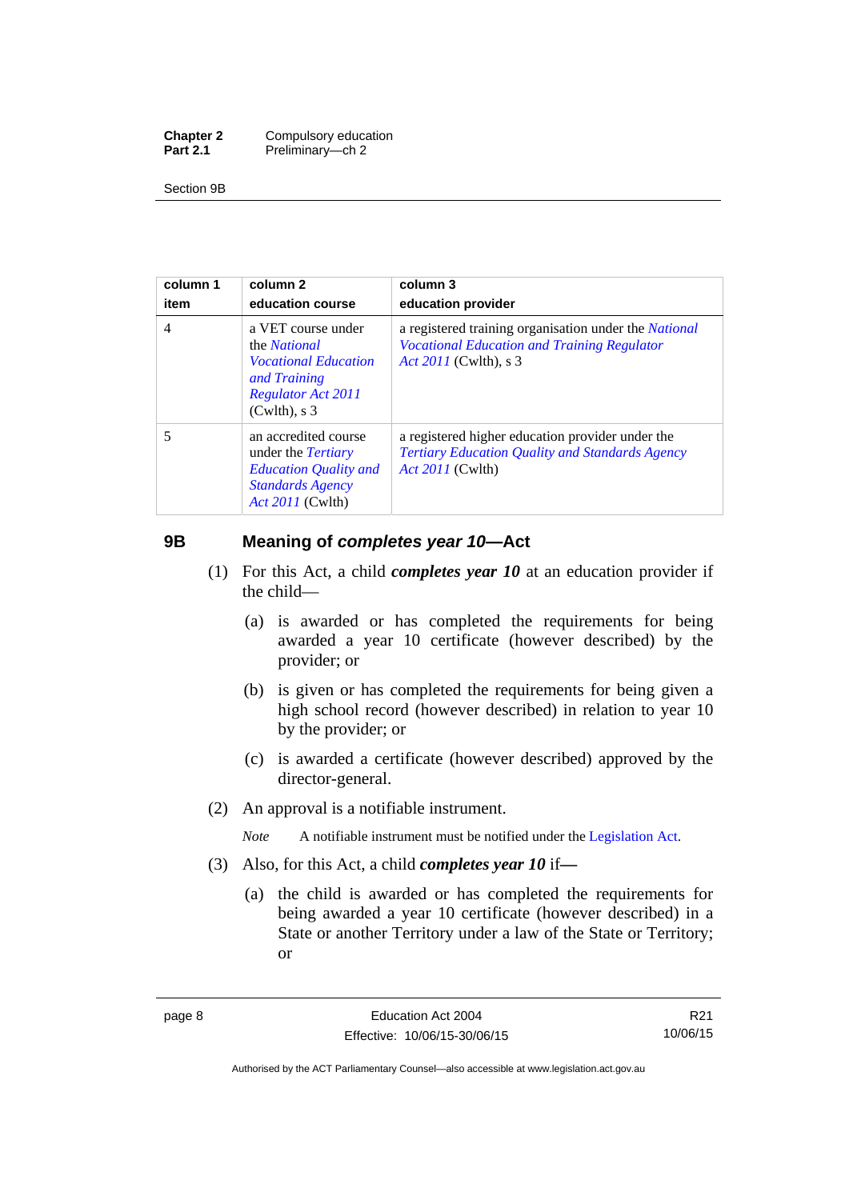| column 1 item | column 2 education course | column 3 education provider |
|---|---|---|
| 4 | a VET course under the *National Vocational Education and Training Regulator Act 2011* (Cwlth), s 3 | a registered training organisation under the *National Vocational Education and Training Regulator Act 2011* (Cwlth), s 3 |
| 5 | an accredited course under the *Tertiary Education Quality and Standards Agency Act 2011* (Cwlth) | a registered higher education provider under the *Tertiary Education Quality and Standards Agency Act 2011* (Cwlth) |

## 9B Meaning of *completes year 10*—Act

(1) For this Act, a child ***completes year 10*** at an education provider if the child—

(a) is awarded or has completed the requirements for being awarded a year 10 certificate (however described) by the provider; or

(b) is given or has completed the requirements for being given a high school record (however described) in relation to year 10 by the provider; or

(c) is awarded a certificate (however described) approved by the director-general.

(2) An approval is a notifiable instrument.

*Note* A notifiable instrument must be notified under the Legislation Act.

(3) Also, for this Act, a child ***completes year 10*** if—

(a) the child is awarded or has completed the requirements for being awarded a year 10 certificate (however described) in a State or another Territory under a law of the State or Territory; or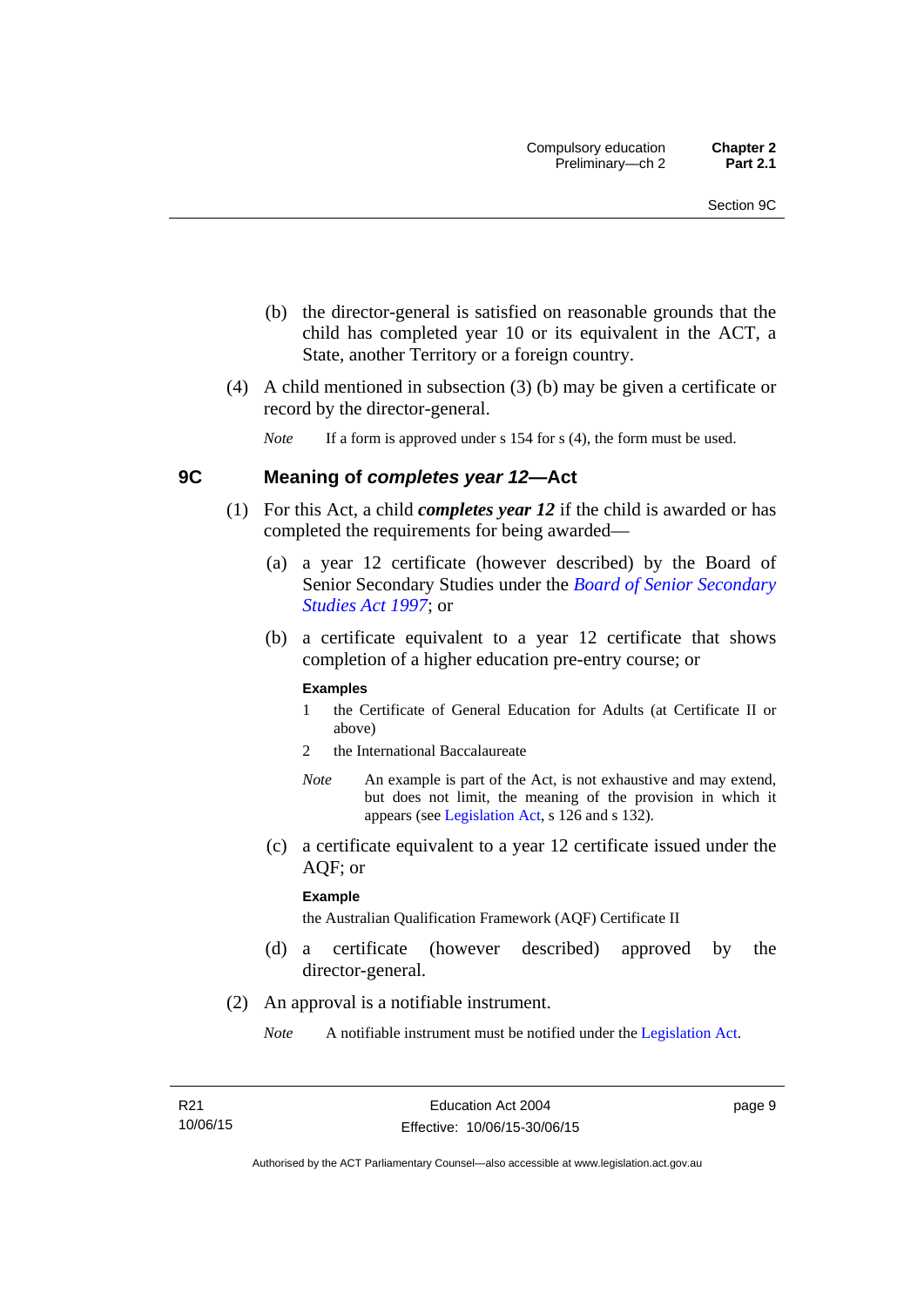(b) the director-general is satisfied on reasonable grounds that the child has completed year 10 or its equivalent in the ACT, a State, another Territory or a foreign country.

(4) A child mentioned in subsection (3) (b) may be given a certificate or record by the director-general.

*Note* If a form is approved under s 154 for s (4), the form must be used.

## 9C Meaning of *completes year 12*—Act

(1) For this Act, a child ***completes year 12*** if the child is awarded or has completed the requirements for being awarded—

(a) a year 12 certificate (however described) by the Board of Senior Secondary Studies under the *Board of Senior Secondary Studies Act 1997*; or

(b) a certificate equivalent to a year 12 certificate that shows completion of a higher education pre-entry course; or

**Examples**

1 the Certificate of General Education for Adults (at Certificate II or above)

2 the International Baccalaureate

*Note* An example is part of the Act, is not exhaustive and may extend, but does not limit, the meaning of the provision in which it appears (see Legislation Act, s 126 and s 132).

(c) a certificate equivalent to a year 12 certificate issued under the AQF; or

**Example**

the Australian Qualification Framework (AQF) Certificate II

(d) a certificate (however described) approved by the director-general.

(2) An approval is a notifiable instrument.

*Note* A notifiable instrument must be notified under the Legislation Act.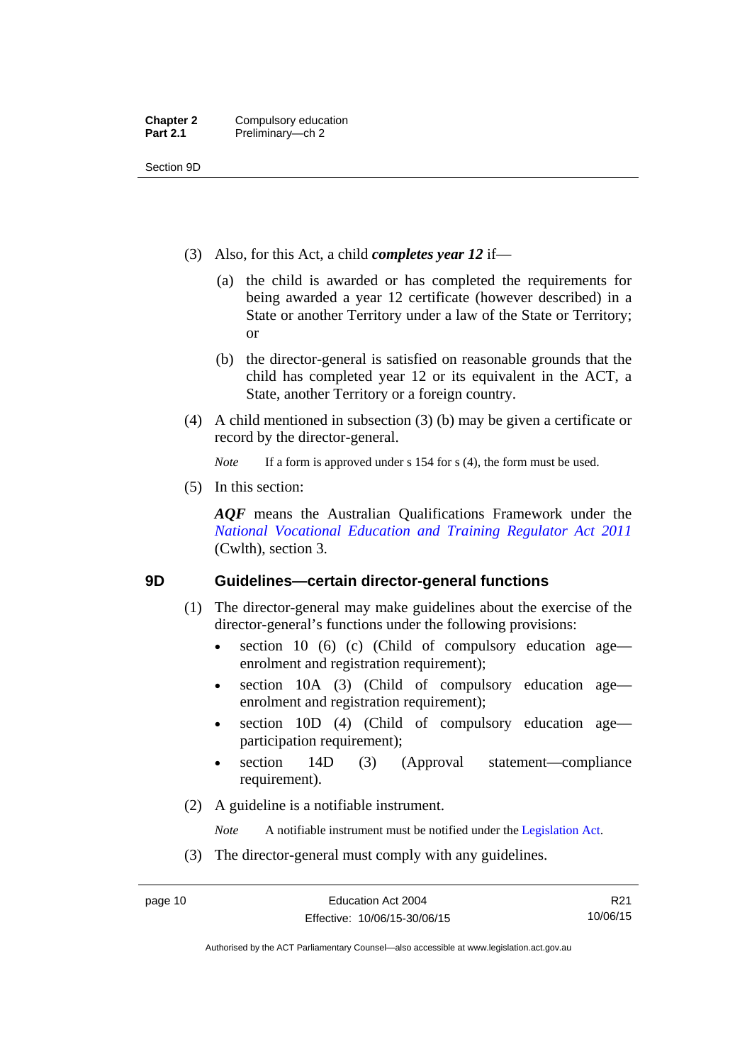(3) Also, for this Act, a child ***completes year 12*** if—

(a) the child is awarded or has completed the requirements for being awarded a year 12 certificate (however described) in a State or another Territory under a law of the State or Territory; or

(b) the director-general is satisfied on reasonable grounds that the child has completed year 12 or its equivalent in the ACT, a State, another Territory or a foreign country.

(4) A child mentioned in subsection (3) (b) may be given a certificate or record by the director-general.

*Note* If a form is approved under s 154 for s (4), the form must be used.

(5) In this section:

***AQF*** means the Australian Qualifications Framework under the *National Vocational Education and Training Regulator Act 2011* (Cwlth), section 3.

## 9D Guidelines—certain director-general functions

(1) The director-general may make guidelines about the exercise of the director-general's functions under the following provisions:

- section 10 (6) (c) (Child of compulsory education age—enrolment and registration requirement);
- section 10A (3) (Child of compulsory education age—enrolment and registration requirement);
- section 10D (4) (Child of compulsory education age—participation requirement);
- section 14D (3) (Approval statement—compliance requirement).

(2) A guideline is a notifiable instrument.

*Note* A notifiable instrument must be notified under the Legislation Act.

(3) The director-general must comply with any guidelines.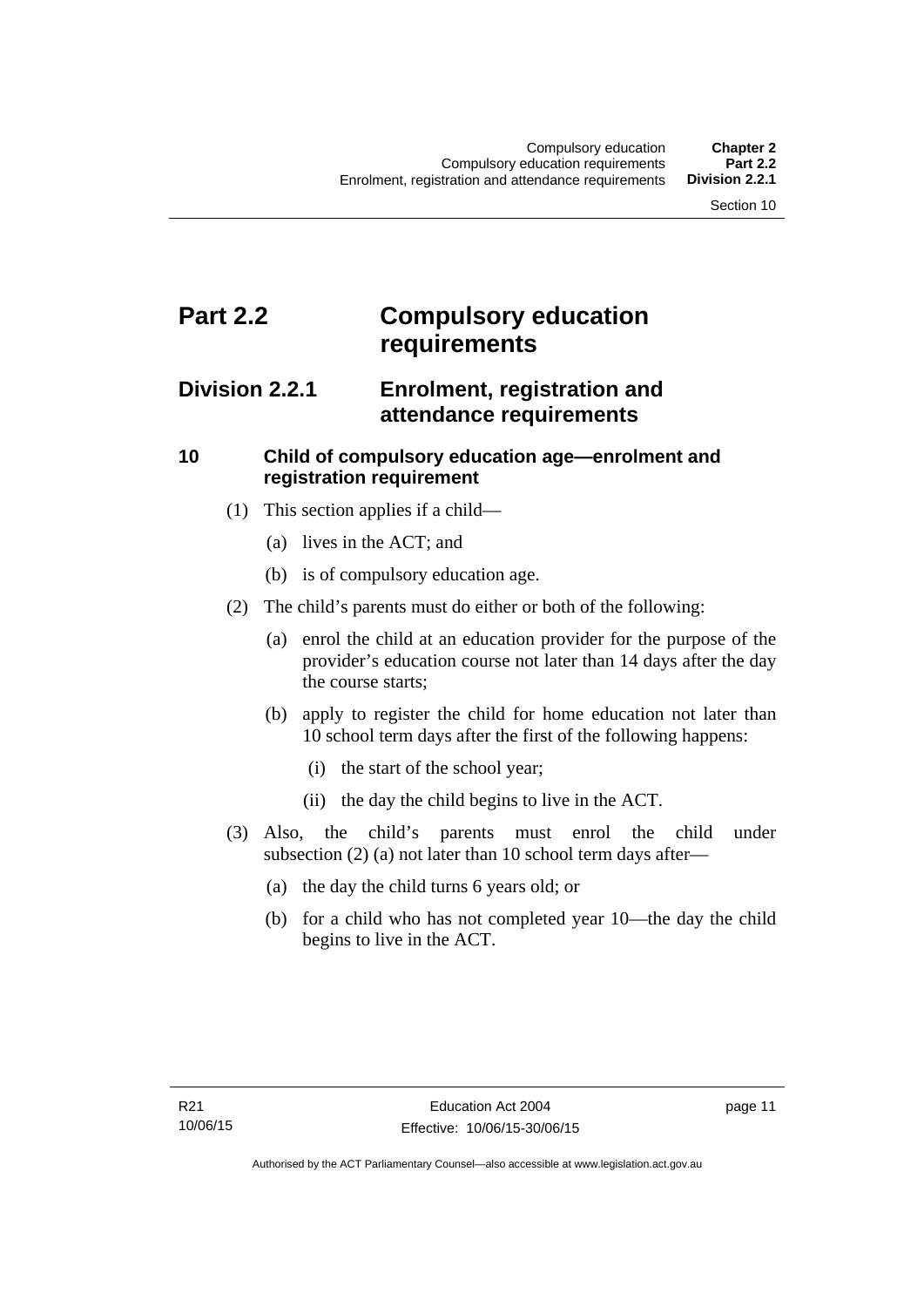# Part 2.2 Compulsory education requirements

## Division 2.2.1 Enrolment, registration and attendance requirements

### 10 Child of compulsory education age—enrolment and registration requirement

(1) This section applies if a child—

(a) lives in the ACT; and

(b) is of compulsory education age.

(2) The child's parents must do either or both of the following:

(a) enrol the child at an education provider for the purpose of the provider's education course not later than 14 days after the day the course starts;

(b) apply to register the child for home education not later than 10 school term days after the first of the following happens:

(i) the start of the school year;

(ii) the day the child begins to live in the ACT.

(3) Also, the child's parents must enrol the child under subsection (2) (a) not later than 10 school term days after—

(a) the day the child turns 6 years old; or

(b) for a child who has not completed year 10—the day the child begins to live in the ACT.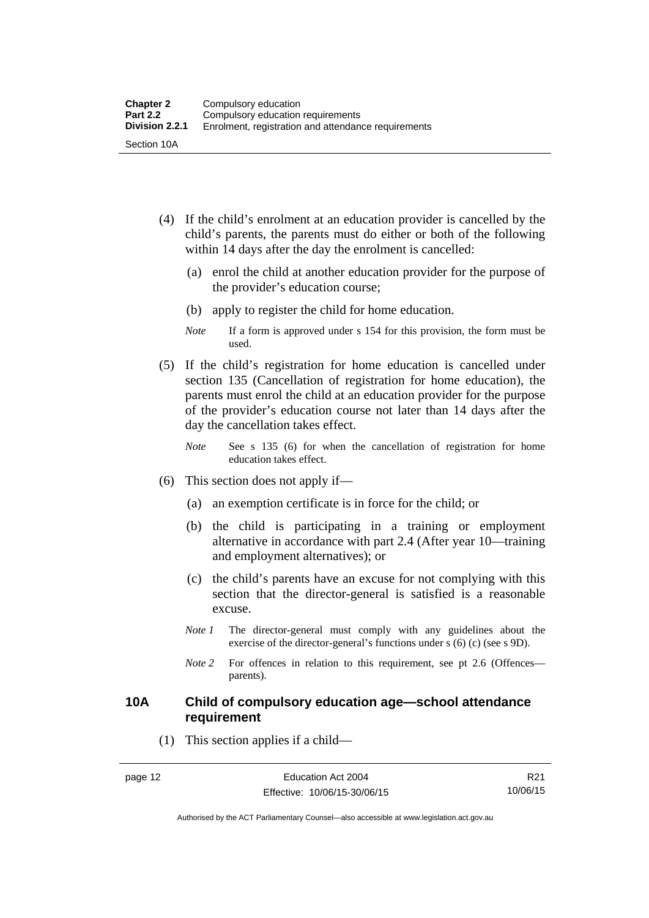(4) If the child's enrolment at an education provider is cancelled by the child's parents, the parents must do either or both of the following within 14 days after the day the enrolment is cancelled:

(a) enrol the child at another education provider for the purpose of the provider's education course;

(b) apply to register the child for home education.

*Note* If a form is approved under s 154 for this provision, the form must be used.

(5) If the child's registration for home education is cancelled under section 135 (Cancellation of registration for home education), the parents must enrol the child at an education provider for the purpose of the provider's education course not later than 14 days after the day the cancellation takes effect.

*Note* See s 135 (6) for when the cancellation of registration for home education takes effect.

(6) This section does not apply if—

(a) an exemption certificate is in force for the child; or

(b) the child is participating in a training or employment alternative in accordance with part 2.4 (After year 10—training and employment alternatives); or

(c) the child's parents have an excuse for not complying with this section that the director-general is satisfied is a reasonable excuse.

*Note 1* The director-general must comply with any guidelines about the exercise of the director-general's functions under s (6) (c) (see s 9D).

*Note 2* For offences in relation to this requirement, see pt 2.6 (Offences—parents).

### 10A Child of compulsory education age—school attendance requirement

(1) This section applies if a child—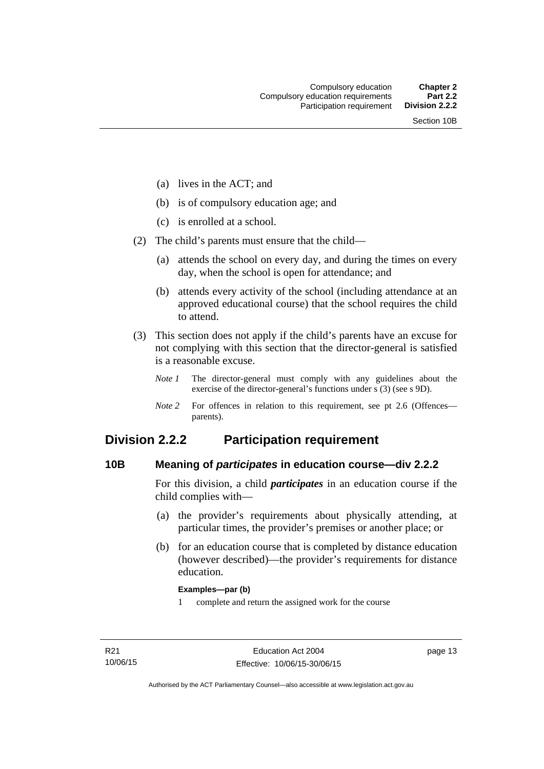(a) lives in the ACT; and

(b) is of compulsory education age; and

(c) is enrolled at a school.

(2) The child's parents must ensure that the child—

(a) attends the school on every day, and during the times on every day, when the school is open for attendance; and

(b) attends every activity of the school (including attendance at an approved educational course) that the school requires the child to attend.

(3) This section does not apply if the child's parents have an excuse for not complying with this section that the director-general is satisfied is a reasonable excuse.

*Note 1* The director-general must comply with any guidelines about the exercise of the director-general's functions under s (3) (see s 9D).

*Note 2* For offences in relation to this requirement, see pt 2.6 (Offences—parents).

## Division 2.2.2 Participation requirement

### 10B Meaning of *participates* in education course—div 2.2.2

For this division, a child ***participates*** in an education course if the child complies with—

(a) the provider's requirements about physically attending, at particular times, the provider's premises or another place; or

(b) for an education course that is completed by distance education (however described)—the provider's requirements for distance education.

**Examples—par (b)**

1 complete and return the assigned work for the course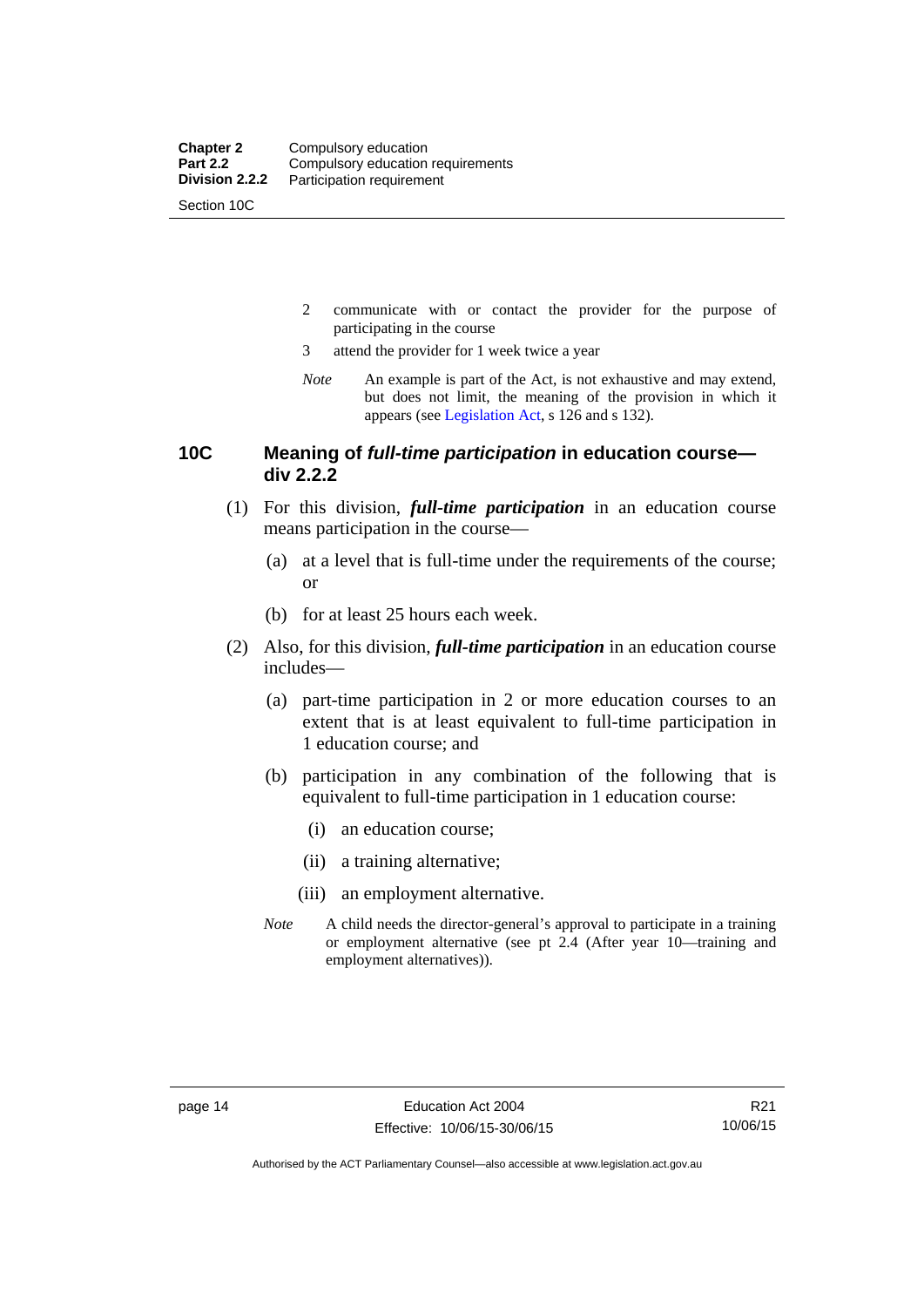2 communicate with or contact the provider for the purpose of participating in the course

3 attend the provider for 1 week twice a year

*Note* An example is part of the Act, is not exhaustive and may extend, but does not limit, the meaning of the provision in which it appears (see Legislation Act, s 126 and s 132).

## 10C Meaning of *full-time participation* in education course—div 2.2.2

(1) For this division, ***full-time participation*** in an education course means participation in the course—

(a) at a level that is full-time under the requirements of the course; or

(b) for at least 25 hours each week.

(2) Also, for this division, ***full-time participation*** in an education course includes—

(a) part-time participation in 2 or more education courses to an extent that is at least equivalent to full-time participation in 1 education course; and

(b) participation in any combination of the following that is equivalent to full-time participation in 1 education course:

(i) an education course;

(ii) a training alternative;

(iii) an employment alternative.

*Note* A child needs the director-general's approval to participate in a training or employment alternative (see pt 2.4 (After year 10—training and employment alternatives)).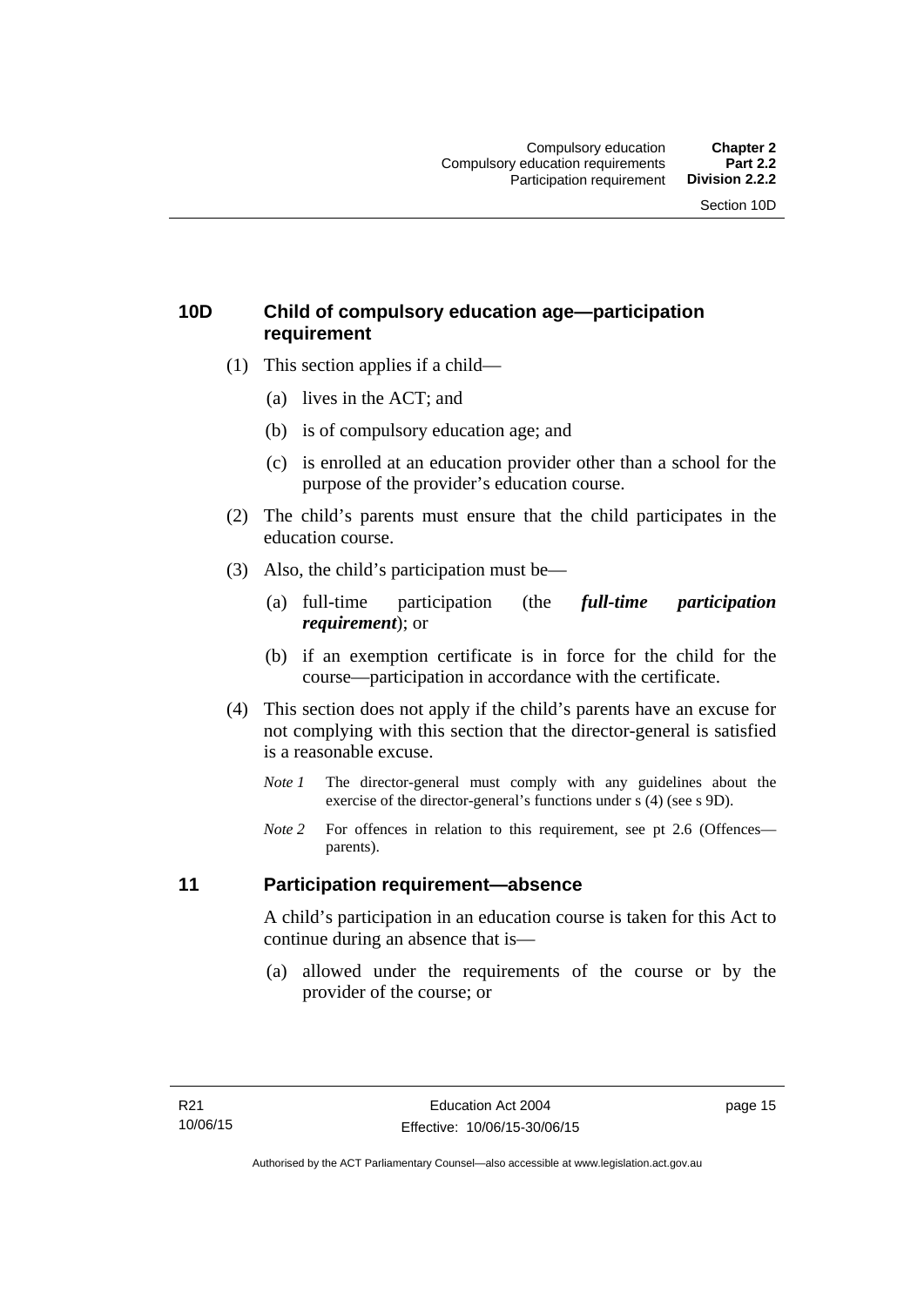## 10D Child of compulsory education age—participation requirement

(1) This section applies if a child—

(a) lives in the ACT; and

(b) is of compulsory education age; and

(c) is enrolled at an education provider other than a school for the purpose of the provider's education course.

(2) The child's parents must ensure that the child participates in the education course.

(3) Also, the child's participation must be—

(a) full-time participation (the ***full-time participation requirement***); or

(b) if an exemption certificate is in force for the child for the course—participation in accordance with the certificate.

(4) This section does not apply if the child's parents have an excuse for not complying with this section that the director-general is satisfied is a reasonable excuse.

*Note 1* The director-general must comply with any guidelines about the exercise of the director-general's functions under s (4) (see s 9D).

*Note 2* For offences in relation to this requirement, see pt 2.6 (Offences—parents).

## 11 Participation requirement—absence

A child's participation in an education course is taken for this Act to continue during an absence that is—

(a) allowed under the requirements of the course or by the provider of the course; or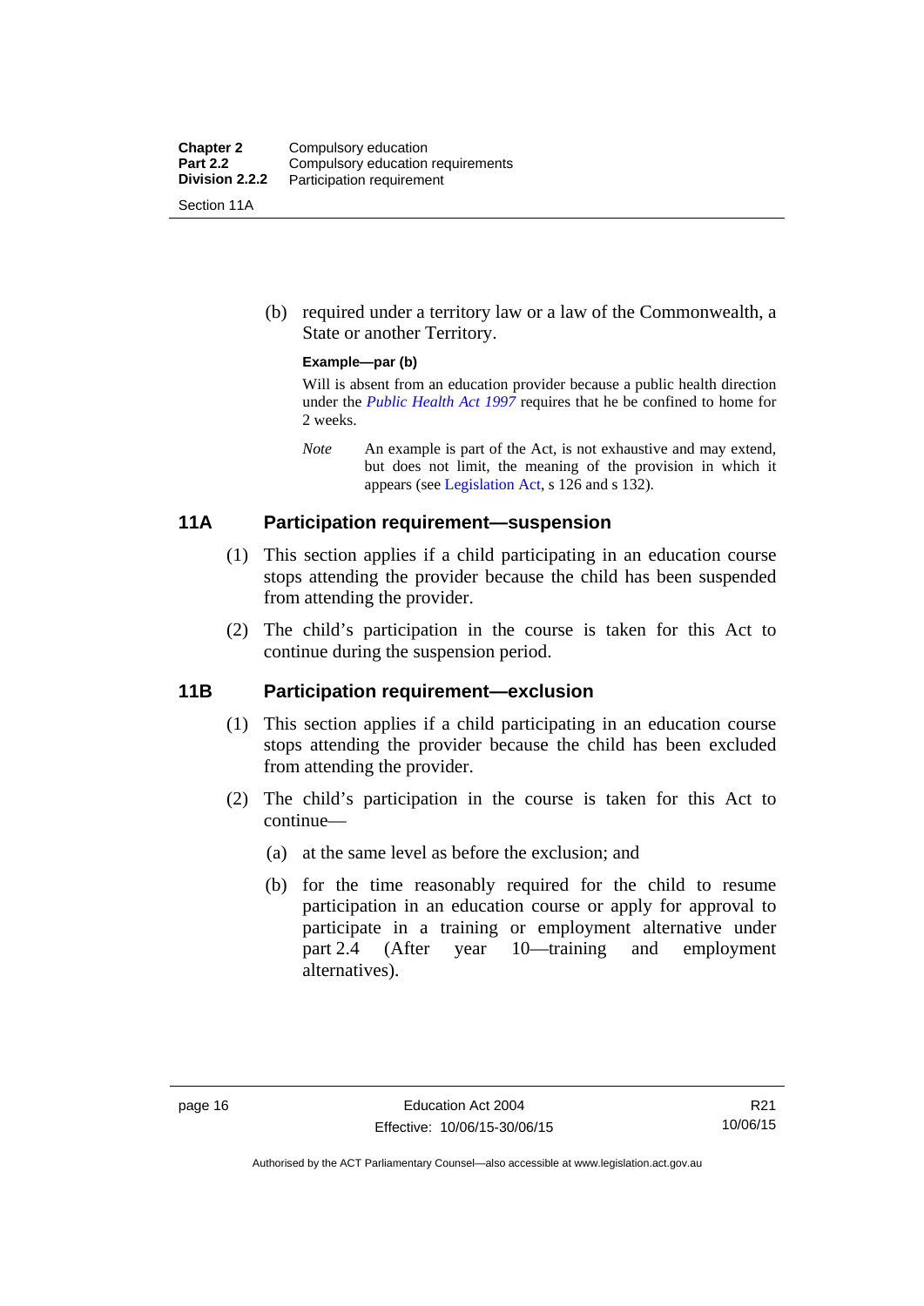(b) required under a territory law or a law of the Commonwealth, a State or another Territory.

**Example—par (b)**

Will is absent from an education provider because a public health direction under the *Public Health Act 1997* requires that he be confined to home for 2 weeks.

*Note* An example is part of the Act, is not exhaustive and may extend, but does not limit, the meaning of the provision in which it appears (see Legislation Act, s 126 and s 132).

## 11A Participation requirement—suspension

(1) This section applies if a child participating in an education course stops attending the provider because the child has been suspended from attending the provider.

(2) The child's participation in the course is taken for this Act to continue during the suspension period.

## 11B Participation requirement—exclusion

(1) This section applies if a child participating in an education course stops attending the provider because the child has been excluded from attending the provider.

(2) The child's participation in the course is taken for this Act to continue—

(a) at the same level as before the exclusion; and

(b) for the time reasonably required for the child to resume participation in an education course or apply for approval to participate in a training or employment alternative under part 2.4 (After year 10—training and employment alternatives).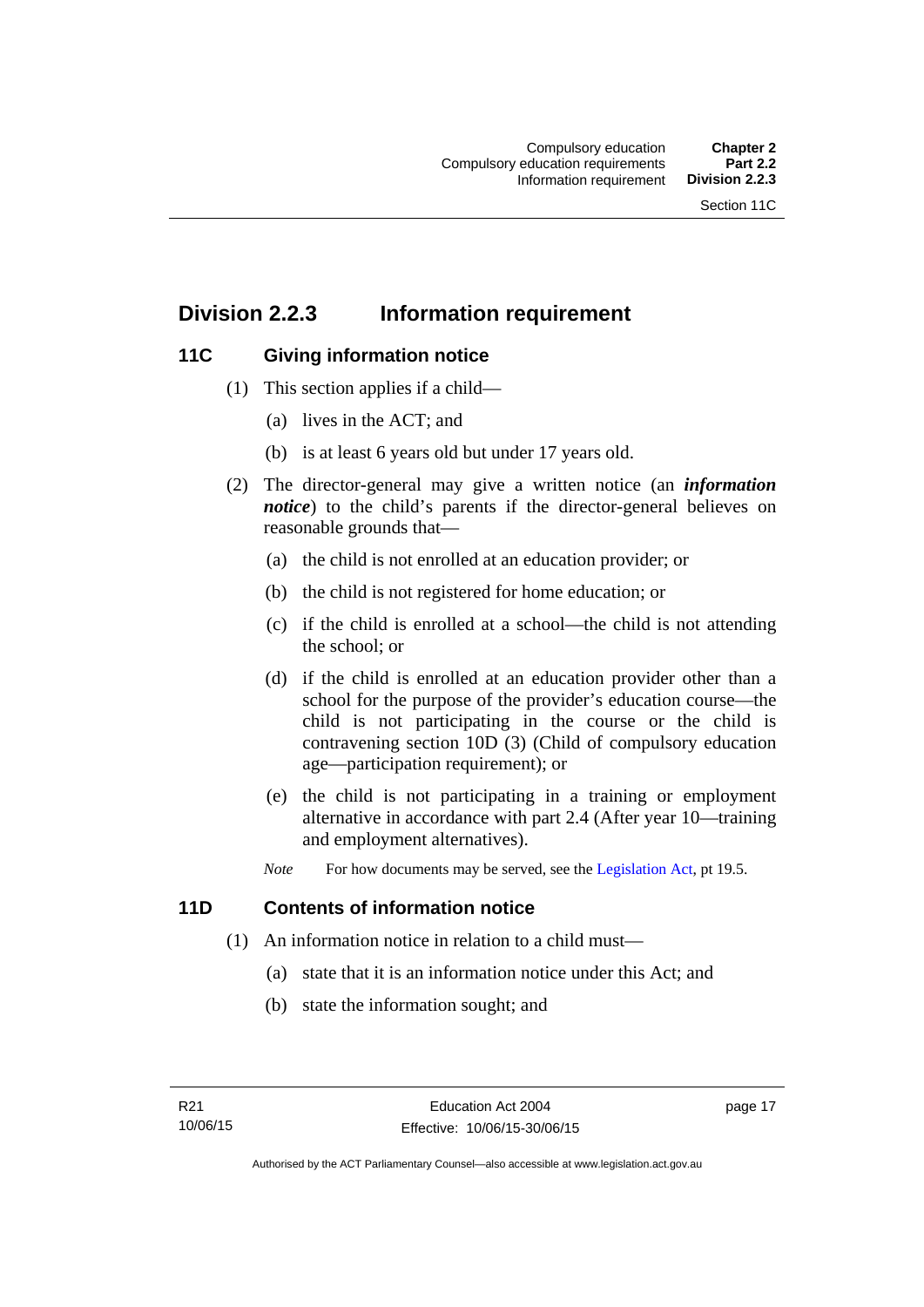## Division 2.2.3 Information requirement

### 11C Giving information notice

(1) This section applies if a child—

(a) lives in the ACT; and

(b) is at least 6 years old but under 17 years old.

(2) The director-general may give a written notice (an ***information notice***) to the child's parents if the director-general believes on reasonable grounds that—

(a) the child is not enrolled at an education provider; or

(b) the child is not registered for home education; or

(c) if the child is enrolled at a school—the child is not attending the school; or

(d) if the child is enrolled at an education provider other than a school for the purpose of the provider's education course—the child is not participating in the course or the child is contravening section 10D (3) (Child of compulsory education age—participation requirement); or

(e) the child is not participating in a training or employment alternative in accordance with part 2.4 (After year 10—training and employment alternatives).

*Note* For how documents may be served, see the Legislation Act, pt 19.5.

### 11D Contents of information notice

(1) An information notice in relation to a child must—

(a) state that it is an information notice under this Act; and

(b) state the information sought; and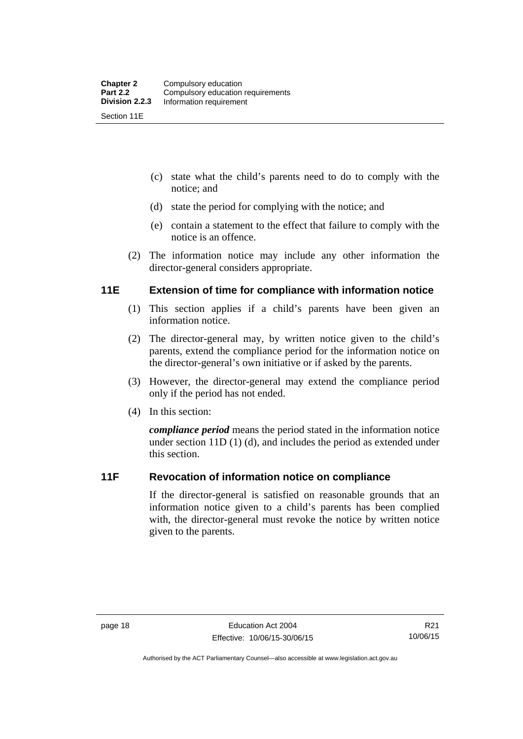(c) state what the child's parents need to do to comply with the notice; and

(d) state the period for complying with the notice; and

(e) contain a statement to the effect that failure to comply with the notice is an offence.

(2) The information notice may include any other information the director-general considers appropriate.

## 11E Extension of time for compliance with information notice

(1) This section applies if a child's parents have been given an information notice.

(2) The director-general may, by written notice given to the child's parents, extend the compliance period for the information notice on the director-general's own initiative or if asked by the parents.

(3) However, the director-general may extend the compliance period only if the period has not ended.

(4) In this section:

***compliance period*** means the period stated in the information notice under section 11D (1) (d), and includes the period as extended under this section.

## 11F Revocation of information notice on compliance

If the director-general is satisfied on reasonable grounds that an information notice given to a child's parents has been complied with, the director-general must revoke the notice by written notice given to the parents.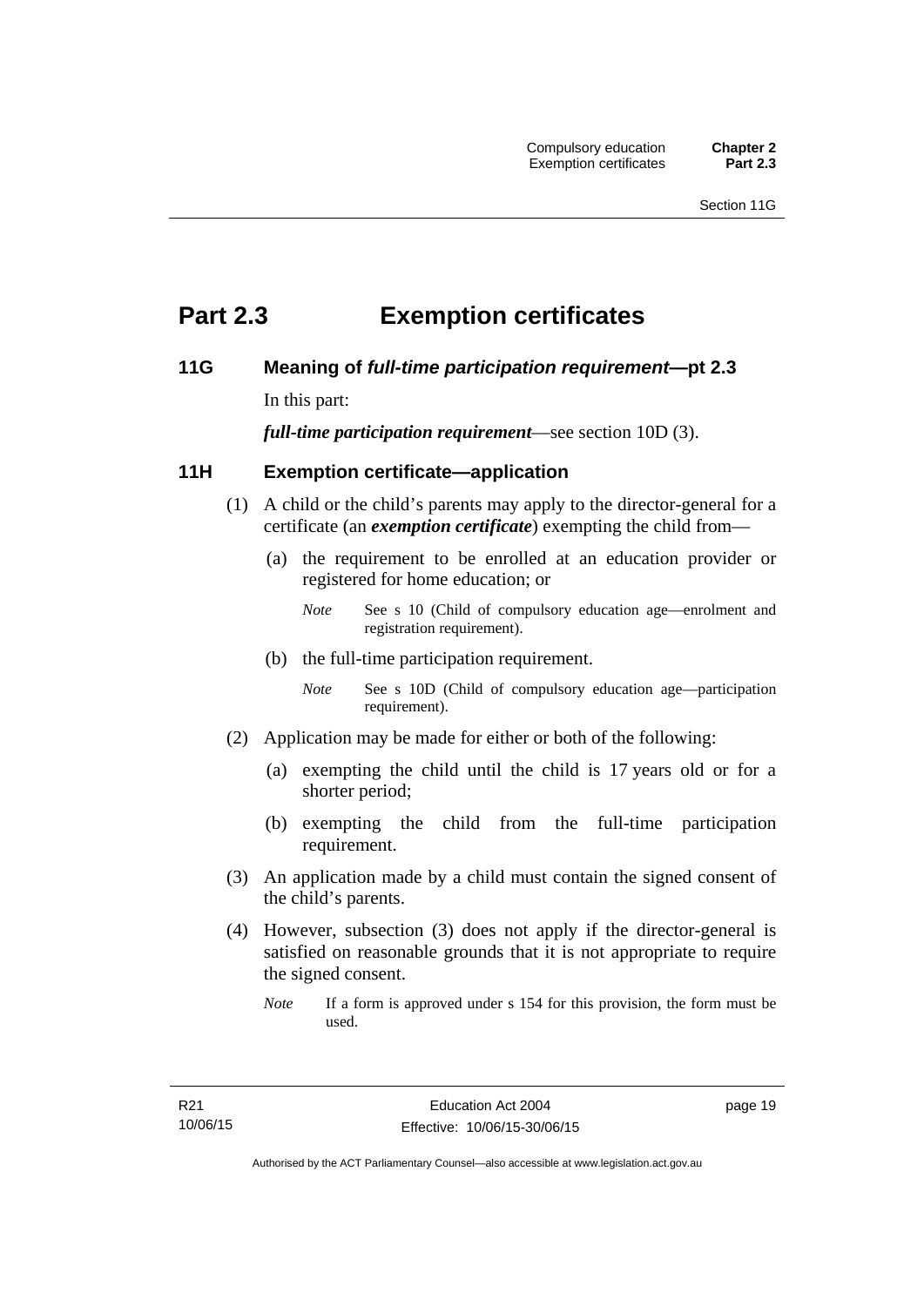# Part 2.3 Exemption certificates

## 11G Meaning of *full-time participation requirement*—pt 2.3

In this part:

***full-time participation requirement***—see section 10D (3).

## 11H Exemption certificate—application

(1) A child or the child's parents may apply to the director-general for a certificate (an ***exemption certificate***) exempting the child from—

(a) the requirement to be enrolled at an education provider or registered for home education; or

*Note* See s 10 (Child of compulsory education age—enrolment and registration requirement).

(b) the full-time participation requirement.

*Note* See s 10D (Child of compulsory education age—participation requirement).

(2) Application may be made for either or both of the following:

(a) exempting the child until the child is 17 years old or for a shorter period;

(b) exempting the child from the full-time participation requirement.

(3) An application made by a child must contain the signed consent of the child's parents.

(4) However, subsection (3) does not apply if the director-general is satisfied on reasonable grounds that it is not appropriate to require the signed consent.

*Note* If a form is approved under s 154 for this provision, the form must be used.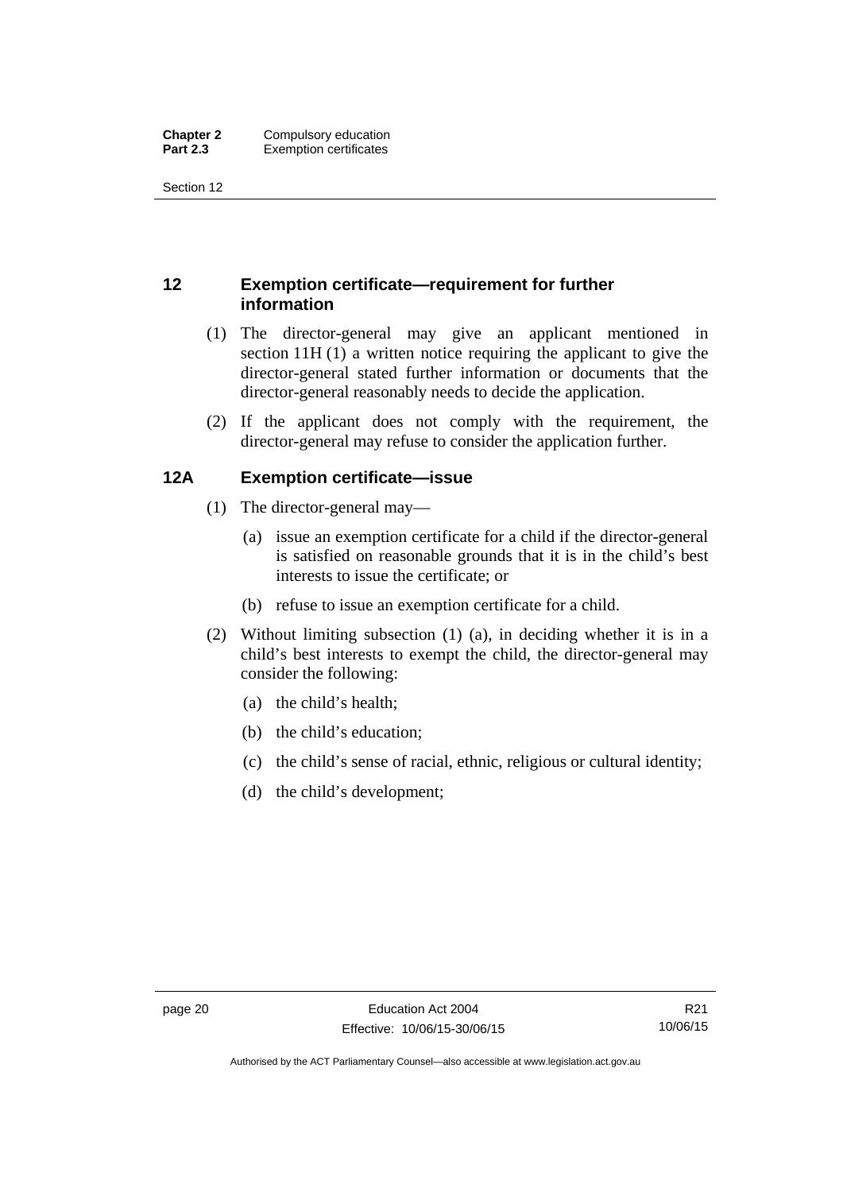## 12 Exemption certificate—requirement for further information

(1) The director-general may give an applicant mentioned in section 11H (1) a written notice requiring the applicant to give the director-general stated further information or documents that the director-general reasonably needs to decide the application.

(2) If the applicant does not comply with the requirement, the director-general may refuse to consider the application further.

## 12A Exemption certificate—issue

(1) The director-general may—

(a) issue an exemption certificate for a child if the director-general is satisfied on reasonable grounds that it is in the child's best interests to issue the certificate; or

(b) refuse to issue an exemption certificate for a child.

(2) Without limiting subsection (1) (a), in deciding whether it is in a child's best interests to exempt the child, the director-general may consider the following:

(a) the child's health;

(b) the child's education;

(c) the child's sense of racial, ethnic, religious or cultural identity;

(d) the child's development;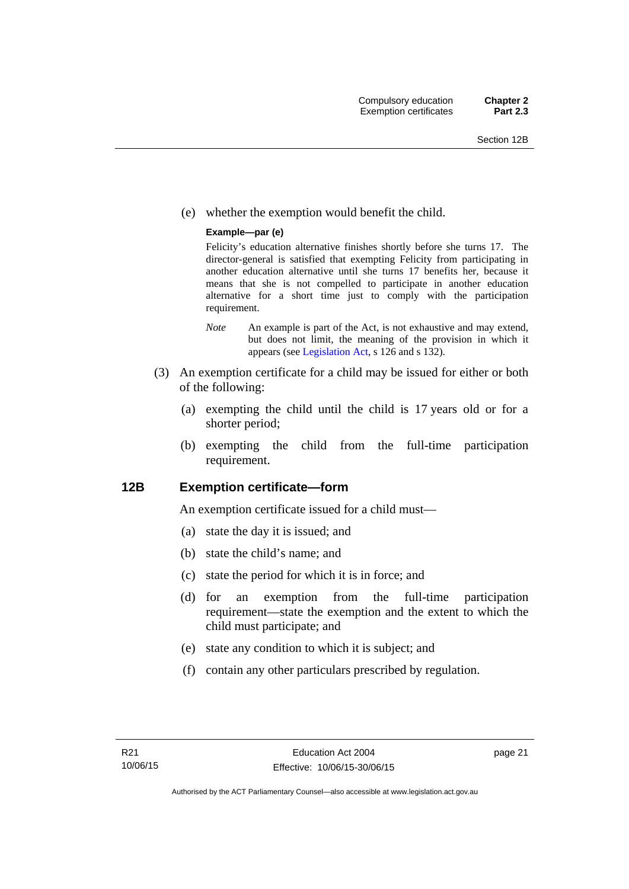(e) whether the exemption would benefit the child.

**Example—par (e)**

Felicity's education alternative finishes shortly before she turns 17. The director-general is satisfied that exempting Felicity from participating in another education alternative until she turns 17 benefits her, because it means that she is not compelled to participate in another education alternative for a short time just to comply with the participation requirement.

*Note* An example is part of the Act, is not exhaustive and may extend, but does not limit, the meaning of the provision in which it appears (see Legislation Act, s 126 and s 132).

(3) An exemption certificate for a child may be issued for either or both of the following:

(a) exempting the child until the child is 17 years old or for a shorter period;

(b) exempting the child from the full-time participation requirement.

## 12B Exemption certificate—form

An exemption certificate issued for a child must—

(a) state the day it is issued; and

(b) state the child's name; and

(c) state the period for which it is in force; and

(d) for an exemption from the full-time participation requirement—state the exemption and the extent to which the child must participate; and

(e) state any condition to which it is subject; and

(f) contain any other particulars prescribed by regulation.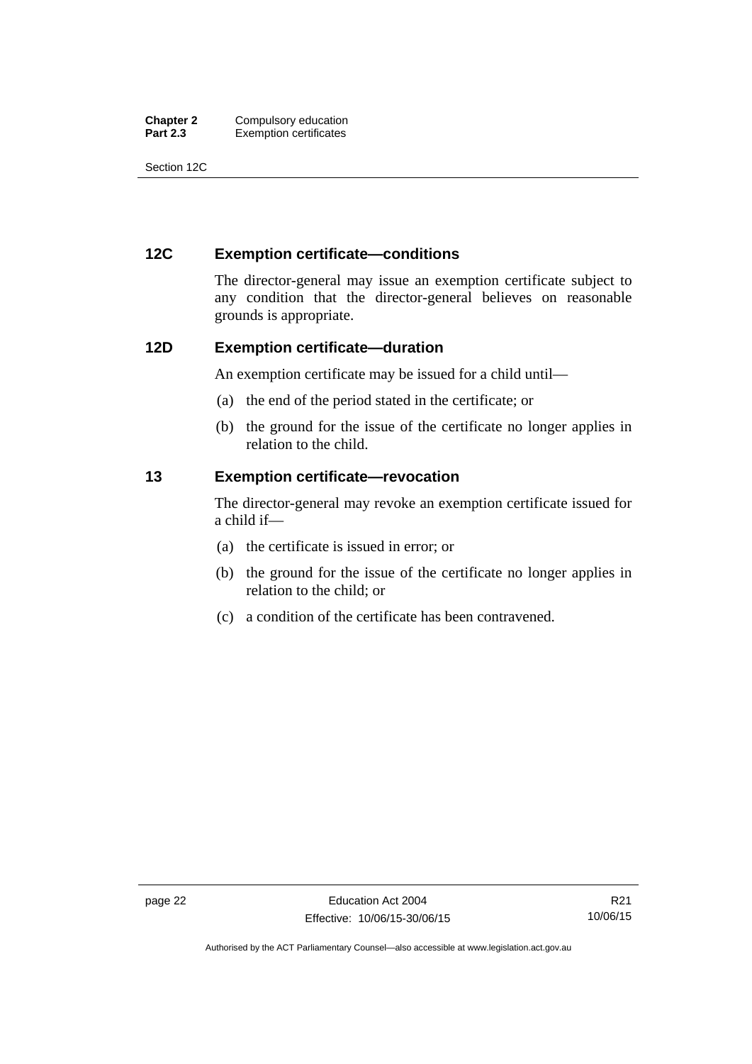## 12C Exemption certificate—conditions

The director-general may issue an exemption certificate subject to any condition that the director-general believes on reasonable grounds is appropriate.

## 12D Exemption certificate—duration

An exemption certificate may be issued for a child until—

(a) the end of the period stated in the certificate; or

(b) the ground for the issue of the certificate no longer applies in relation to the child.

## 13 Exemption certificate—revocation

The director-general may revoke an exemption certificate issued for a child if—

(a) the certificate is issued in error; or

(b) the ground for the issue of the certificate no longer applies in relation to the child; or

(c) a condition of the certificate has been contravened.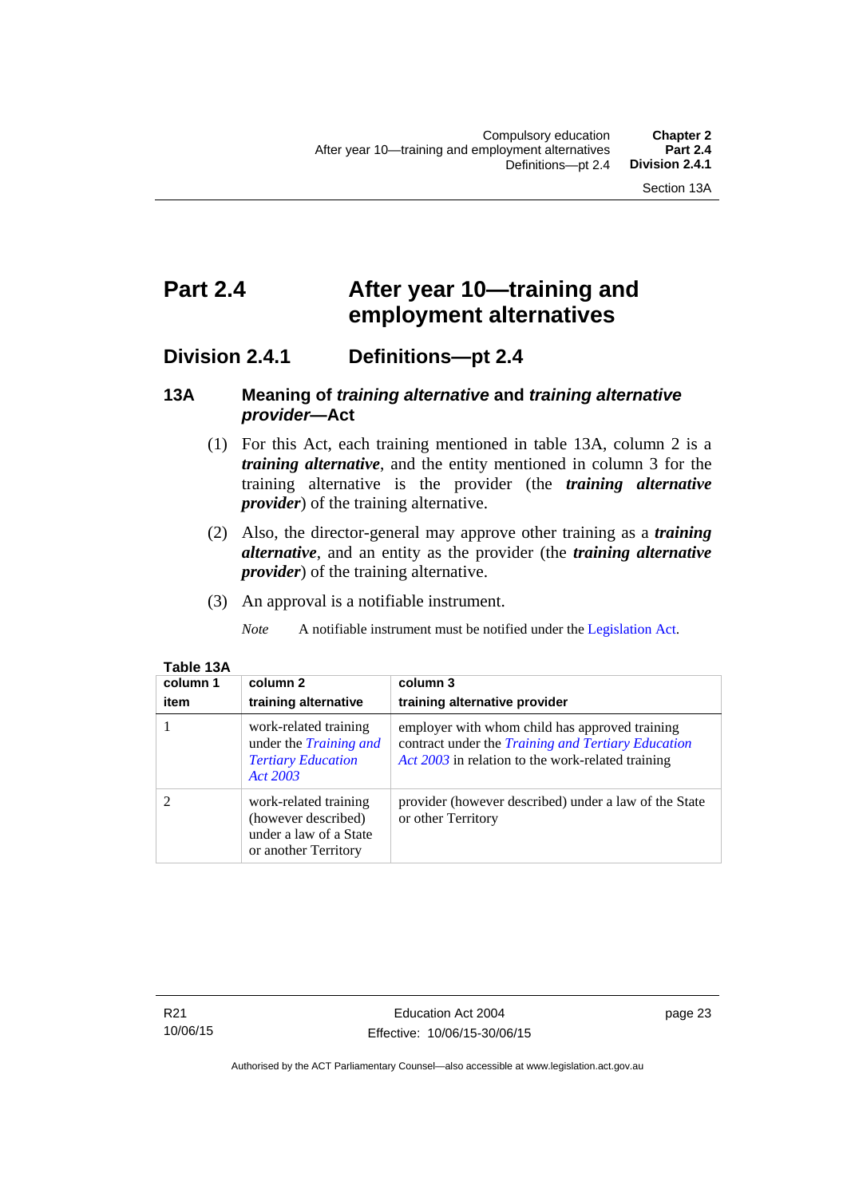# Part 2.4 After year 10—training and employment alternatives

## Division 2.4.1 Definitions—pt 2.4

### 13A Meaning of *training alternative* and *training alternative provider*—Act

(1) For this Act, each training mentioned in table 13A, column 2 is a ***training alternative***, and the entity mentioned in column 3 for the training alternative is the provider (the ***training alternative provider***) of the training alternative.

(2) Also, the director-general may approve other training as a ***training alternative***, and an entity as the provider (the ***training alternative provider***) of the training alternative.

(3) An approval is a notifiable instrument.

*Note* A notifiable instrument must be notified under the Legislation Act.

**Table 13A**

| column 1<br>item | column 2<br>training alternative | column 3<br>training alternative provider |
|---|---|---|
| 1 | work-related training under the *Training and Tertiary Education Act 2003* | employer with whom child has approved training contract under the *Training and Tertiary Education Act 2003* in relation to the work-related training |
| 2 | work-related training (however described) under a law of a State or another Territory | provider (however described) under a law of the State or other Territory |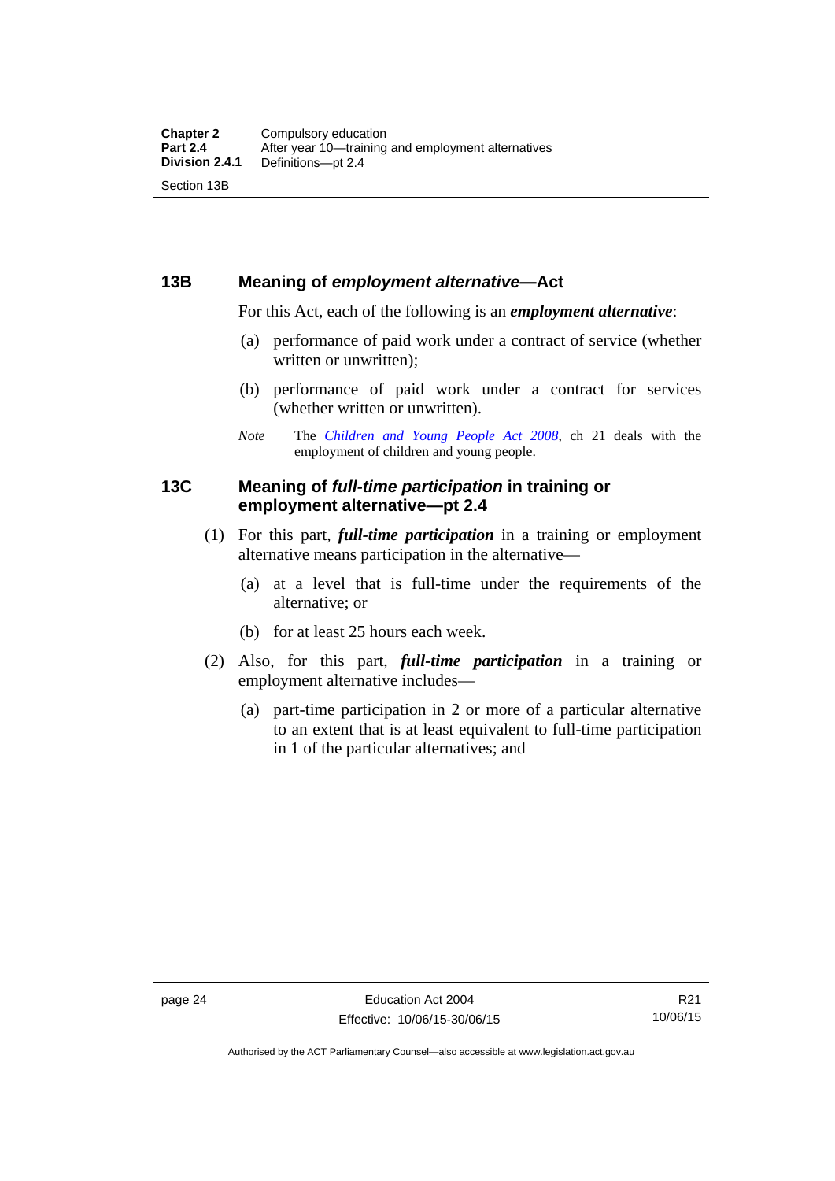### 13B Meaning of ***employment alternative***—Act

For this Act, each of the following is an ***employment alternative***:

(a) performance of paid work under a contract of service (whether written or unwritten);

(b) performance of paid work under a contract for services (whether written or unwritten).

*Note* The *Children and Young People Act 2008*, ch 21 deals with the employment of children and young people.

### 13C Meaning of ***full-time participation*** in training or employment alternative—pt 2.4

(1) For this part, ***full-time participation*** in a training or employment alternative means participation in the alternative—

(a) at a level that is full-time under the requirements of the alternative; or

(b) for at least 25 hours each week.

(2) Also, for this part, ***full-time participation*** in a training or employment alternative includes—

(a) part-time participation in 2 or more of a particular alternative to an extent that is at least equivalent to full-time participation in 1 of the particular alternatives; and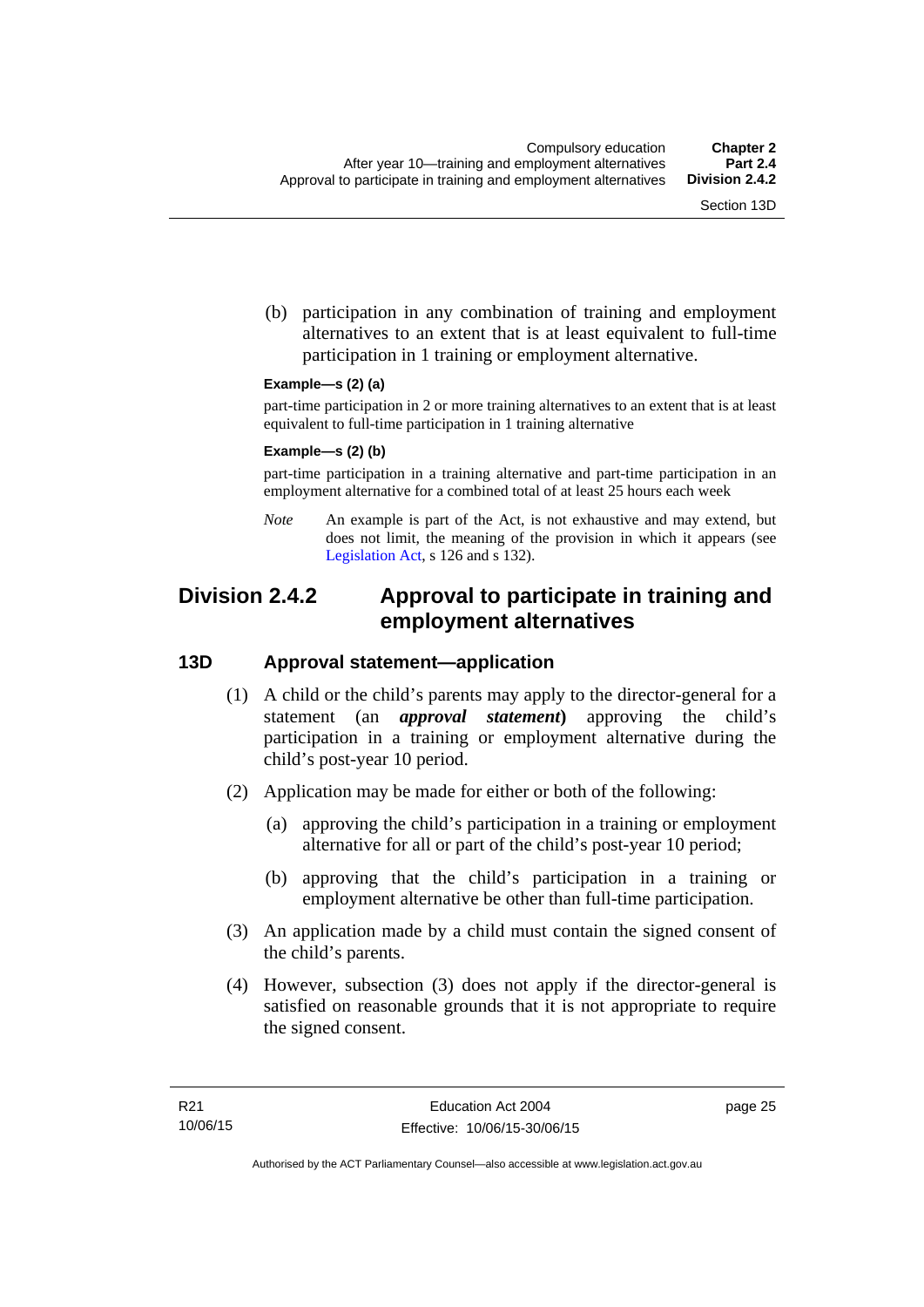(b) participation in any combination of training and employment alternatives to an extent that is at least equivalent to full-time participation in 1 training or employment alternative.

**Example—s (2) (a)**

part-time participation in 2 or more training alternatives to an extent that is at least equivalent to full-time participation in 1 training alternative

**Example—s (2) (b)**

part-time participation in a training alternative and part-time participation in an employment alternative for a combined total of at least 25 hours each week

*Note* An example is part of the Act, is not exhaustive and may extend, but does not limit, the meaning of the provision in which it appears (see Legislation Act, s 126 and s 132).

## Division 2.4.2 Approval to participate in training and employment alternatives

### 13D Approval statement—application

(1) A child or the child's parents may apply to the director-general for a statement (an ***approval statement***) approving the child's participation in a training or employment alternative during the child's post-year 10 period.

(2) Application may be made for either or both of the following:

(a) approving the child's participation in a training or employment alternative for all or part of the child's post-year 10 period;

(b) approving that the child's participation in a training or employment alternative be other than full-time participation.

(3) An application made by a child must contain the signed consent of the child's parents.

(4) However, subsection (3) does not apply if the director-general is satisfied on reasonable grounds that it is not appropriate to require the signed consent.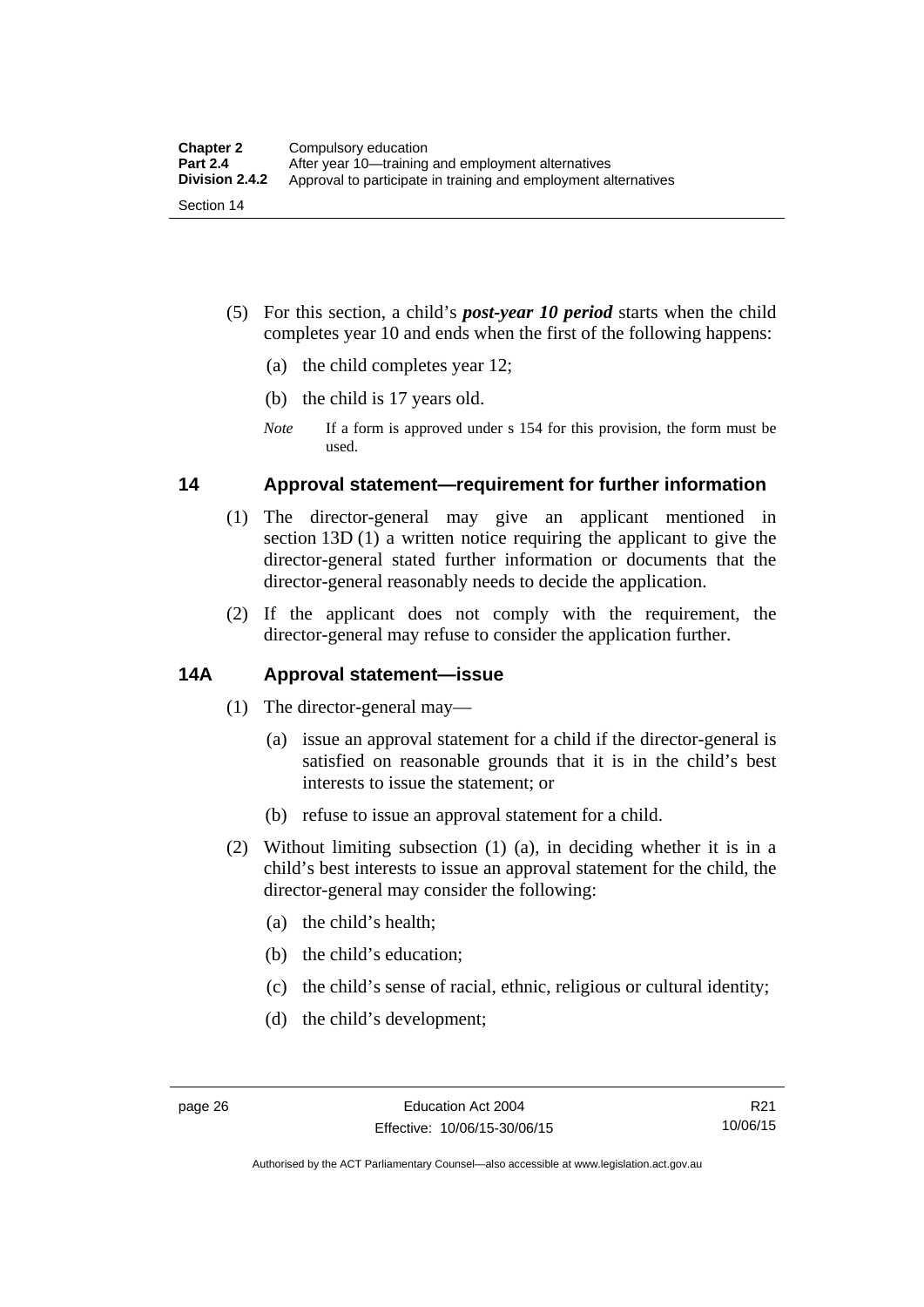(5) For this section, a child's ***post-year 10 period*** starts when the child completes year 10 and ends when the first of the following happens:

(a) the child completes year 12;

(b) the child is 17 years old.

*Note* If a form is approved under s 154 for this provision, the form must be used.

## 14 Approval statement—requirement for further information

(1) The director-general may give an applicant mentioned in section 13D (1) a written notice requiring the applicant to give the director-general stated further information or documents that the director-general reasonably needs to decide the application.

(2) If the applicant does not comply with the requirement, the director-general may refuse to consider the application further.

## 14A Approval statement—issue

(1) The director-general may—

(a) issue an approval statement for a child if the director-general is satisfied on reasonable grounds that it is in the child's best interests to issue the statement; or

(b) refuse to issue an approval statement for a child.

(2) Without limiting subsection (1) (a), in deciding whether it is in a child's best interests to issue an approval statement for the child, the director-general may consider the following:

(a) the child's health;

(b) the child's education;

(c) the child's sense of racial, ethnic, religious or cultural identity;

(d) the child's development;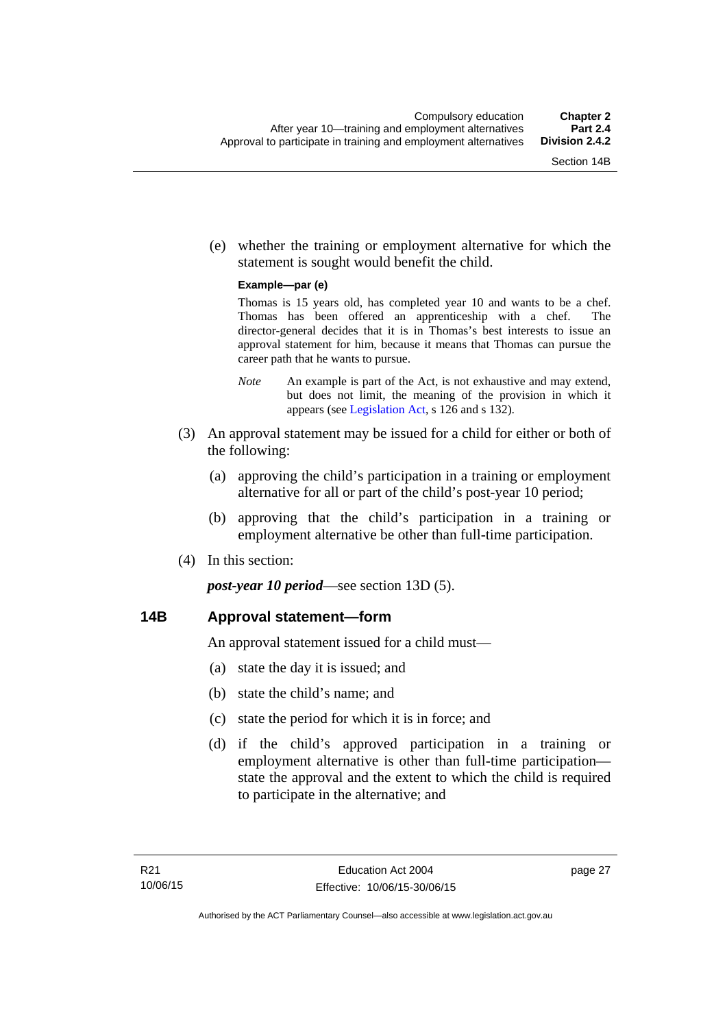(e) whether the training or employment alternative for which the statement is sought would benefit the child.

**Example—par (e)**

Thomas is 15 years old, has completed year 10 and wants to be a chef. Thomas has been offered an apprenticeship with a chef. The director-general decides that it is in Thomas's best interests to issue an approval statement for him, because it means that Thomas can pursue the career path that he wants to pursue.

*Note* An example is part of the Act, is not exhaustive and may extend, but does not limit, the meaning of the provision in which it appears (see Legislation Act, s 126 and s 132).

(3) An approval statement may be issued for a child for either or both of the following:

(a) approving the child's participation in a training or employment alternative for all or part of the child's post-year 10 period;

(b) approving that the child's participation in a training or employment alternative be other than full-time participation.

(4) In this section:

***post-year 10 period***—see section 13D (5).

## 14B Approval statement—form

An approval statement issued for a child must—

(a) state the day it is issued; and

(b) state the child's name; and

(c) state the period for which it is in force; and

(d) if the child's approved participation in a training or employment alternative is other than full-time participation—state the approval and the extent to which the child is required to participate in the alternative; and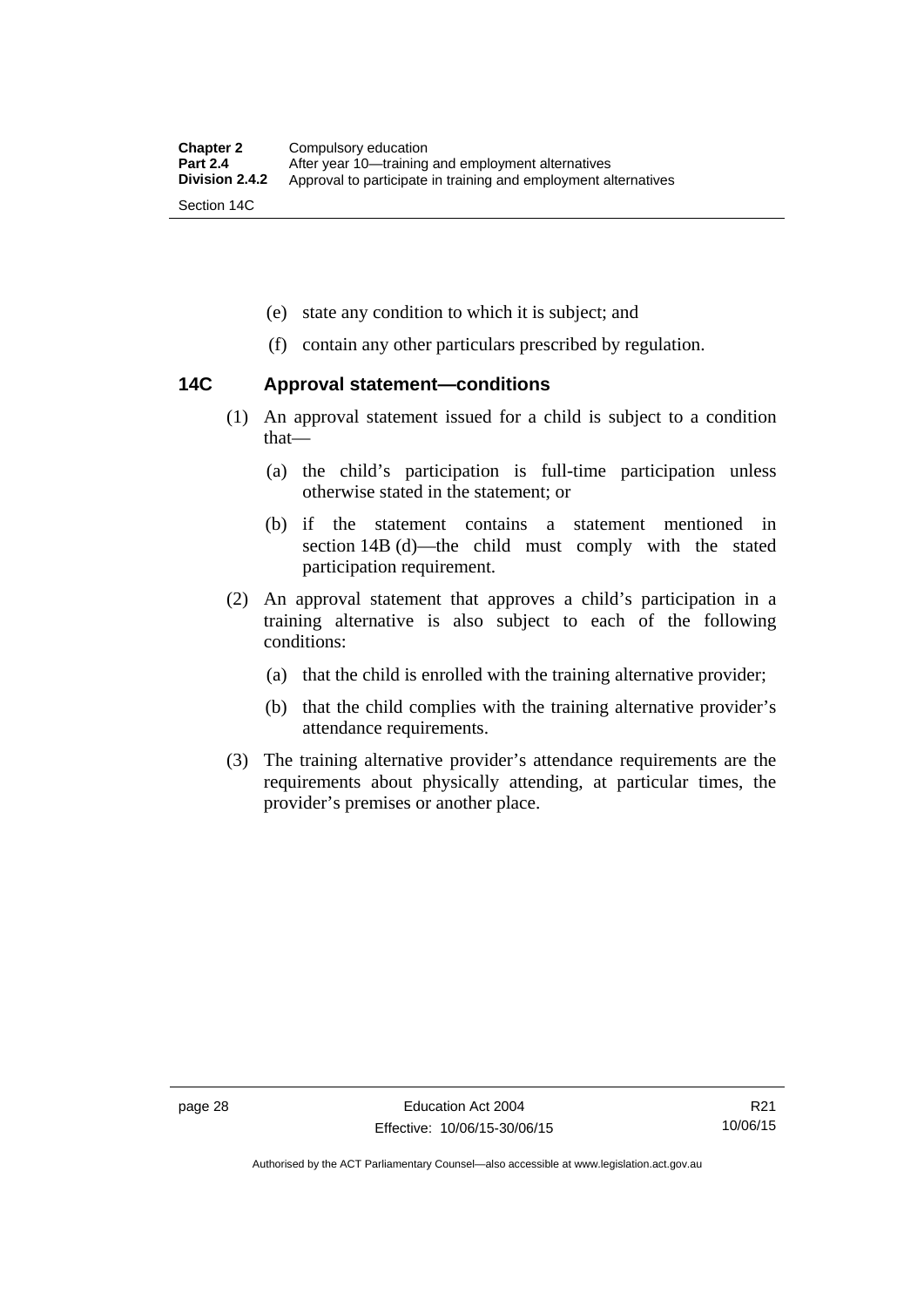(e) state any condition to which it is subject; and

(f) contain any other particulars prescribed by regulation.

### 14C Approval statement—conditions

(1) An approval statement issued for a child is subject to a condition that—

(a) the child's participation is full-time participation unless otherwise stated in the statement; or

(b) if the statement contains a statement mentioned in section 14B (d)—the child must comply with the stated participation requirement.

(2) An approval statement that approves a child's participation in a training alternative is also subject to each of the following conditions:

(a) that the child is enrolled with the training alternative provider;

(b) that the child complies with the training alternative provider's attendance requirements.

(3) The training alternative provider's attendance requirements are the requirements about physically attending, at particular times, the provider's premises or another place.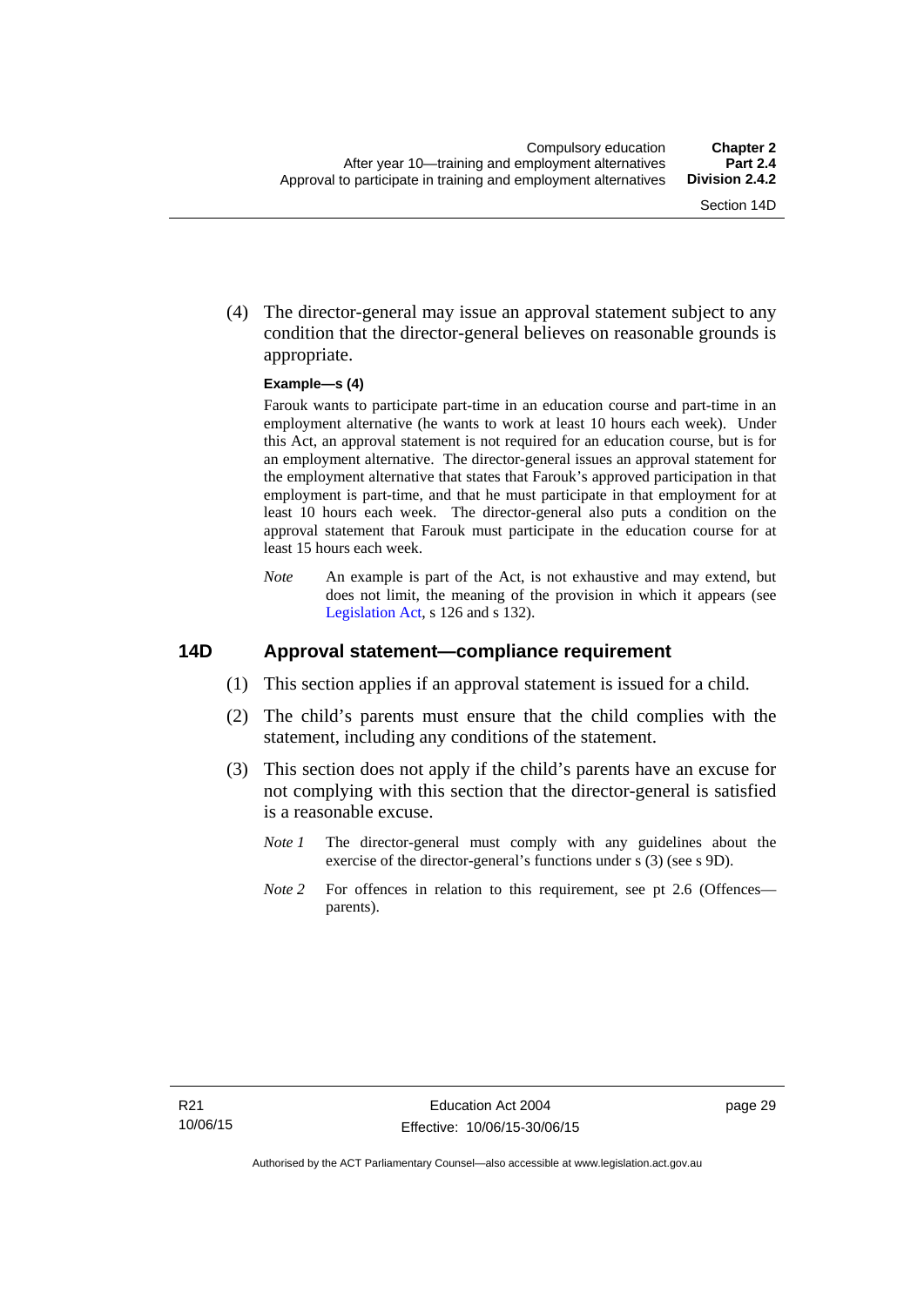(4) The director-general may issue an approval statement subject to any condition that the director-general believes on reasonable grounds is appropriate.

**Example—s (4)**

Farouk wants to participate part-time in an education course and part-time in an employment alternative (he wants to work at least 10 hours each week). Under this Act, an approval statement is not required for an education course, but is for an employment alternative. The director-general issues an approval statement for the employment alternative that states that Farouk's approved participation in that employment is part-time, and that he must participate in that employment for at least 10 hours each week. The director-general also puts a condition on the approval statement that Farouk must participate in the education course for at least 15 hours each week.

*Note* An example is part of the Act, is not exhaustive and may extend, but does not limit, the meaning of the provision in which it appears (see Legislation Act, s 126 and s 132).

## 14D Approval statement—compliance requirement

(1) This section applies if an approval statement is issued for a child.

(2) The child's parents must ensure that the child complies with the statement, including any conditions of the statement.

(3) This section does not apply if the child's parents have an excuse for not complying with this section that the director-general is satisfied is a reasonable excuse.

*Note 1* The director-general must comply with any guidelines about the exercise of the director-general's functions under s (3) (see s 9D).

*Note 2* For offences in relation to this requirement, see pt 2.6 (Offences—parents).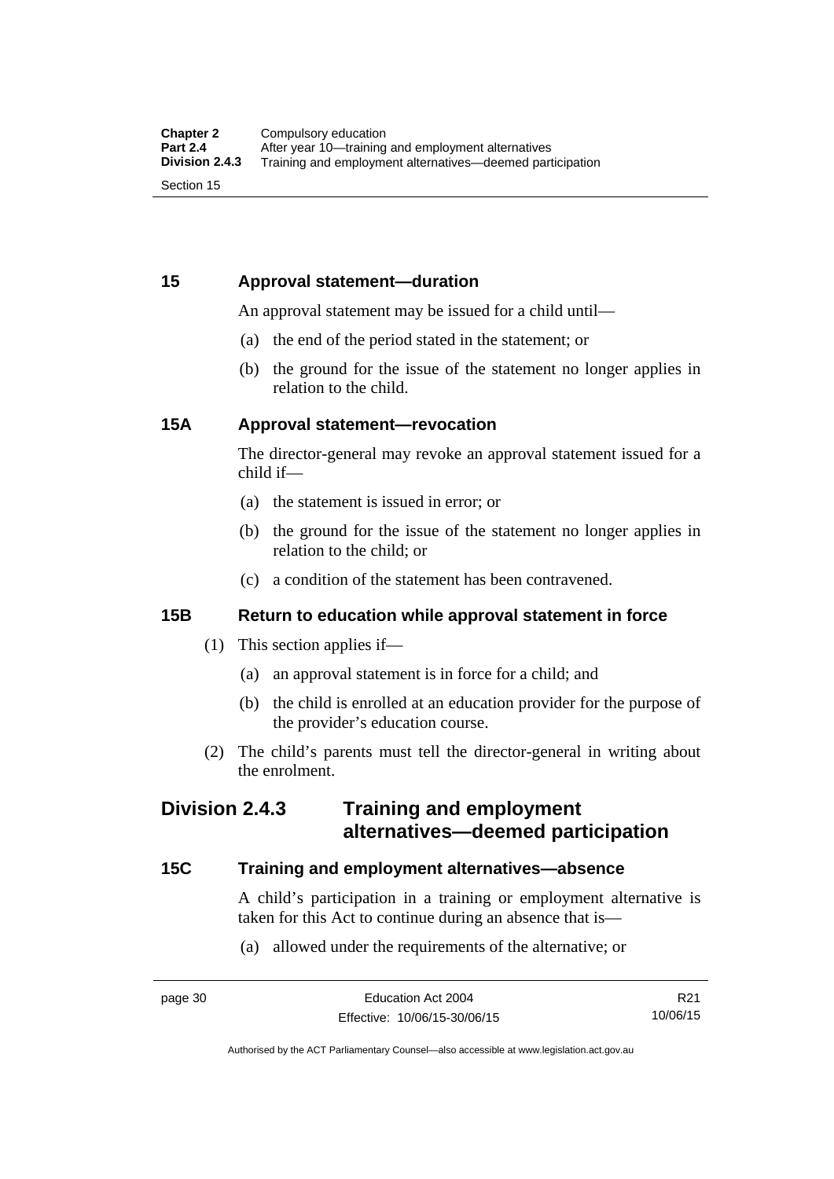### 15 Approval statement—duration

An approval statement may be issued for a child until—

(a) the end of the period stated in the statement; or

(b) the ground for the issue of the statement no longer applies in relation to the child.

### 15A Approval statement—revocation

The director-general may revoke an approval statement issued for a child if—

(a) the statement is issued in error; or

(b) the ground for the issue of the statement no longer applies in relation to the child; or

(c) a condition of the statement has been contravened.

### 15B Return to education while approval statement in force

(1) This section applies if—

(a) an approval statement is in force for a child; and

(b) the child is enrolled at an education provider for the purpose of the provider's education course.

(2) The child's parents must tell the director-general in writing about the enrolment.

## Division 2.4.3 Training and employment alternatives—deemed participation

### 15C Training and employment alternatives—absence

A child's participation in a training or employment alternative is taken for this Act to continue during an absence that is—

(a) allowed under the requirements of the alternative; or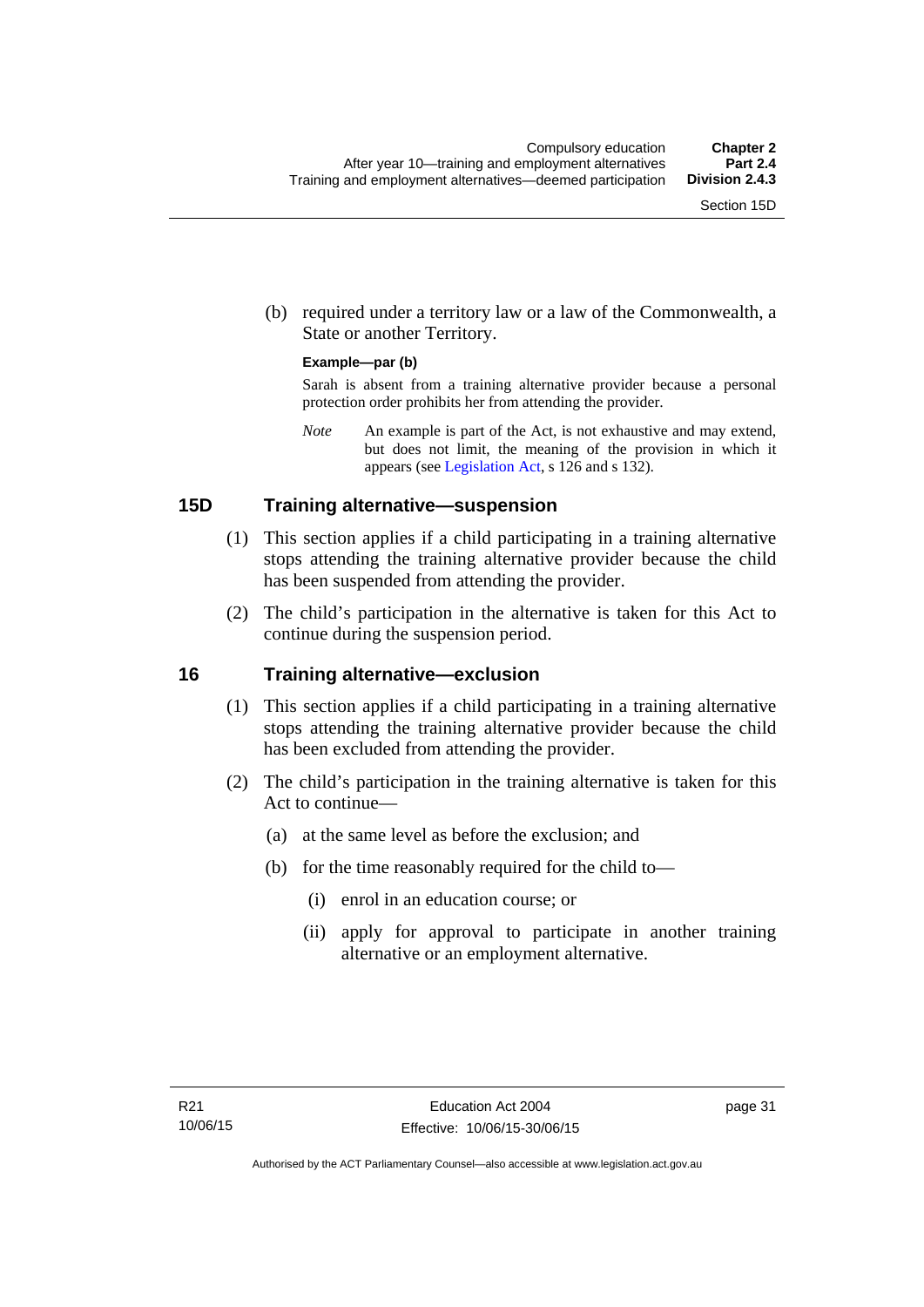(b) required under a territory law or a law of the Commonwealth, a State or another Territory.

**Example—par (b)**

Sarah is absent from a training alternative provider because a personal protection order prohibits her from attending the provider.

*Note* An example is part of the Act, is not exhaustive and may extend, but does not limit, the meaning of the provision in which it appears (see Legislation Act, s 126 and s 132).

## 15D Training alternative—suspension

(1) This section applies if a child participating in a training alternative stops attending the training alternative provider because the child has been suspended from attending the provider.

(2) The child's participation in the alternative is taken for this Act to continue during the suspension period.

## 16 Training alternative—exclusion

(1) This section applies if a child participating in a training alternative stops attending the training alternative provider because the child has been excluded from attending the provider.

(2) The child's participation in the training alternative is taken for this Act to continue—

(a) at the same level as before the exclusion; and

(b) for the time reasonably required for the child to—

(i) enrol in an education course; or

(ii) apply for approval to participate in another training alternative or an employment alternative.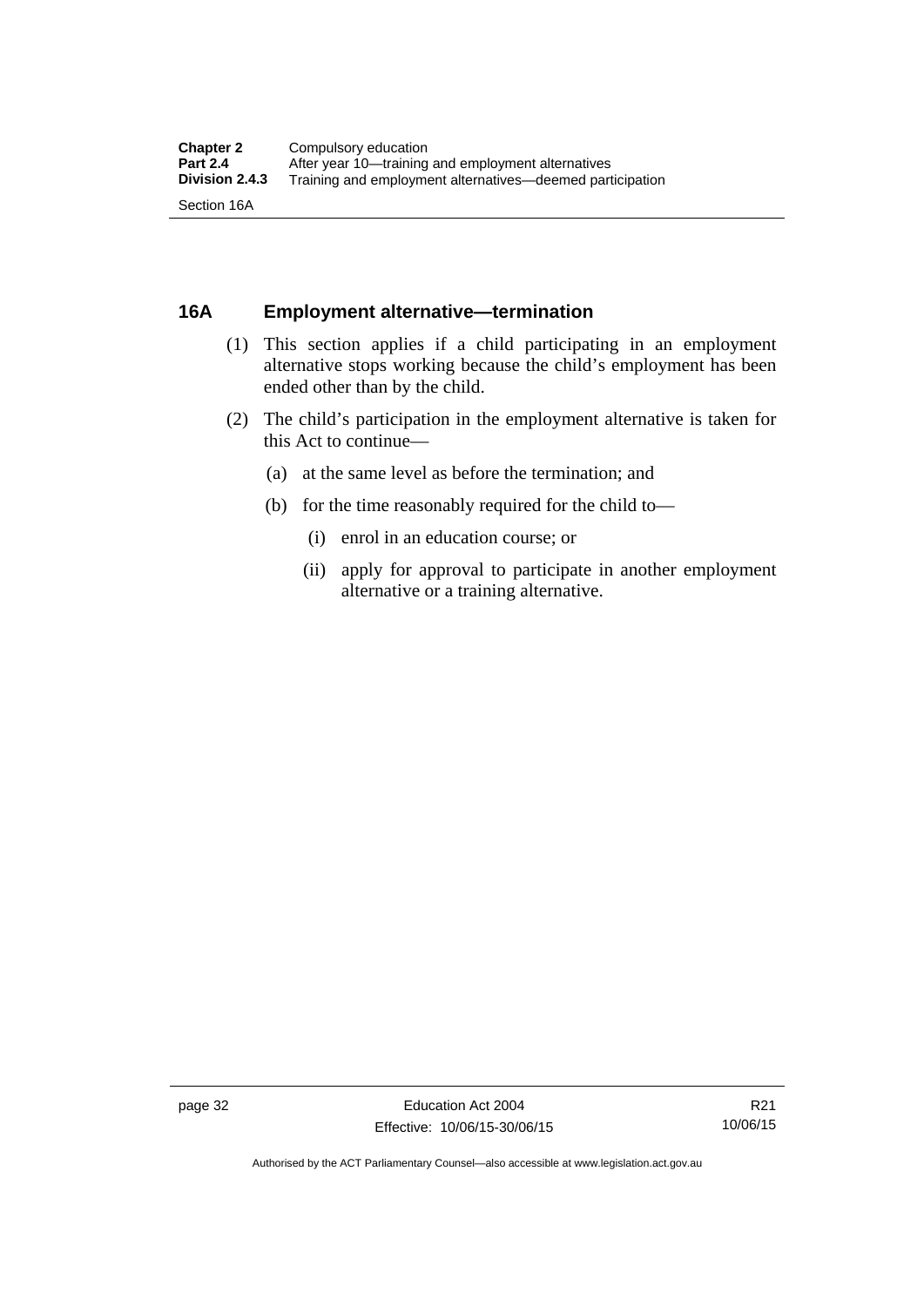## 16A Employment alternative—termination

(1) This section applies if a child participating in an employment alternative stops working because the child's employment has been ended other than by the child.

(2) The child's participation in the employment alternative is taken for this Act to continue—

(a) at the same level as before the termination; and

(b) for the time reasonably required for the child to—

(i) enrol in an education course; or

(ii) apply for approval to participate in another employment alternative or a training alternative.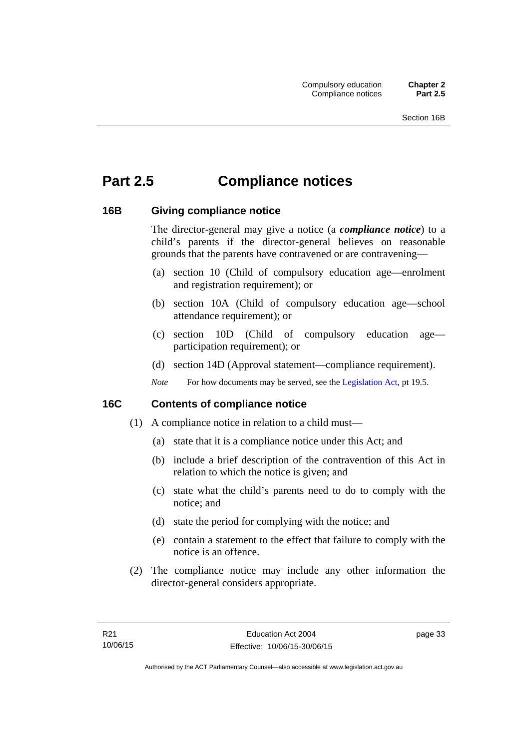# Part 2.5 Compliance notices

## 16B Giving compliance notice

The director-general may give a notice (a ***compliance notice***) to a child's parents if the director-general believes on reasonable grounds that the parents have contravened or are contravening—

(a) section 10 (Child of compulsory education age—enrolment and registration requirement); or

(b) section 10A (Child of compulsory education age—school attendance requirement); or

(c) section 10D (Child of compulsory education age—participation requirement); or

(d) section 14D (Approval statement—compliance requirement).

*Note* For how documents may be served, see the Legislation Act, pt 19.5.

## 16C Contents of compliance notice

(1) A compliance notice in relation to a child must—

(a) state that it is a compliance notice under this Act; and

(b) include a brief description of the contravention of this Act in relation to which the notice is given; and

(c) state what the child's parents need to do to comply with the notice; and

(d) state the period for complying with the notice; and

(e) contain a statement to the effect that failure to comply with the notice is an offence.

(2) The compliance notice may include any other information the director-general considers appropriate.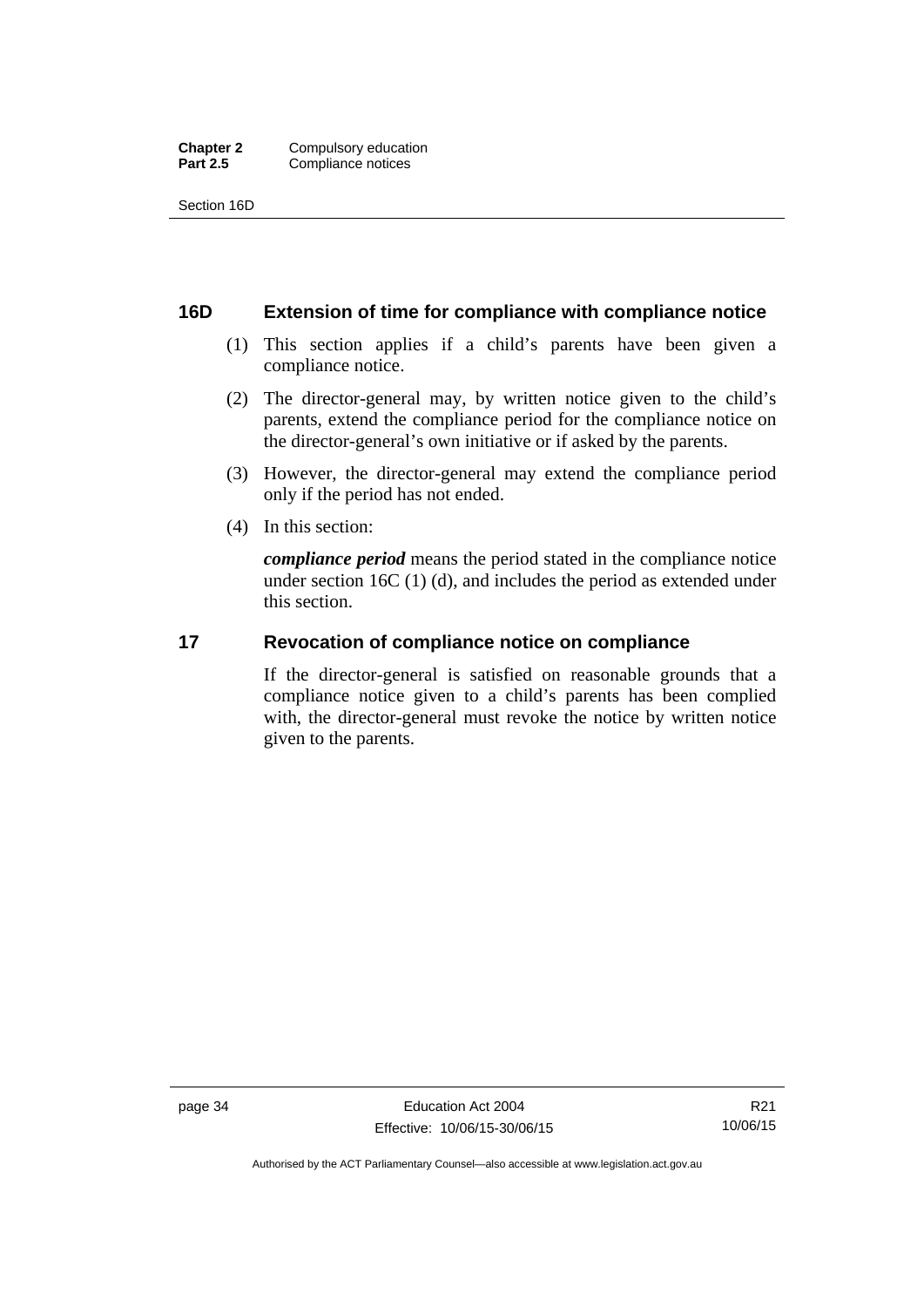## 16D Extension of time for compliance with compliance notice

(1) This section applies if a child's parents have been given a compliance notice.

(2) The director-general may, by written notice given to the child's parents, extend the compliance period for the compliance notice on the director-general's own initiative or if asked by the parents.

(3) However, the director-general may extend the compliance period only if the period has not ended.

(4) In this section:

***compliance period*** means the period stated in the compliance notice under section 16C (1) (d), and includes the period as extended under this section.

## 17 Revocation of compliance notice on compliance

If the director-general is satisfied on reasonable grounds that a compliance notice given to a child's parents has been complied with, the director-general must revoke the notice by written notice given to the parents.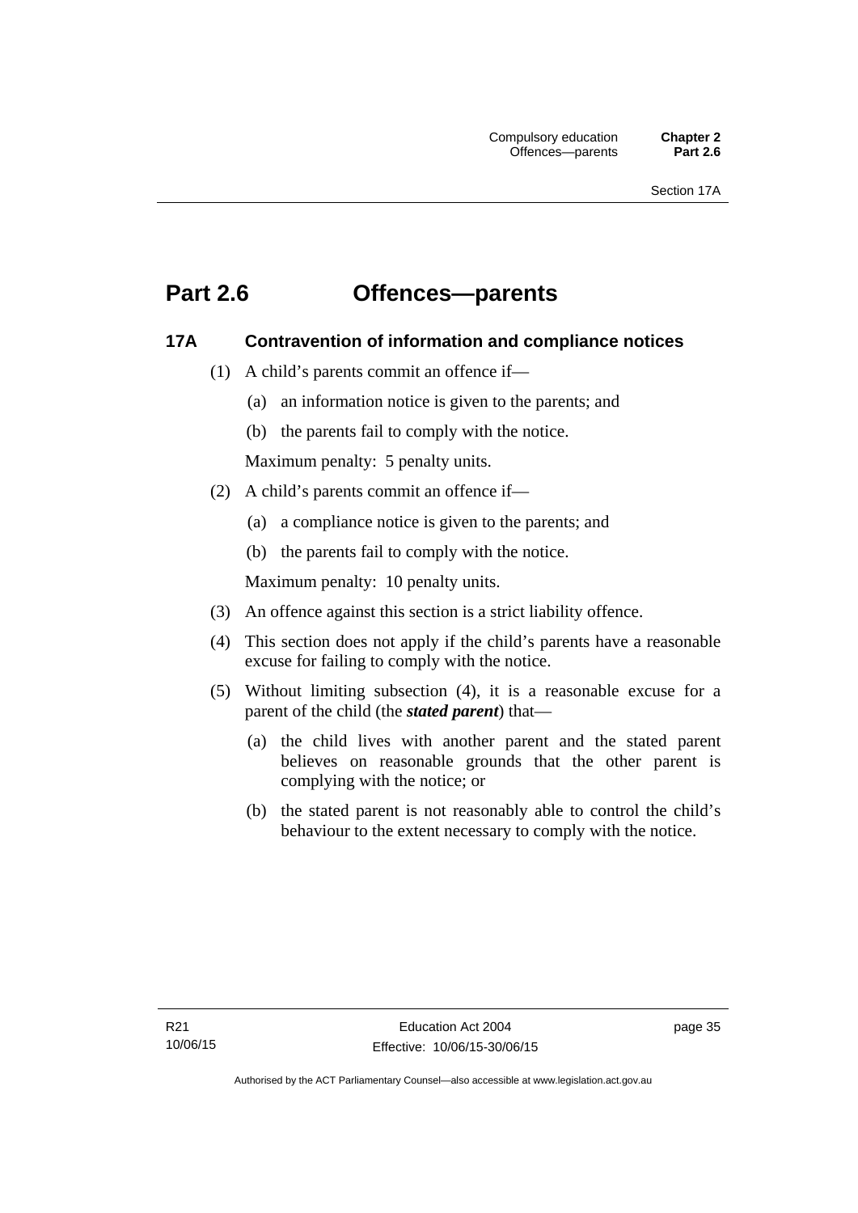# Part 2.6 Offences—parents

## 17A Contravention of information and compliance notices

(1) A child's parents commit an offence if—

(a) an information notice is given to the parents; and

(b) the parents fail to comply with the notice.

Maximum penalty: 5 penalty units.

(2) A child's parents commit an offence if—

(a) a compliance notice is given to the parents; and

(b) the parents fail to comply with the notice.

Maximum penalty: 10 penalty units.

(3) An offence against this section is a strict liability offence.

(4) This section does not apply if the child's parents have a reasonable excuse for failing to comply with the notice.

(5) Without limiting subsection (4), it is a reasonable excuse for a parent of the child (the ***stated parent***) that—

(a) the child lives with another parent and the stated parent believes on reasonable grounds that the other parent is complying with the notice; or

(b) the stated parent is not reasonably able to control the child's behaviour to the extent necessary to comply with the notice.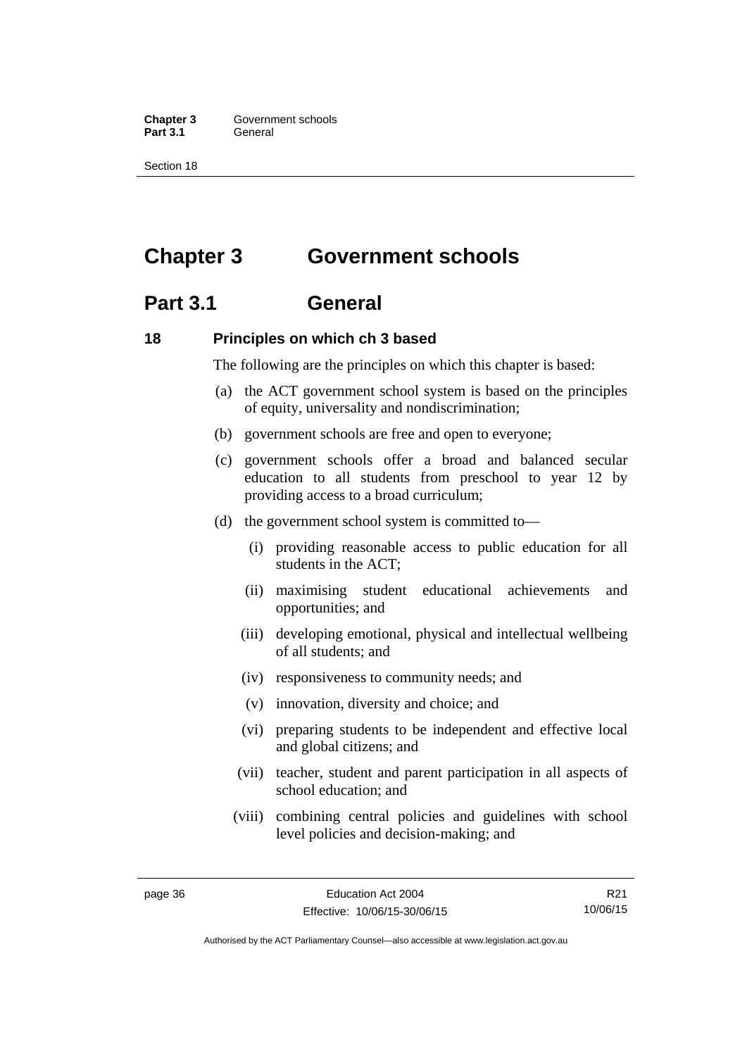# Chapter 3 Government schools

## Part 3.1 General

### 18 Principles on which ch 3 based

The following are the principles on which this chapter is based:

(a) the ACT government school system is based on the principles of equity, universality and nondiscrimination;

(b) government schools are free and open to everyone;

(c) government schools offer a broad and balanced secular education to all students from preschool to year 12 by providing access to a broad curriculum;

(d) the government school system is committed to—

  (i) providing reasonable access to public education for all students in the ACT;

  (ii) maximising student educational achievements and opportunities; and

  (iii) developing emotional, physical and intellectual wellbeing of all students; and

  (iv) responsiveness to community needs; and

  (v) innovation, diversity and choice; and

  (vi) preparing students to be independent and effective local and global citizens; and

  (vii) teacher, student and parent participation in all aspects of school education; and

  (viii) combining central policies and guidelines with school level policies and decision-making; and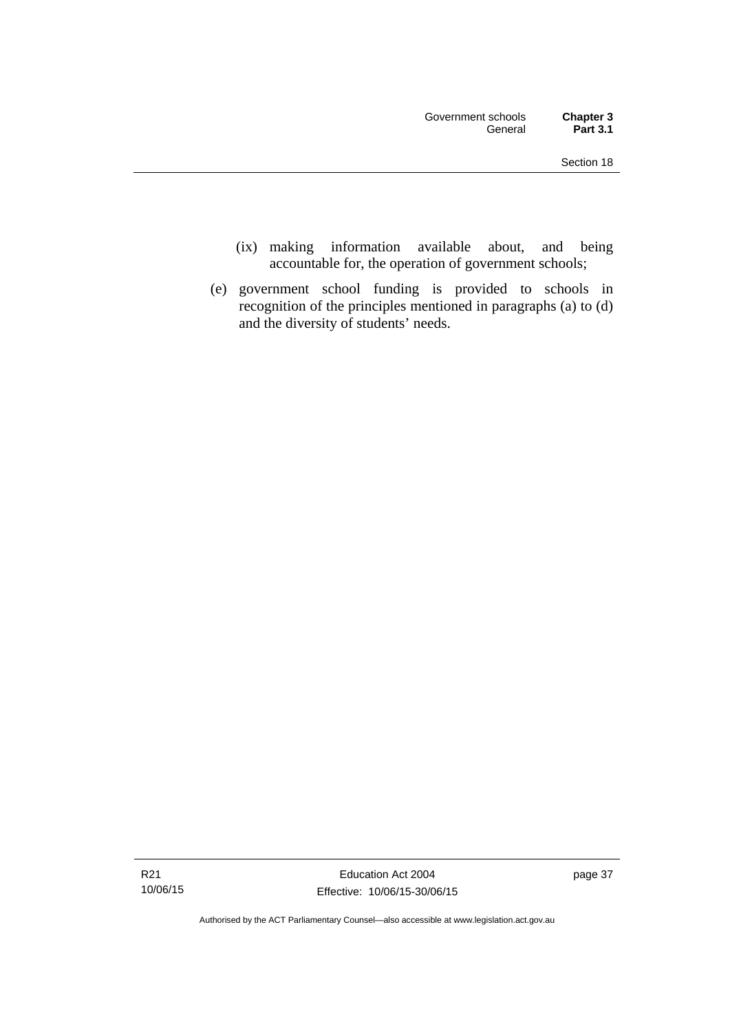(ix) making information available about, and being accountable for, the operation of government schools;

(e) government school funding is provided to schools in recognition of the principles mentioned in paragraphs (a) to (d) and the diversity of students' needs.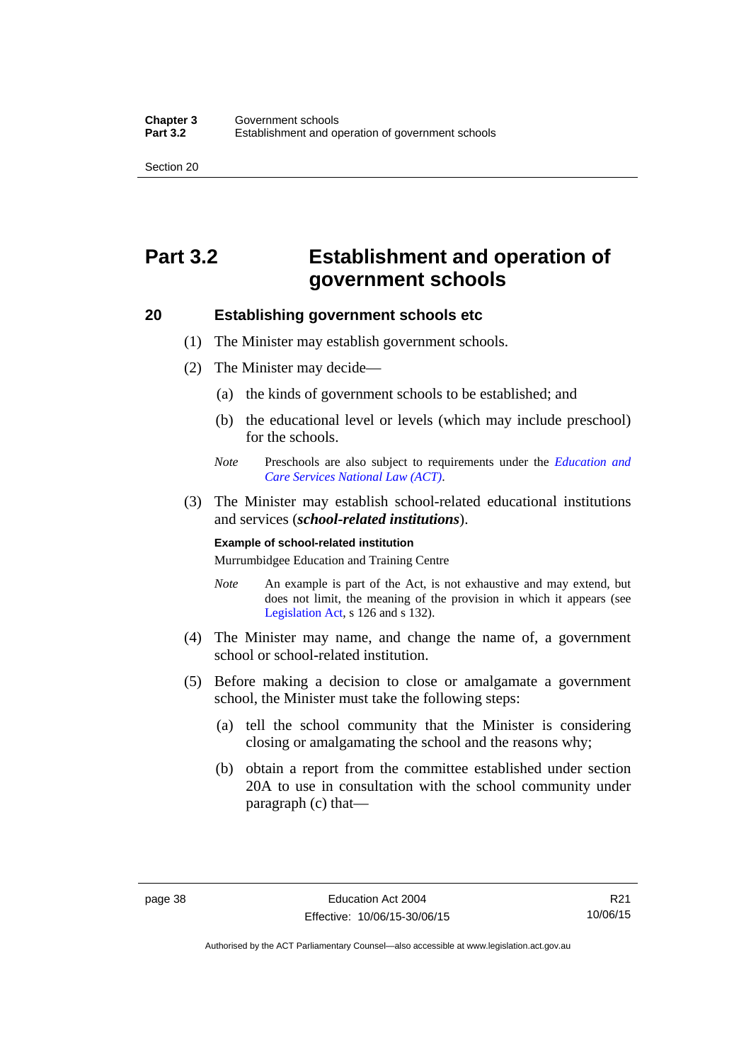# Part 3.2 Establishment and operation of government schools

## 20 Establishing government schools etc

(1) The Minister may establish government schools.

(2) The Minister may decide—

(a) the kinds of government schools to be established; and

(b) the educational level or levels (which may include preschool) for the schools.

*Note* Preschools are also subject to requirements under the *Education and Care Services National Law (ACT)*.

(3) The Minister may establish school-related educational institutions and services (***school-related institutions***).

**Example of school-related institution**

Murrumbidgee Education and Training Centre

*Note* An example is part of the Act, is not exhaustive and may extend, but does not limit, the meaning of the provision in which it appears (see Legislation Act, s 126 and s 132).

(4) The Minister may name, and change the name of, a government school or school-related institution.

(5) Before making a decision to close or amalgamate a government school, the Minister must take the following steps:

(a) tell the school community that the Minister is considering closing or amalgamating the school and the reasons why;

(b) obtain a report from the committee established under section 20A to use in consultation with the school community under paragraph (c) that—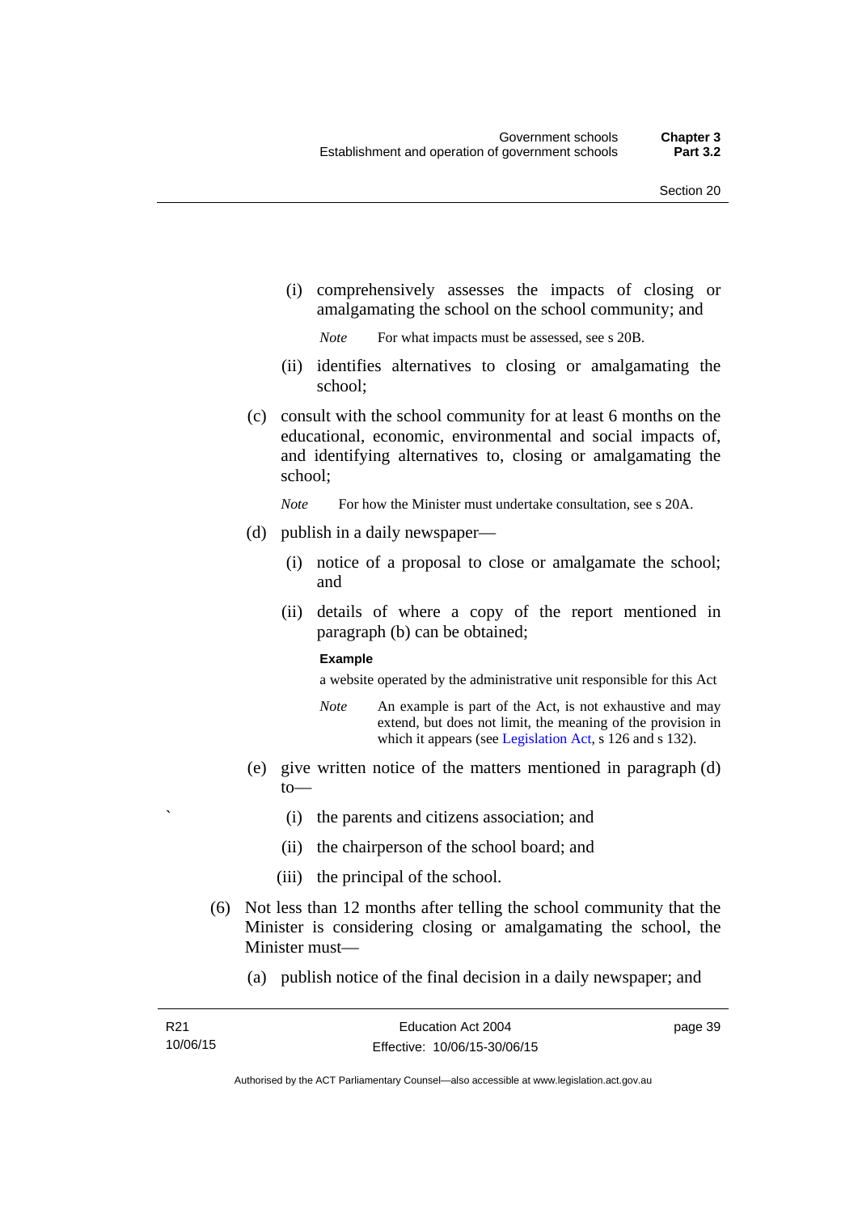(i) comprehensively assesses the impacts of closing or amalgamating the school on the school community; and

*Note* For what impacts must be assessed, see s 20B.

(ii) identifies alternatives to closing or amalgamating the school;

(c) consult with the school community for at least 6 months on the educational, economic, environmental and social impacts of, and identifying alternatives to, closing or amalgamating the school;

*Note* For how the Minister must undertake consultation, see s 20A.

(d) publish in a daily newspaper—

(i) notice of a proposal to close or amalgamate the school; and

(ii) details of where a copy of the report mentioned in paragraph (b) can be obtained;

**Example**

a website operated by the administrative unit responsible for this Act

*Note* An example is part of the Act, is not exhaustive and may extend, but does not limit, the meaning of the provision in which it appears (see Legislation Act, s 126 and s 132).

(e) give written notice of the matters mentioned in paragraph (d) to—

(i) the parents and citizens association; and

(ii) the chairperson of the school board; and

(iii) the principal of the school.

(6) Not less than 12 months after telling the school community that the Minister is considering closing or amalgamating the school, the Minister must—

(a) publish notice of the final decision in a daily newspaper; and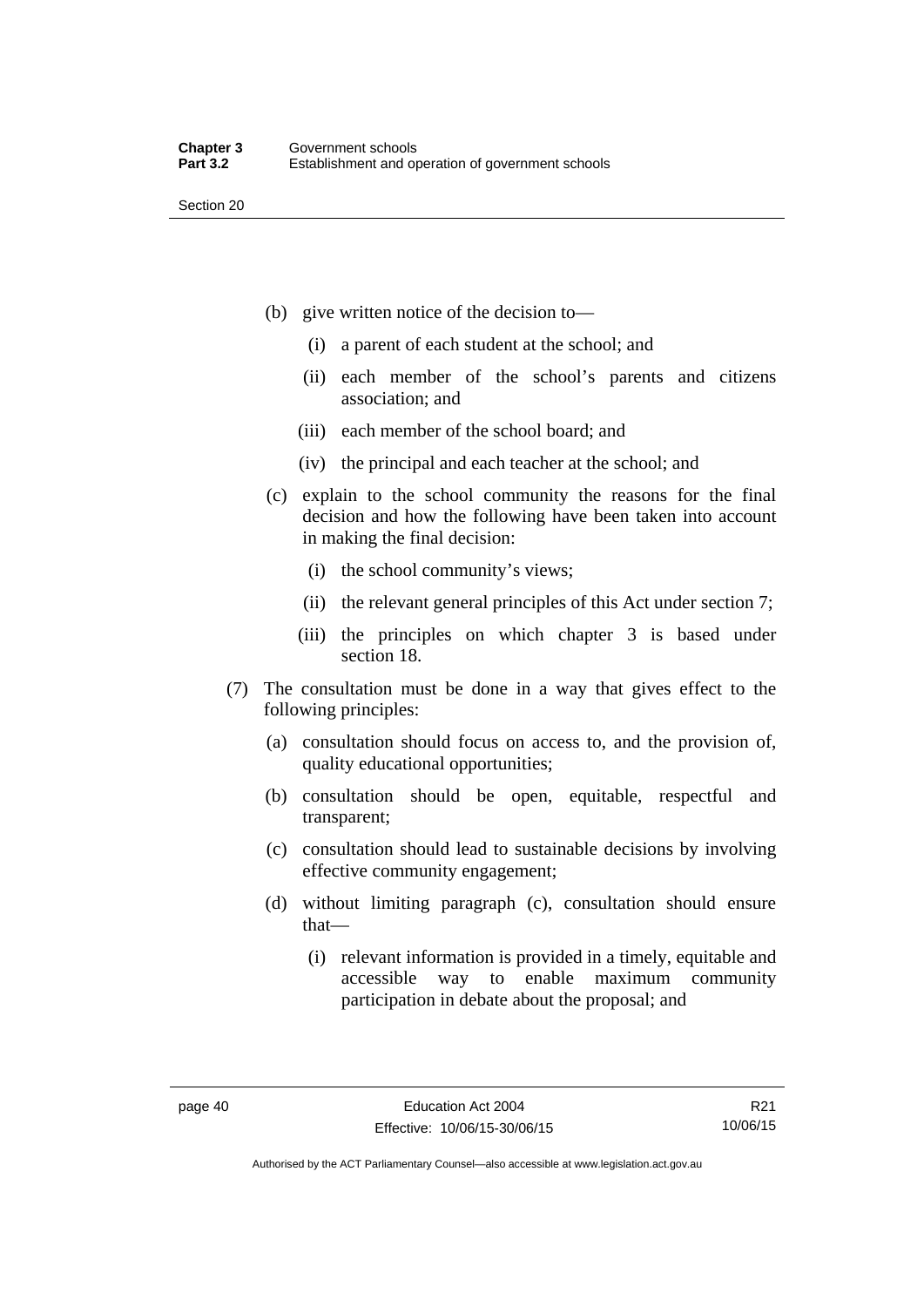(b) give written notice of the decision to—

   (i) a parent of each student at the school; and

   (ii) each member of the school's parents and citizens association; and

   (iii) each member of the school board; and

   (iv) the principal and each teacher at the school; and

(c) explain to the school community the reasons for the final decision and how the following have been taken into account in making the final decision:

   (i) the school community's views;

   (ii) the relevant general principles of this Act under section 7;

   (iii) the principles on which chapter 3 is based under section 18.

(7) The consultation must be done in a way that gives effect to the following principles:

   (a) consultation should focus on access to, and the provision of, quality educational opportunities;

   (b) consultation should be open, equitable, respectful and transparent;

   (c) consultation should lead to sustainable decisions by involving effective community engagement;

   (d) without limiting paragraph (c), consultation should ensure that—

      (i) relevant information is provided in a timely, equitable and accessible way to enable maximum community participation in debate about the proposal; and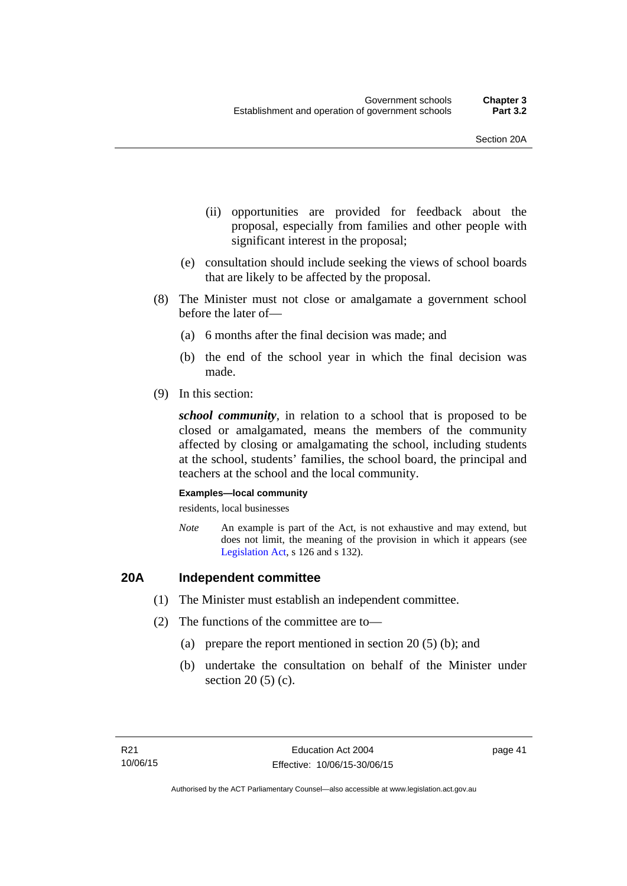(ii) opportunities are provided for feedback about the proposal, especially from families and other people with significant interest in the proposal;

(e) consultation should include seeking the views of school boards that are likely to be affected by the proposal.

(8) The Minister must not close or amalgamate a government school before the later of—

(a) 6 months after the final decision was made; and

(b) the end of the school year in which the final decision was made.

(9) In this section:

***school community***, in relation to a school that is proposed to be closed or amalgamated, means the members of the community affected by closing or amalgamating the school, including students at the school, students' families, the school board, the principal and teachers at the school and the local community.

**Examples—local community**

residents, local businesses

*Note* An example is part of the Act, is not exhaustive and may extend, but does not limit, the meaning of the provision in which it appears (see Legislation Act, s 126 and s 132).

## 20A Independent committee

(1) The Minister must establish an independent committee.

(2) The functions of the committee are to—

(a) prepare the report mentioned in section 20 (5) (b); and

(b) undertake the consultation on behalf of the Minister under section 20 (5) (c).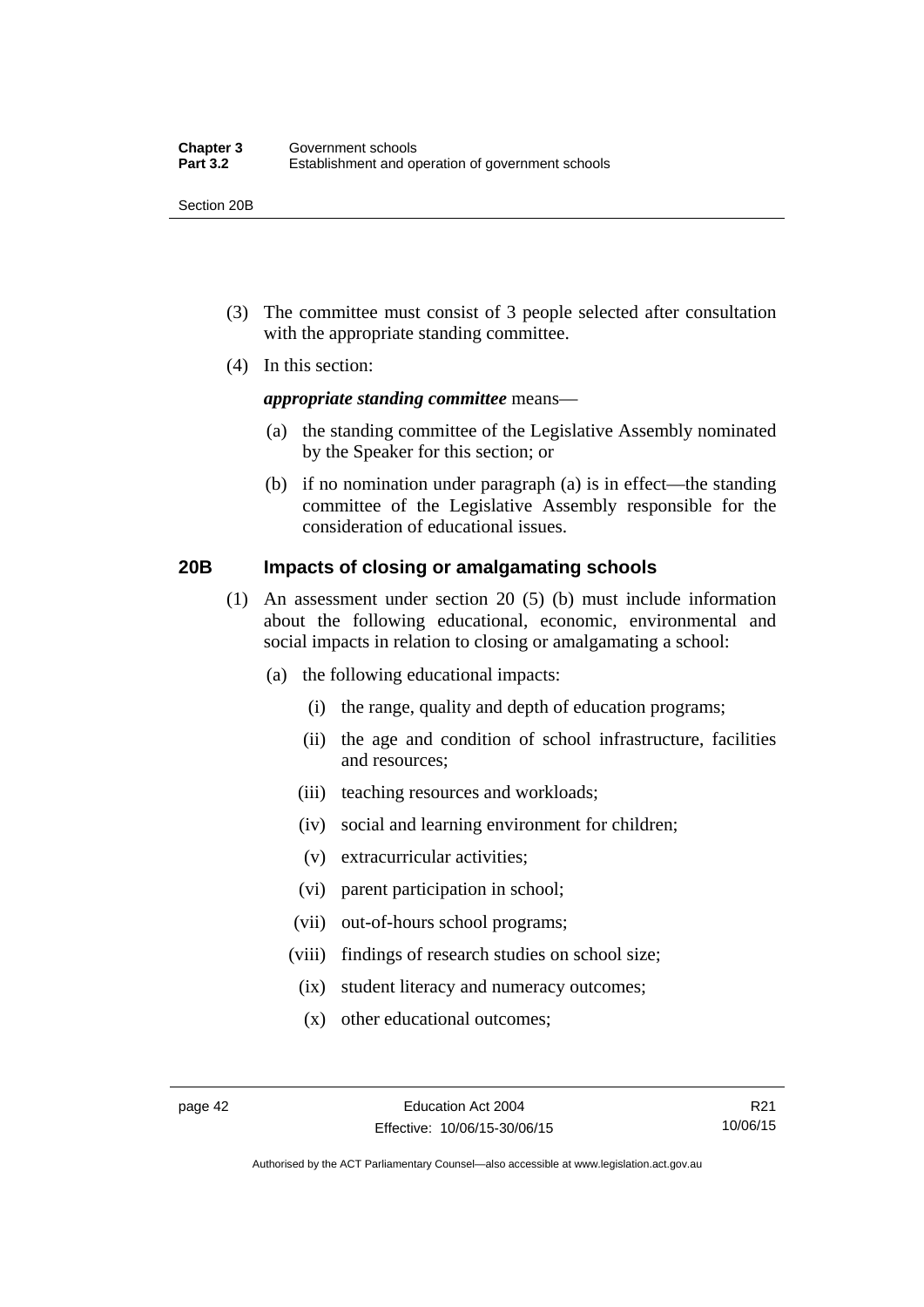(3) The committee must consist of 3 people selected after consultation with the appropriate standing committee.

(4) In this section:

***appropriate standing committee*** means—

(a) the standing committee of the Legislative Assembly nominated by the Speaker for this section; or

(b) if no nomination under paragraph (a) is in effect—the standing committee of the Legislative Assembly responsible for the consideration of educational issues.

### 20B Impacts of closing or amalgamating schools

(1) An assessment under section 20 (5) (b) must include information about the following educational, economic, environmental and social impacts in relation to closing or amalgamating a school:

(a) the following educational impacts:

(i) the range, quality and depth of education programs;

(ii) the age and condition of school infrastructure, facilities and resources;

(iii) teaching resources and workloads;

(iv) social and learning environment for children;

(v) extracurricular activities;

(vi) parent participation in school;

(vii) out-of-hours school programs;

(viii) findings of research studies on school size;

(ix) student literacy and numeracy outcomes;

(x) other educational outcomes;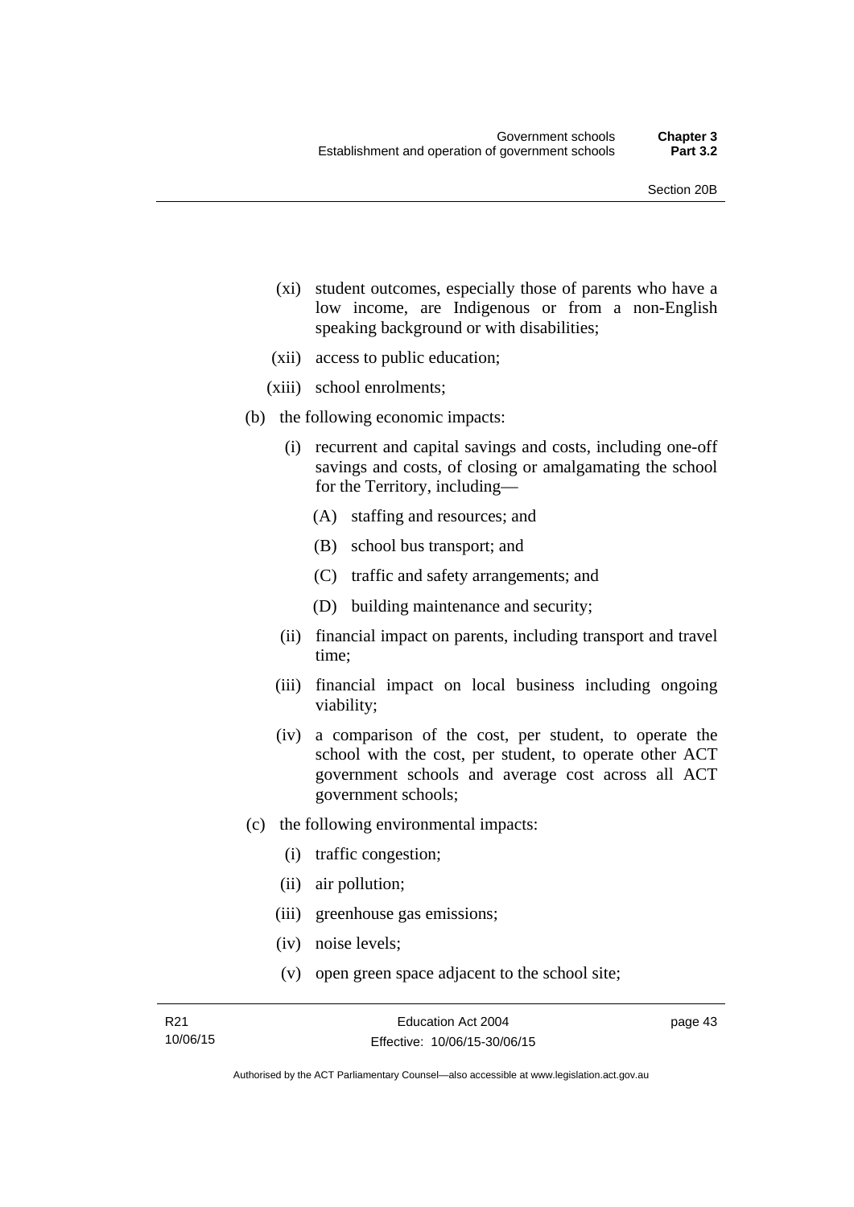(xi) student outcomes, especially those of parents who have a low income, are Indigenous or from a non-English speaking background or with disabilities;

(xii) access to public education;

(xiii) school enrolments;

(b) the following economic impacts:

(i) recurrent and capital savings and costs, including one-off savings and costs, of closing or amalgamating the school for the Territory, including—

(A) staffing and resources; and

(B) school bus transport; and

(C) traffic and safety arrangements; and

(D) building maintenance and security;

(ii) financial impact on parents, including transport and travel time;

(iii) financial impact on local business including ongoing viability;

(iv) a comparison of the cost, per student, to operate the school with the cost, per student, to operate other ACT government schools and average cost across all ACT government schools;

(c) the following environmental impacts:

(i) traffic congestion;

(ii) air pollution;

(iii) greenhouse gas emissions;

(iv) noise levels;

(v) open green space adjacent to the school site;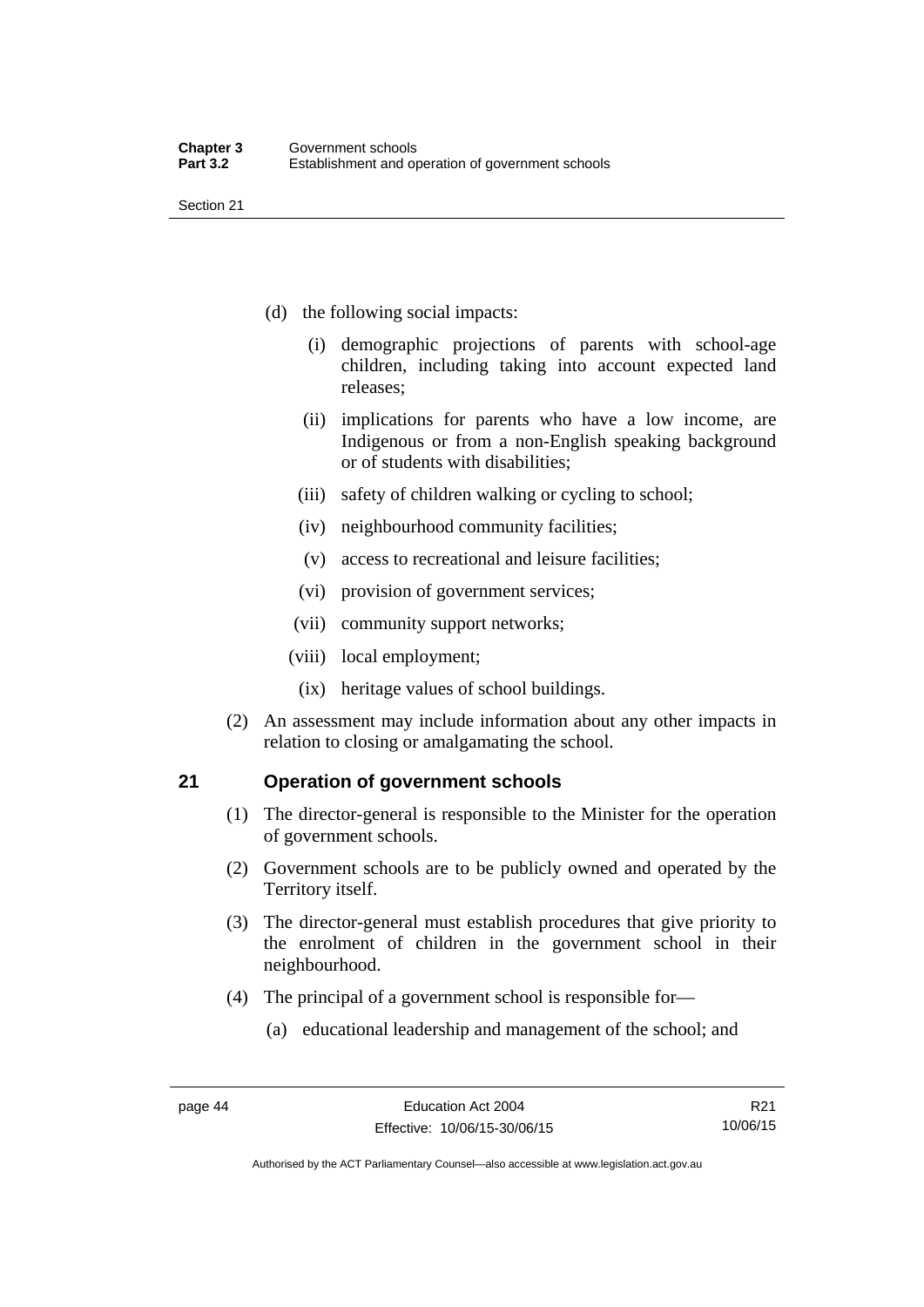(d) the following social impacts:

   (i) demographic projections of parents with school-age children, including taking into account expected land releases;

   (ii) implications for parents who have a low income, are Indigenous or from a non-English speaking background or of students with disabilities;

   (iii) safety of children walking or cycling to school;

   (iv) neighbourhood community facilities;

   (v) access to recreational and leisure facilities;

   (vi) provision of government services;

   (vii) community support networks;

   (viii) local employment;

   (ix) heritage values of school buildings.

(2) An assessment may include information about any other impacts in relation to closing or amalgamating the school.

## 21 Operation of government schools

(1) The director-general is responsible to the Minister for the operation of government schools.

(2) Government schools are to be publicly owned and operated by the Territory itself.

(3) The director-general must establish procedures that give priority to the enrolment of children in the government school in their neighbourhood.

(4) The principal of a government school is responsible for—

   (a) educational leadership and management of the school; and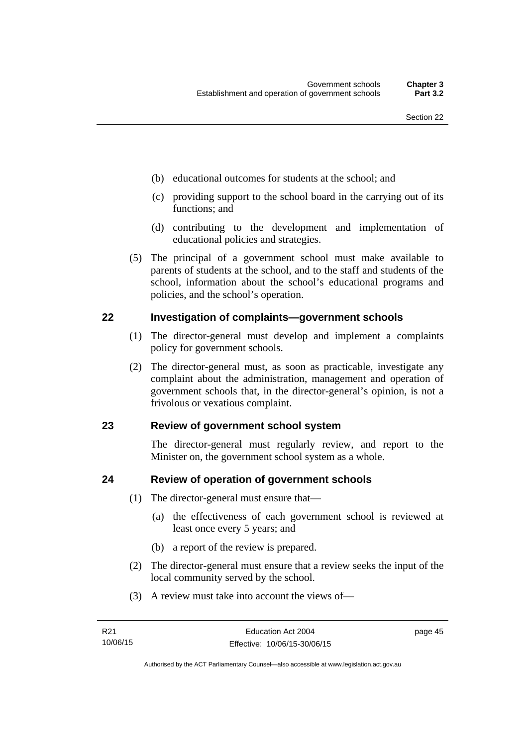(b) educational outcomes for students at the school; and

(c) providing support to the school board in the carrying out of its functions; and

(d) contributing to the development and implementation of educational policies and strategies.

(5) The principal of a government school must make available to parents of students at the school, and to the staff and students of the school, information about the school's educational programs and policies, and the school's operation.

## 22 Investigation of complaints—government schools

(1) The director-general must develop and implement a complaints policy for government schools.

(2) The director-general must, as soon as practicable, investigate any complaint about the administration, management and operation of government schools that, in the director-general's opinion, is not a frivolous or vexatious complaint.

## 23 Review of government school system

The director-general must regularly review, and report to the Minister on, the government school system as a whole.

## 24 Review of operation of government schools

(1) The director-general must ensure that—

(a) the effectiveness of each government school is reviewed at least once every 5 years; and

(b) a report of the review is prepared.

(2) The director-general must ensure that a review seeks the input of the local community served by the school.

(3) A review must take into account the views of—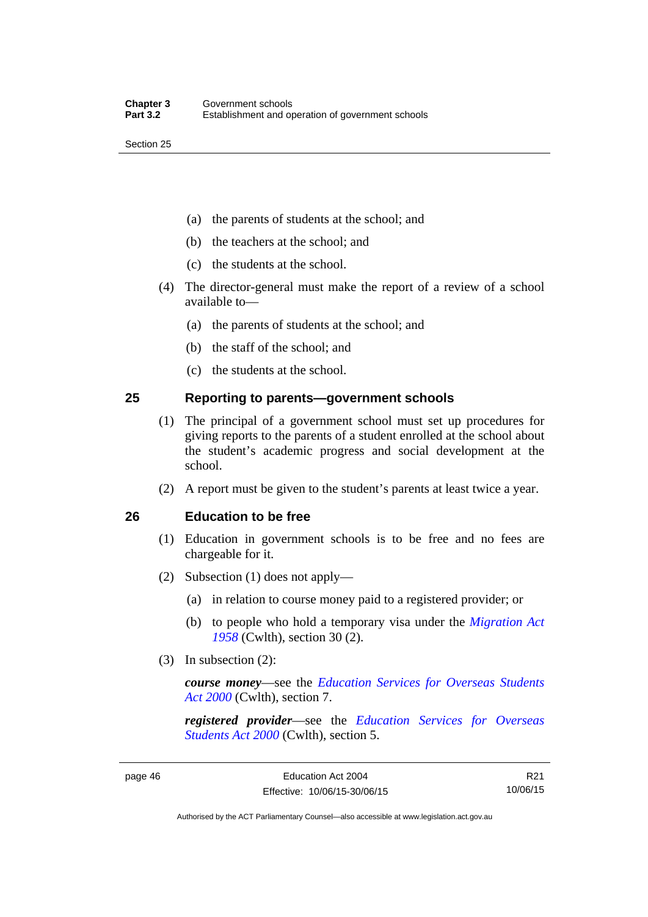(a) the parents of students at the school; and

(b) the teachers at the school; and

(c) the students at the school.

(4) The director-general must make the report of a review of a school available to—

(a) the parents of students at the school; and

(b) the staff of the school; and

(c) the students at the school.

## 25 Reporting to parents—government schools

(1) The principal of a government school must set up procedures for giving reports to the parents of a student enrolled at the school about the student's academic progress and social development at the school.

(2) A report must be given to the student's parents at least twice a year.

## 26 Education to be free

(1) Education in government schools is to be free and no fees are chargeable for it.

(2) Subsection (1) does not apply—

(a) in relation to course money paid to a registered provider; or

(b) to people who hold a temporary visa under the *Migration Act 1958* (Cwlth), section 30 (2).

(3) In subsection (2):

***course money***—see the *Education Services for Overseas Students Act 2000* (Cwlth), section 7.

***registered provider***—see the *Education Services for Overseas Students Act 2000* (Cwlth), section 5.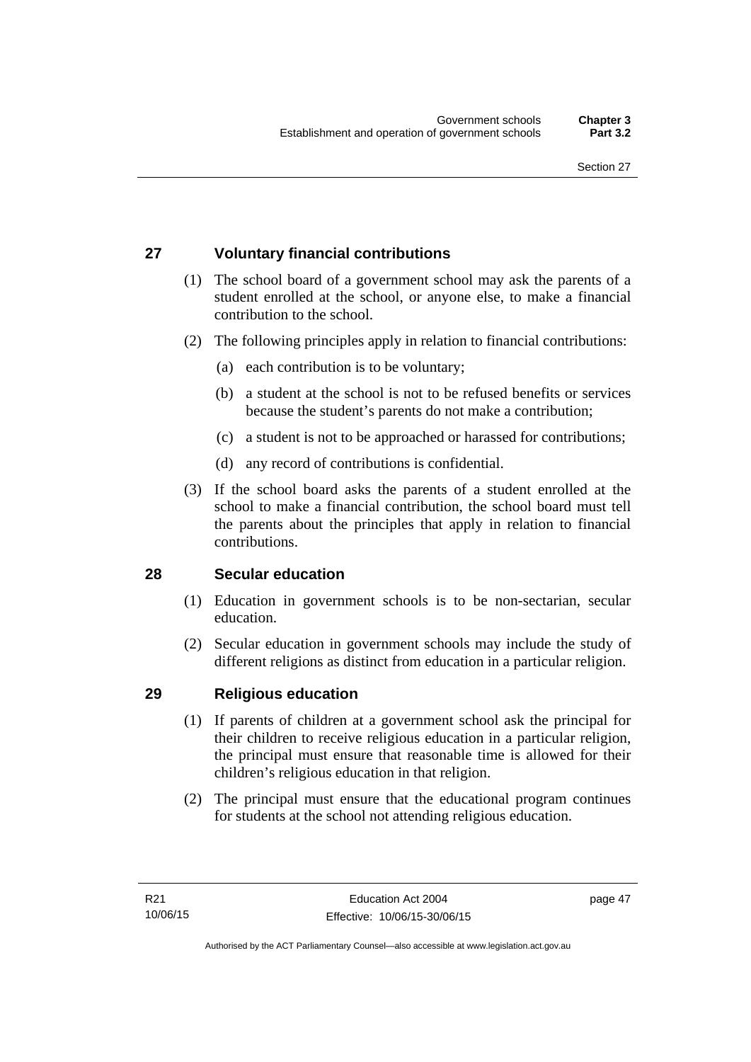## 27 Voluntary financial contributions

(1) The school board of a government school may ask the parents of a student enrolled at the school, or anyone else, to make a financial contribution to the school.

(2) The following principles apply in relation to financial contributions:

(a) each contribution is to be voluntary;

(b) a student at the school is not to be refused benefits or services because the student's parents do not make a contribution;

(c) a student is not to be approached or harassed for contributions;

(d) any record of contributions is confidential.

(3) If the school board asks the parents of a student enrolled at the school to make a financial contribution, the school board must tell the parents about the principles that apply in relation to financial contributions.

## 28 Secular education

(1) Education in government schools is to be non-sectarian, secular education.

(2) Secular education in government schools may include the study of different religions as distinct from education in a particular religion.

## 29 Religious education

(1) If parents of children at a government school ask the principal for their children to receive religious education in a particular religion, the principal must ensure that reasonable time is allowed for their children's religious education in that religion.

(2) The principal must ensure that the educational program continues for students at the school not attending religious education.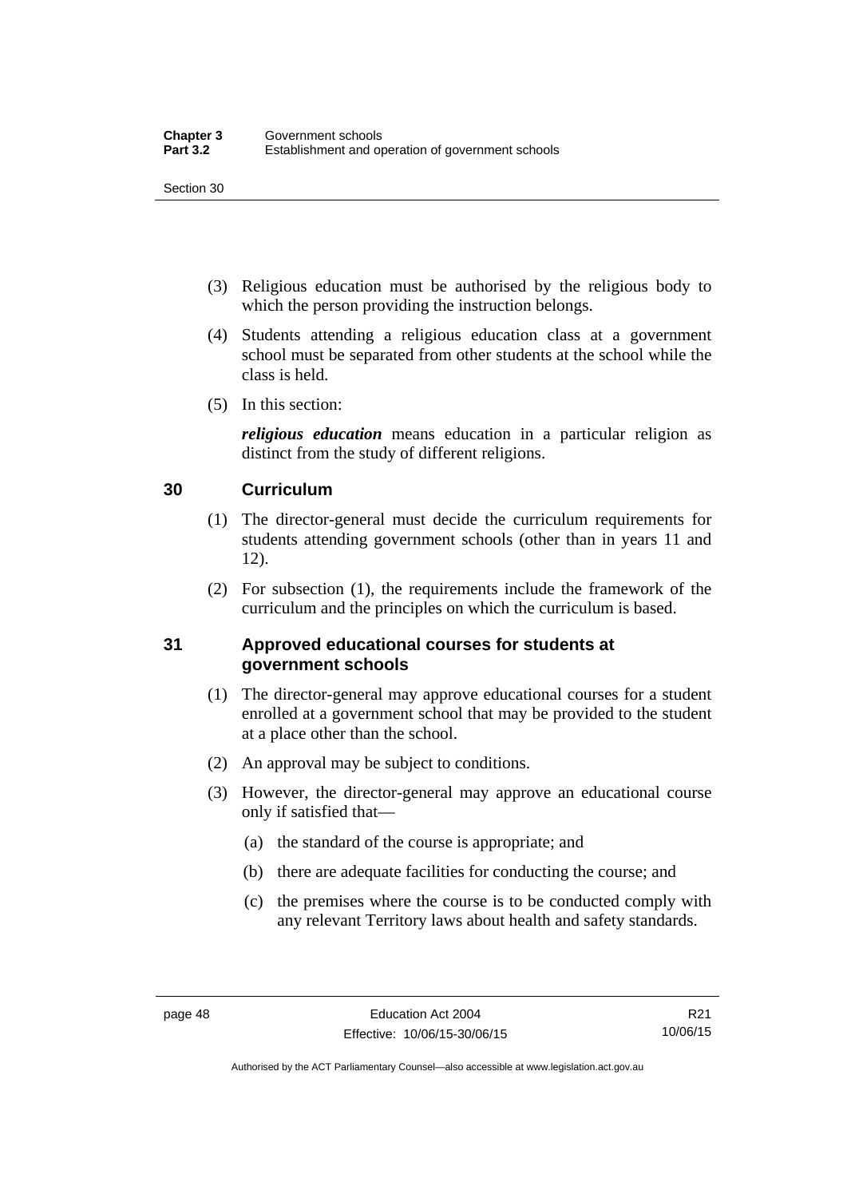(3) Religious education must be authorised by the religious body to which the person providing the instruction belongs.

(4) Students attending a religious education class at a government school must be separated from other students at the school while the class is held.

(5) In this section:

***religious education*** means education in a particular religion as distinct from the study of different religions.

### 30 Curriculum

(1) The director-general must decide the curriculum requirements for students attending government schools (other than in years 11 and 12).

(2) For subsection (1), the requirements include the framework of the curriculum and the principles on which the curriculum is based.

### 31 Approved educational courses for students at government schools

(1) The director-general may approve educational courses for a student enrolled at a government school that may be provided to the student at a place other than the school.

(2) An approval may be subject to conditions.

(3) However, the director-general may approve an educational course only if satisfied that—

(a) the standard of the course is appropriate; and

(b) there are adequate facilities for conducting the course; and

(c) the premises where the course is to be conducted comply with any relevant Territory laws about health and safety standards.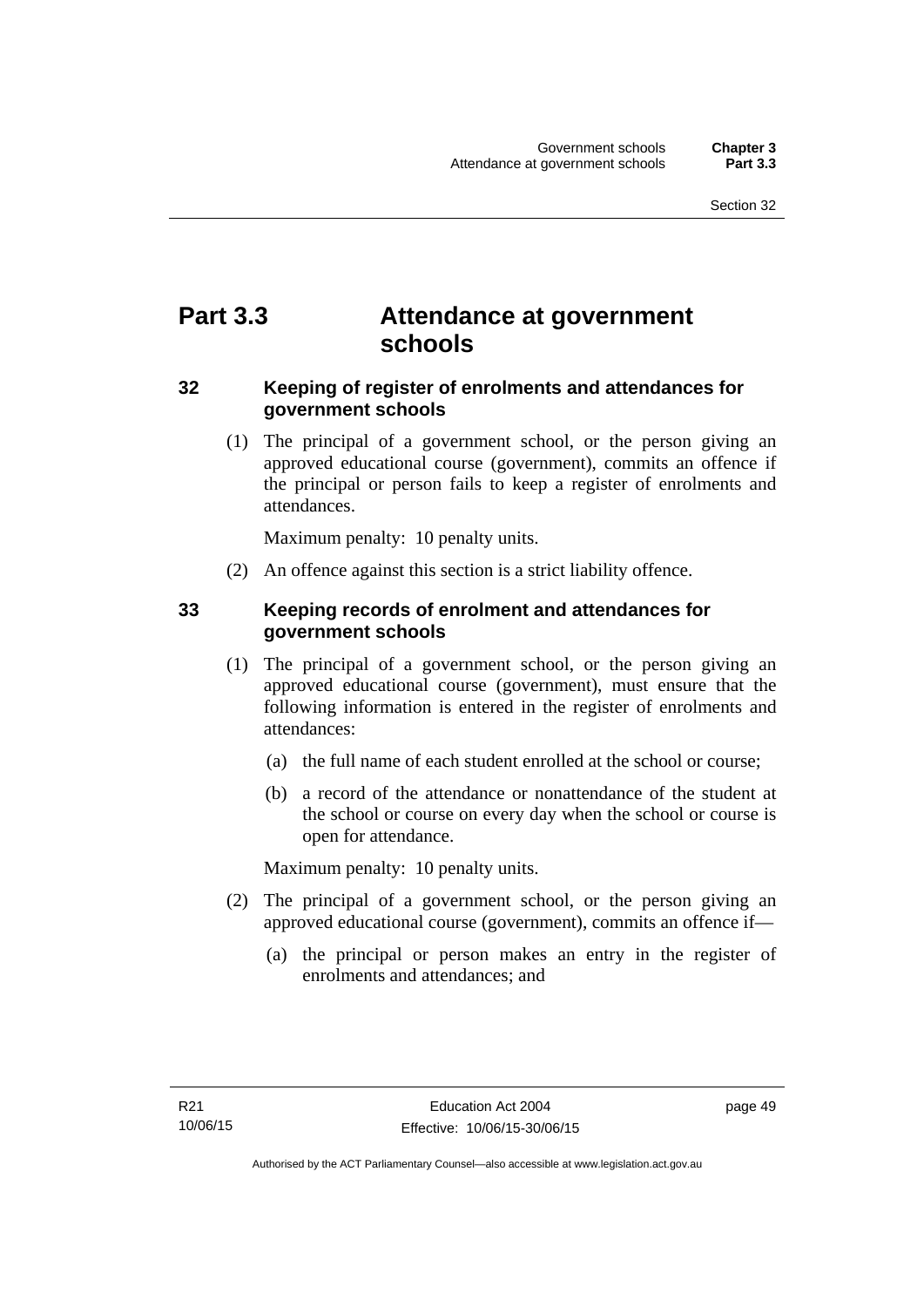# Part 3.3 Attendance at government schools

## 32 Keeping of register of enrolments and attendances for government schools

(1) The principal of a government school, or the person giving an approved educational course (government), commits an offence if the principal or person fails to keep a register of enrolments and attendances.

Maximum penalty: 10 penalty units.

(2) An offence against this section is a strict liability offence.

## 33 Keeping records of enrolment and attendances for government schools

(1) The principal of a government school, or the person giving an approved educational course (government), must ensure that the following information is entered in the register of enrolments and attendances:

(a) the full name of each student enrolled at the school or course;

(b) a record of the attendance or nonattendance of the student at the school or course on every day when the school or course is open for attendance.

Maximum penalty: 10 penalty units.

(2) The principal of a government school, or the person giving an approved educational course (government), commits an offence if—

(a) the principal or person makes an entry in the register of enrolments and attendances; and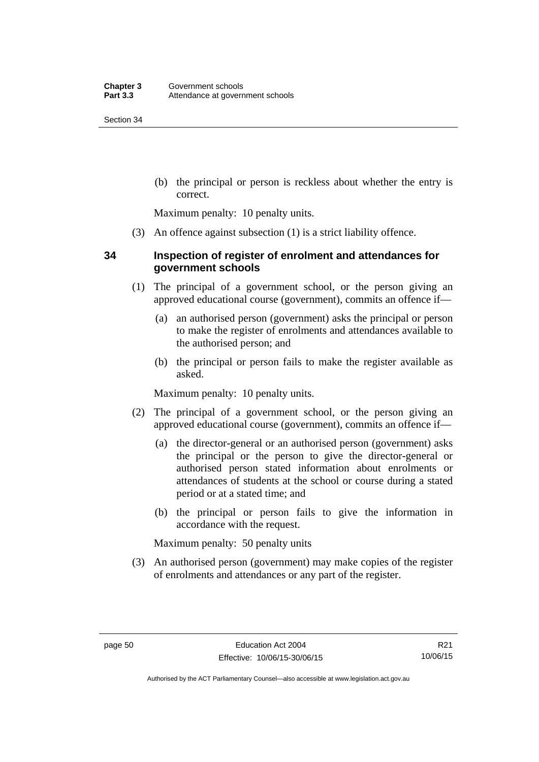(b) the principal or person is reckless about whether the entry is correct.

Maximum penalty: 10 penalty units.

(3) An offence against subsection (1) is a strict liability offence.

## 34 Inspection of register of enrolment and attendances for government schools

(1) The principal of a government school, or the person giving an approved educational course (government), commits an offence if—

(a) an authorised person (government) asks the principal or person to make the register of enrolments and attendances available to the authorised person; and

(b) the principal or person fails to make the register available as asked.

Maximum penalty: 10 penalty units.

(2) The principal of a government school, or the person giving an approved educational course (government), commits an offence if—

(a) the director-general or an authorised person (government) asks the principal or the person to give the director-general or authorised person stated information about enrolments or attendances of students at the school or course during a stated period or at a stated time; and

(b) the principal or person fails to give the information in accordance with the request.

Maximum penalty: 50 penalty units

(3) An authorised person (government) may make copies of the register of enrolments and attendances or any part of the register.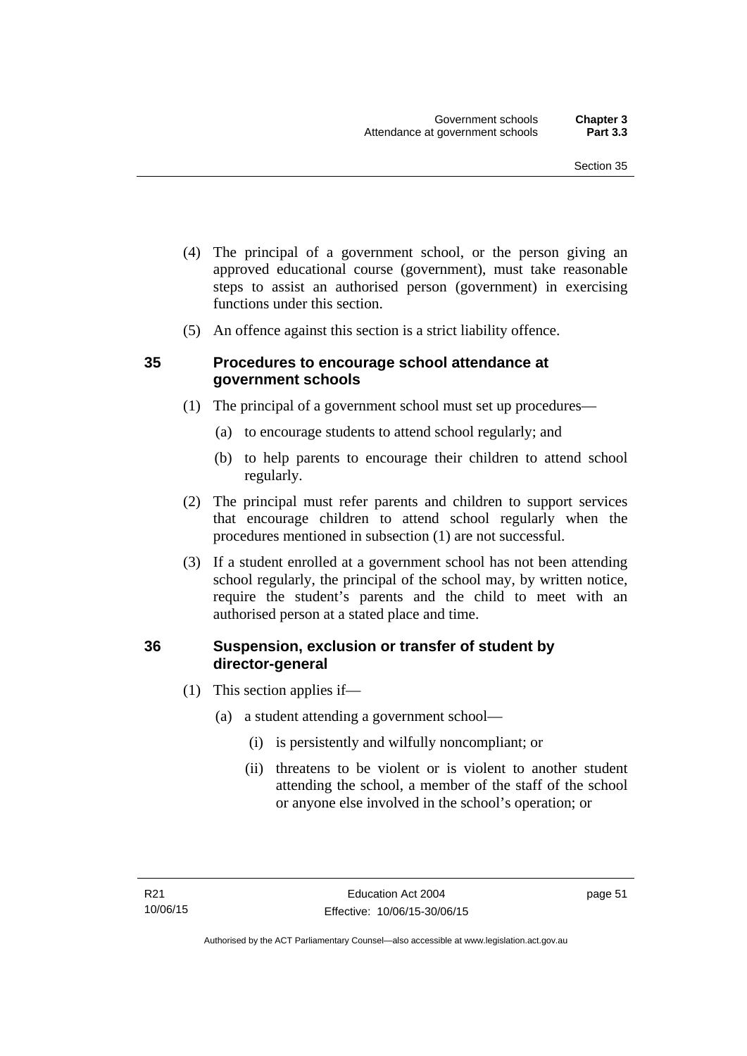(4) The principal of a government school, or the person giving an approved educational course (government), must take reasonable steps to assist an authorised person (government) in exercising functions under this section.

(5) An offence against this section is a strict liability offence.

### 35 Procedures to encourage school attendance at government schools

(1) The principal of a government school must set up procedures—

(a) to encourage students to attend school regularly; and

(b) to help parents to encourage their children to attend school regularly.

(2) The principal must refer parents and children to support services that encourage children to attend school regularly when the procedures mentioned in subsection (1) are not successful.

(3) If a student enrolled at a government school has not been attending school regularly, the principal of the school may, by written notice, require the student's parents and the child to meet with an authorised person at a stated place and time.

### 36 Suspension, exclusion or transfer of student by director-general

(1) This section applies if—

(a) a student attending a government school—

(i) is persistently and wilfully noncompliant; or

(ii) threatens to be violent or is violent to another student attending the school, a member of the staff of the school or anyone else involved in the school's operation; or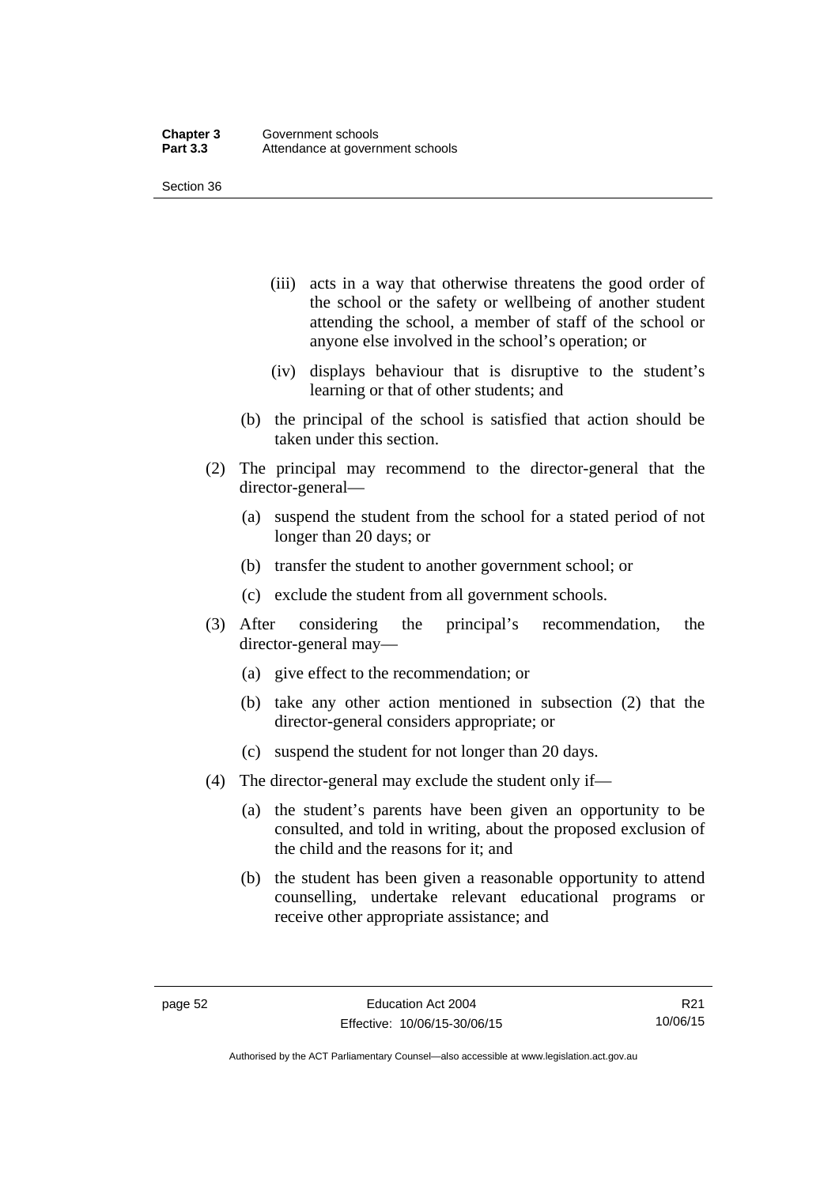(iii) acts in a way that otherwise threatens the good order of the school or the safety or wellbeing of another student attending the school, a member of staff of the school or anyone else involved in the school's operation; or

(iv) displays behaviour that is disruptive to the student's learning or that of other students; and

(b) the principal of the school is satisfied that action should be taken under this section.

(2) The principal may recommend to the director-general that the director-general—

(a) suspend the student from the school for a stated period of not longer than 20 days; or

(b) transfer the student to another government school; or

(c) exclude the student from all government schools.

(3) After considering the principal's recommendation, the director-general may—

(a) give effect to the recommendation; or

(b) take any other action mentioned in subsection (2) that the director-general considers appropriate; or

(c) suspend the student for not longer than 20 days.

(4) The director-general may exclude the student only if—

(a) the student's parents have been given an opportunity to be consulted, and told in writing, about the proposed exclusion of the child and the reasons for it; and

(b) the student has been given a reasonable opportunity to attend counselling, undertake relevant educational programs or receive other appropriate assistance; and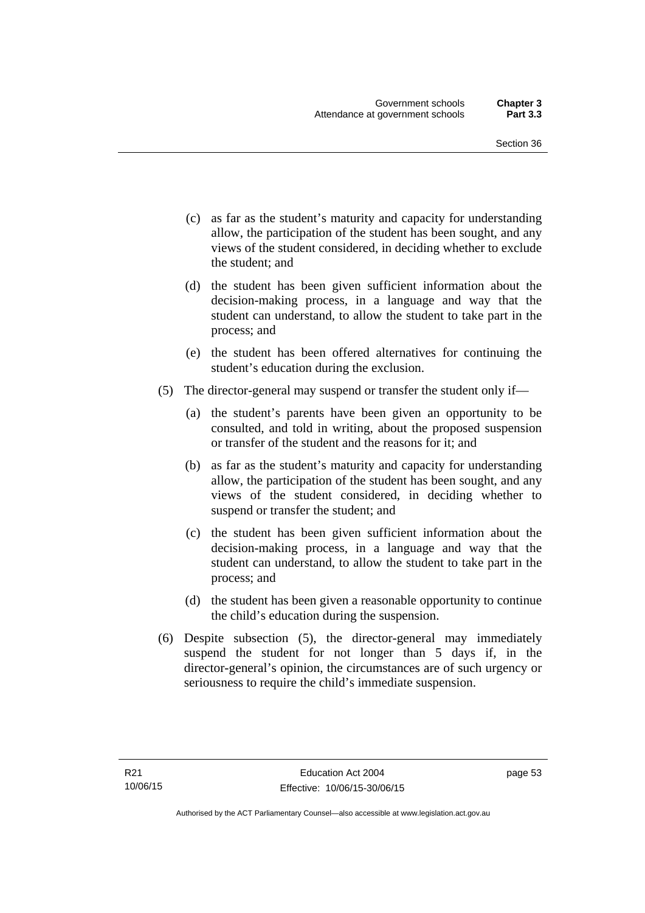(c) as far as the student's maturity and capacity for understanding allow, the participation of the student has been sought, and any views of the student considered, in deciding whether to exclude the student; and

(d) the student has been given sufficient information about the decision-making process, in a language and way that the student can understand, to allow the student to take part in the process; and

(e) the student has been offered alternatives for continuing the student's education during the exclusion.

(5) The director-general may suspend or transfer the student only if—

(a) the student's parents have been given an opportunity to be consulted, and told in writing, about the proposed suspension or transfer of the student and the reasons for it; and

(b) as far as the student's maturity and capacity for understanding allow, the participation of the student has been sought, and any views of the student considered, in deciding whether to suspend or transfer the student; and

(c) the student has been given sufficient information about the decision-making process, in a language and way that the student can understand, to allow the student to take part in the process; and

(d) the student has been given a reasonable opportunity to continue the child's education during the suspension.

(6) Despite subsection (5), the director-general may immediately suspend the student for not longer than 5 days if, in the director-general's opinion, the circumstances are of such urgency or seriousness to require the child's immediate suspension.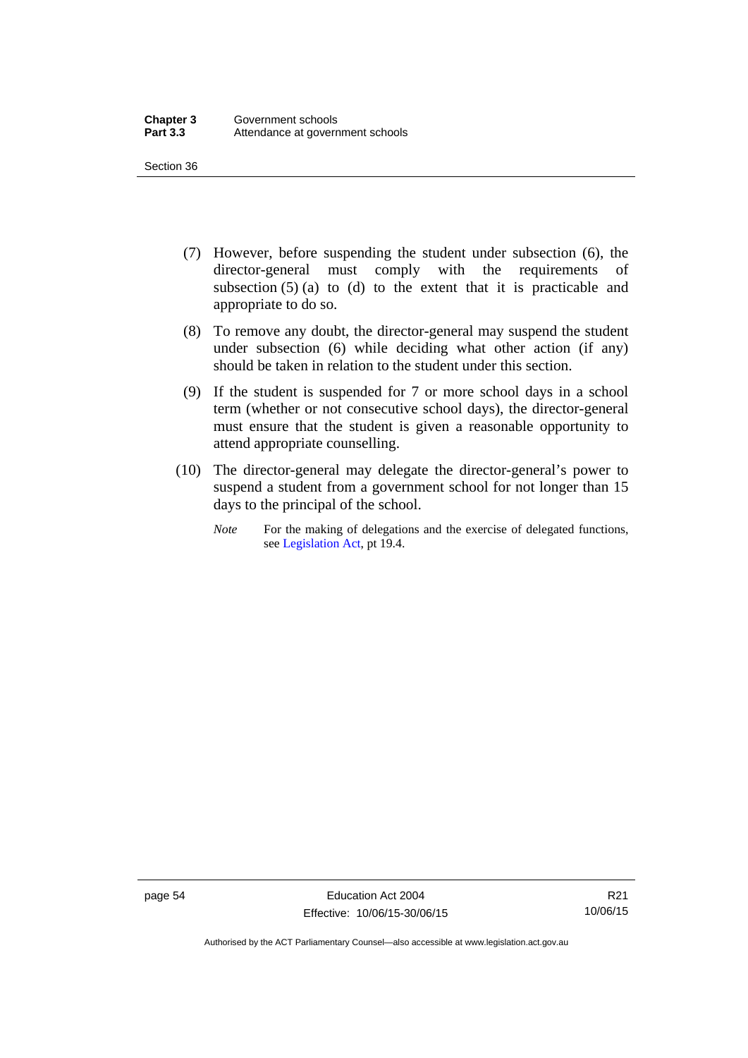(7) However, before suspending the student under subsection (6), the director-general must comply with the requirements of subsection (5) (a) to (d) to the extent that it is practicable and appropriate to do so.

(8) To remove any doubt, the director-general may suspend the student under subsection (6) while deciding what other action (if any) should be taken in relation to the student under this section.

(9) If the student is suspended for 7 or more school days in a school term (whether or not consecutive school days), the director-general must ensure that the student is given a reasonable opportunity to attend appropriate counselling.

(10) The director-general may delegate the director-general's power to suspend a student from a government school for not longer than 15 days to the principal of the school.

*Note* For the making of delegations and the exercise of delegated functions, see Legislation Act, pt 19.4.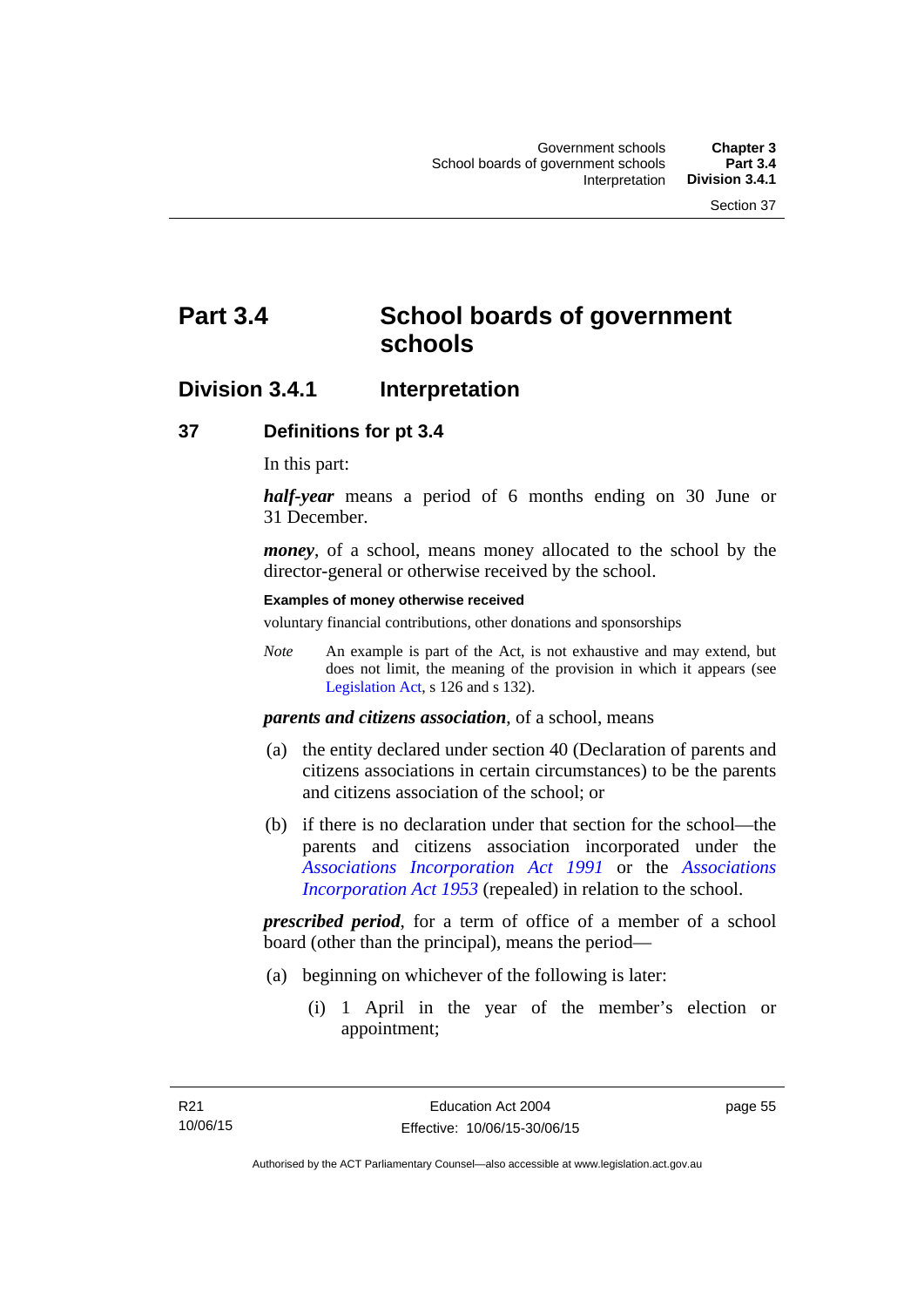# Part 3.4 School boards of government schools

## Division 3.4.1 Interpretation

### 37 Definitions for pt 3.4

In this part:

***half-year*** means a period of 6 months ending on 30 June or 31 December.

***money***, of a school, means money allocated to the school by the director-general or otherwise received by the school.

**Examples of money otherwise received**

voluntary financial contributions, other donations and sponsorships

*Note* An example is part of the Act, is not exhaustive and may extend, but does not limit, the meaning of the provision in which it appears (see Legislation Act, s 126 and s 132).

***parents and citizens association***, of a school, means

(a) the entity declared under section 40 (Declaration of parents and citizens associations in certain circumstances) to be the parents and citizens association of the school; or

(b) if there is no declaration under that section for the school—the parents and citizens association incorporated under the *Associations Incorporation Act 1991* or the *Associations Incorporation Act 1953* (repealed) in relation to the school.

***prescribed period***, for a term of office of a member of a school board (other than the principal), means the period—

(a) beginning on whichever of the following is later:

(i) 1 April in the year of the member's election or appointment;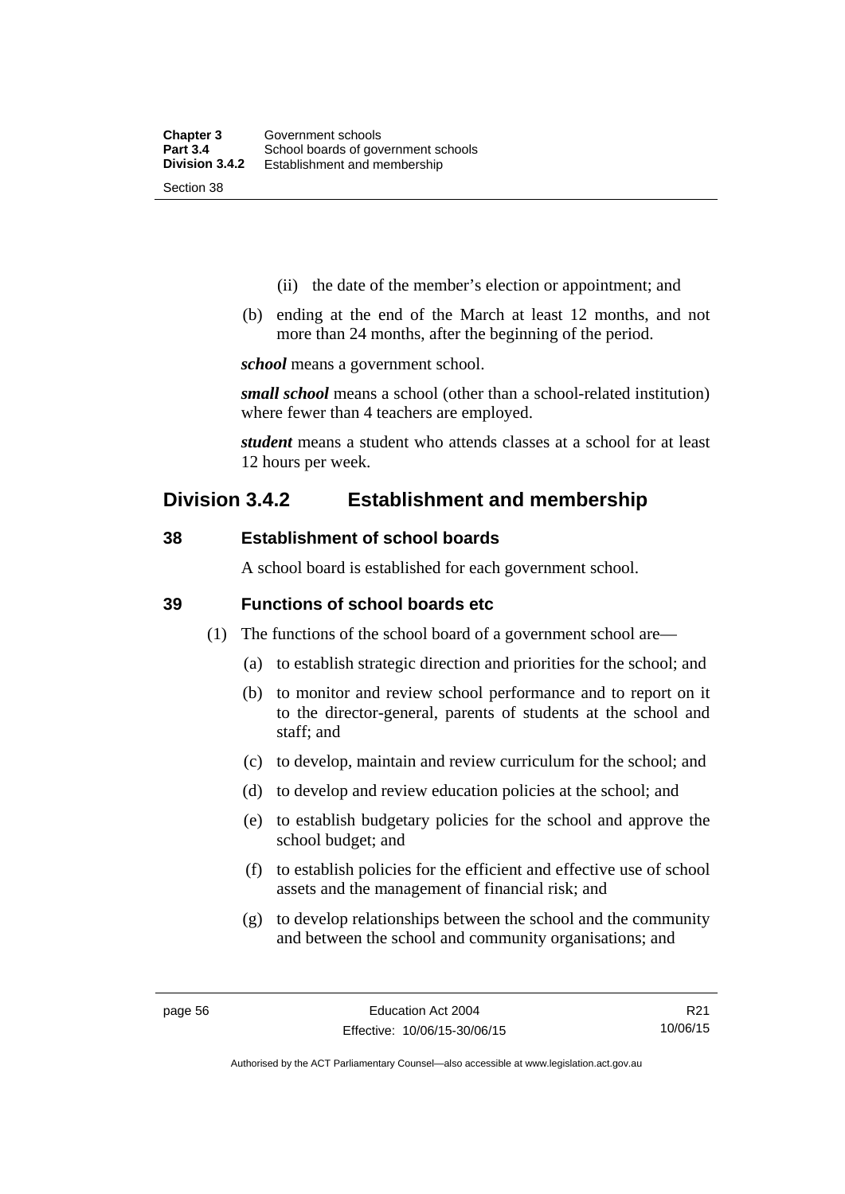(ii) the date of the member's election or appointment; and

(b) ending at the end of the March at least 12 months, and not more than 24 months, after the beginning of the period.

***school*** means a government school.

***small school*** means a school (other than a school-related institution) where fewer than 4 teachers are employed.

***student*** means a student who attends classes at a school for at least 12 hours per week.

## Division 3.4.2 Establishment and membership

### 38 Establishment of school boards

A school board is established for each government school.

### 39 Functions of school boards etc

(1) The functions of the school board of a government school are—

(a) to establish strategic direction and priorities for the school; and

(b) to monitor and review school performance and to report on it to the director-general, parents of students at the school and staff; and

(c) to develop, maintain and review curriculum for the school; and

(d) to develop and review education policies at the school; and

(e) to establish budgetary policies for the school and approve the school budget; and

(f) to establish policies for the efficient and effective use of school assets and the management of financial risk; and

(g) to develop relationships between the school and the community and between the school and community organisations; and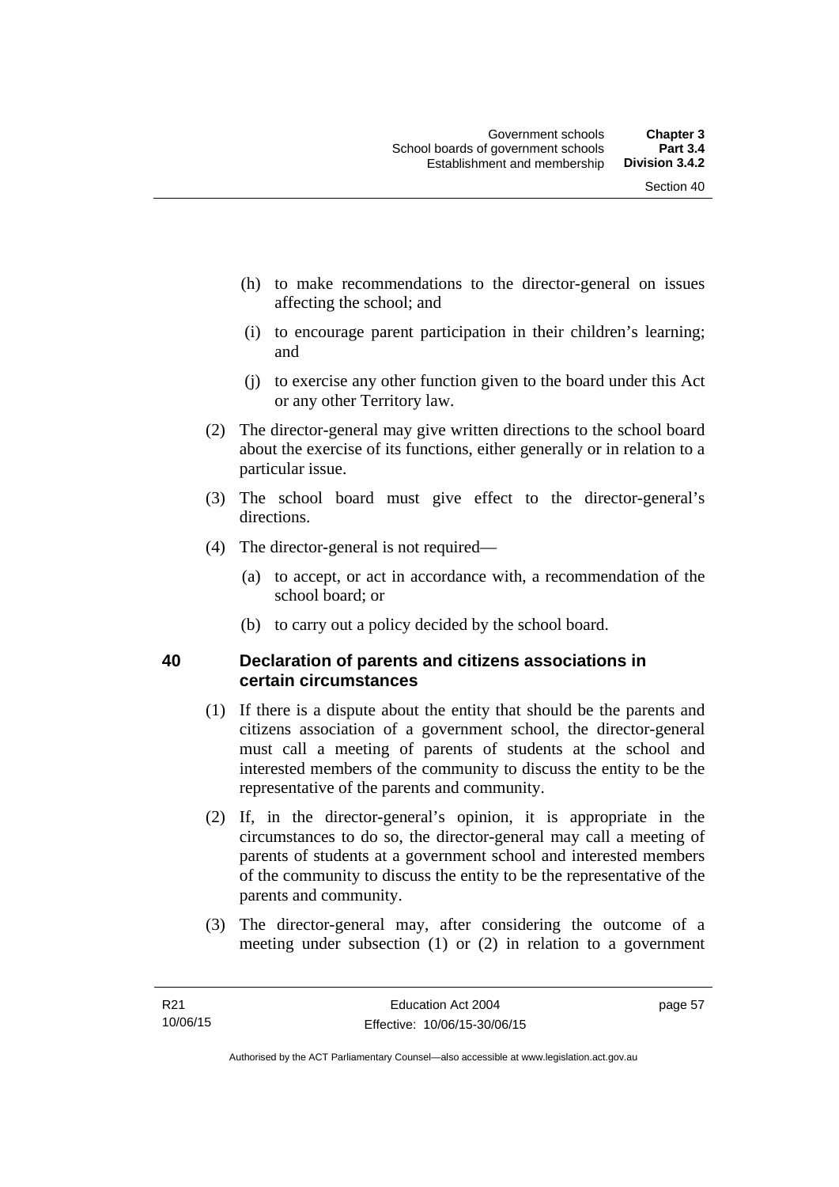(h) to make recommendations to the director-general on issues affecting the school; and

(i) to encourage parent participation in their children's learning; and

(j) to exercise any other function given to the board under this Act or any other Territory law.

(2) The director-general may give written directions to the school board about the exercise of its functions, either generally or in relation to a particular issue.

(3) The school board must give effect to the director-general's directions.

(4) The director-general is not required—

(a) to accept, or act in accordance with, a recommendation of the school board; or

(b) to carry out a policy decided by the school board.

### 40 Declaration of parents and citizens associations in certain circumstances

(1) If there is a dispute about the entity that should be the parents and citizens association of a government school, the director-general must call a meeting of parents of students at the school and interested members of the community to discuss the entity to be the representative of the parents and community.

(2) If, in the director-general's opinion, it is appropriate in the circumstances to do so, the director-general may call a meeting of parents of students at a government school and interested members of the community to discuss the entity to be the representative of the parents and community.

(3) The director-general may, after considering the outcome of a meeting under subsection (1) or (2) in relation to a government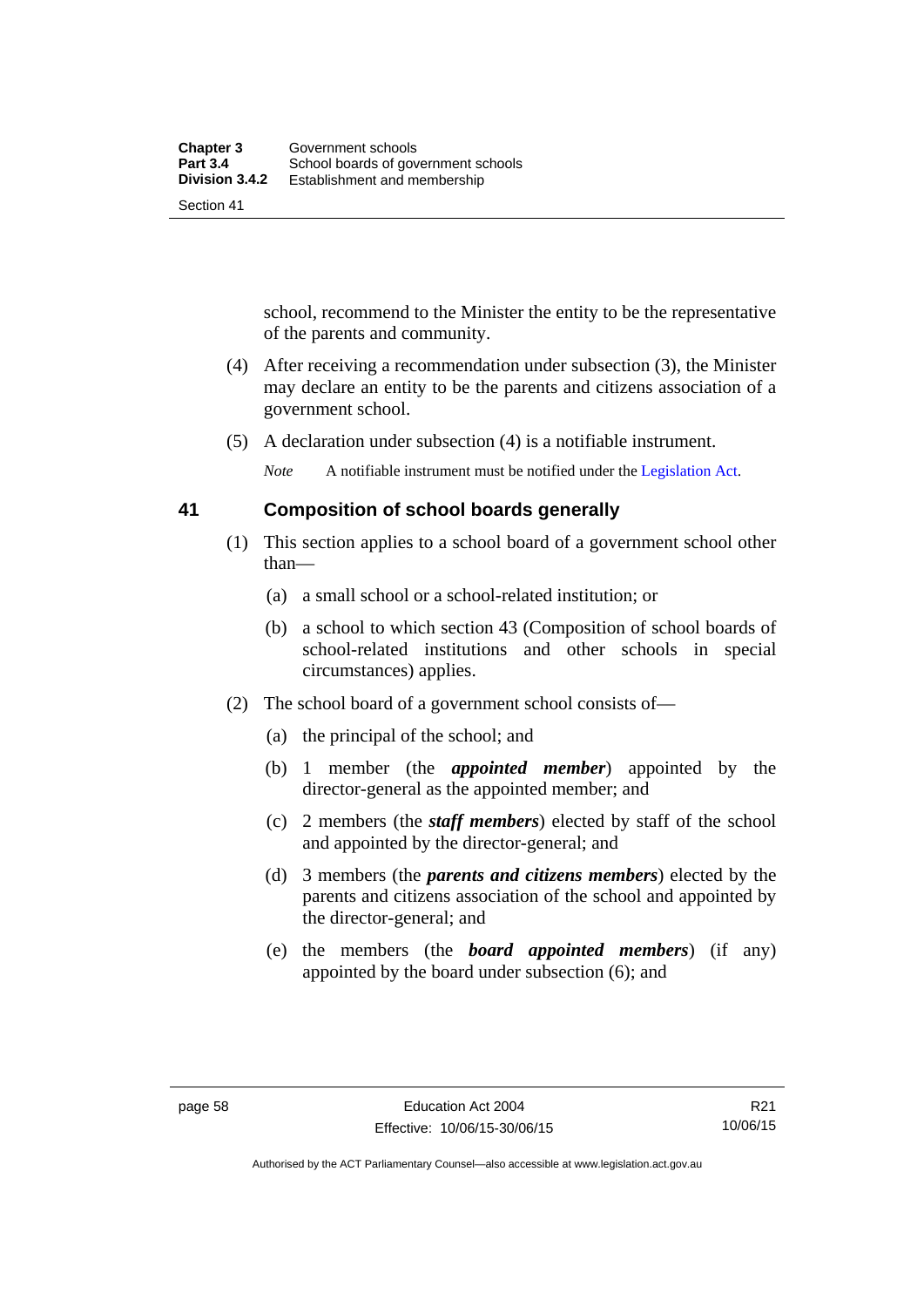school, recommend to the Minister the entity to be the representative of the parents and community.

(4) After receiving a recommendation under subsection (3), the Minister may declare an entity to be the parents and citizens association of a government school.

(5) A declaration under subsection (4) is a notifiable instrument.

*Note* A notifiable instrument must be notified under the Legislation Act.

## 41 Composition of school boards generally

(1) This section applies to a school board of a government school other than—

(a) a small school or a school-related institution; or

(b) a school to which section 43 (Composition of school boards of school-related institutions and other schools in special circumstances) applies.

(2) The school board of a government school consists of—

(a) the principal of the school; and

(b) 1 member (the ***appointed member***) appointed by the director-general as the appointed member; and

(c) 2 members (the ***staff members***) elected by staff of the school and appointed by the director-general; and

(d) 3 members (the ***parents and citizens members***) elected by the parents and citizens association of the school and appointed by the director-general; and

(e) the members (the ***board appointed members***) (if any) appointed by the board under subsection (6); and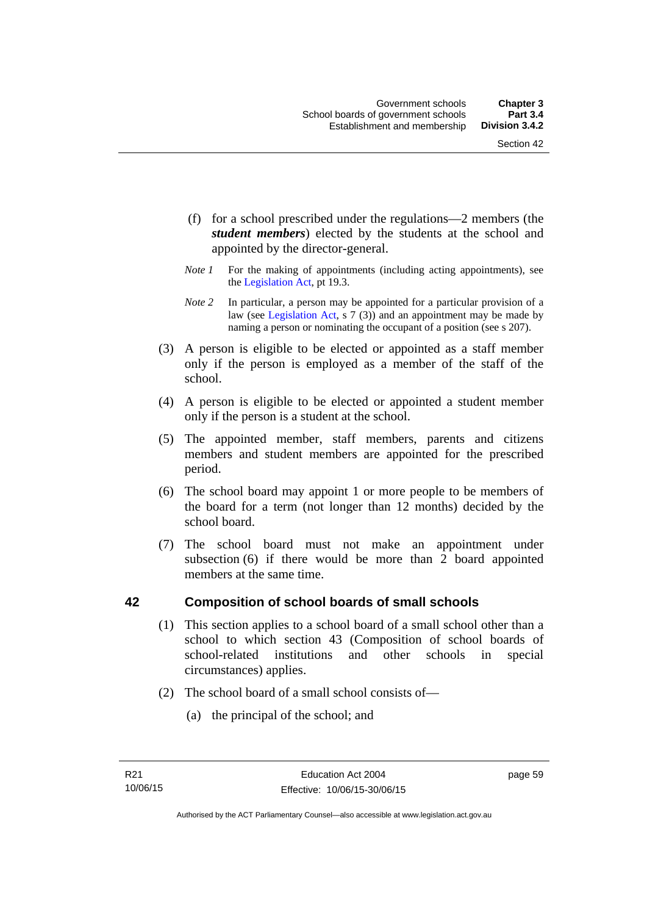(f) for a school prescribed under the regulations—2 members (the ***student members***) elected by the students at the school and appointed by the director-general.

*Note 1* For the making of appointments (including acting appointments), see the Legislation Act, pt 19.3.

*Note 2* In particular, a person may be appointed for a particular provision of a law (see Legislation Act, s 7 (3)) and an appointment may be made by naming a person or nominating the occupant of a position (see s 207).

(3) A person is eligible to be elected or appointed as a staff member only if the person is employed as a member of the staff of the school.

(4) A person is eligible to be elected or appointed a student member only if the person is a student at the school.

(5) The appointed member, staff members, parents and citizens members and student members are appointed for the prescribed period.

(6) The school board may appoint 1 or more people to be members of the board for a term (not longer than 12 months) decided by the school board.

(7) The school board must not make an appointment under subsection (6) if there would be more than 2 board appointed members at the same time.

## 42 Composition of school boards of small schools

(1) This section applies to a school board of a small school other than a school to which section 43 (Composition of school boards of school-related institutions and other schools in special circumstances) applies.

(2) The school board of a small school consists of—

(a) the principal of the school; and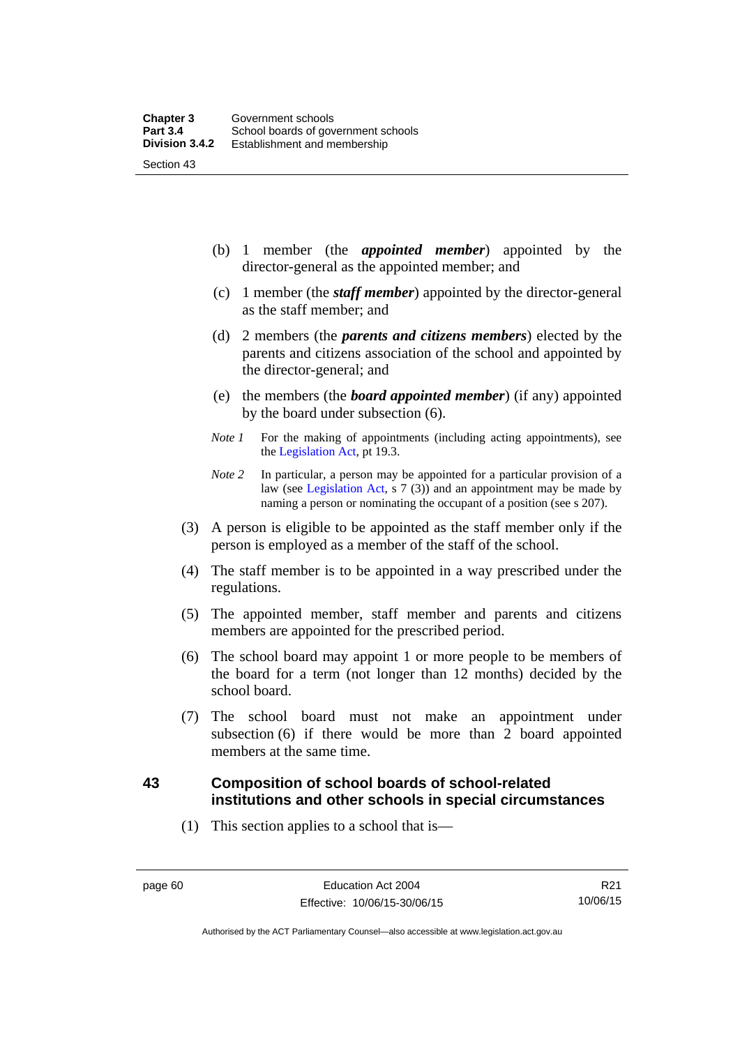(b) 1 member (the ***appointed member***) appointed by the director-general as the appointed member; and

(c) 1 member (the ***staff member***) appointed by the director-general as the staff member; and

(d) 2 members (the ***parents and citizens members***) elected by the parents and citizens association of the school and appointed by the director-general; and

(e) the members (the ***board appointed member***) (if any) appointed by the board under subsection (6).

*Note 1* For the making of appointments (including acting appointments), see the Legislation Act, pt 19.3.

*Note 2* In particular, a person may be appointed for a particular provision of a law (see Legislation Act, s 7 (3)) and an appointment may be made by naming a person or nominating the occupant of a position (see s 207).

(3) A person is eligible to be appointed as the staff member only if the person is employed as a member of the staff of the school.

(4) The staff member is to be appointed in a way prescribed under the regulations.

(5) The appointed member, staff member and parents and citizens members are appointed for the prescribed period.

(6) The school board may appoint 1 or more people to be members of the board for a term (not longer than 12 months) decided by the school board.

(7) The school board must not make an appointment under subsection (6) if there would be more than 2 board appointed members at the same time.

## 43 Composition of school boards of school-related institutions and other schools in special circumstances

(1) This section applies to a school that is—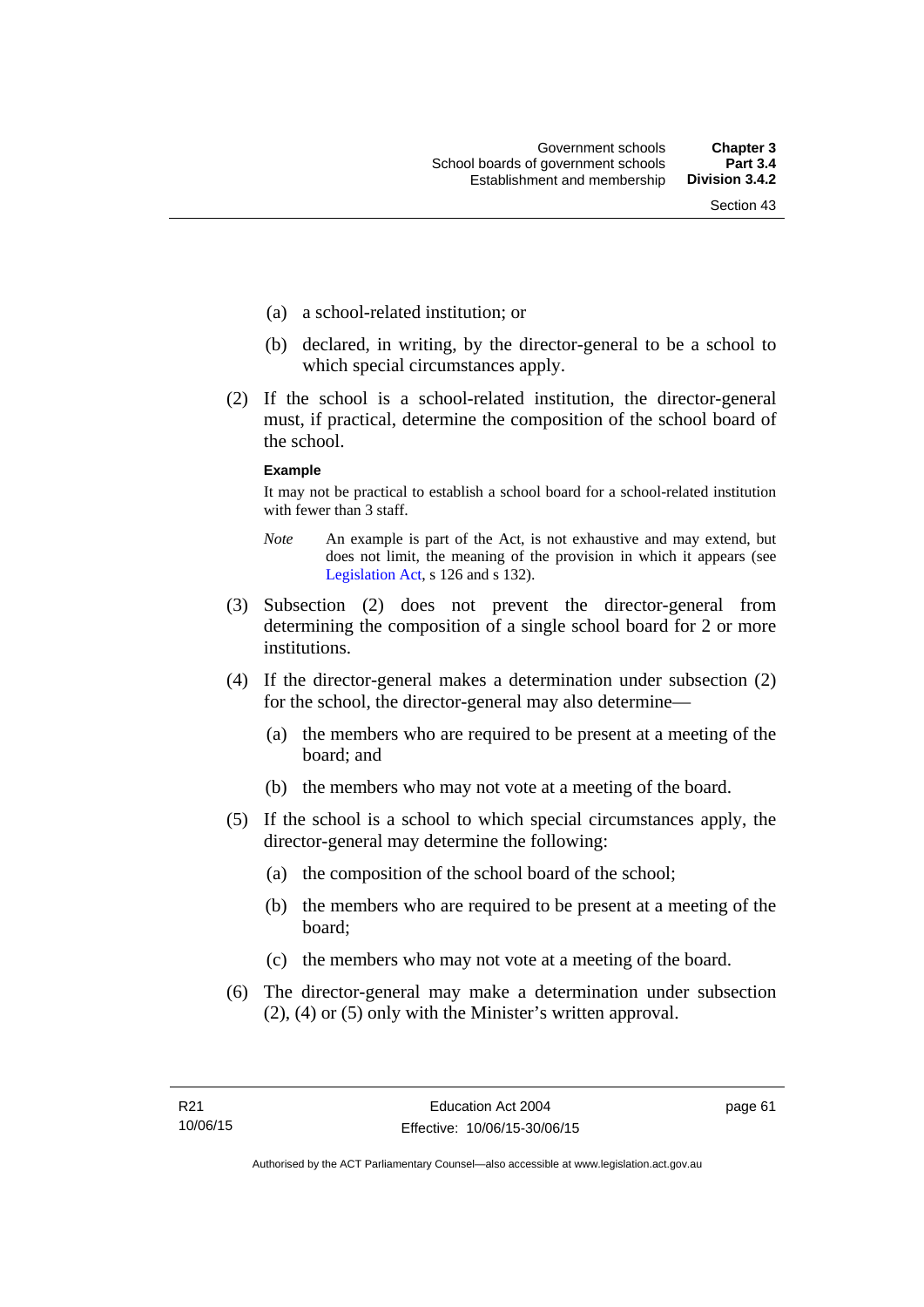(a) a school-related institution; or

(b) declared, in writing, by the director-general to be a school to which special circumstances apply.

(2) If the school is a school-related institution, the director-general must, if practical, determine the composition of the school board of the school.

**Example**

It may not be practical to establish a school board for a school-related institution with fewer than 3 staff.

*Note* An example is part of the Act, is not exhaustive and may extend, but does not limit, the meaning of the provision in which it appears (see Legislation Act, s 126 and s 132).

(3) Subsection (2) does not prevent the director-general from determining the composition of a single school board for 2 or more institutions.

(4) If the director-general makes a determination under subsection (2) for the school, the director-general may also determine—

(a) the members who are required to be present at a meeting of the board; and

(b) the members who may not vote at a meeting of the board.

(5) If the school is a school to which special circumstances apply, the director-general may determine the following:

(a) the composition of the school board of the school;

(b) the members who are required to be present at a meeting of the board;

(c) the members who may not vote at a meeting of the board.

(6) The director-general may make a determination under subsection (2), (4) or (5) only with the Minister's written approval.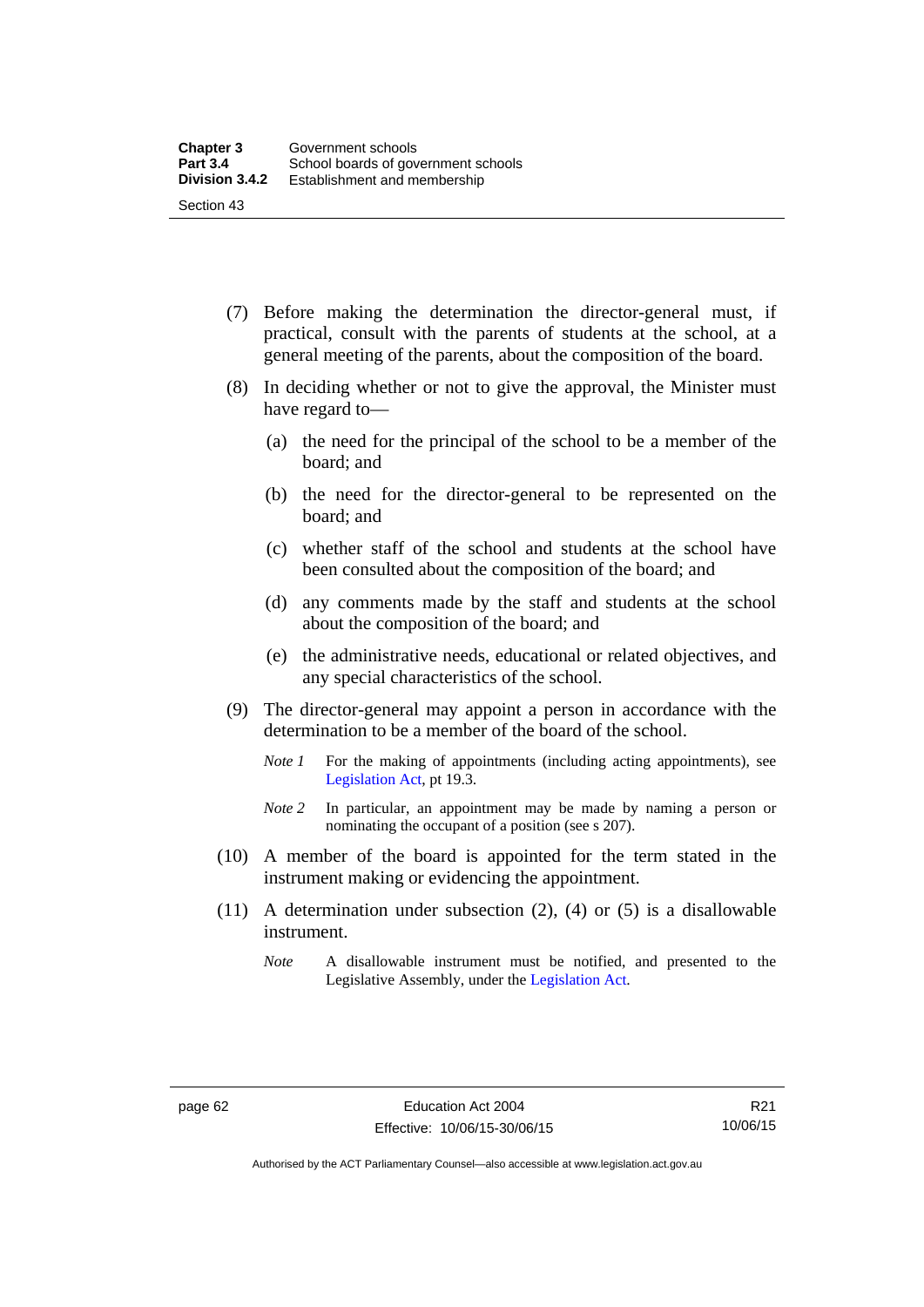(7) Before making the determination the director-general must, if practical, consult with the parents of students at the school, at a general meeting of the parents, about the composition of the board.

(8) In deciding whether or not to give the approval, the Minister must have regard to—

(a) the need for the principal of the school to be a member of the board; and

(b) the need for the director-general to be represented on the board; and

(c) whether staff of the school and students at the school have been consulted about the composition of the board; and

(d) any comments made by the staff and students at the school about the composition of the board; and

(e) the administrative needs, educational or related objectives, and any special characteristics of the school.

(9) The director-general may appoint a person in accordance with the determination to be a member of the board of the school.

*Note 1* For the making of appointments (including acting appointments), see Legislation Act, pt 19.3.

*Note 2* In particular, an appointment may be made by naming a person or nominating the occupant of a position (see s 207).

(10) A member of the board is appointed for the term stated in the instrument making or evidencing the appointment.

(11) A determination under subsection (2), (4) or (5) is a disallowable instrument.

*Note* A disallowable instrument must be notified, and presented to the Legislative Assembly, under the Legislation Act.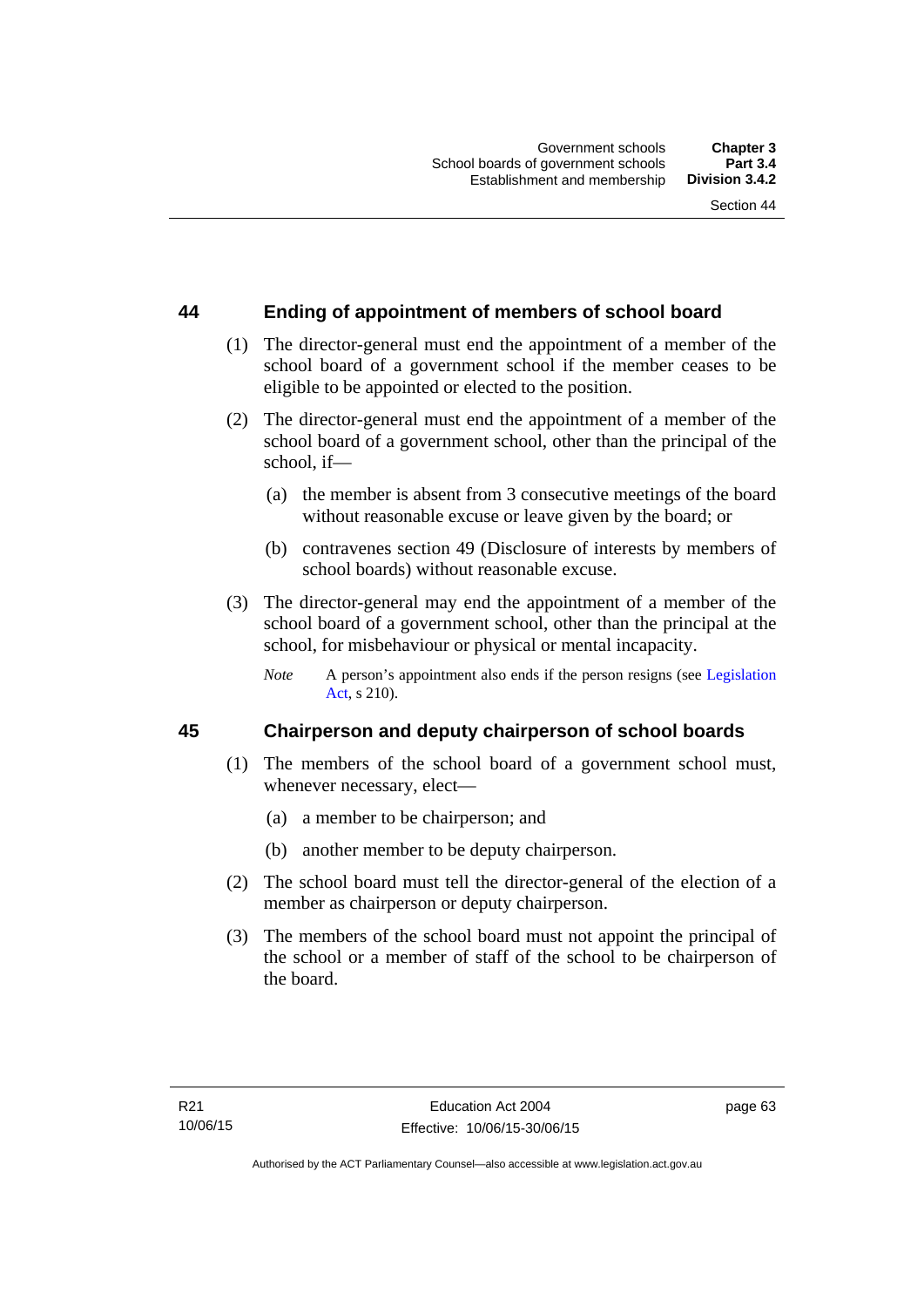## 44 Ending of appointment of members of school board

(1) The director-general must end the appointment of a member of the school board of a government school if the member ceases to be eligible to be appointed or elected to the position.

(2) The director-general must end the appointment of a member of the school board of a government school, other than the principal of the school, if—

(a) the member is absent from 3 consecutive meetings of the board without reasonable excuse or leave given by the board; or

(b) contravenes section 49 (Disclosure of interests by members of school boards) without reasonable excuse.

(3) The director-general may end the appointment of a member of the school board of a government school, other than the principal at the school, for misbehaviour or physical or mental incapacity.

*Note* A person's appointment also ends if the person resigns (see Legislation Act, s 210).

## 45 Chairperson and deputy chairperson of school boards

(1) The members of the school board of a government school must, whenever necessary, elect—

(a) a member to be chairperson; and

(b) another member to be deputy chairperson.

(2) The school board must tell the director-general of the election of a member as chairperson or deputy chairperson.

(3) The members of the school board must not appoint the principal of the school or a member of staff of the school to be chairperson of the board.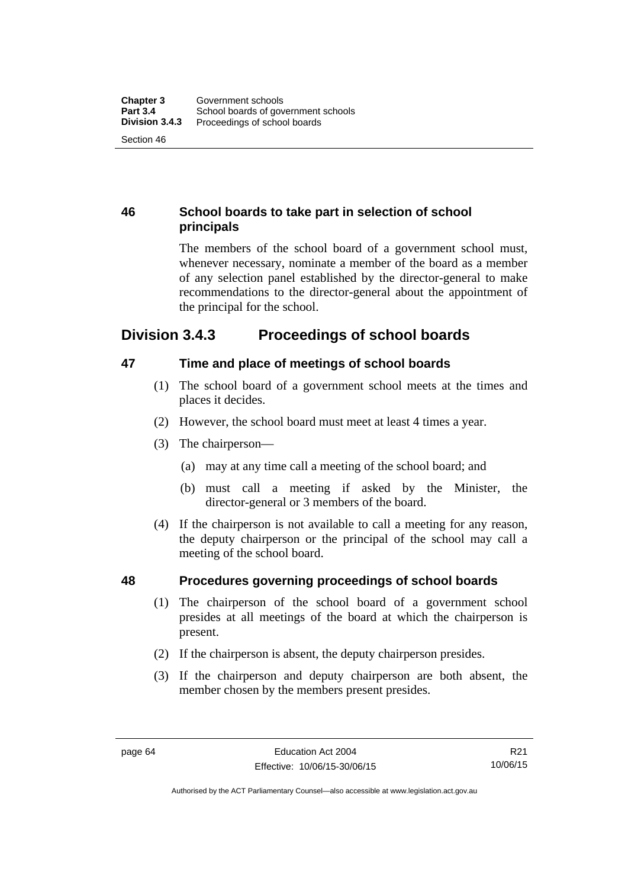### 46 School boards to take part in selection of school principals

The members of the school board of a government school must, whenever necessary, nominate a member of the board as a member of any selection panel established by the director-general to make recommendations to the director-general about the appointment of the principal for the school.

## Division 3.4.3 Proceedings of school boards

### 47 Time and place of meetings of school boards

(1) The school board of a government school meets at the times and places it decides.

(2) However, the school board must meet at least 4 times a year.

(3) The chairperson—

(a) may at any time call a meeting of the school board; and

(b) must call a meeting if asked by the Minister, the director-general or 3 members of the board.

(4) If the chairperson is not available to call a meeting for any reason, the deputy chairperson or the principal of the school may call a meeting of the school board.

### 48 Procedures governing proceedings of school boards

(1) The chairperson of the school board of a government school presides at all meetings of the board at which the chairperson is present.

(2) If the chairperson is absent, the deputy chairperson presides.

(3) If the chairperson and deputy chairperson are both absent, the member chosen by the members present presides.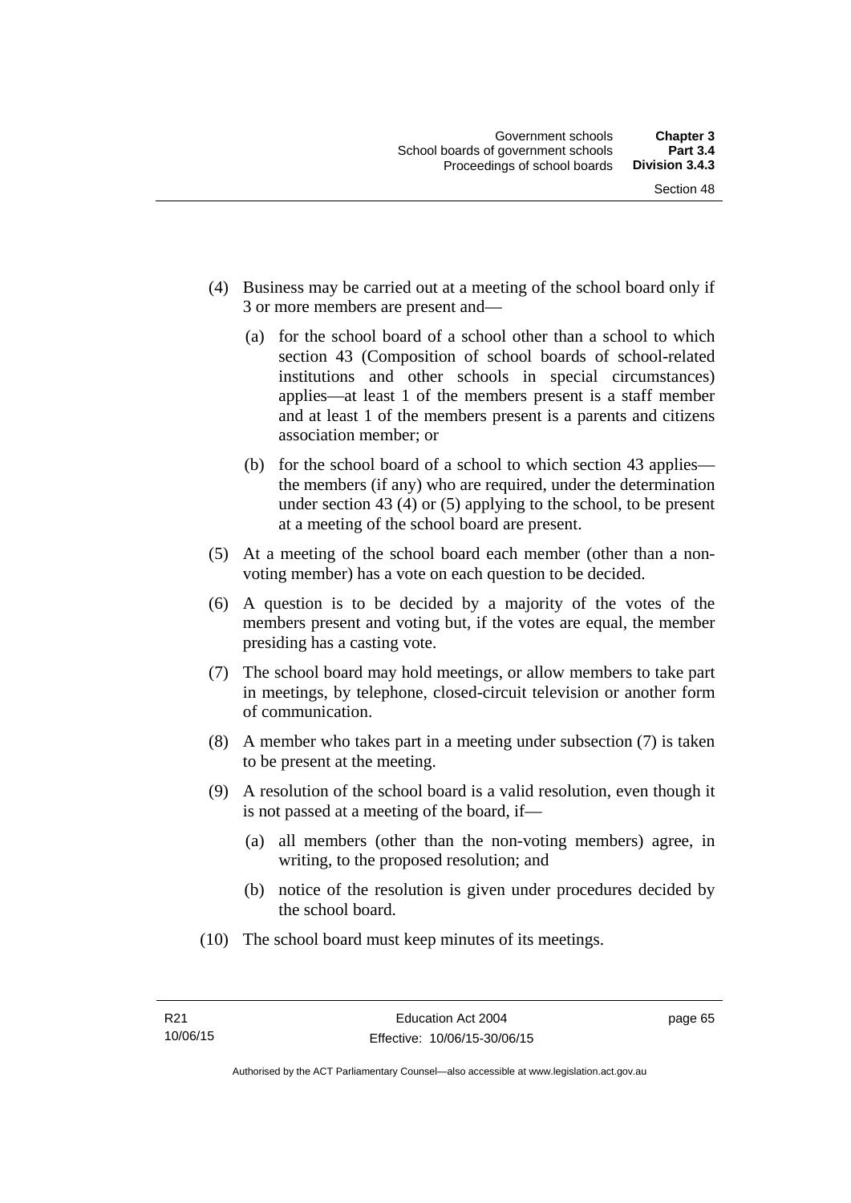(4) Business may be carried out at a meeting of the school board only if 3 or more members are present and—

(a) for the school board of a school other than a school to which section 43 (Composition of school boards of school-related institutions and other schools in special circumstances) applies—at least 1 of the members present is a staff member and at least 1 of the members present is a parents and citizens association member; or

(b) for the school board of a school to which section 43 applies—the members (if any) who are required, under the determination under section 43 (4) or (5) applying to the school, to be present at a meeting of the school board are present.

(5) At a meeting of the school board each member (other than a non-voting member) has a vote on each question to be decided.

(6) A question is to be decided by a majority of the votes of the members present and voting but, if the votes are equal, the member presiding has a casting vote.

(7) The school board may hold meetings, or allow members to take part in meetings, by telephone, closed-circuit television or another form of communication.

(8) A member who takes part in a meeting under subsection (7) is taken to be present at the meeting.

(9) A resolution of the school board is a valid resolution, even though it is not passed at a meeting of the board, if—

(a) all members (other than the non-voting members) agree, in writing, to the proposed resolution; and

(b) notice of the resolution is given under procedures decided by the school board.

(10) The school board must keep minutes of its meetings.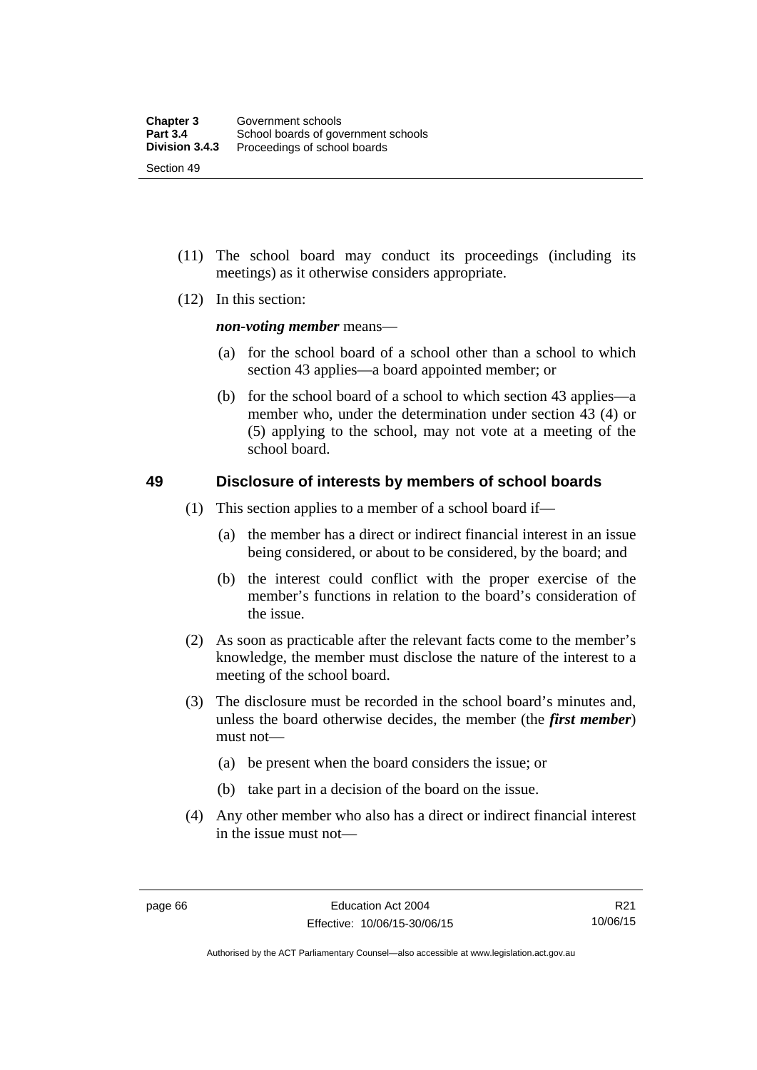(11) The school board may conduct its proceedings (including its meetings) as it otherwise considers appropriate.

(12) In this section:

***non-voting member*** means—

(a) for the school board of a school other than a school to which section 43 applies—a board appointed member; or

(b) for the school board of a school to which section 43 applies—a member who, under the determination under section 43 (4) or (5) applying to the school, may not vote at a meeting of the school board.

## 49 Disclosure of interests by members of school boards

(1) This section applies to a member of a school board if—

(a) the member has a direct or indirect financial interest in an issue being considered, or about to be considered, by the board; and

(b) the interest could conflict with the proper exercise of the member's functions in relation to the board's consideration of the issue.

(2) As soon as practicable after the relevant facts come to the member's knowledge, the member must disclose the nature of the interest to a meeting of the school board.

(3) The disclosure must be recorded in the school board's minutes and, unless the board otherwise decides, the member (the ***first member***) must not—

(a) be present when the board considers the issue; or

(b) take part in a decision of the board on the issue.

(4) Any other member who also has a direct or indirect financial interest in the issue must not—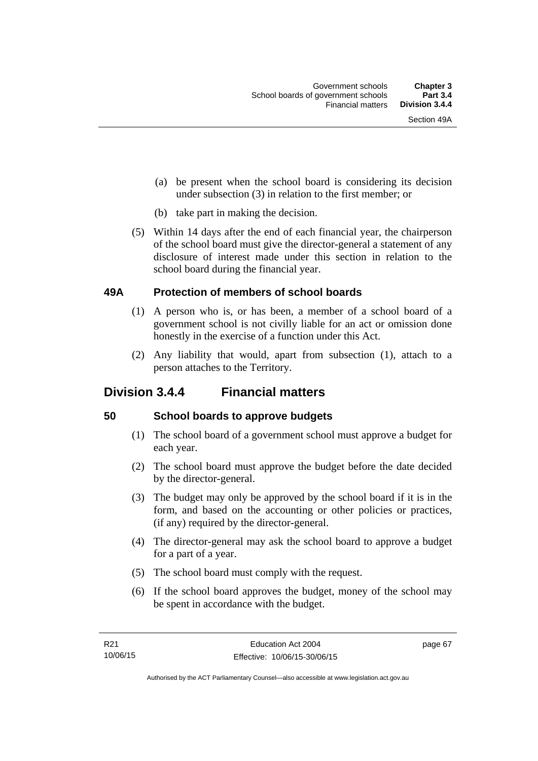(a) be present when the school board is considering its decision under subsection (3) in relation to the first member; or

(b) take part in making the decision.

(5) Within 14 days after the end of each financial year, the chairperson of the school board must give the director-general a statement of any disclosure of interest made under this section in relation to the school board during the financial year.

### 49A Protection of members of school boards

(1) A person who is, or has been, a member of a school board of a government school is not civilly liable for an act or omission done honestly in the exercise of a function under this Act.

(2) Any liability that would, apart from subsection (1), attach to a person attaches to the Territory.

## Division 3.4.4 Financial matters

### 50 School boards to approve budgets

(1) The school board of a government school must approve a budget for each year.

(2) The school board must approve the budget before the date decided by the director-general.

(3) The budget may only be approved by the school board if it is in the form, and based on the accounting or other policies or practices, (if any) required by the director-general.

(4) The director-general may ask the school board to approve a budget for a part of a year.

(5) The school board must comply with the request.

(6) If the school board approves the budget, money of the school may be spent in accordance with the budget.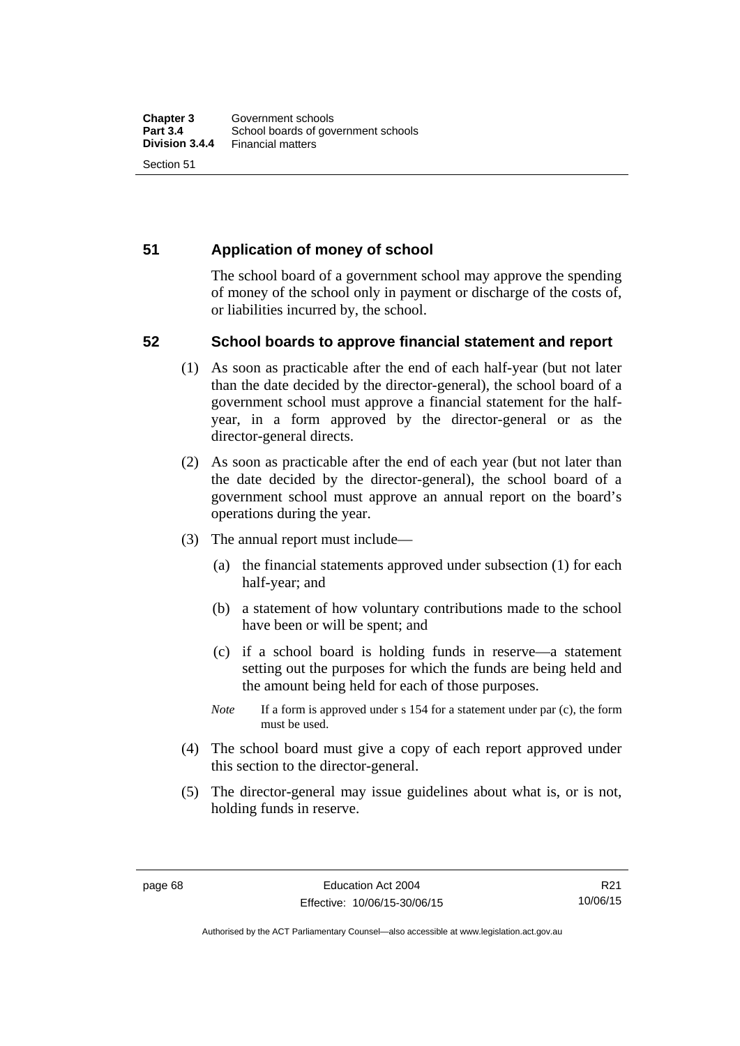## 51 Application of money of school

The school board of a government school may approve the spending of money of the school only in payment or discharge of the costs of, or liabilities incurred by, the school.

## 52 School boards to approve financial statement and report

(1) As soon as practicable after the end of each half-year (but not later than the date decided by the director-general), the school board of a government school must approve a financial statement for the half-year, in a form approved by the director-general or as the director-general directs.

(2) As soon as practicable after the end of each year (but not later than the date decided by the director-general), the school board of a government school must approve an annual report on the board's operations during the year.

(3) The annual report must include—

(a) the financial statements approved under subsection (1) for each half-year; and

(b) a statement of how voluntary contributions made to the school have been or will be spent; and

(c) if a school board is holding funds in reserve—a statement setting out the purposes for which the funds are being held and the amount being held for each of those purposes.

*Note* If a form is approved under s 154 for a statement under par (c), the form must be used.

(4) The school board must give a copy of each report approved under this section to the director-general.

(5) The director-general may issue guidelines about what is, or is not, holding funds in reserve.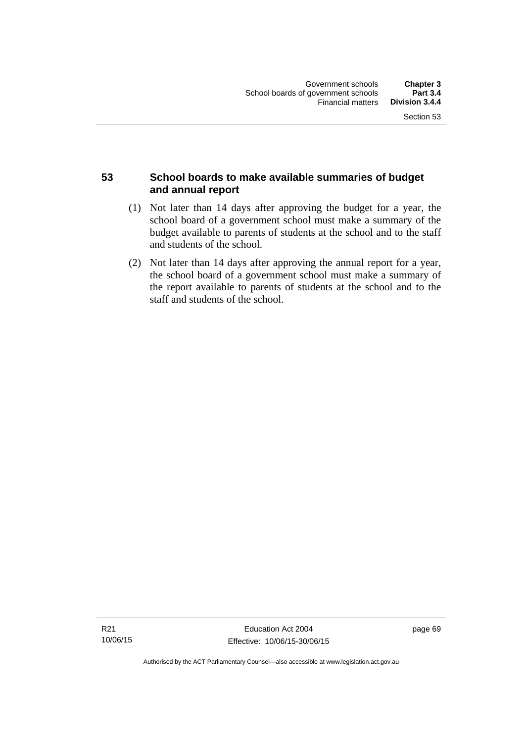## 53 School boards to make available summaries of budget and annual report

(1) Not later than 14 days after approving the budget for a year, the school board of a government school must make a summary of the budget available to parents of students at the school and to the staff and students of the school.

(2) Not later than 14 days after approving the annual report for a year, the school board of a government school must make a summary of the report available to parents of students at the school and to the staff and students of the school.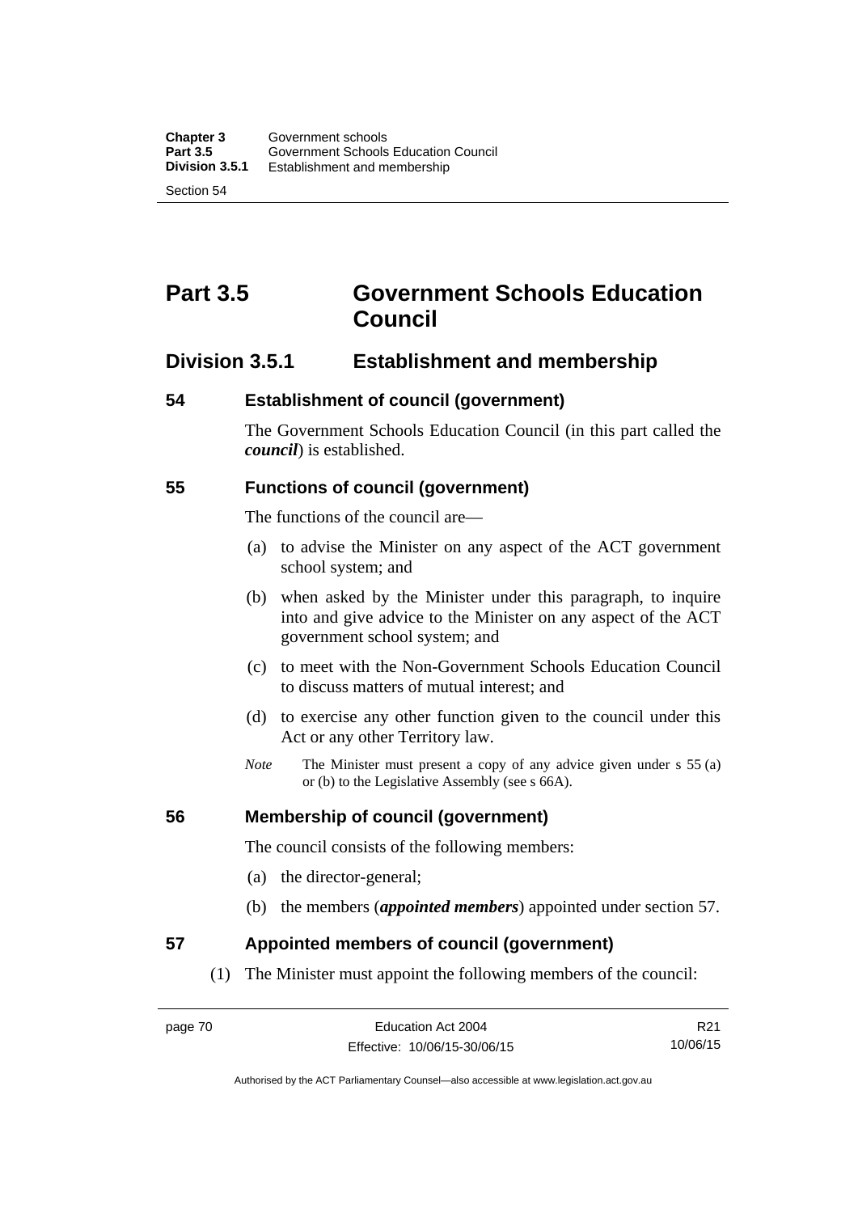# Part 3.5 Government Schools Education Council

## Division 3.5.1 Establishment and membership

### 54 Establishment of council (government)

The Government Schools Education Council (in this part called the ***council***) is established.

### 55 Functions of council (government)

The functions of the council are—

(a) to advise the Minister on any aspect of the ACT government school system; and

(b) when asked by the Minister under this paragraph, to inquire into and give advice to the Minister on any aspect of the ACT government school system; and

(c) to meet with the Non-Government Schools Education Council to discuss matters of mutual interest; and

(d) to exercise any other function given to the council under this Act or any other Territory law.

*Note* The Minister must present a copy of any advice given under s 55 (a) or (b) to the Legislative Assembly (see s 66A).

### 56 Membership of council (government)

The council consists of the following members:

(a) the director-general;

(b) the members (***appointed members***) appointed under section 57.

### 57 Appointed members of council (government)

(1) The Minister must appoint the following members of the council: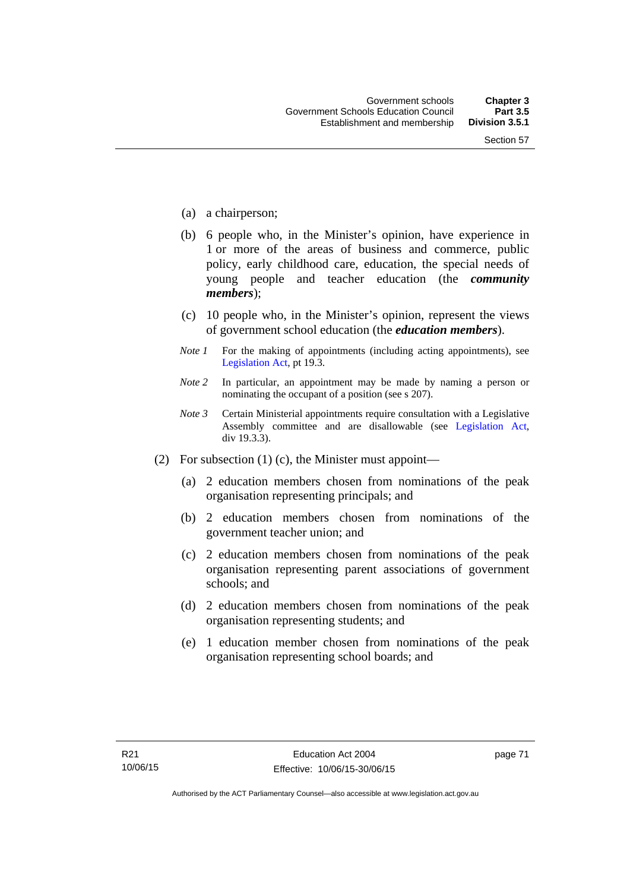(a) a chairperson;

(b) 6 people who, in the Minister's opinion, have experience in 1 or more of the areas of business and commerce, public policy, early childhood care, education, the special needs of young people and teacher education (the ***community members***);

(c) 10 people who, in the Minister's opinion, represent the views of government school education (the ***education members***).

*Note 1* For the making of appointments (including acting appointments), see Legislation Act, pt 19.3.

*Note 2* In particular, an appointment may be made by naming a person or nominating the occupant of a position (see s 207).

*Note 3* Certain Ministerial appointments require consultation with a Legislative Assembly committee and are disallowable (see Legislation Act, div 19.3.3).

(2) For subsection (1) (c), the Minister must appoint—

(a) 2 education members chosen from nominations of the peak organisation representing principals; and

(b) 2 education members chosen from nominations of the government teacher union; and

(c) 2 education members chosen from nominations of the peak organisation representing parent associations of government schools; and

(d) 2 education members chosen from nominations of the peak organisation representing students; and

(e) 1 education member chosen from nominations of the peak organisation representing school boards; and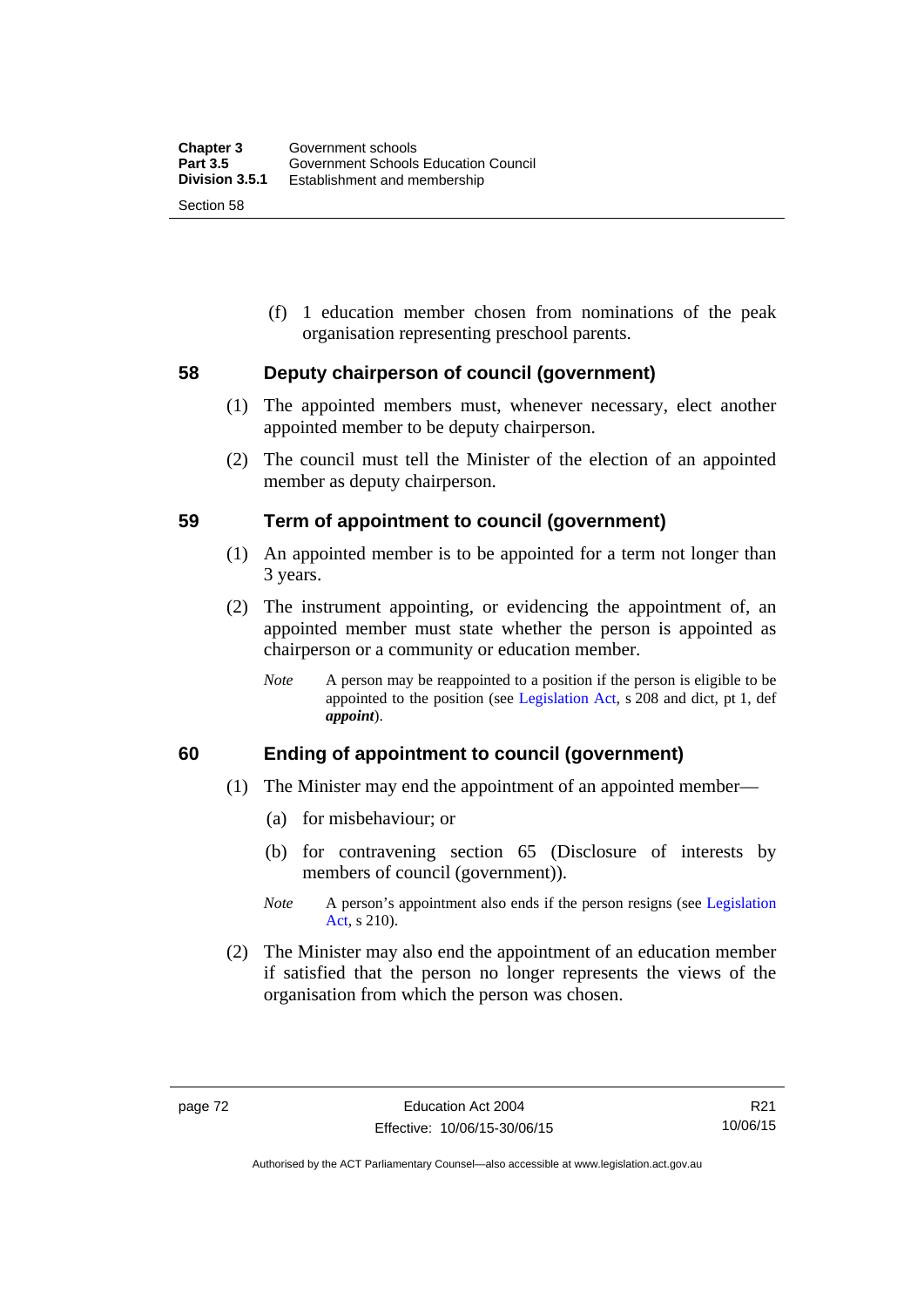(f) 1 education member chosen from nominations of the peak organisation representing preschool parents.

## 58 Deputy chairperson of council (government)

(1) The appointed members must, whenever necessary, elect another appointed member to be deputy chairperson.

(2) The council must tell the Minister of the election of an appointed member as deputy chairperson.

## 59 Term of appointment to council (government)

(1) An appointed member is to be appointed for a term not longer than 3 years.

(2) The instrument appointing, or evidencing the appointment of, an appointed member must state whether the person is appointed as chairperson or a community or education member.

*Note* A person may be reappointed to a position if the person is eligible to be appointed to the position (see Legislation Act, s 208 and dict, pt 1, def ***appoint***).

## 60 Ending of appointment to council (government)

(1) The Minister may end the appointment of an appointed member—

(a) for misbehaviour; or

(b) for contravening section 65 (Disclosure of interests by members of council (government)).

*Note* A person's appointment also ends if the person resigns (see Legislation Act, s 210).

(2) The Minister may also end the appointment of an education member if satisfied that the person no longer represents the views of the organisation from which the person was chosen.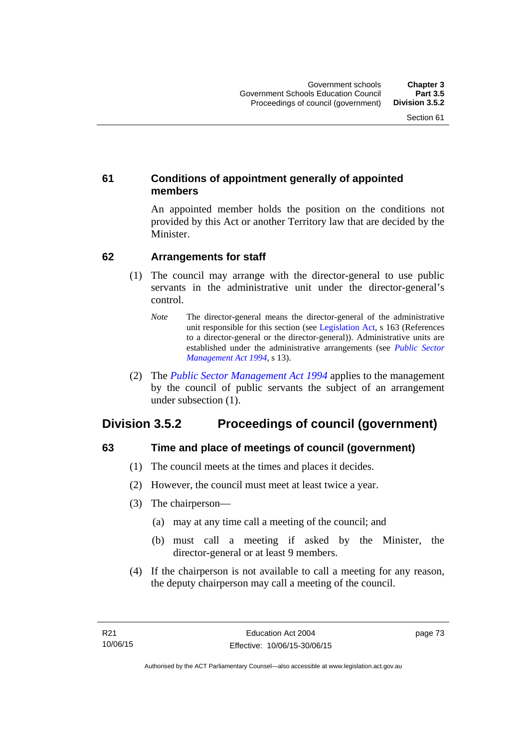### 61 Conditions of appointment generally of appointed members

An appointed member holds the position on the conditions not provided by this Act or another Territory law that are decided by the Minister.

### 62 Arrangements for staff

(1) The council may arrange with the director-general to use public servants in the administrative unit under the director-general's control.

*Note* The director-general means the director-general of the administrative unit responsible for this section (see Legislation Act, s 163 (References to a director-general or the director-general)). Administrative units are established under the administrative arrangements (see *Public Sector Management Act 1994*, s 13).

(2) The *Public Sector Management Act 1994* applies to the management by the council of public servants the subject of an arrangement under subsection (1).

## Division 3.5.2 Proceedings of council (government)

### 63 Time and place of meetings of council (government)

(1) The council meets at the times and places it decides.

(2) However, the council must meet at least twice a year.

(3) The chairperson—

(a) may at any time call a meeting of the council; and

(b) must call a meeting if asked by the Minister, the director-general or at least 9 members.

(4) If the chairperson is not available to call a meeting for any reason, the deputy chairperson may call a meeting of the council.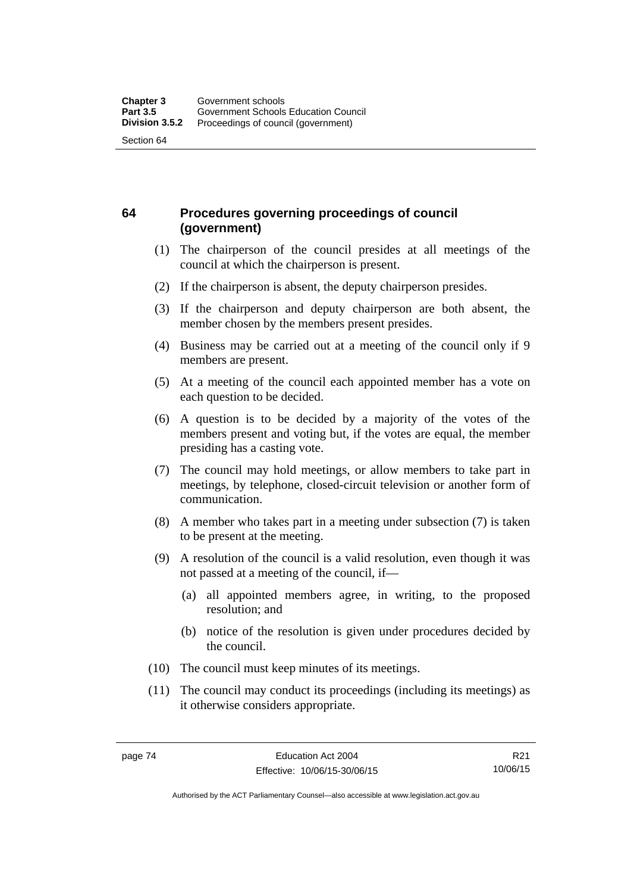## 64 Procedures governing proceedings of council (government)

(1) The chairperson of the council presides at all meetings of the council at which the chairperson is present.

(2) If the chairperson is absent, the deputy chairperson presides.

(3) If the chairperson and deputy chairperson are both absent, the member chosen by the members present presides.

(4) Business may be carried out at a meeting of the council only if 9 members are present.

(5) At a meeting of the council each appointed member has a vote on each question to be decided.

(6) A question is to be decided by a majority of the votes of the members present and voting but, if the votes are equal, the member presiding has a casting vote.

(7) The council may hold meetings, or allow members to take part in meetings, by telephone, closed-circuit television or another form of communication.

(8) A member who takes part in a meeting under subsection (7) is taken to be present at the meeting.

(9) A resolution of the council is a valid resolution, even though it was not passed at a meeting of the council, if—

- (a) all appointed members agree, in writing, to the proposed resolution; and
- (b) notice of the resolution is given under procedures decided by the council.

(10) The council must keep minutes of its meetings.

(11) The council may conduct its proceedings (including its meetings) as it otherwise considers appropriate.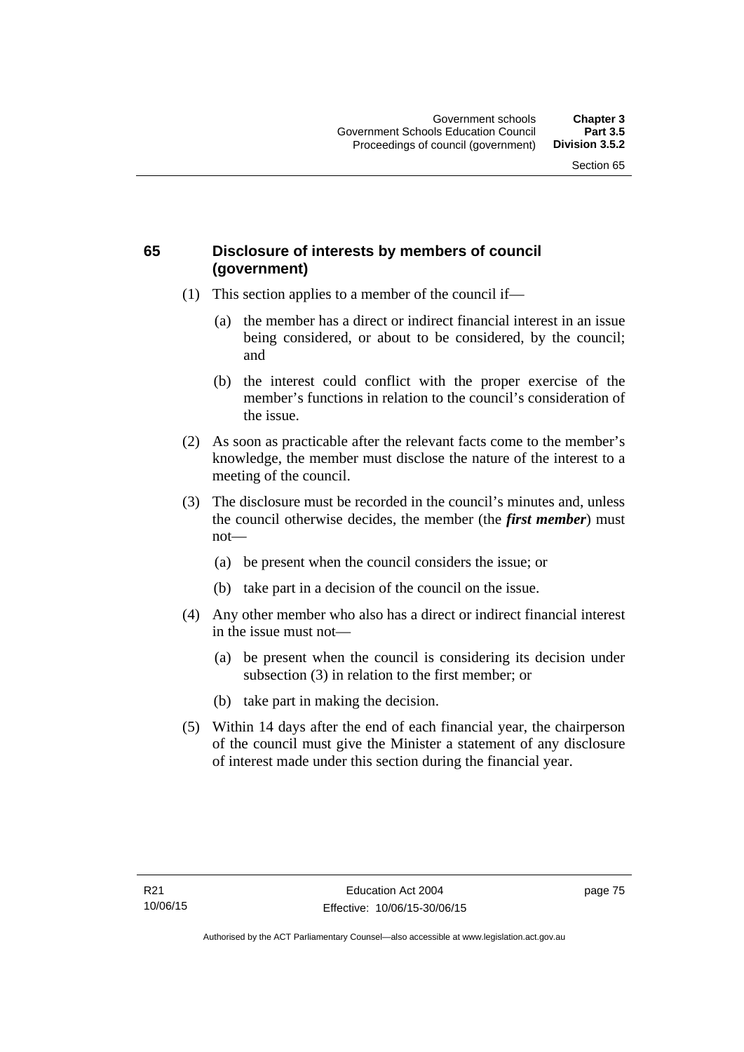## 65 Disclosure of interests by members of council (government)

(1) This section applies to a member of the council if—

(a) the member has a direct or indirect financial interest in an issue being considered, or about to be considered, by the council; and

(b) the interest could conflict with the proper exercise of the member's functions in relation to the council's consideration of the issue.

(2) As soon as practicable after the relevant facts come to the member's knowledge, the member must disclose the nature of the interest to a meeting of the council.

(3) The disclosure must be recorded in the council's minutes and, unless the council otherwise decides, the member (the ***first member***) must not—

(a) be present when the council considers the issue; or

(b) take part in a decision of the council on the issue.

(4) Any other member who also has a direct or indirect financial interest in the issue must not—

(a) be present when the council is considering its decision under subsection (3) in relation to the first member; or

(b) take part in making the decision.

(5) Within 14 days after the end of each financial year, the chairperson of the council must give the Minister a statement of any disclosure of interest made under this section during the financial year.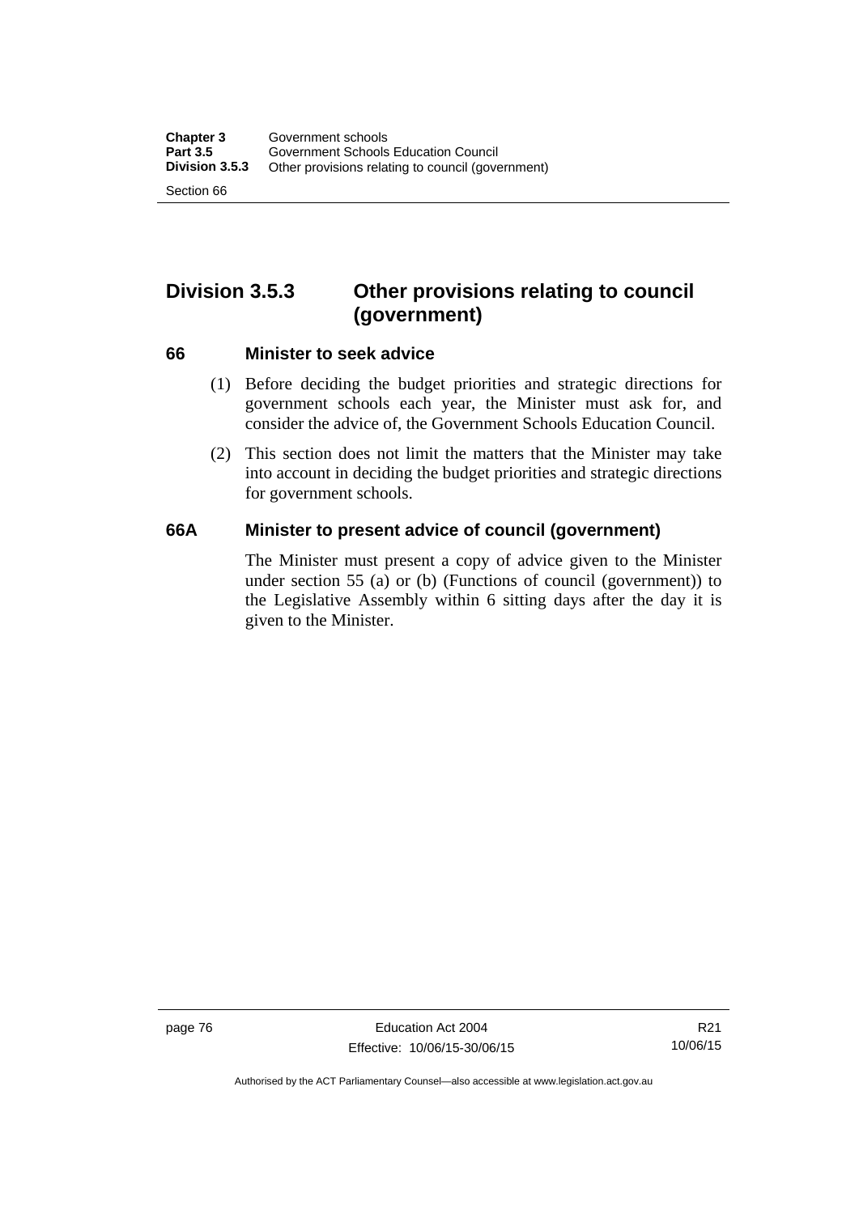## Division 3.5.3 Other provisions relating to council (government)

### 66 Minister to seek advice

(1) Before deciding the budget priorities and strategic directions for government schools each year, the Minister must ask for, and consider the advice of, the Government Schools Education Council.

(2) This section does not limit the matters that the Minister may take into account in deciding the budget priorities and strategic directions for government schools.

### 66A Minister to present advice of council (government)

The Minister must present a copy of advice given to the Minister under section 55 (a) or (b) (Functions of council (government)) to the Legislative Assembly within 6 sitting days after the day it is given to the Minister.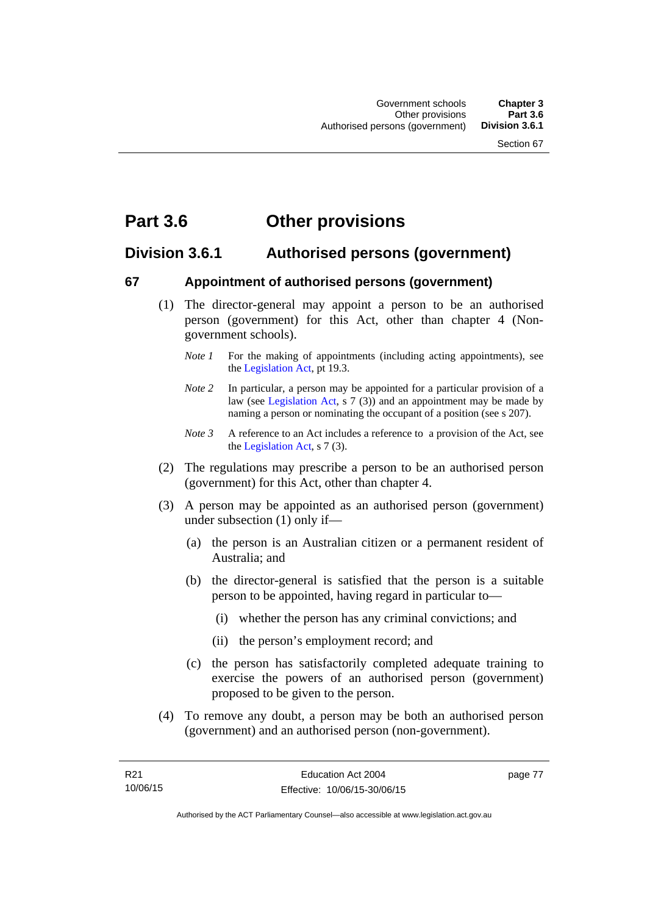# Part 3.6 Other provisions

## Division 3.6.1 Authorised persons (government)

### 67 Appointment of authorised persons (government)

(1) The director-general may appoint a person to be an authorised person (government) for this Act, other than chapter 4 (Non-government schools).

*Note 1* For the making of appointments (including acting appointments), see the Legislation Act, pt 19.3.

*Note 2* In particular, a person may be appointed for a particular provision of a law (see Legislation Act, s 7 (3)) and an appointment may be made by naming a person or nominating the occupant of a position (see s 207).

*Note 3* A reference to an Act includes a reference to a provision of the Act, see the Legislation Act, s 7 (3).

(2) The regulations may prescribe a person to be an authorised person (government) for this Act, other than chapter 4.

(3) A person may be appointed as an authorised person (government) under subsection (1) only if—

(a) the person is an Australian citizen or a permanent resident of Australia; and

(b) the director-general is satisfied that the person is a suitable person to be appointed, having regard in particular to—

(i) whether the person has any criminal convictions; and

(ii) the person's employment record; and

(c) the person has satisfactorily completed adequate training to exercise the powers of an authorised person (government) proposed to be given to the person.

(4) To remove any doubt, a person may be both an authorised person (government) and an authorised person (non-government).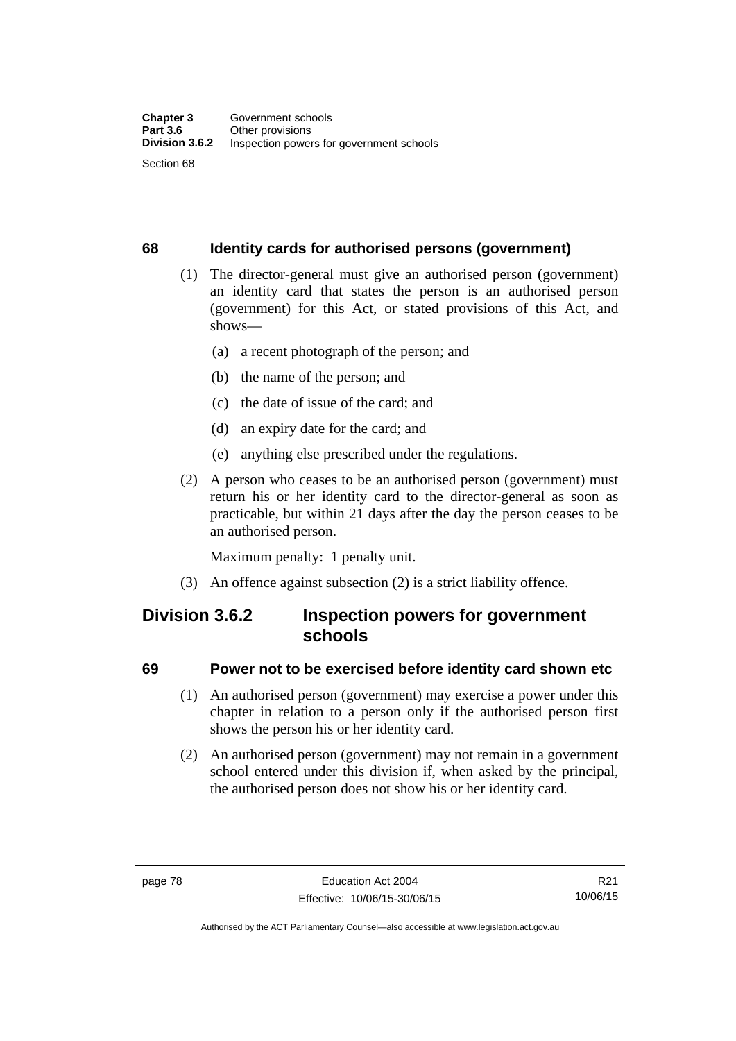## 68 Identity cards for authorised persons (government)

(1) The director-general must give an authorised person (government) an identity card that states the person is an authorised person (government) for this Act, or stated provisions of this Act, and shows—

(a) a recent photograph of the person; and

(b) the name of the person; and

(c) the date of issue of the card; and

(d) an expiry date for the card; and

(e) anything else prescribed under the regulations.

(2) A person who ceases to be an authorised person (government) must return his or her identity card to the director-general as soon as practicable, but within 21 days after the day the person ceases to be an authorised person.

Maximum penalty: 1 penalty unit.

(3) An offence against subsection (2) is a strict liability offence.

# Division 3.6.2 Inspection powers for government schools

## 69 Power not to be exercised before identity card shown etc

(1) An authorised person (government) may exercise a power under this chapter in relation to a person only if the authorised person first shows the person his or her identity card.

(2) An authorised person (government) may not remain in a government school entered under this division if, when asked by the principal, the authorised person does not show his or her identity card.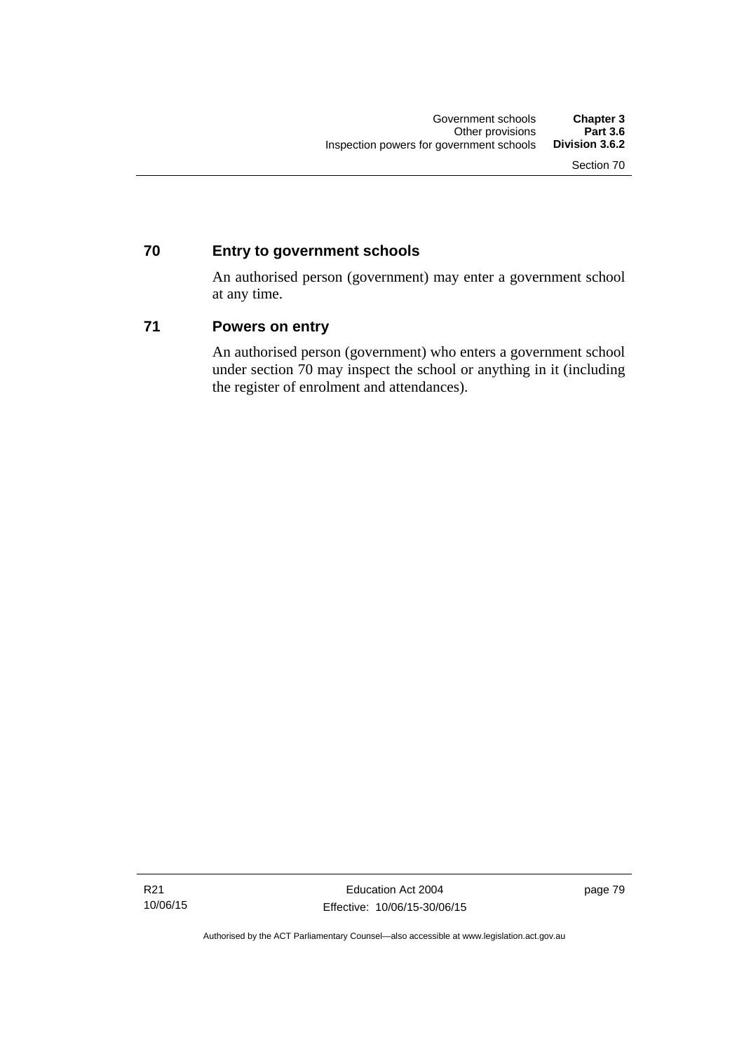### 70 Entry to government schools

An authorised person (government) may enter a government school at any time.

### 71 Powers on entry

An authorised person (government) who enters a government school under section 70 may inspect the school or anything in it (including the register of enrolment and attendances).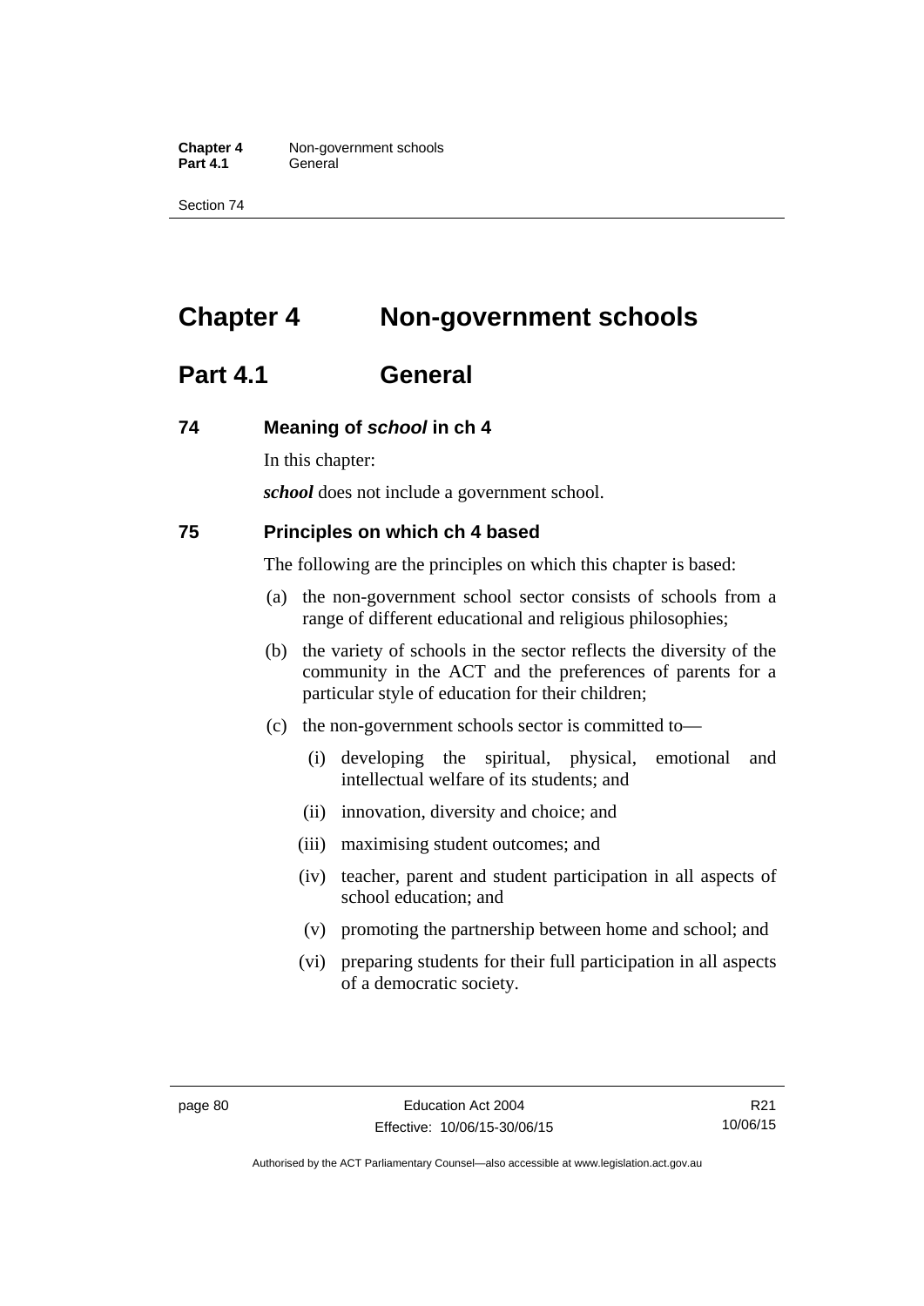# Chapter 4 Non-government schools

## Part 4.1 General

### 74 Meaning of *school* in ch 4

In this chapter:

***school*** does not include a government school.

### 75 Principles on which ch 4 based

The following are the principles on which this chapter is based:

(a) the non-government school sector consists of schools from a range of different educational and religious philosophies;

(b) the variety of schools in the sector reflects the diversity of the community in the ACT and the preferences of parents for a particular style of education for their children;

(c) the non-government schools sector is committed to—

(i) developing the spiritual, physical, emotional and intellectual welfare of its students; and

(ii) innovation, diversity and choice; and

(iii) maximising student outcomes; and

(iv) teacher, parent and student participation in all aspects of school education; and

(v) promoting the partnership between home and school; and

(vi) preparing students for their full participation in all aspects of a democratic society.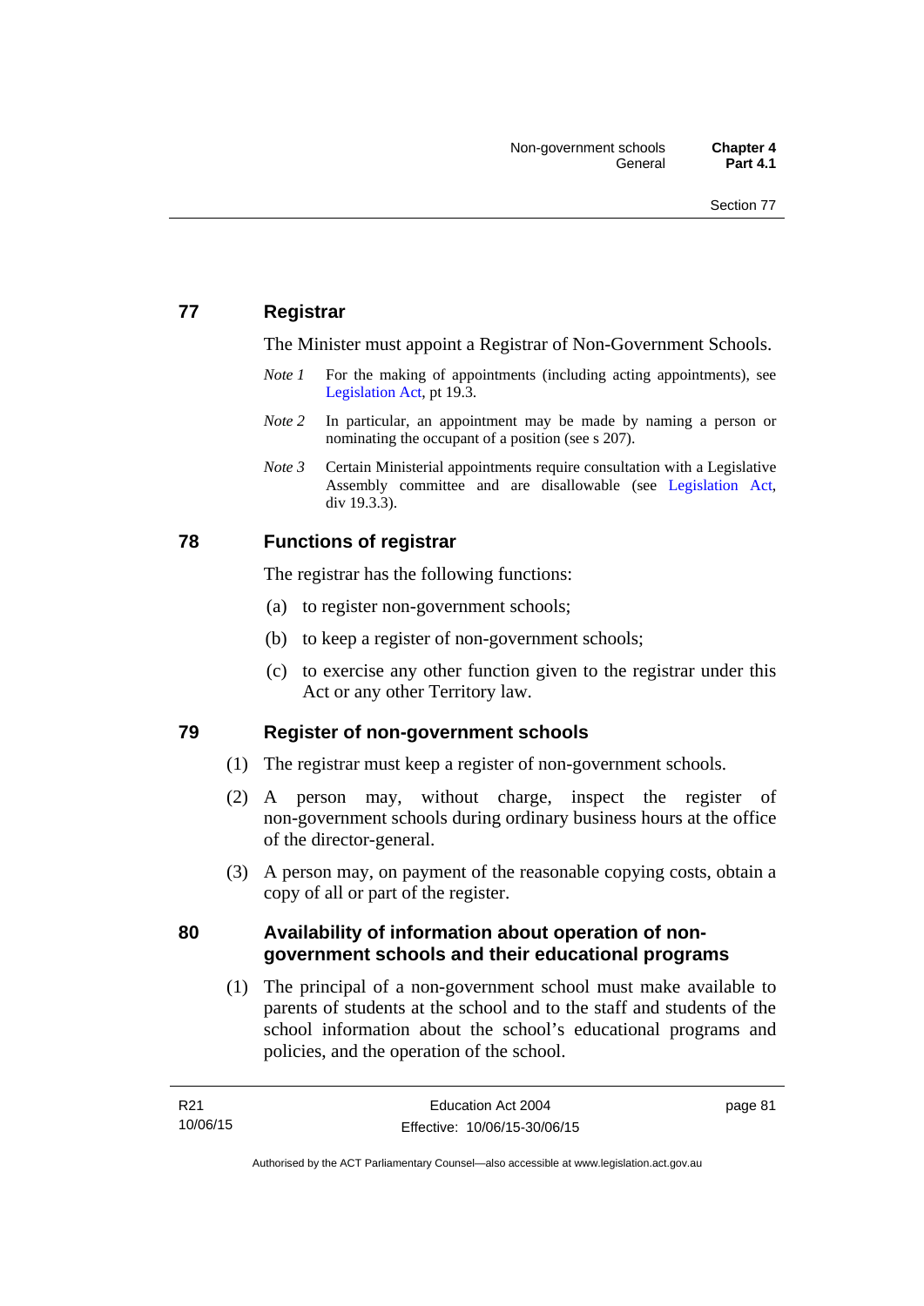## 77 Registrar

The Minister must appoint a Registrar of Non-Government Schools.

*Note 1* For the making of appointments (including acting appointments), see Legislation Act, pt 19.3.

*Note 2* In particular, an appointment may be made by naming a person or nominating the occupant of a position (see s 207).

*Note 3* Certain Ministerial appointments require consultation with a Legislative Assembly committee and are disallowable (see Legislation Act, div 19.3.3).

## 78 Functions of registrar

The registrar has the following functions:

(a) to register non-government schools;

(b) to keep a register of non-government schools;

(c) to exercise any other function given to the registrar under this Act or any other Territory law.

## 79 Register of non-government schools

(1) The registrar must keep a register of non-government schools.

(2) A person may, without charge, inspect the register of non-government schools during ordinary business hours at the office of the director-general.

(3) A person may, on payment of the reasonable copying costs, obtain a copy of all or part of the register.

## 80 Availability of information about operation of non-government schools and their educational programs

(1) The principal of a non-government school must make available to parents of students at the school and to the staff and students of the school information about the school's educational programs and policies, and the operation of the school.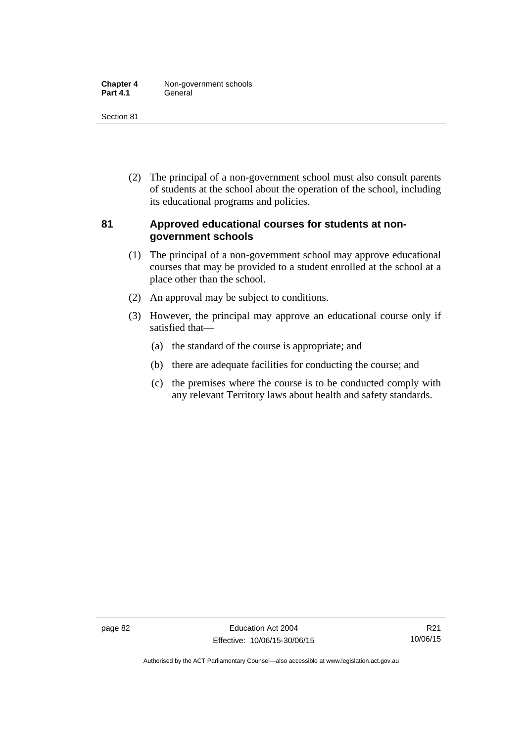(2) The principal of a non-government school must also consult parents of students at the school about the operation of the school, including its educational programs and policies.

### 81 Approved educational courses for students at non-government schools

(1) The principal of a non-government school may approve educational courses that may be provided to a student enrolled at the school at a place other than the school.

(2) An approval may be subject to conditions.

(3) However, the principal may approve an educational course only if satisfied that—

(a) the standard of the course is appropriate; and

(b) there are adequate facilities for conducting the course; and

(c) the premises where the course is to be conducted comply with any relevant Territory laws about health and safety standards.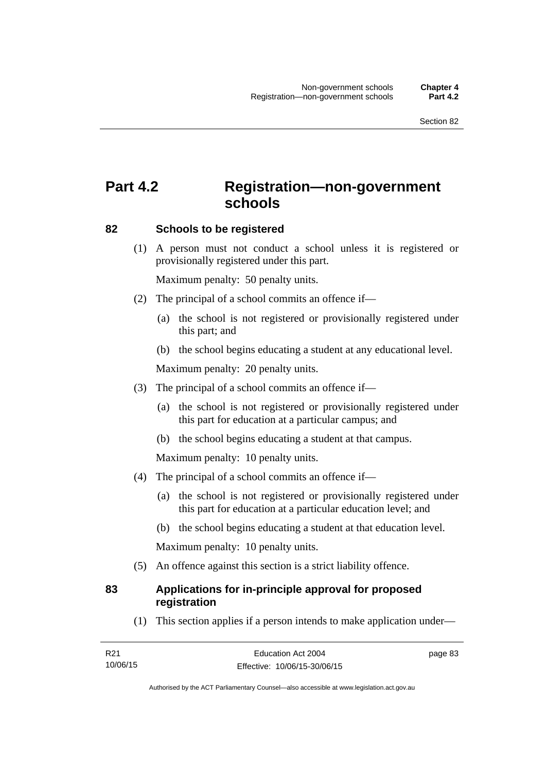# Part 4.2 Registration—non-government schools

### 82 Schools to be registered

(1) A person must not conduct a school unless it is registered or provisionally registered under this part.

Maximum penalty: 50 penalty units.

(2) The principal of a school commits an offence if—

(a) the school is not registered or provisionally registered under this part; and

(b) the school begins educating a student at any educational level.

Maximum penalty: 20 penalty units.

(3) The principal of a school commits an offence if—

(a) the school is not registered or provisionally registered under this part for education at a particular campus; and

(b) the school begins educating a student at that campus.

Maximum penalty: 10 penalty units.

(4) The principal of a school commits an offence if—

(a) the school is not registered or provisionally registered under this part for education at a particular education level; and

(b) the school begins educating a student at that education level.

Maximum penalty: 10 penalty units.

(5) An offence against this section is a strict liability offence.

### 83 Applications for in-principle approval for proposed registration

(1) This section applies if a person intends to make application under—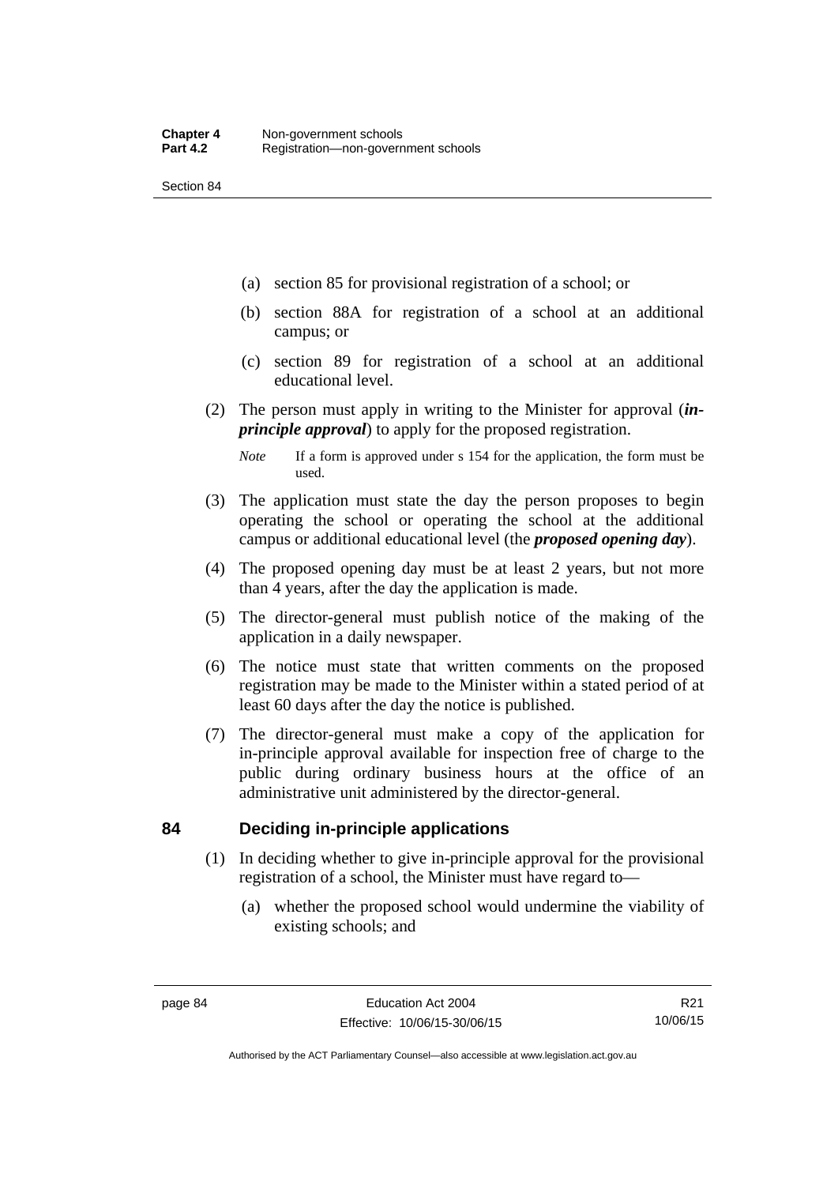(a) section 85 for provisional registration of a school; or

(b) section 88A for registration of a school at an additional campus; or

(c) section 89 for registration of a school at an additional educational level.

(2) The person must apply in writing to the Minister for approval (***in-principle approval***) to apply for the proposed registration.

*Note* If a form is approved under s 154 for the application, the form must be used.

(3) The application must state the day the person proposes to begin operating the school or operating the school at the additional campus or additional educational level (the ***proposed opening day***).

(4) The proposed opening day must be at least 2 years, but not more than 4 years, after the day the application is made.

(5) The director-general must publish notice of the making of the application in a daily newspaper.

(6) The notice must state that written comments on the proposed registration may be made to the Minister within a stated period of at least 60 days after the day the notice is published.

(7) The director-general must make a copy of the application for in-principle approval available for inspection free of charge to the public during ordinary business hours at the office of an administrative unit administered by the director-general.

## 84 Deciding in-principle applications

(1) In deciding whether to give in-principle approval for the provisional registration of a school, the Minister must have regard to—

(a) whether the proposed school would undermine the viability of existing schools; and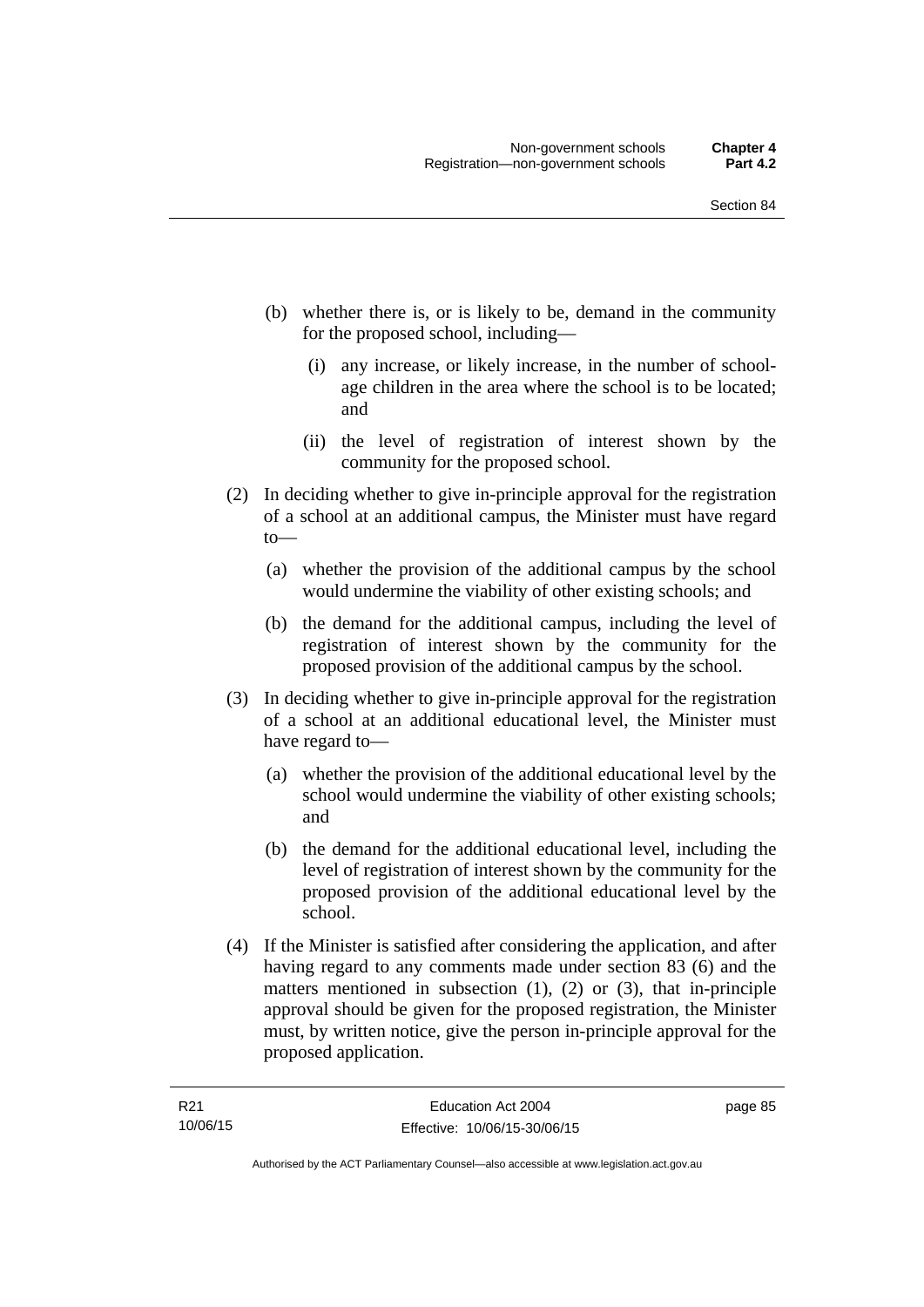(b) whether there is, or is likely to be, demand in the community for the proposed school, including—

  (i) any increase, or likely increase, in the number of school-age children in the area where the school is to be located; and

  (ii) the level of registration of interest shown by the community for the proposed school.

(2) In deciding whether to give in-principle approval for the registration of a school at an additional campus, the Minister must have regard to—

  (a) whether the provision of the additional campus by the school would undermine the viability of other existing schools; and

  (b) the demand for the additional campus, including the level of registration of interest shown by the community for the proposed provision of the additional campus by the school.

(3) In deciding whether to give in-principle approval for the registration of a school at an additional educational level, the Minister must have regard to—

  (a) whether the provision of the additional educational level by the school would undermine the viability of other existing schools; and

  (b) the demand for the additional educational level, including the level of registration of interest shown by the community for the proposed provision of the additional educational level by the school.

(4) If the Minister is satisfied after considering the application, and after having regard to any comments made under section 83 (6) and the matters mentioned in subsection (1), (2) or (3), that in-principle approval should be given for the proposed registration, the Minister must, by written notice, give the person in-principle approval for the proposed application.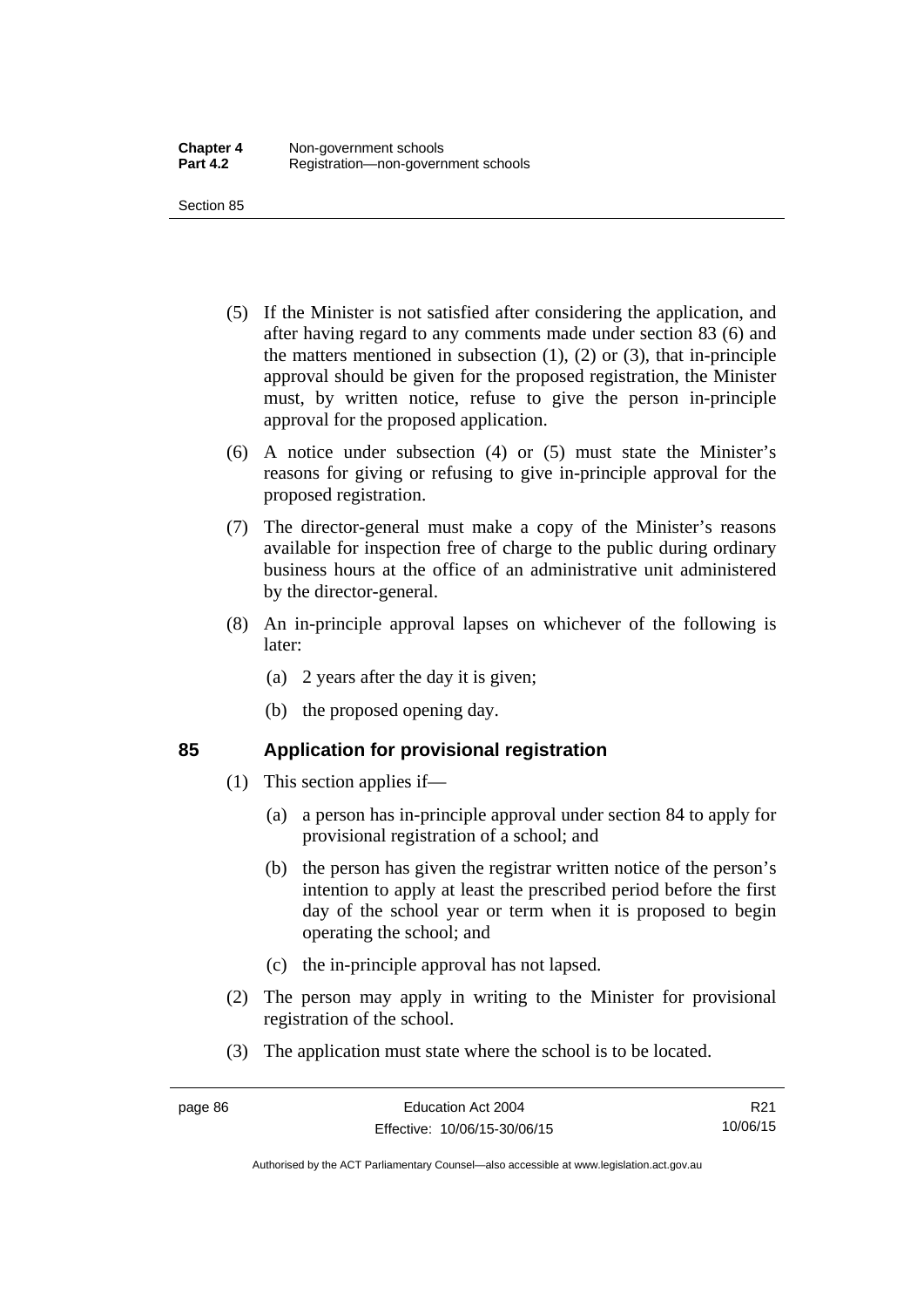(5) If the Minister is not satisfied after considering the application, and after having regard to any comments made under section 83 (6) and the matters mentioned in subsection (1), (2) or (3), that in-principle approval should be given for the proposed registration, the Minister must, by written notice, refuse to give the person in-principle approval for the proposed application.

(6) A notice under subsection (4) or (5) must state the Minister's reasons for giving or refusing to give in-principle approval for the proposed registration.

(7) The director-general must make a copy of the Minister's reasons available for inspection free of charge to the public during ordinary business hours at the office of an administrative unit administered by the director-general.

(8) An in-principle approval lapses on whichever of the following is later:

(a) 2 years after the day it is given;

(b) the proposed opening day.

## 85 Application for provisional registration

(1) This section applies if—

(a) a person has in-principle approval under section 84 to apply for provisional registration of a school; and

(b) the person has given the registrar written notice of the person's intention to apply at least the prescribed period before the first day of the school year or term when it is proposed to begin operating the school; and

(c) the in-principle approval has not lapsed.

(2) The person may apply in writing to the Minister for provisional registration of the school.

(3) The application must state where the school is to be located.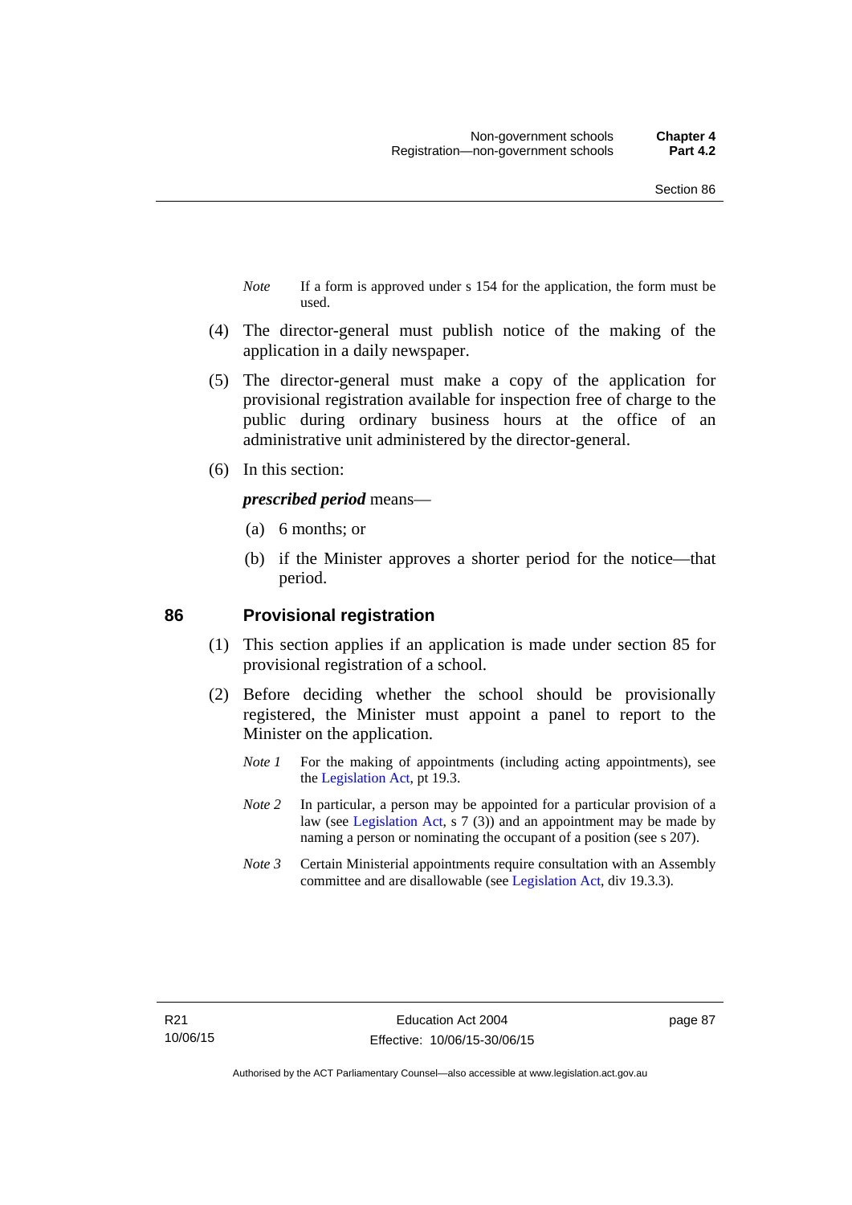*Note* If a form is approved under s 154 for the application, the form must be used.

(4) The director-general must publish notice of the making of the application in a daily newspaper.

(5) The director-general must make a copy of the application for provisional registration available for inspection free of charge to the public during ordinary business hours at the office of an administrative unit administered by the director-general.

(6) In this section:

***prescribed period*** means—

(a) 6 months; or

(b) if the Minister approves a shorter period for the notice—that period.

## 86 Provisional registration

(1) This section applies if an application is made under section 85 for provisional registration of a school.

(2) Before deciding whether the school should be provisionally registered, the Minister must appoint a panel to report to the Minister on the application.

*Note 1* For the making of appointments (including acting appointments), see the Legislation Act, pt 19.3.

*Note 2* In particular, a person may be appointed for a particular provision of a law (see Legislation Act, s 7 (3)) and an appointment may be made by naming a person or nominating the occupant of a position (see s 207).

*Note 3* Certain Ministerial appointments require consultation with an Assembly committee and are disallowable (see Legislation Act, div 19.3.3).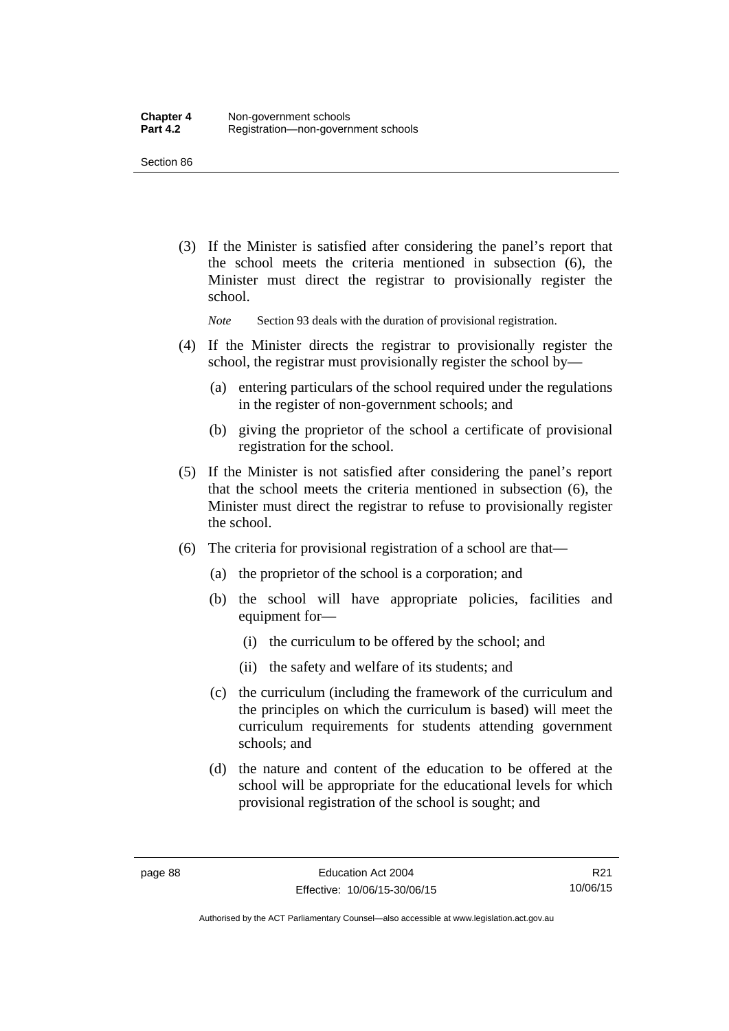(3) If the Minister is satisfied after considering the panel's report that the school meets the criteria mentioned in subsection (6), the Minister must direct the registrar to provisionally register the school.

*Note* Section 93 deals with the duration of provisional registration.

(4) If the Minister directs the registrar to provisionally register the school, the registrar must provisionally register the school by—

(a) entering particulars of the school required under the regulations in the register of non-government schools; and

(b) giving the proprietor of the school a certificate of provisional registration for the school.

(5) If the Minister is not satisfied after considering the panel's report that the school meets the criteria mentioned in subsection (6), the Minister must direct the registrar to refuse to provisionally register the school.

(6) The criteria for provisional registration of a school are that—

(a) the proprietor of the school is a corporation; and

(b) the school will have appropriate policies, facilities and equipment for—

(i) the curriculum to be offered by the school; and

(ii) the safety and welfare of its students; and

(c) the curriculum (including the framework of the curriculum and the principles on which the curriculum is based) will meet the curriculum requirements for students attending government schools; and

(d) the nature and content of the education to be offered at the school will be appropriate for the educational levels for which provisional registration of the school is sought; and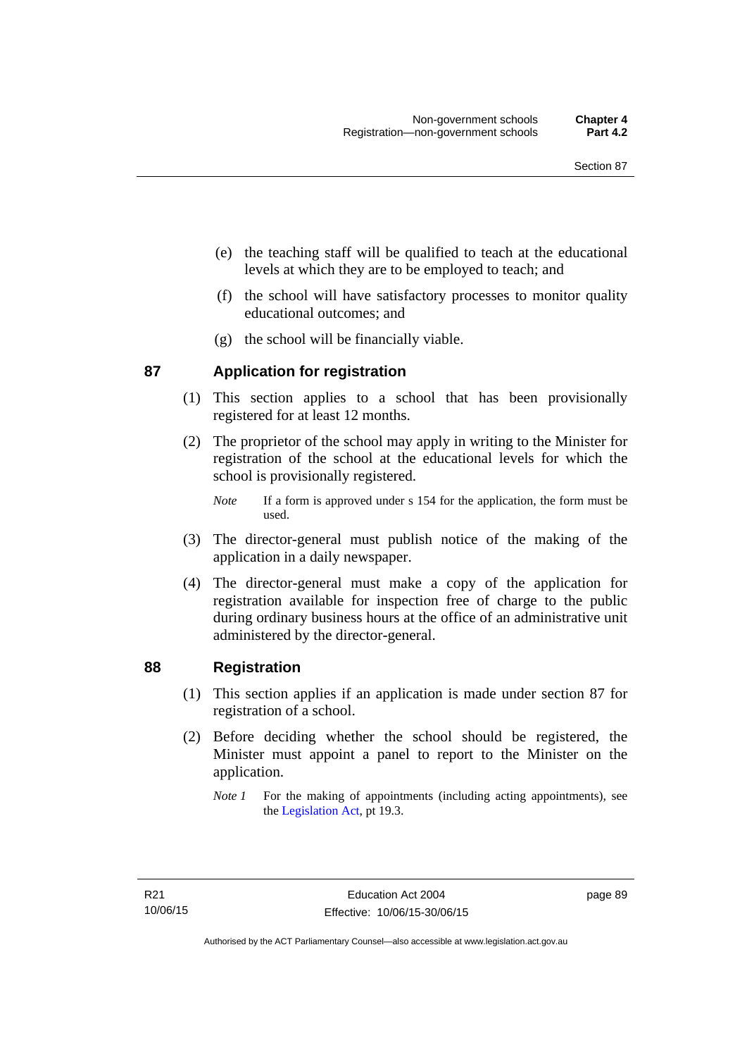(e) the teaching staff will be qualified to teach at the educational levels at which they are to be employed to teach; and

(f) the school will have satisfactory processes to monitor quality educational outcomes; and

(g) the school will be financially viable.

## 87 Application for registration

(1) This section applies to a school that has been provisionally registered for at least 12 months.

(2) The proprietor of the school may apply in writing to the Minister for registration of the school at the educational levels for which the school is provisionally registered.

*Note* If a form is approved under s 154 for the application, the form must be used.

(3) The director-general must publish notice of the making of the application in a daily newspaper.

(4) The director-general must make a copy of the application for registration available for inspection free of charge to the public during ordinary business hours at the office of an administrative unit administered by the director-general.

## 88 Registration

(1) This section applies if an application is made under section 87 for registration of a school.

(2) Before deciding whether the school should be registered, the Minister must appoint a panel to report to the Minister on the application.

*Note 1* For the making of appointments (including acting appointments), see the Legislation Act, pt 19.3.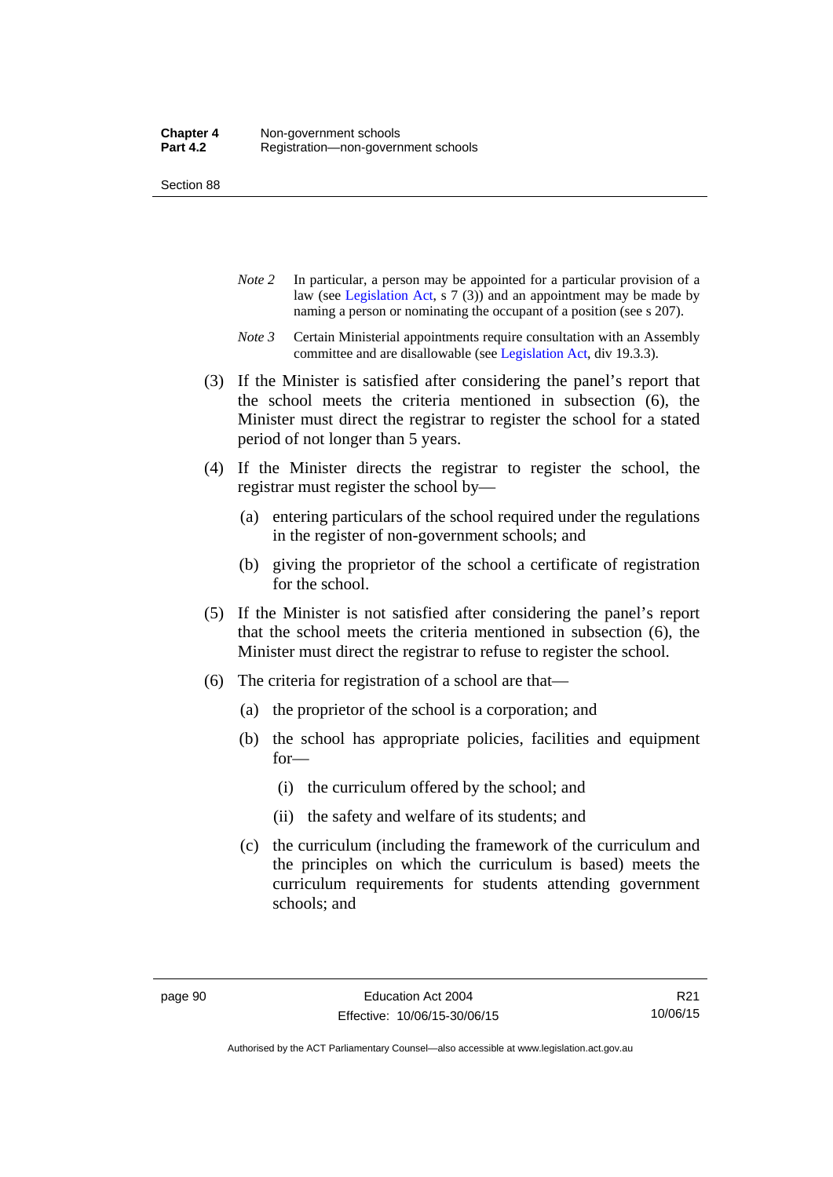*Note 2* In particular, a person may be appointed for a particular provision of a law (see Legislation Act, s 7 (3)) and an appointment may be made by naming a person or nominating the occupant of a position (see s 207).

*Note 3* Certain Ministerial appointments require consultation with an Assembly committee and are disallowable (see Legislation Act, div 19.3.3).

(3) If the Minister is satisfied after considering the panel's report that the school meets the criteria mentioned in subsection (6), the Minister must direct the registrar to register the school for a stated period of not longer than 5 years.

(4) If the Minister directs the registrar to register the school, the registrar must register the school by—

(a) entering particulars of the school required under the regulations in the register of non-government schools; and

(b) giving the proprietor of the school a certificate of registration for the school.

(5) If the Minister is not satisfied after considering the panel's report that the school meets the criteria mentioned in subsection (6), the Minister must direct the registrar to refuse to register the school.

(6) The criteria for registration of a school are that—

(a) the proprietor of the school is a corporation; and

(b) the school has appropriate policies, facilities and equipment for—

(i) the curriculum offered by the school; and

(ii) the safety and welfare of its students; and

(c) the curriculum (including the framework of the curriculum and the principles on which the curriculum is based) meets the curriculum requirements for students attending government schools; and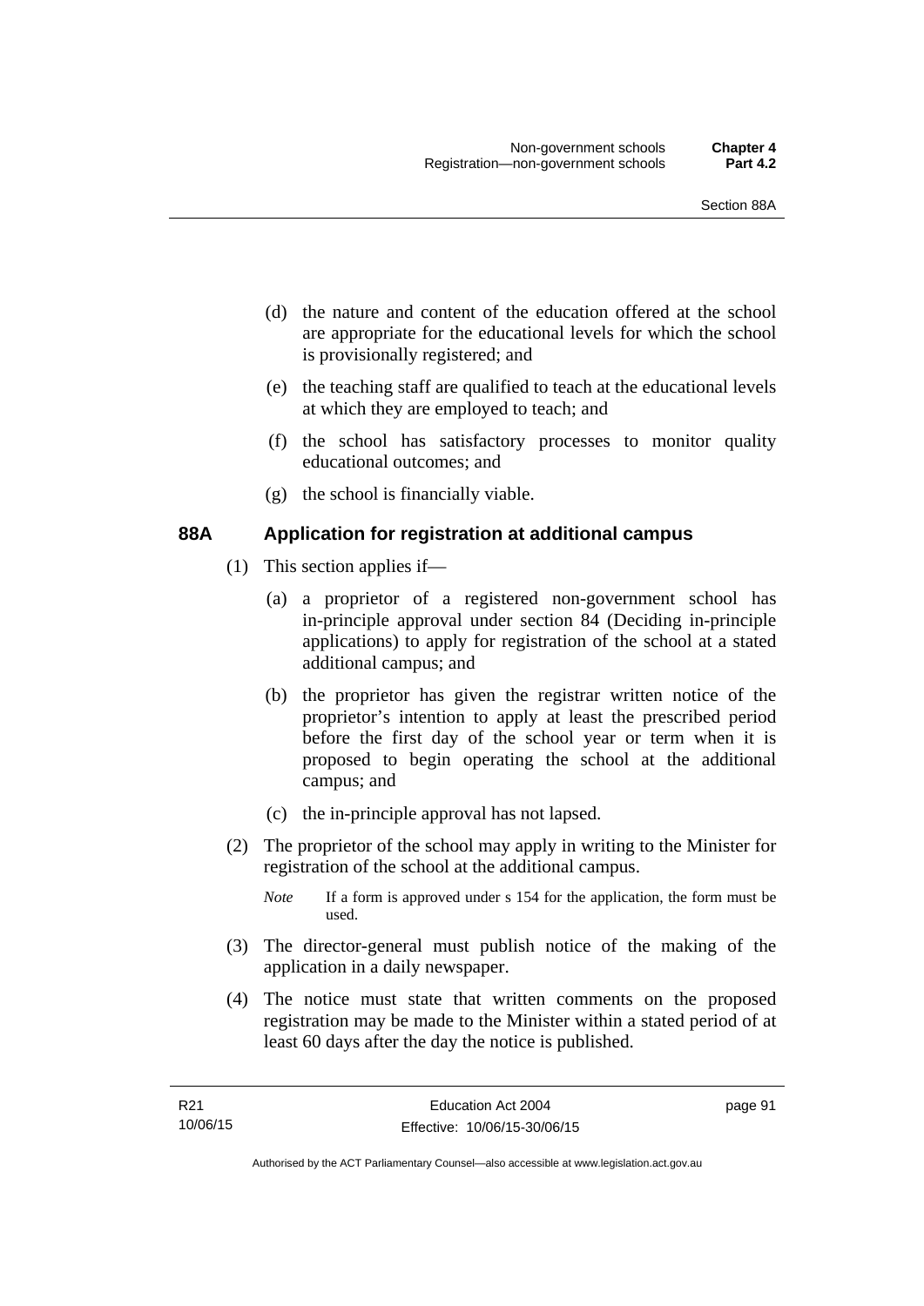(d) the nature and content of the education offered at the school are appropriate for the educational levels for which the school is provisionally registered; and

(e) the teaching staff are qualified to teach at the educational levels at which they are employed to teach; and

(f) the school has satisfactory processes to monitor quality educational outcomes; and

(g) the school is financially viable.

### 88A Application for registration at additional campus

(1) This section applies if—

(a) a proprietor of a registered non-government school has in-principle approval under section 84 (Deciding in-principle applications) to apply for registration of the school at a stated additional campus; and

(b) the proprietor has given the registrar written notice of the proprietor's intention to apply at least the prescribed period before the first day of the school year or term when it is proposed to begin operating the school at the additional campus; and

(c) the in-principle approval has not lapsed.

(2) The proprietor of the school may apply in writing to the Minister for registration of the school at the additional campus.

*Note* If a form is approved under s 154 for the application, the form must be used.

(3) The director-general must publish notice of the making of the application in a daily newspaper.

(4) The notice must state that written comments on the proposed registration may be made to the Minister within a stated period of at least 60 days after the day the notice is published.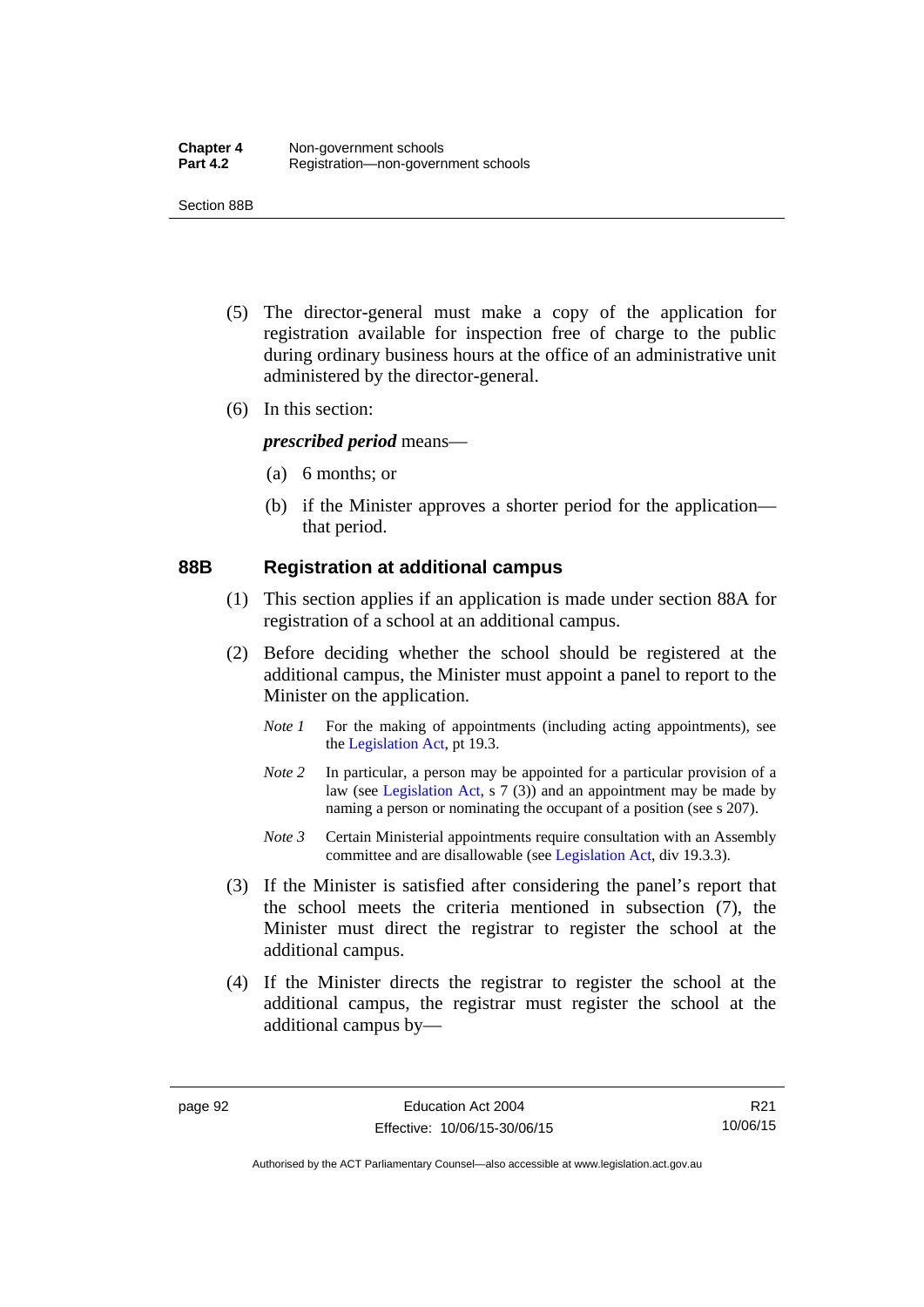(5) The director-general must make a copy of the application for registration available for inspection free of charge to the public during ordinary business hours at the office of an administrative unit administered by the director-general.

(6) In this section:

***prescribed period*** means—

(a) 6 months; or

(b) if the Minister approves a shorter period for the application—that period.

## 88B Registration at additional campus

(1) This section applies if an application is made under section 88A for registration of a school at an additional campus.

(2) Before deciding whether the school should be registered at the additional campus, the Minister must appoint a panel to report to the Minister on the application.

*Note 1* For the making of appointments (including acting appointments), see the Legislation Act, pt 19.3.

*Note 2* In particular, a person may be appointed for a particular provision of a law (see Legislation Act, s 7 (3)) and an appointment may be made by naming a person or nominating the occupant of a position (see s 207).

*Note 3* Certain Ministerial appointments require consultation with an Assembly committee and are disallowable (see Legislation Act, div 19.3.3).

(3) If the Minister is satisfied after considering the panel's report that the school meets the criteria mentioned in subsection (7), the Minister must direct the registrar to register the school at the additional campus.

(4) If the Minister directs the registrar to register the school at the additional campus, the registrar must register the school at the additional campus by—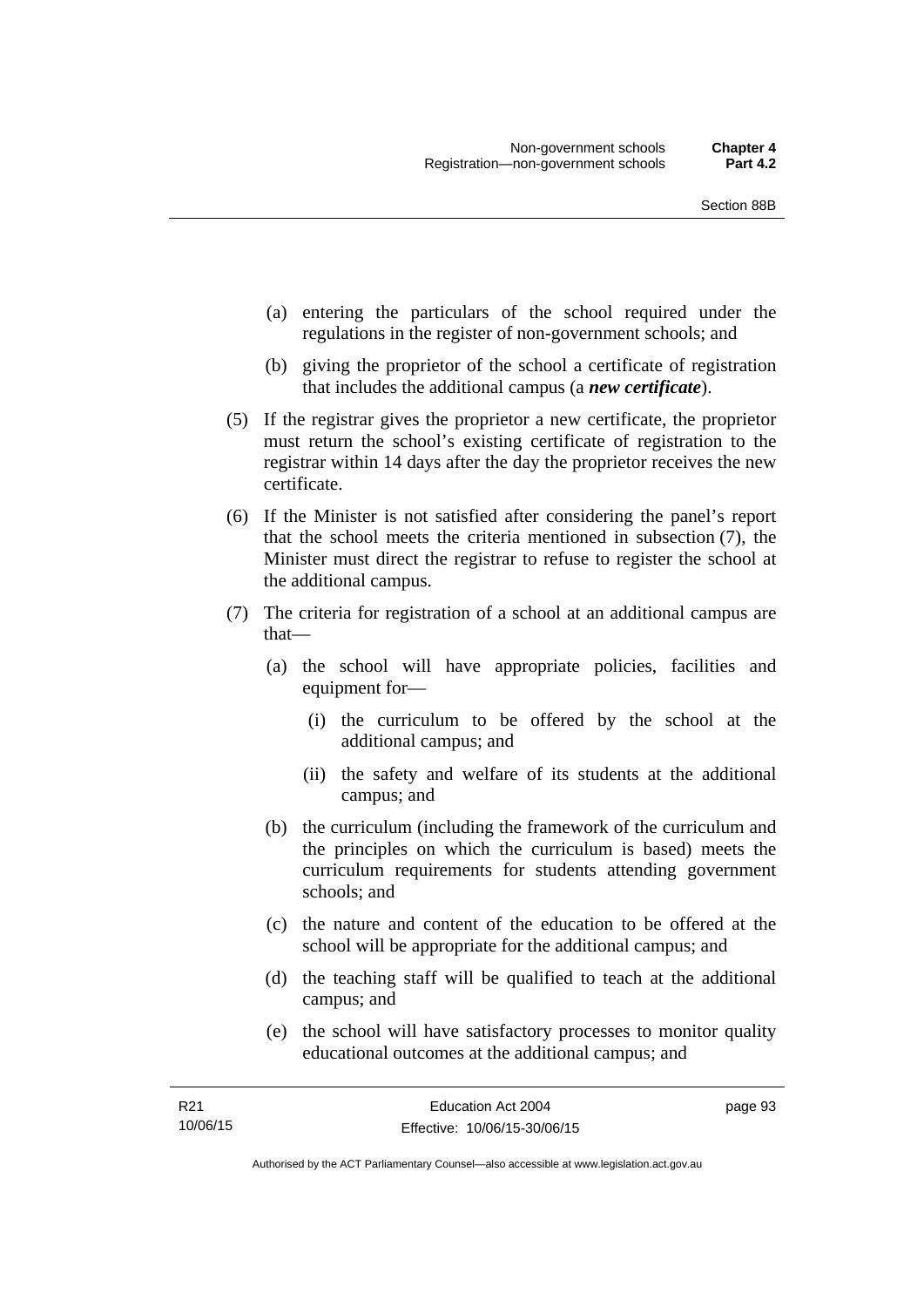(a) entering the particulars of the school required under the regulations in the register of non-government schools; and

(b) giving the proprietor of the school a certificate of registration that includes the additional campus (a ***new certificate***).

(5) If the registrar gives the proprietor a new certificate, the proprietor must return the school's existing certificate of registration to the registrar within 14 days after the day the proprietor receives the new certificate.

(6) If the Minister is not satisfied after considering the panel's report that the school meets the criteria mentioned in subsection (7), the Minister must direct the registrar to refuse to register the school at the additional campus.

(7) The criteria for registration of a school at an additional campus are that—

(a) the school will have appropriate policies, facilities and equipment for—

(i) the curriculum to be offered by the school at the additional campus; and

(ii) the safety and welfare of its students at the additional campus; and

(b) the curriculum (including the framework of the curriculum and the principles on which the curriculum is based) meets the curriculum requirements for students attending government schools; and

(c) the nature and content of the education to be offered at the school will be appropriate for the additional campus; and

(d) the teaching staff will be qualified to teach at the additional campus; and

(e) the school will have satisfactory processes to monitor quality educational outcomes at the additional campus; and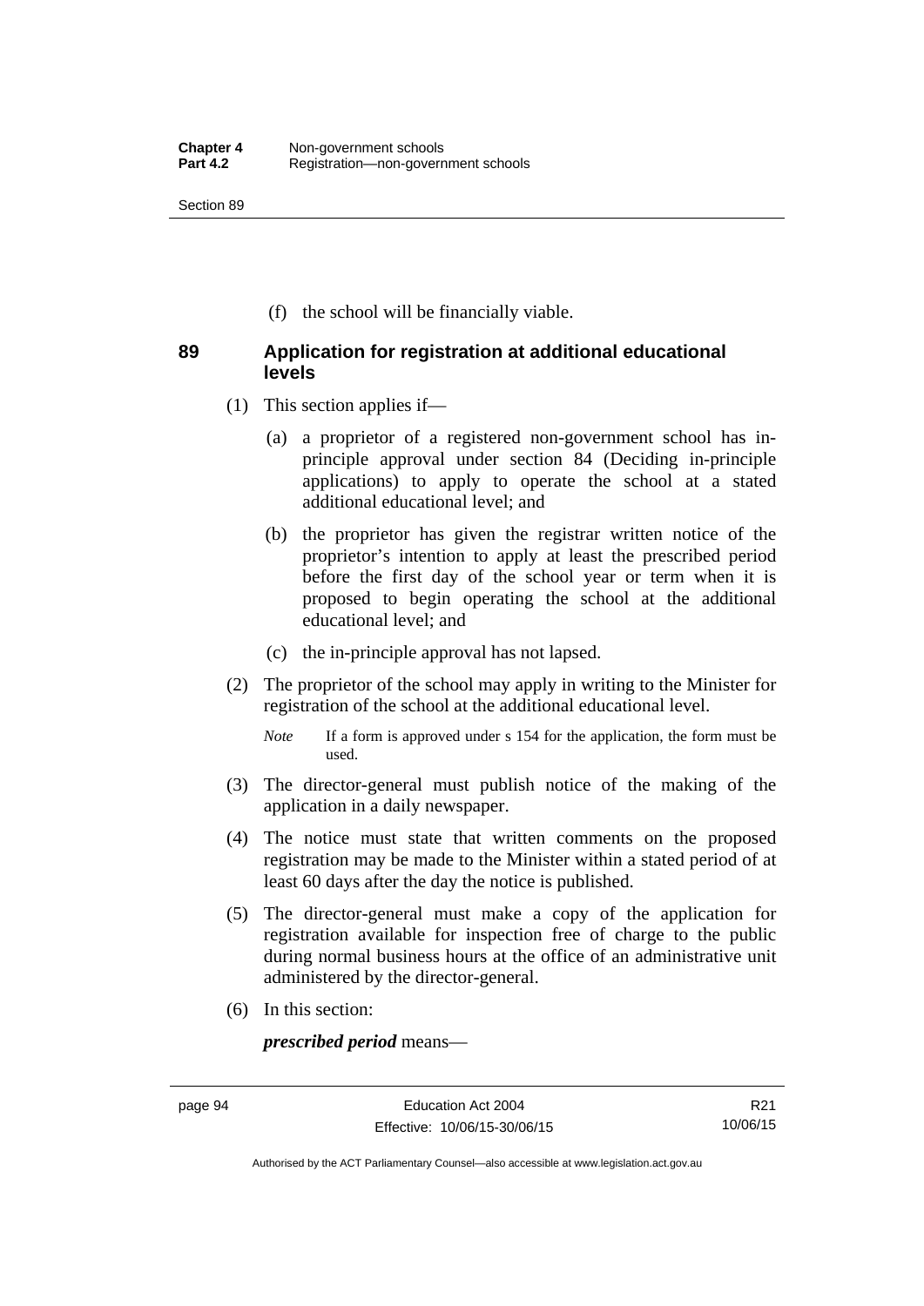(f) the school will be financially viable.

## 89 Application for registration at additional educational levels

(1) This section applies if—

(a) a proprietor of a registered non-government school has in-principle approval under section 84 (Deciding in-principle applications) to apply to operate the school at a stated additional educational level; and

(b) the proprietor has given the registrar written notice of the proprietor's intention to apply at least the prescribed period before the first day of the school year or term when it is proposed to begin operating the school at the additional educational level; and

(c) the in-principle approval has not lapsed.

(2) The proprietor of the school may apply in writing to the Minister for registration of the school at the additional educational level.

*Note* If a form is approved under s 154 for the application, the form must be used.

(3) The director-general must publish notice of the making of the application in a daily newspaper.

(4) The notice must state that written comments on the proposed registration may be made to the Minister within a stated period of at least 60 days after the day the notice is published.

(5) The director-general must make a copy of the application for registration available for inspection free of charge to the public during normal business hours at the office of an administrative unit administered by the director-general.

(6) In this section:

***prescribed period*** means—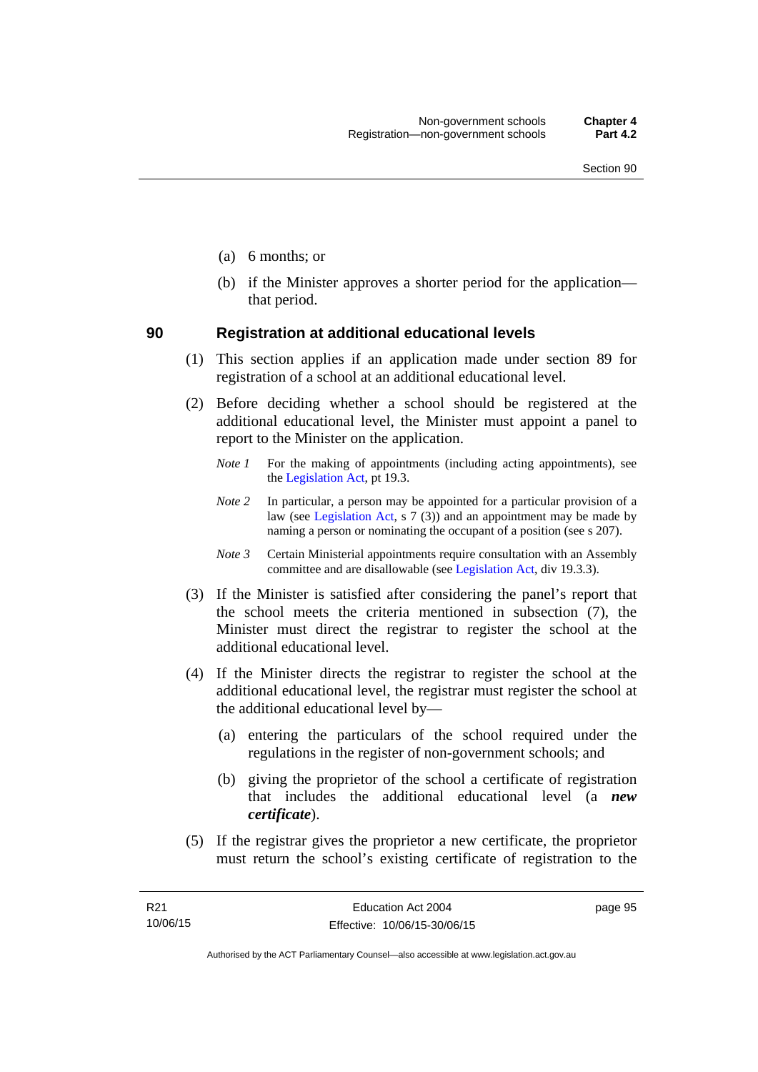(a) 6 months; or

(b) if the Minister approves a shorter period for the application—that period.

## 90 Registration at additional educational levels

(1) This section applies if an application made under section 89 for registration of a school at an additional educational level.

(2) Before deciding whether a school should be registered at the additional educational level, the Minister must appoint a panel to report to the Minister on the application.

*Note 1* For the making of appointments (including acting appointments), see the Legislation Act, pt 19.3.

*Note 2* In particular, a person may be appointed for a particular provision of a law (see Legislation Act, s 7 (3)) and an appointment may be made by naming a person or nominating the occupant of a position (see s 207).

*Note 3* Certain Ministerial appointments require consultation with an Assembly committee and are disallowable (see Legislation Act, div 19.3.3).

(3) If the Minister is satisfied after considering the panel's report that the school meets the criteria mentioned in subsection (7), the Minister must direct the registrar to register the school at the additional educational level.

(4) If the Minister directs the registrar to register the school at the additional educational level, the registrar must register the school at the additional educational level by—

(a) entering the particulars of the school required under the regulations in the register of non-government schools; and

(b) giving the proprietor of the school a certificate of registration that includes the additional educational level (a ***new certificate***).

(5) If the registrar gives the proprietor a new certificate, the proprietor must return the school's existing certificate of registration to the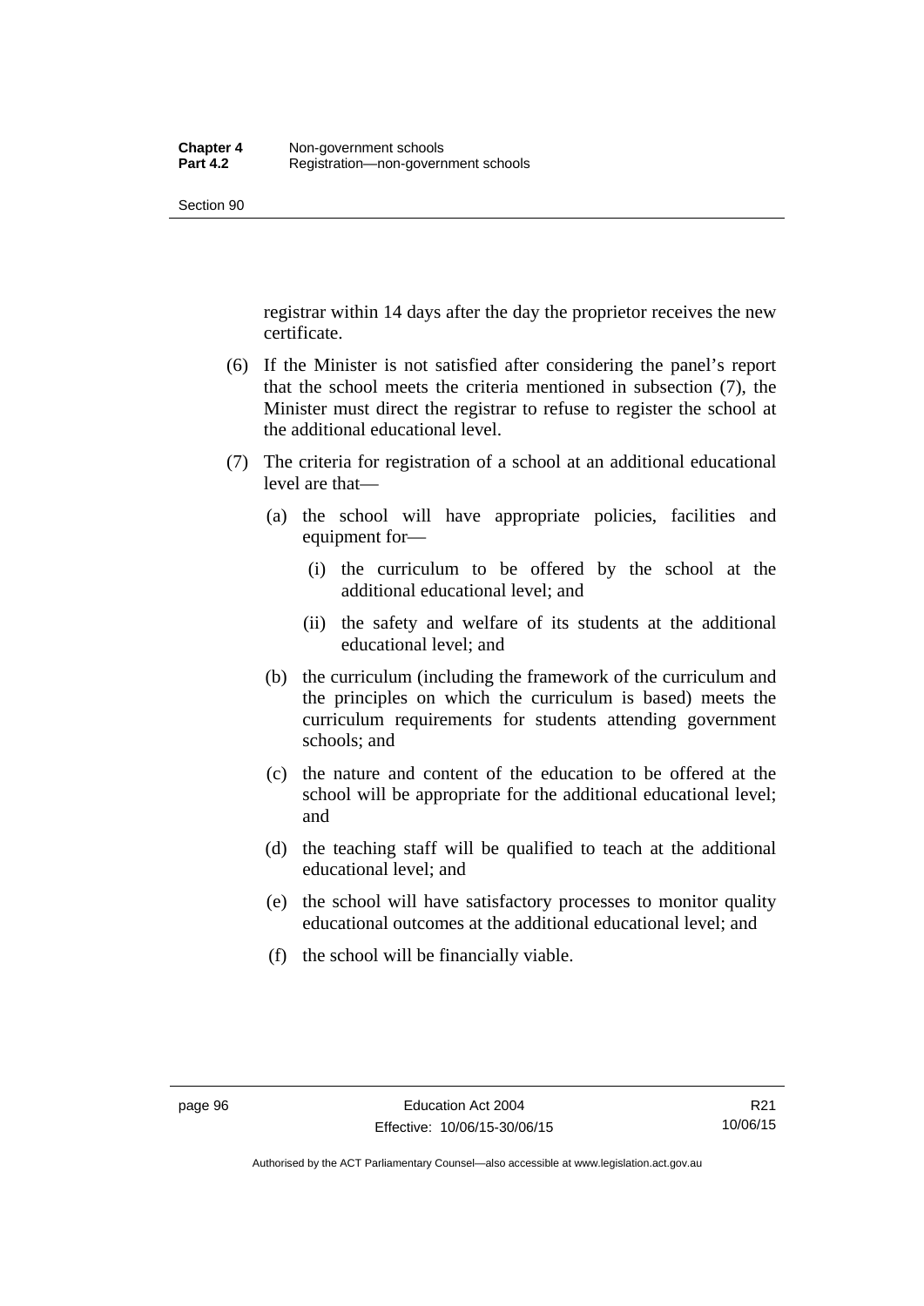registrar within 14 days after the day the proprietor receives the new certificate.

(6) If the Minister is not satisfied after considering the panel's report that the school meets the criteria mentioned in subsection (7), the Minister must direct the registrar to refuse to register the school at the additional educational level.

(7) The criteria for registration of a school at an additional educational level are that—

(a) the school will have appropriate policies, facilities and equipment for—

(i) the curriculum to be offered by the school at the additional educational level; and

(ii) the safety and welfare of its students at the additional educational level; and

(b) the curriculum (including the framework of the curriculum and the principles on which the curriculum is based) meets the curriculum requirements for students attending government schools; and

(c) the nature and content of the education to be offered at the school will be appropriate for the additional educational level; and

(d) the teaching staff will be qualified to teach at the additional educational level; and

(e) the school will have satisfactory processes to monitor quality educational outcomes at the additional educational level; and

(f) the school will be financially viable.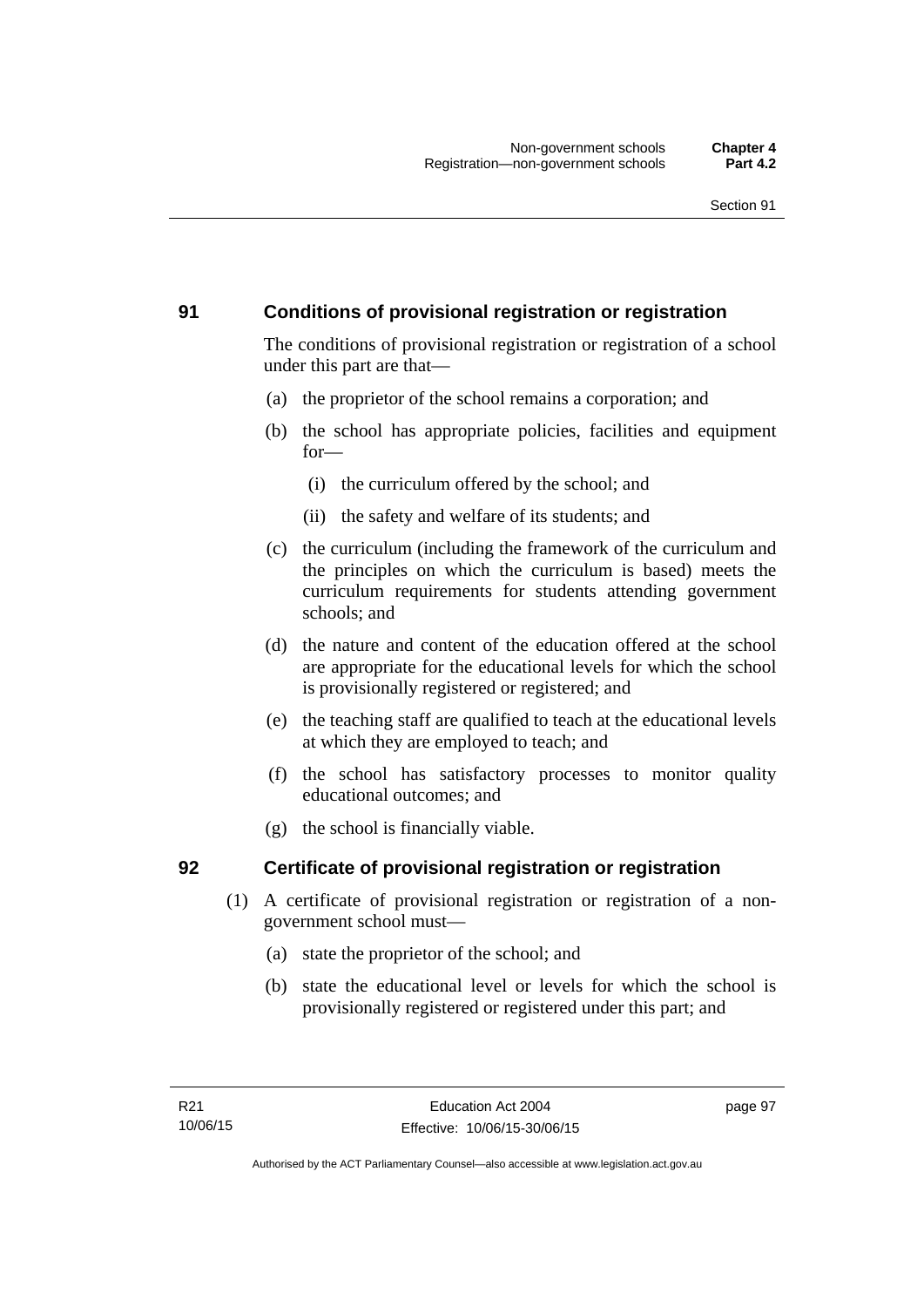## 91 Conditions of provisional registration or registration

The conditions of provisional registration or registration of a school under this part are that—

(a) the proprietor of the school remains a corporation; and

(b) the school has appropriate policies, facilities and equipment for—

  (i) the curriculum offered by the school; and

  (ii) the safety and welfare of its students; and

(c) the curriculum (including the framework of the curriculum and the principles on which the curriculum is based) meets the curriculum requirements for students attending government schools; and

(d) the nature and content of the education offered at the school are appropriate for the educational levels for which the school is provisionally registered or registered; and

(e) the teaching staff are qualified to teach at the educational levels at which they are employed to teach; and

(f) the school has satisfactory processes to monitor quality educational outcomes; and

(g) the school is financially viable.

## 92 Certificate of provisional registration or registration

(1) A certificate of provisional registration or registration of a non-government school must—

  (a) state the proprietor of the school; and

  (b) state the educational level or levels for which the school is provisionally registered or registered under this part; and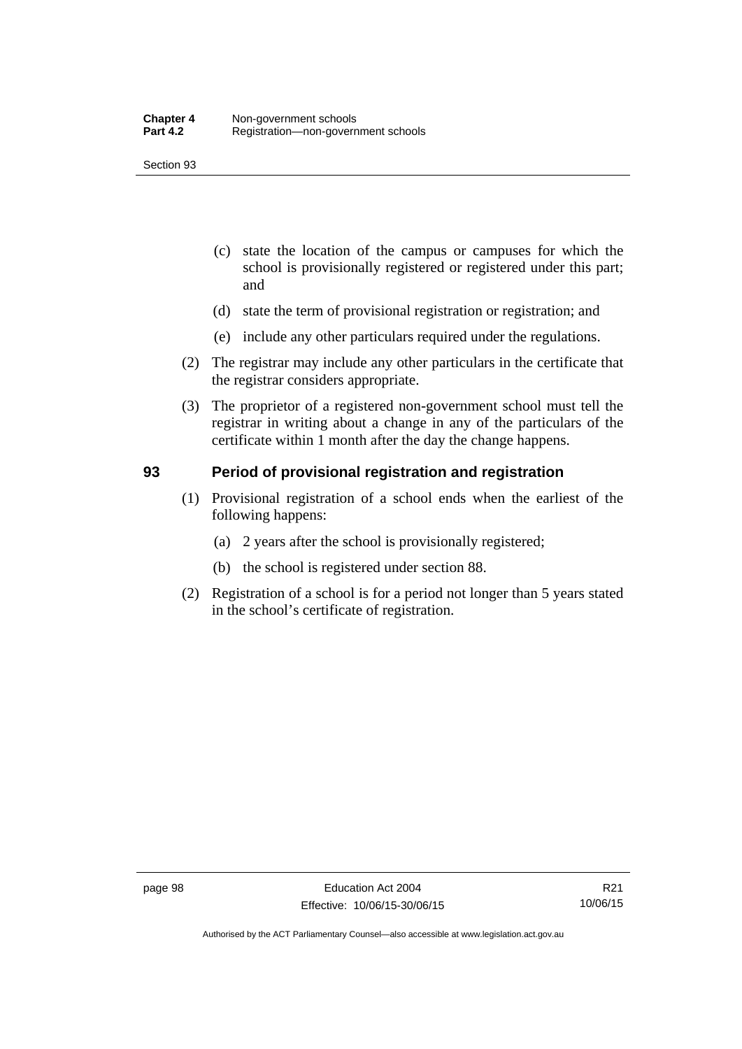(c) state the location of the campus or campuses for which the school is provisionally registered or registered under this part; and

(d) state the term of provisional registration or registration; and

(e) include any other particulars required under the regulations.

(2) The registrar may include any other particulars in the certificate that the registrar considers appropriate.

(3) The proprietor of a registered non-government school must tell the registrar in writing about a change in any of the particulars of the certificate within 1 month after the day the change happens.

### 93 Period of provisional registration and registration

(1) Provisional registration of a school ends when the earliest of the following happens:

(a) 2 years after the school is provisionally registered;

(b) the school is registered under section 88.

(2) Registration of a school is for a period not longer than 5 years stated in the school's certificate of registration.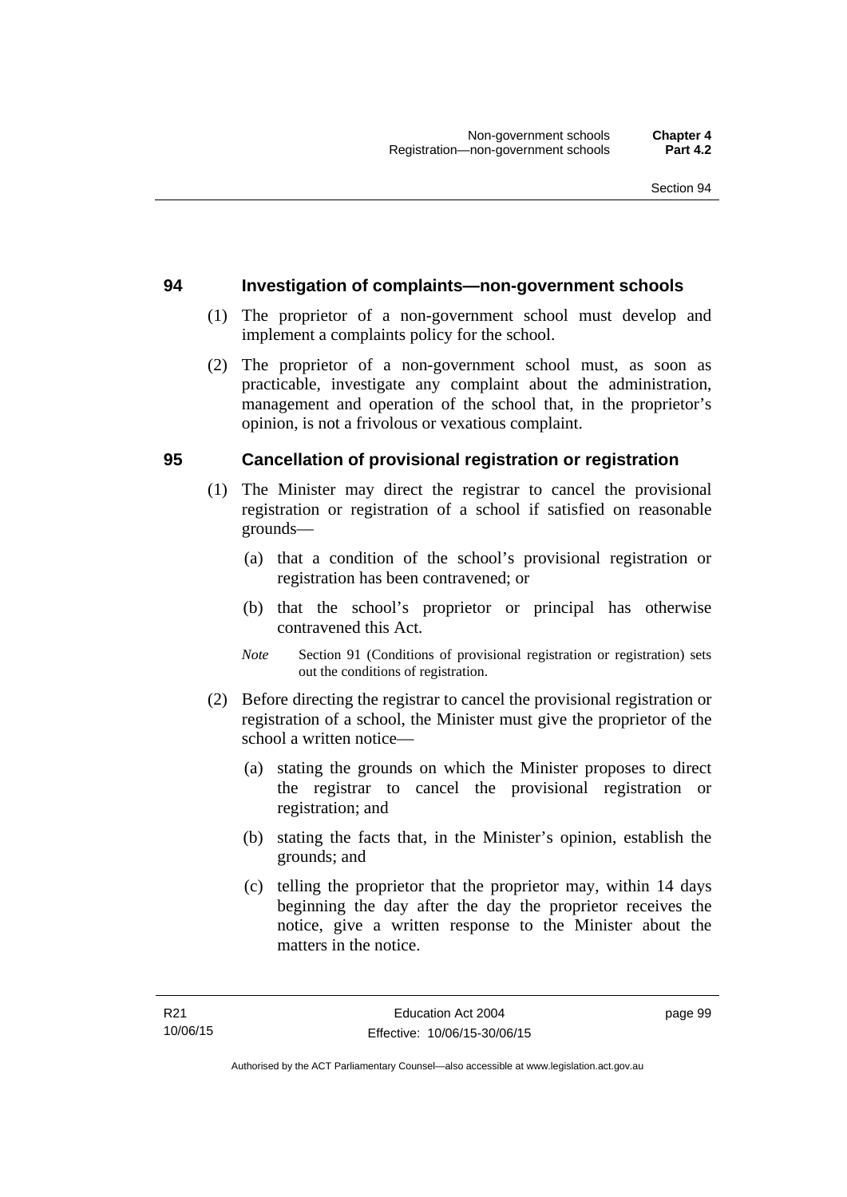## 94 Investigation of complaints—non-government schools

(1) The proprietor of a non-government school must develop and implement a complaints policy for the school.

(2) The proprietor of a non-government school must, as soon as practicable, investigate any complaint about the administration, management and operation of the school that, in the proprietor's opinion, is not a frivolous or vexatious complaint.

## 95 Cancellation of provisional registration or registration

(1) The Minister may direct the registrar to cancel the provisional registration or registration of a school if satisfied on reasonable grounds—

(a) that a condition of the school's provisional registration or registration has been contravened; or

(b) that the school's proprietor or principal has otherwise contravened this Act.

*Note* Section 91 (Conditions of provisional registration or registration) sets out the conditions of registration.

(2) Before directing the registrar to cancel the provisional registration or registration of a school, the Minister must give the proprietor of the school a written notice—

(a) stating the grounds on which the Minister proposes to direct the registrar to cancel the provisional registration or registration; and

(b) stating the facts that, in the Minister's opinion, establish the grounds; and

(c) telling the proprietor that the proprietor may, within 14 days beginning the day after the day the proprietor receives the notice, give a written response to the Minister about the matters in the notice.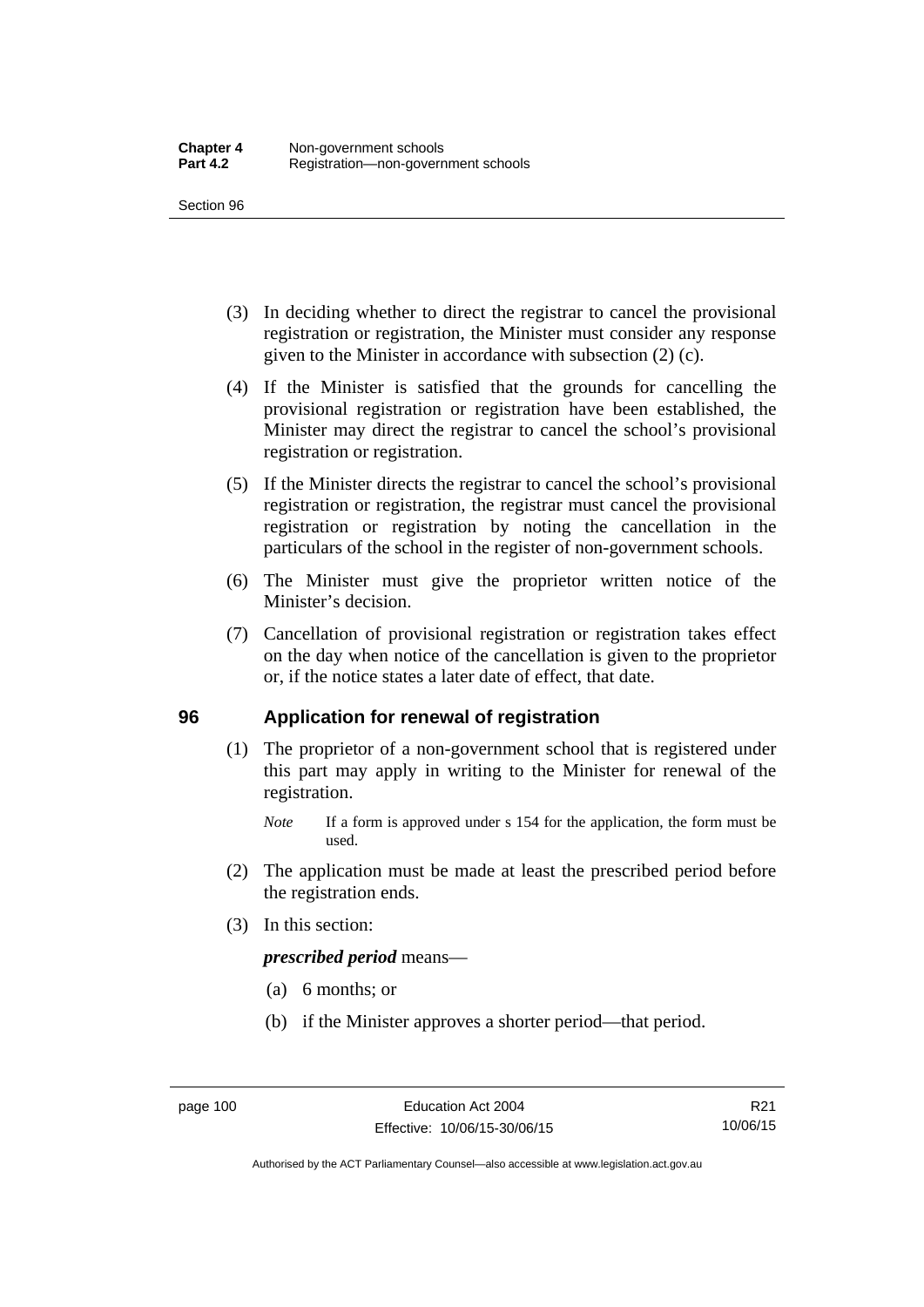(3) In deciding whether to direct the registrar to cancel the provisional registration or registration, the Minister must consider any response given to the Minister in accordance with subsection (2) (c).

(4) If the Minister is satisfied that the grounds for cancelling the provisional registration or registration have been established, the Minister may direct the registrar to cancel the school's provisional registration or registration.

(5) If the Minister directs the registrar to cancel the school's provisional registration or registration, the registrar must cancel the provisional registration or registration by noting the cancellation in the particulars of the school in the register of non-government schools.

(6) The Minister must give the proprietor written notice of the Minister's decision.

(7) Cancellation of provisional registration or registration takes effect on the day when notice of the cancellation is given to the proprietor or, if the notice states a later date of effect, that date.

## 96 Application for renewal of registration

(1) The proprietor of a non-government school that is registered under this part may apply in writing to the Minister for renewal of the registration.

*Note* If a form is approved under s 154 for the application, the form must be used.

(2) The application must be made at least the prescribed period before the registration ends.

(3) In this section:

***prescribed period*** means—

(a) 6 months; or

(b) if the Minister approves a shorter period—that period.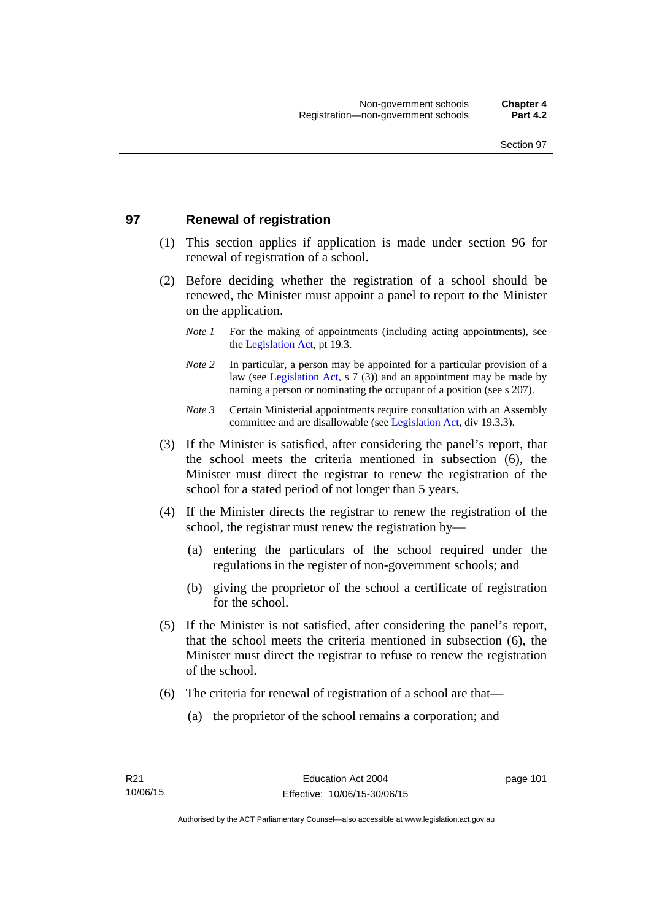## 97 Renewal of registration

(1) This section applies if application is made under section 96 for renewal of registration of a school.

(2) Before deciding whether the registration of a school should be renewed, the Minister must appoint a panel to report to the Minister on the application.

*Note 1* For the making of appointments (including acting appointments), see the Legislation Act, pt 19.3.

*Note 2* In particular, a person may be appointed for a particular provision of a law (see Legislation Act, s 7 (3)) and an appointment may be made by naming a person or nominating the occupant of a position (see s 207).

*Note 3* Certain Ministerial appointments require consultation with an Assembly committee and are disallowable (see Legislation Act, div 19.3.3).

(3) If the Minister is satisfied, after considering the panel's report, that the school meets the criteria mentioned in subsection (6), the Minister must direct the registrar to renew the registration of the school for a stated period of not longer than 5 years.

(4) If the Minister directs the registrar to renew the registration of the school, the registrar must renew the registration by—

(a) entering the particulars of the school required under the regulations in the register of non-government schools; and

(b) giving the proprietor of the school a certificate of registration for the school.

(5) If the Minister is not satisfied, after considering the panel's report, that the school meets the criteria mentioned in subsection (6), the Minister must direct the registrar to refuse to renew the registration of the school.

(6) The criteria for renewal of registration of a school are that—

(a) the proprietor of the school remains a corporation; and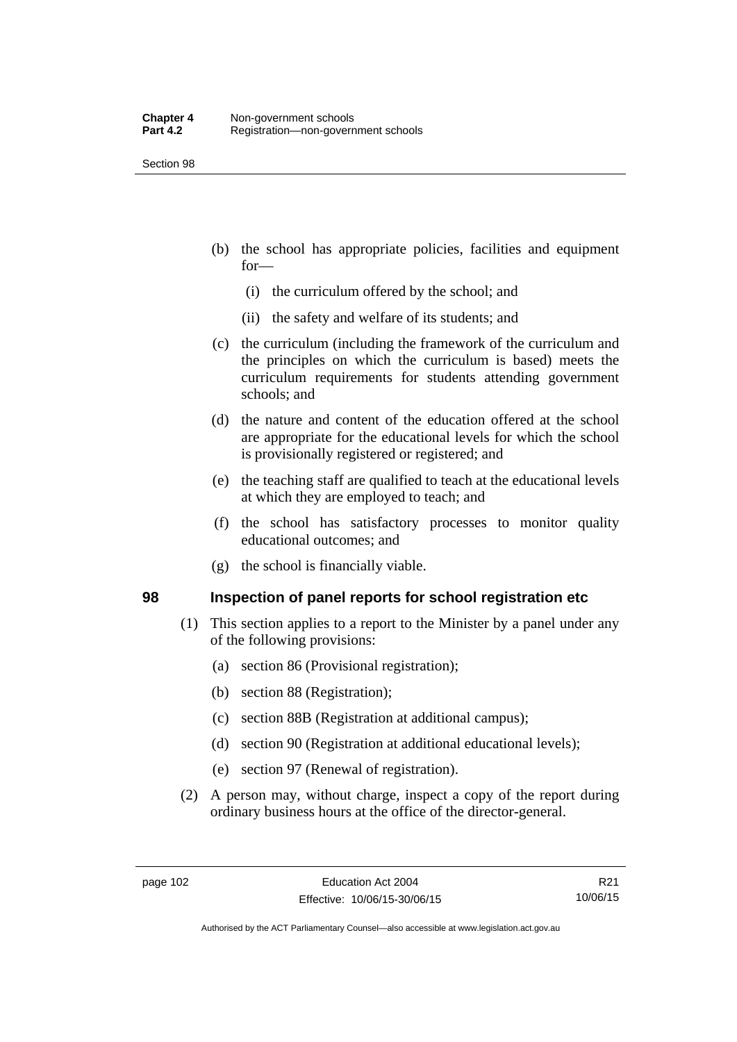(b) the school has appropriate policies, facilities and equipment for—

  (i) the curriculum offered by the school; and

  (ii) the safety and welfare of its students; and

(c) the curriculum (including the framework of the curriculum and the principles on which the curriculum is based) meets the curriculum requirements for students attending government schools; and

(d) the nature and content of the education offered at the school are appropriate for the educational levels for which the school is provisionally registered or registered; and

(e) the teaching staff are qualified to teach at the educational levels at which they are employed to teach; and

(f) the school has satisfactory processes to monitor quality educational outcomes; and

(g) the school is financially viable.

## 98 Inspection of panel reports for school registration etc

(1) This section applies to a report to the Minister by a panel under any of the following provisions:

  (a) section 86 (Provisional registration);

  (b) section 88 (Registration);

  (c) section 88B (Registration at additional campus);

  (d) section 90 (Registration at additional educational levels);

  (e) section 97 (Renewal of registration).

(2) A person may, without charge, inspect a copy of the report during ordinary business hours at the office of the director-general.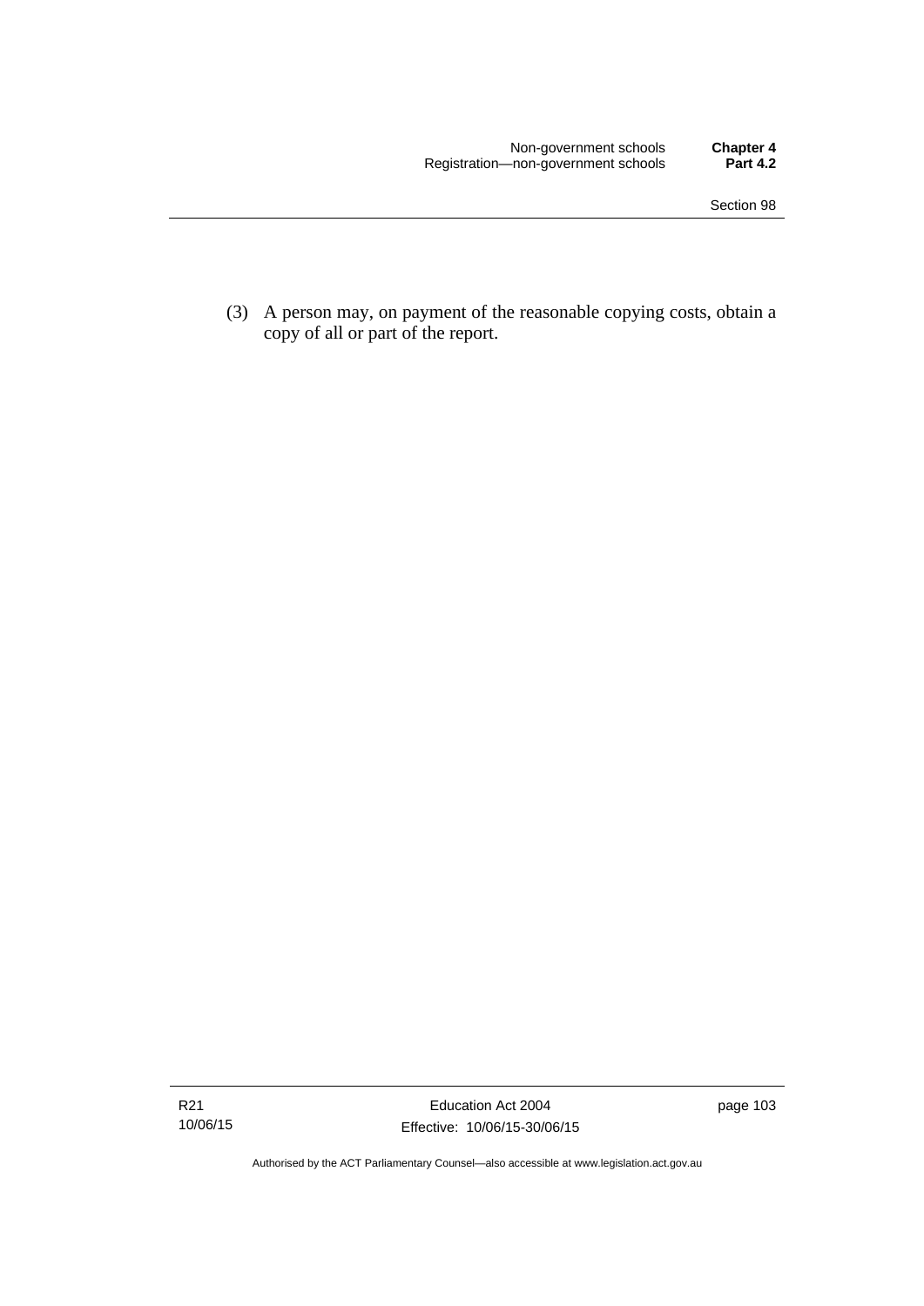(3) A person may, on payment of the reasonable copying costs, obtain a copy of all or part of the report.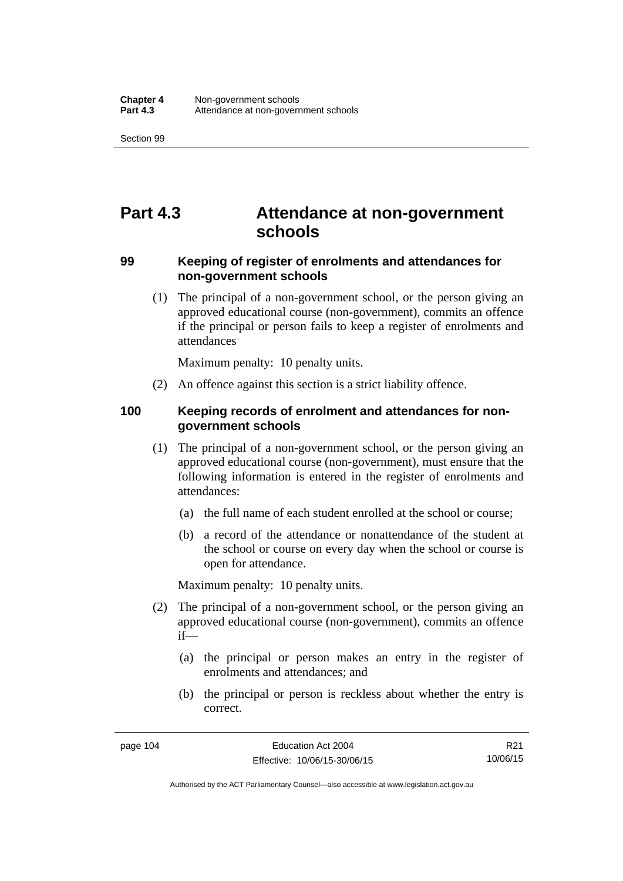# Part 4.3 Attendance at non-government schools

## 99 Keeping of register of enrolments and attendances for non-government schools

(1) The principal of a non-government school, or the person giving an approved educational course (non-government), commits an offence if the principal or person fails to keep a register of enrolments and attendances

Maximum penalty: 10 penalty units.

(2) An offence against this section is a strict liability offence.

## 100 Keeping records of enrolment and attendances for non-government schools

(1) The principal of a non-government school, or the person giving an approved educational course (non-government), must ensure that the following information is entered in the register of enrolments and attendances:

(a) the full name of each student enrolled at the school or course;

(b) a record of the attendance or nonattendance of the student at the school or course on every day when the school or course is open for attendance.

Maximum penalty: 10 penalty units.

(2) The principal of a non-government school, or the person giving an approved educational course (non-government), commits an offence if—

(a) the principal or person makes an entry in the register of enrolments and attendances; and

(b) the principal or person is reckless about whether the entry is correct.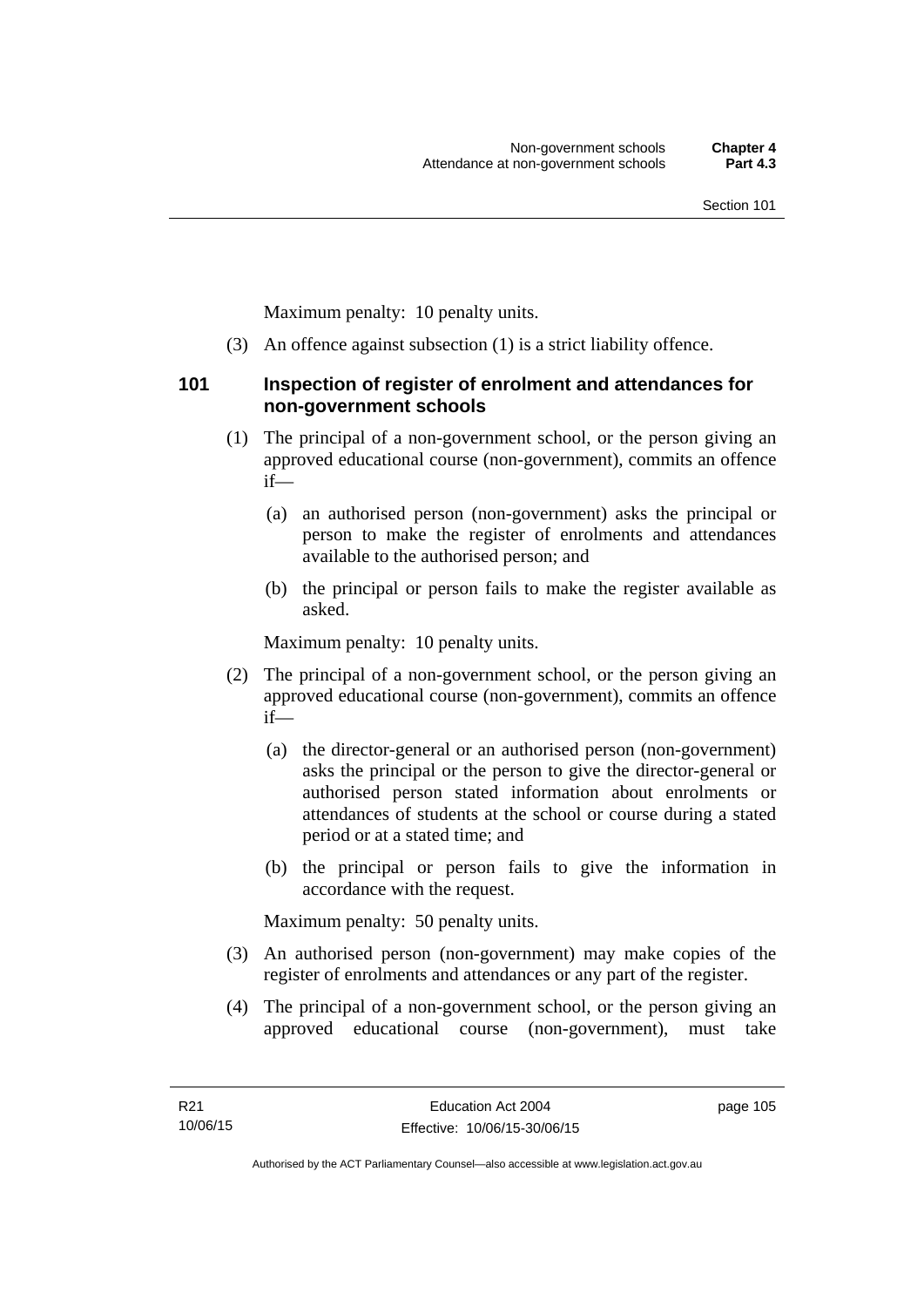Maximum penalty: 10 penalty units.

(3) An offence against subsection (1) is a strict liability offence.

### 101 Inspection of register of enrolment and attendances for non-government schools

(1) The principal of a non-government school, or the person giving an approved educational course (non-government), commits an offence if—

(a) an authorised person (non-government) asks the principal or person to make the register of enrolments and attendances available to the authorised person; and

(b) the principal or person fails to make the register available as asked.

Maximum penalty: 10 penalty units.

(2) The principal of a non-government school, or the person giving an approved educational course (non-government), commits an offence if—

(a) the director-general or an authorised person (non-government) asks the principal or the person to give the director-general or authorised person stated information about enrolments or attendances of students at the school or course during a stated period or at a stated time; and

(b) the principal or person fails to give the information in accordance with the request.

Maximum penalty: 50 penalty units.

(3) An authorised person (non-government) may make copies of the register of enrolments and attendances or any part of the register.

(4) The principal of a non-government school, or the person giving an approved educational course (non-government), must take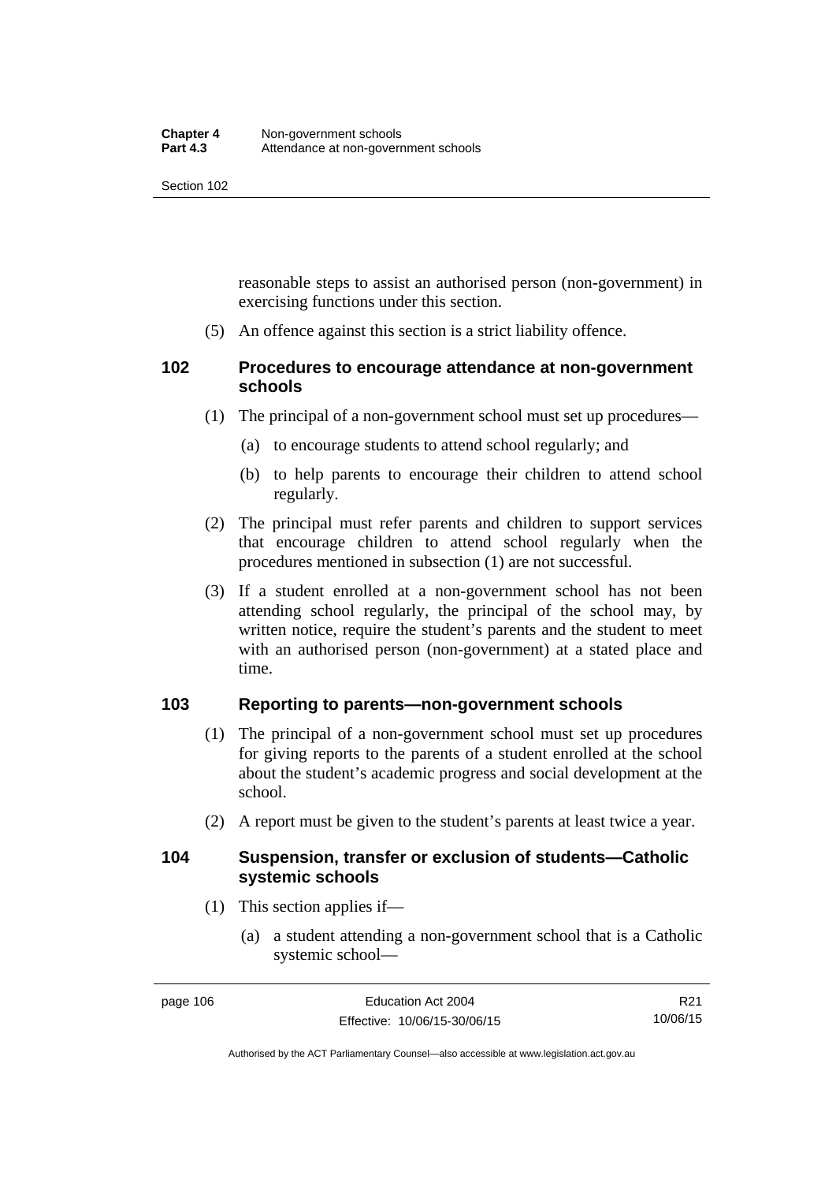reasonable steps to assist an authorised person (non-government) in exercising functions under this section.

(5) An offence against this section is a strict liability offence.

## 102 Procedures to encourage attendance at non-government schools

(1) The principal of a non-government school must set up procedures—

(a) to encourage students to attend school regularly; and

(b) to help parents to encourage their children to attend school regularly.

(2) The principal must refer parents and children to support services that encourage children to attend school regularly when the procedures mentioned in subsection (1) are not successful.

(3) If a student enrolled at a non-government school has not been attending school regularly, the principal of the school may, by written notice, require the student's parents and the student to meet with an authorised person (non-government) at a stated place and time.

## 103 Reporting to parents—non-government schools

(1) The principal of a non-government school must set up procedures for giving reports to the parents of a student enrolled at the school about the student's academic progress and social development at the school.

(2) A report must be given to the student's parents at least twice a year.

## 104 Suspension, transfer or exclusion of students—Catholic systemic schools

(1) This section applies if—

(a) a student attending a non-government school that is a Catholic systemic school—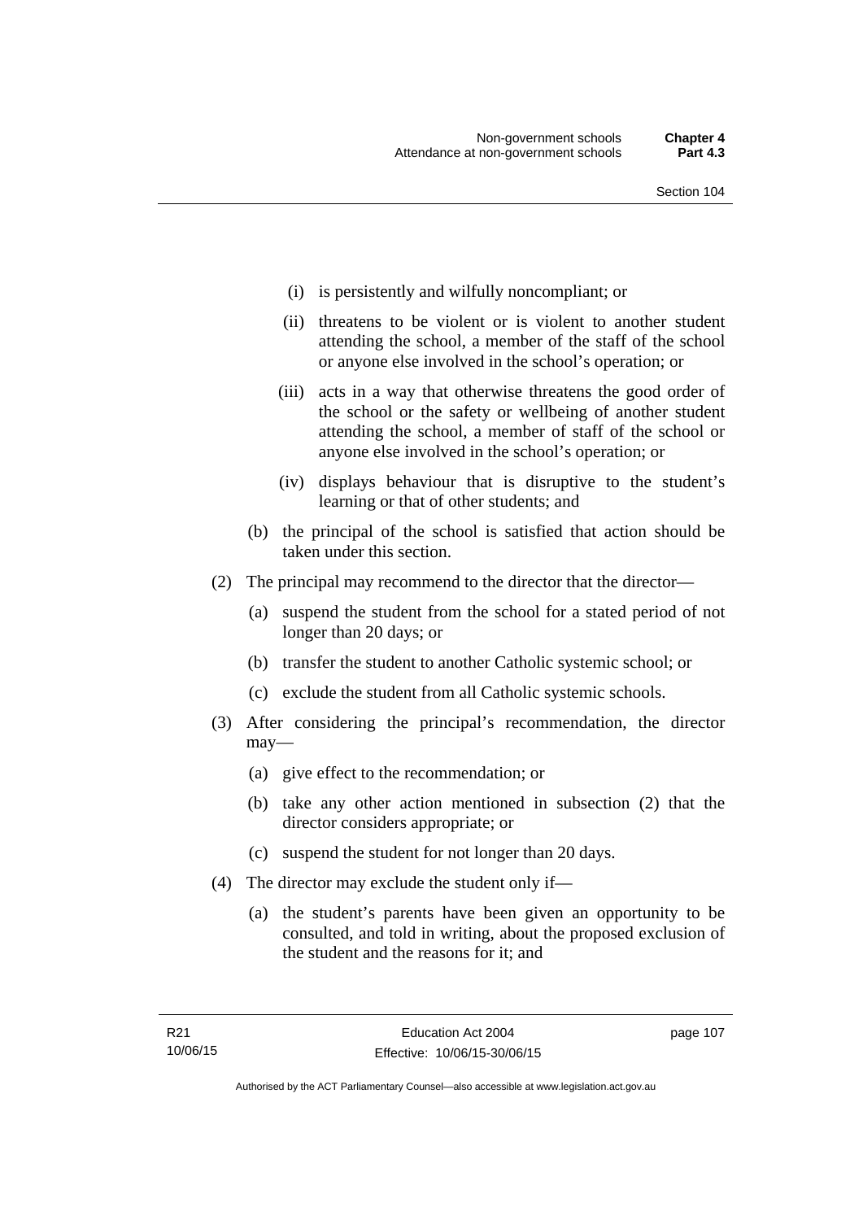(i) is persistently and wilfully noncompliant; or

(ii) threatens to be violent or is violent to another student attending the school, a member of the staff of the school or anyone else involved in the school's operation; or

(iii) acts in a way that otherwise threatens the good order of the school or the safety or wellbeing of another student attending the school, a member of staff of the school or anyone else involved in the school's operation; or

(iv) displays behaviour that is disruptive to the student's learning or that of other students; and

(b) the principal of the school is satisfied that action should be taken under this section.

(2) The principal may recommend to the director that the director—

(a) suspend the student from the school for a stated period of not longer than 20 days; or

(b) transfer the student to another Catholic systemic school; or

(c) exclude the student from all Catholic systemic schools.

(3) After considering the principal's recommendation, the director may—

(a) give effect to the recommendation; or

(b) take any other action mentioned in subsection (2) that the director considers appropriate; or

(c) suspend the student for not longer than 20 days.

(4) The director may exclude the student only if—

(a) the student's parents have been given an opportunity to be consulted, and told in writing, about the proposed exclusion of the student and the reasons for it; and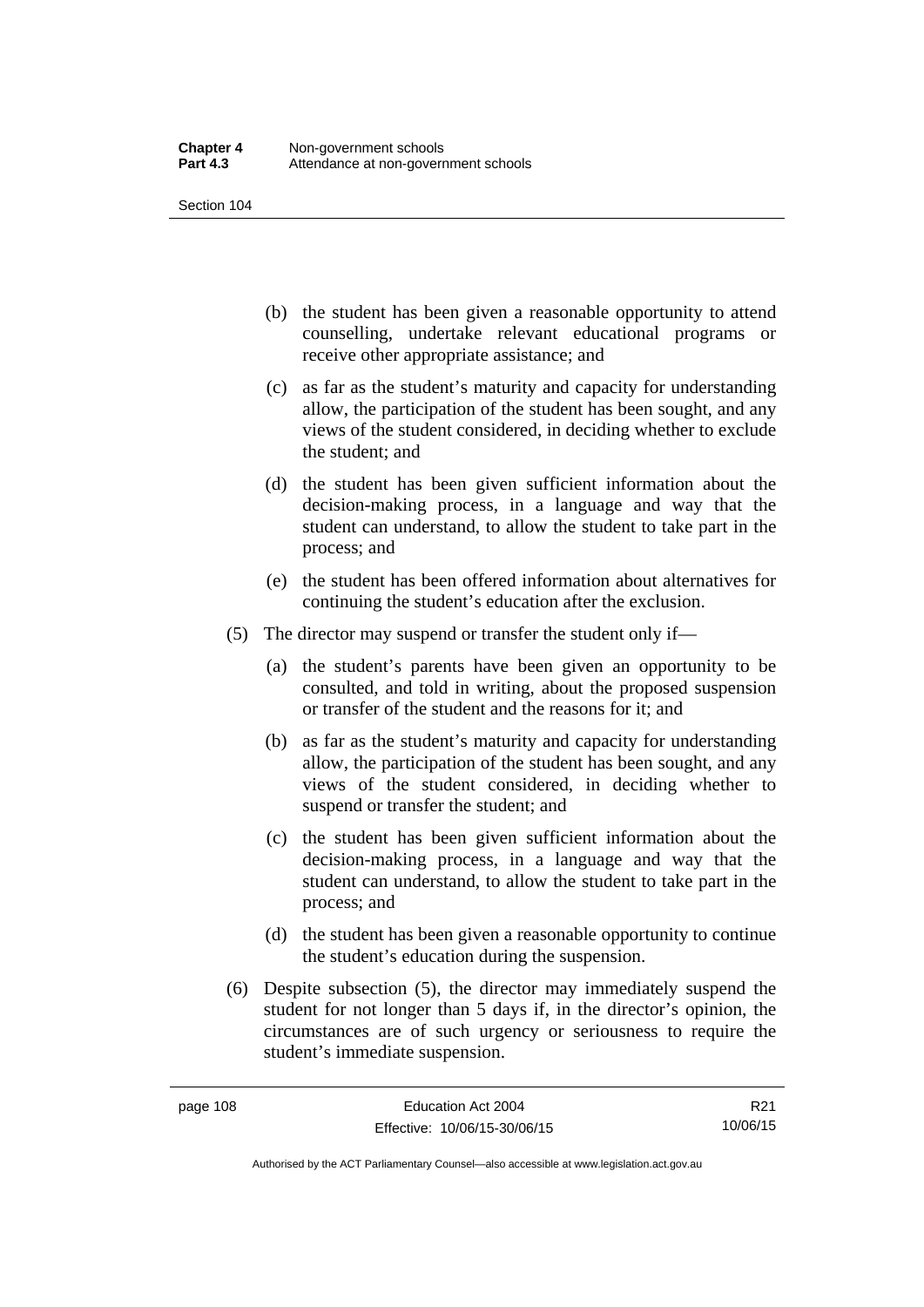(b) the student has been given a reasonable opportunity to attend counselling, undertake relevant educational programs or receive other appropriate assistance; and

(c) as far as the student's maturity and capacity for understanding allow, the participation of the student has been sought, and any views of the student considered, in deciding whether to exclude the student; and

(d) the student has been given sufficient information about the decision-making process, in a language and way that the student can understand, to allow the student to take part in the process; and

(e) the student has been offered information about alternatives for continuing the student's education after the exclusion.

(5) The director may suspend or transfer the student only if—

(a) the student's parents have been given an opportunity to be consulted, and told in writing, about the proposed suspension or transfer of the student and the reasons for it; and

(b) as far as the student's maturity and capacity for understanding allow, the participation of the student has been sought, and any views of the student considered, in deciding whether to suspend or transfer the student; and

(c) the student has been given sufficient information about the decision-making process, in a language and way that the student can understand, to allow the student to take part in the process; and

(d) the student has been given a reasonable opportunity to continue the student's education during the suspension.

(6) Despite subsection (5), the director may immediately suspend the student for not longer than 5 days if, in the director's opinion, the circumstances are of such urgency or seriousness to require the student's immediate suspension.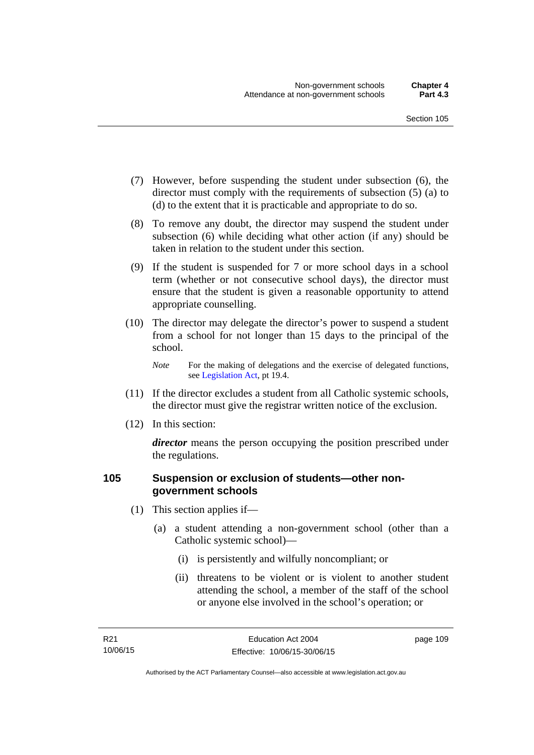(7) However, before suspending the student under subsection (6), the director must comply with the requirements of subsection (5) (a) to (d) to the extent that it is practicable and appropriate to do so.

(8) To remove any doubt, the director may suspend the student under subsection (6) while deciding what other action (if any) should be taken in relation to the student under this section.

(9) If the student is suspended for 7 or more school days in a school term (whether or not consecutive school days), the director must ensure that the student is given a reasonable opportunity to attend appropriate counselling.

(10) The director may delegate the director's power to suspend a student from a school for not longer than 15 days to the principal of the school.

*Note* For the making of delegations and the exercise of delegated functions, see Legislation Act, pt 19.4.

(11) If the director excludes a student from all Catholic systemic schools, the director must give the registrar written notice of the exclusion.

(12) In this section:

***director*** means the person occupying the position prescribed under the regulations.

## 105 Suspension or exclusion of students—other non-government schools

(1) This section applies if—

(a) a student attending a non-government school (other than a Catholic systemic school)—

(i) is persistently and wilfully noncompliant; or

(ii) threatens to be violent or is violent to another student attending the school, a member of the staff of the school or anyone else involved in the school's operation; or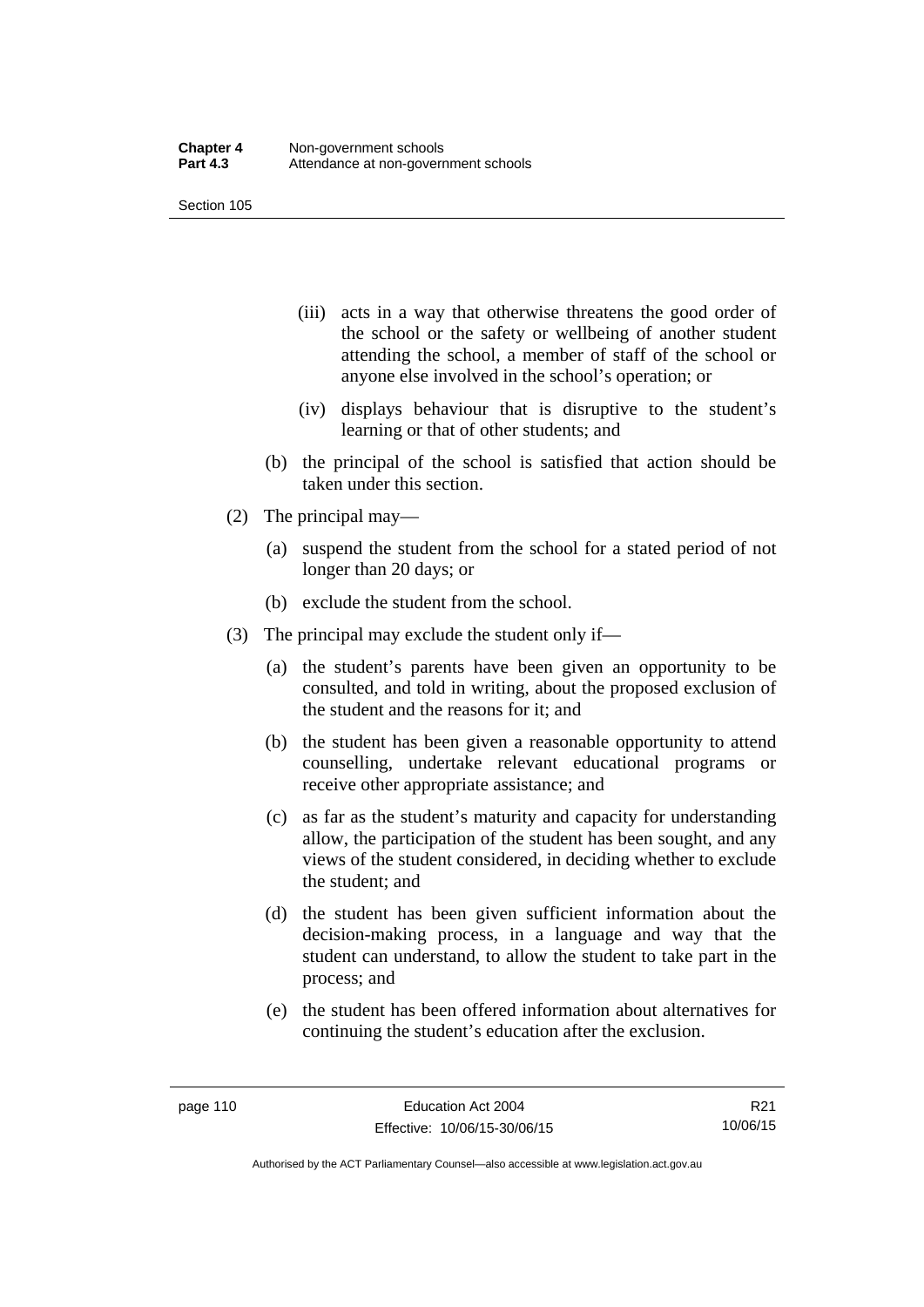(iii) acts in a way that otherwise threatens the good order of the school or the safety or wellbeing of another student attending the school, a member of staff of the school or anyone else involved in the school's operation; or

(iv) displays behaviour that is disruptive to the student's learning or that of other students; and

(b) the principal of the school is satisfied that action should be taken under this section.

(2) The principal may—

(a) suspend the student from the school for a stated period of not longer than 20 days; or

(b) exclude the student from the school.

(3) The principal may exclude the student only if—

(a) the student's parents have been given an opportunity to be consulted, and told in writing, about the proposed exclusion of the student and the reasons for it; and

(b) the student has been given a reasonable opportunity to attend counselling, undertake relevant educational programs or receive other appropriate assistance; and

(c) as far as the student's maturity and capacity for understanding allow, the participation of the student has been sought, and any views of the student considered, in deciding whether to exclude the student; and

(d) the student has been given sufficient information about the decision-making process, in a language and way that the student can understand, to allow the student to take part in the process; and

(e) the student has been offered information about alternatives for continuing the student's education after the exclusion.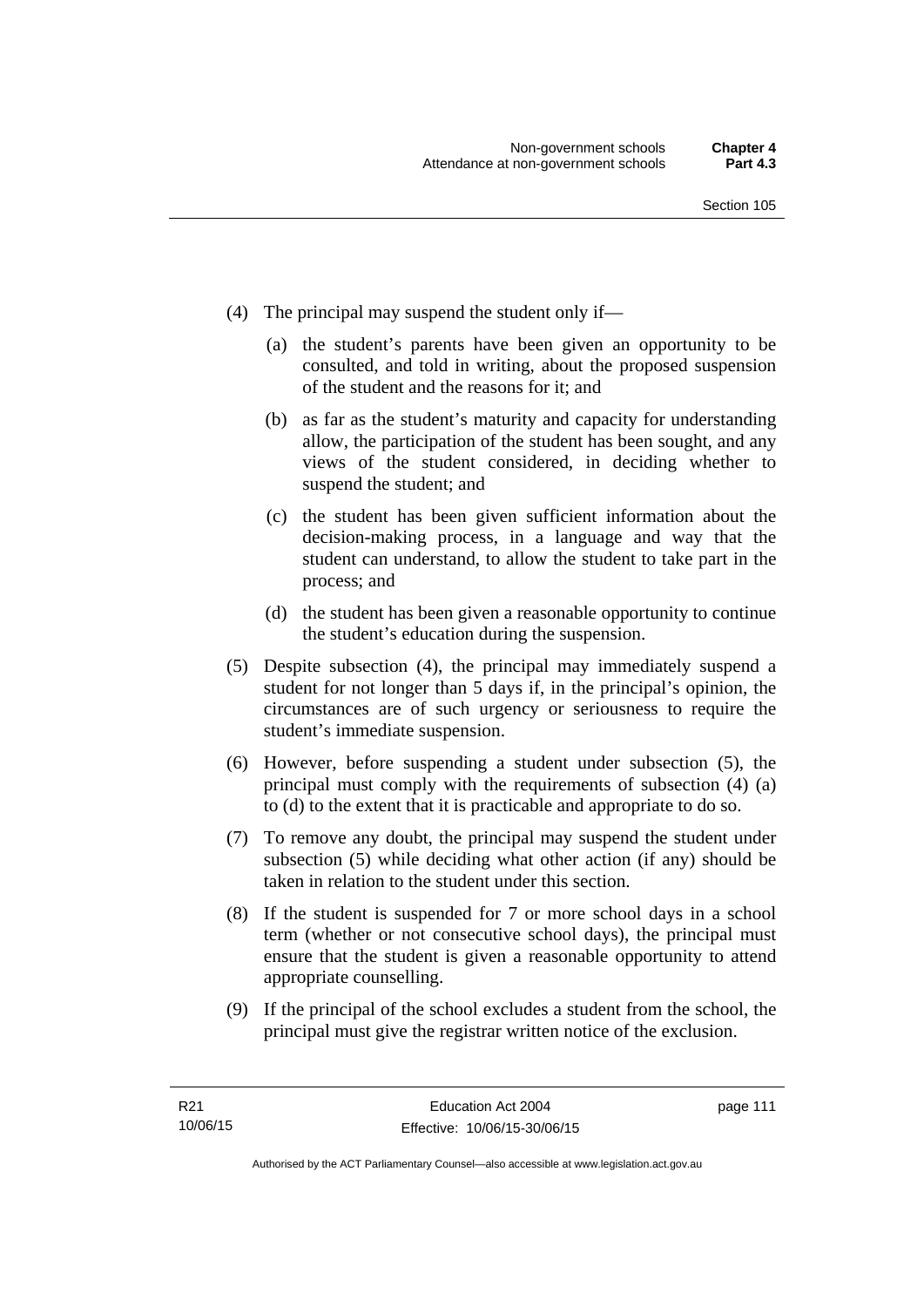(4) The principal may suspend the student only if—

(a) the student's parents have been given an opportunity to be consulted, and told in writing, about the proposed suspension of the student and the reasons for it; and

(b) as far as the student's maturity and capacity for understanding allow, the participation of the student has been sought, and any views of the student considered, in deciding whether to suspend the student; and

(c) the student has been given sufficient information about the decision-making process, in a language and way that the student can understand, to allow the student to take part in the process; and

(d) the student has been given a reasonable opportunity to continue the student's education during the suspension.

(5) Despite subsection (4), the principal may immediately suspend a student for not longer than 5 days if, in the principal's opinion, the circumstances are of such urgency or seriousness to require the student's immediate suspension.

(6) However, before suspending a student under subsection (5), the principal must comply with the requirements of subsection (4) (a) to (d) to the extent that it is practicable and appropriate to do so.

(7) To remove any doubt, the principal may suspend the student under subsection (5) while deciding what other action (if any) should be taken in relation to the student under this section.

(8) If the student is suspended for 7 or more school days in a school term (whether or not consecutive school days), the principal must ensure that the student is given a reasonable opportunity to attend appropriate counselling.

(9) If the principal of the school excludes a student from the school, the principal must give the registrar written notice of the exclusion.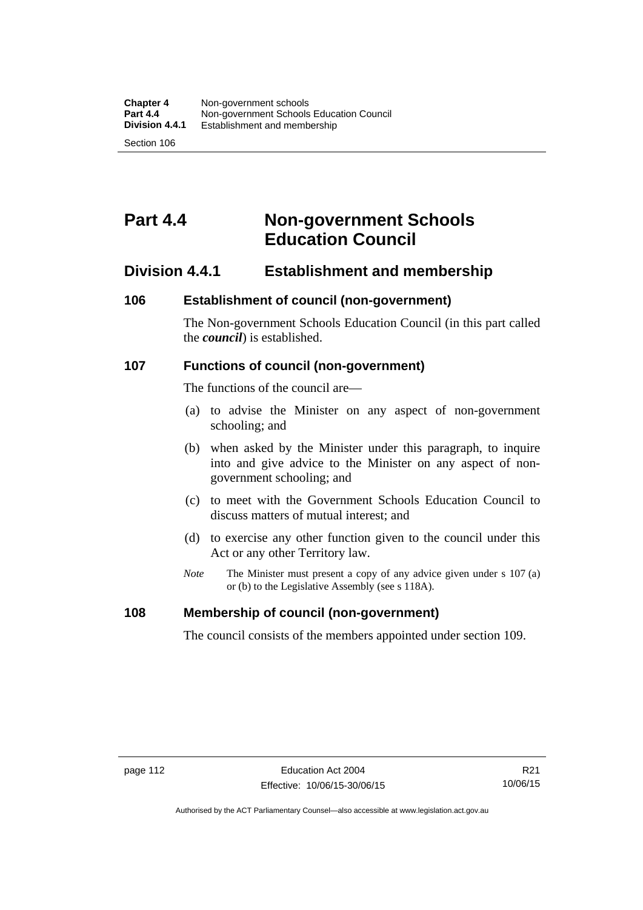# Part 4.4 Non-government Schools Education Council

## Division 4.4.1 Establishment and membership

### 106 Establishment of council (non-government)

The Non-government Schools Education Council (in this part called the ***council***) is established.

### 107 Functions of council (non-government)

The functions of the council are—

(a) to advise the Minister on any aspect of non-government schooling; and

(b) when asked by the Minister under this paragraph, to inquire into and give advice to the Minister on any aspect of non-government schooling; and

(c) to meet with the Government Schools Education Council to discuss matters of mutual interest; and

(d) to exercise any other function given to the council under this Act or any other Territory law.

*Note* The Minister must present a copy of any advice given under s 107 (a) or (b) to the Legislative Assembly (see s 118A).

### 108 Membership of council (non-government)

The council consists of the members appointed under section 109.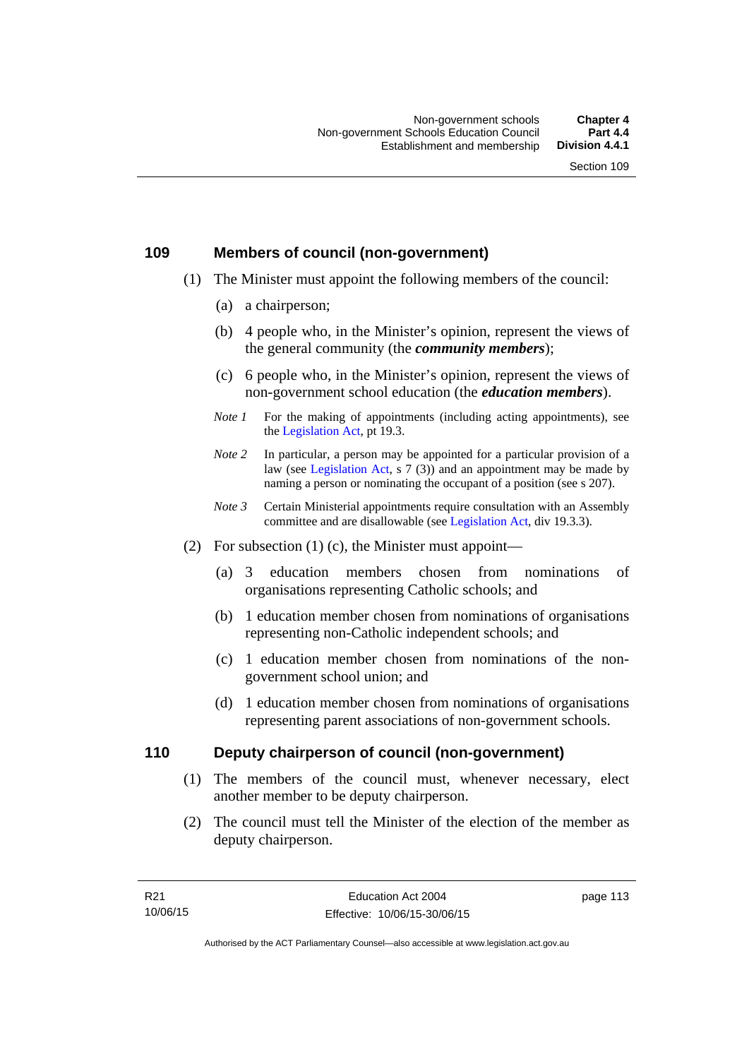## 109 Members of council (non-government)

(1) The Minister must appoint the following members of the council:

(a) a chairperson;

(b) 4 people who, in the Minister's opinion, represent the views of the general community (the ***community members***);

(c) 6 people who, in the Minister's opinion, represent the views of non-government school education (the ***education members***).

*Note 1* For the making of appointments (including acting appointments), see the Legislation Act, pt 19.3.

*Note 2* In particular, a person may be appointed for a particular provision of a law (see Legislation Act, s 7 (3)) and an appointment may be made by naming a person or nominating the occupant of a position (see s 207).

*Note 3* Certain Ministerial appointments require consultation with an Assembly committee and are disallowable (see Legislation Act, div 19.3.3).

(2) For subsection (1) (c), the Minister must appoint—

(a) 3 education members chosen from nominations of organisations representing Catholic schools; and

(b) 1 education member chosen from nominations of organisations representing non-Catholic independent schools; and

(c) 1 education member chosen from nominations of the non-government school union; and

(d) 1 education member chosen from nominations of organisations representing parent associations of non-government schools.

## 110 Deputy chairperson of council (non-government)

(1) The members of the council must, whenever necessary, elect another member to be deputy chairperson.

(2) The council must tell the Minister of the election of the member as deputy chairperson.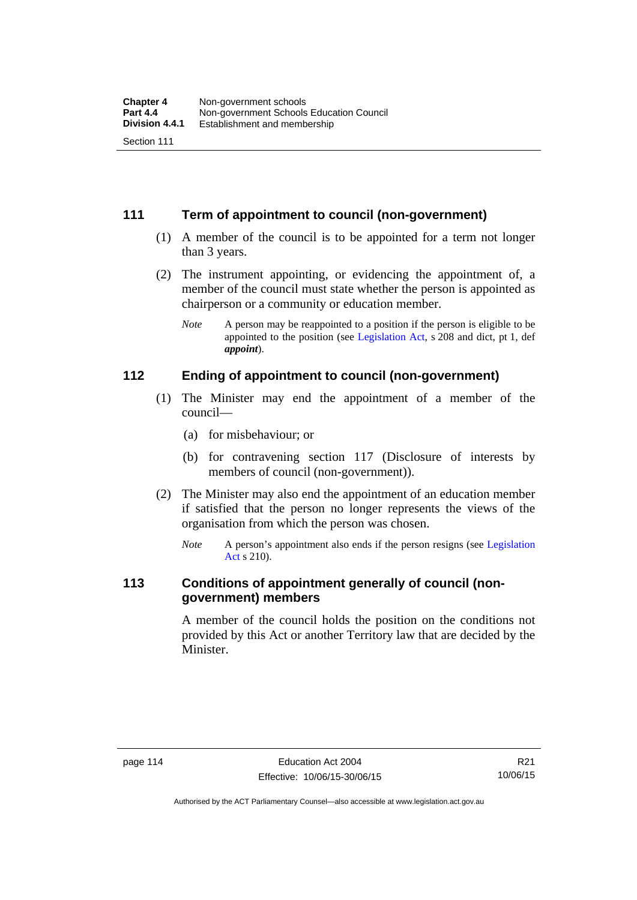## 111 Term of appointment to council (non-government)

(1) A member of the council is to be appointed for a term not longer than 3 years.

(2) The instrument appointing, or evidencing the appointment of, a member of the council must state whether the person is appointed as chairperson or a community or education member.

*Note* A person may be reappointed to a position if the person is eligible to be appointed to the position (see Legislation Act, s 208 and dict, pt 1, def ***appoint***).

## 112 Ending of appointment to council (non-government)

(1) The Minister may end the appointment of a member of the council—

(a) for misbehaviour; or

(b) for contravening section 117 (Disclosure of interests by members of council (non-government)).

(2) The Minister may also end the appointment of an education member if satisfied that the person no longer represents the views of the organisation from which the person was chosen.

*Note* A person's appointment also ends if the person resigns (see Legislation Act s 210).

## 113 Conditions of appointment generally of council (non-government) members

A member of the council holds the position on the conditions not provided by this Act or another Territory law that are decided by the Minister.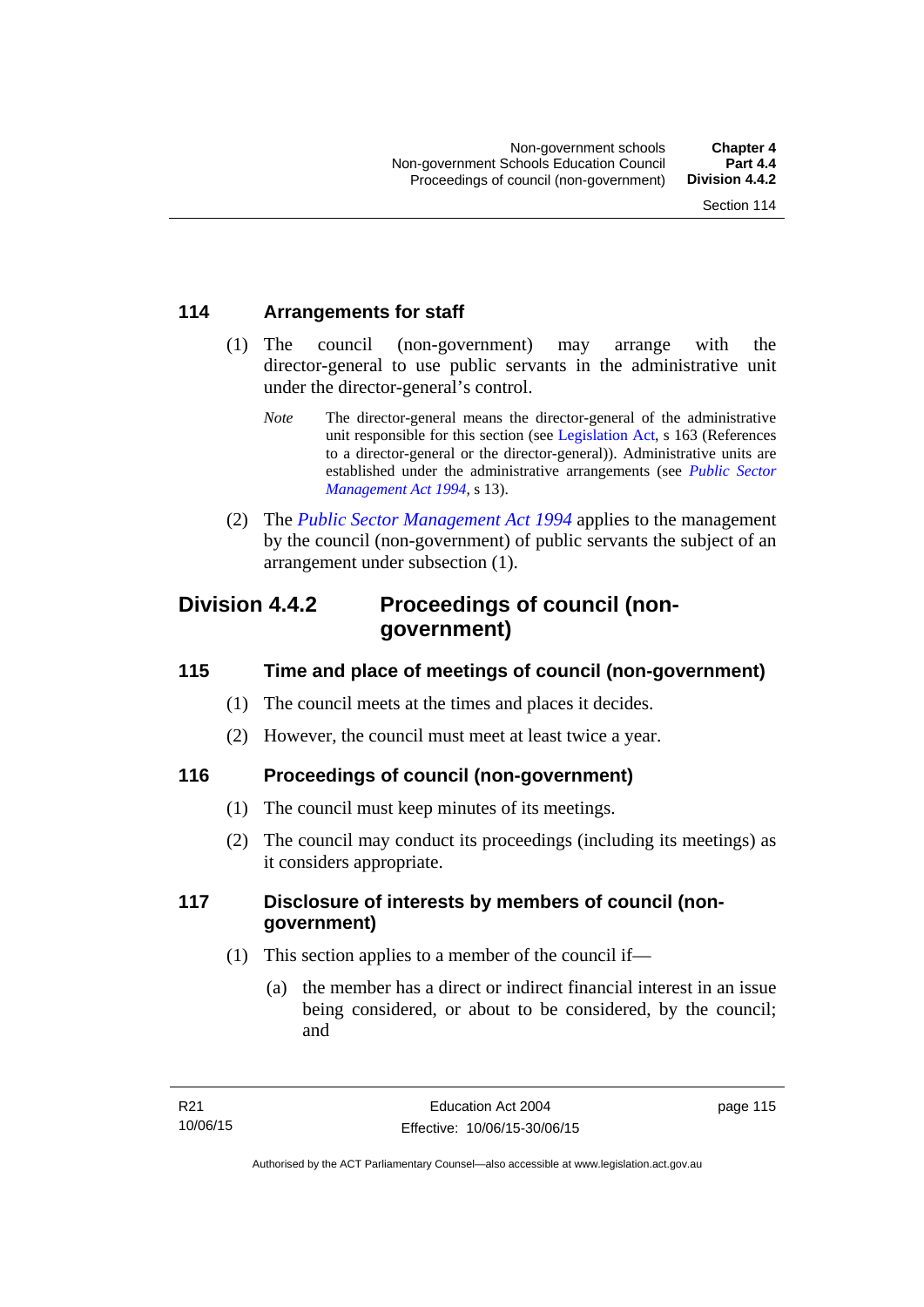### 114 Arrangements for staff

(1) The council (non-government) may arrange with the director-general to use public servants in the administrative unit under the director-general's control.

*Note* The director-general means the director-general of the administrative unit responsible for this section (see Legislation Act, s 163 (References to a director-general or the director-general)). Administrative units are established under the administrative arrangements (see *Public Sector Management Act 1994*, s 13).

(2) The *Public Sector Management Act 1994* applies to the management by the council (non-government) of public servants the subject of an arrangement under subsection (1).

## Division 4.4.2 Proceedings of council (non-government)

### 115 Time and place of meetings of council (non-government)

(1) The council meets at the times and places it decides.

(2) However, the council must meet at least twice a year.

### 116 Proceedings of council (non-government)

(1) The council must keep minutes of its meetings.

(2) The council may conduct its proceedings (including its meetings) as it considers appropriate.

### 117 Disclosure of interests by members of council (non-government)

(1) This section applies to a member of the council if—

(a) the member has a direct or indirect financial interest in an issue being considered, or about to be considered, by the council; and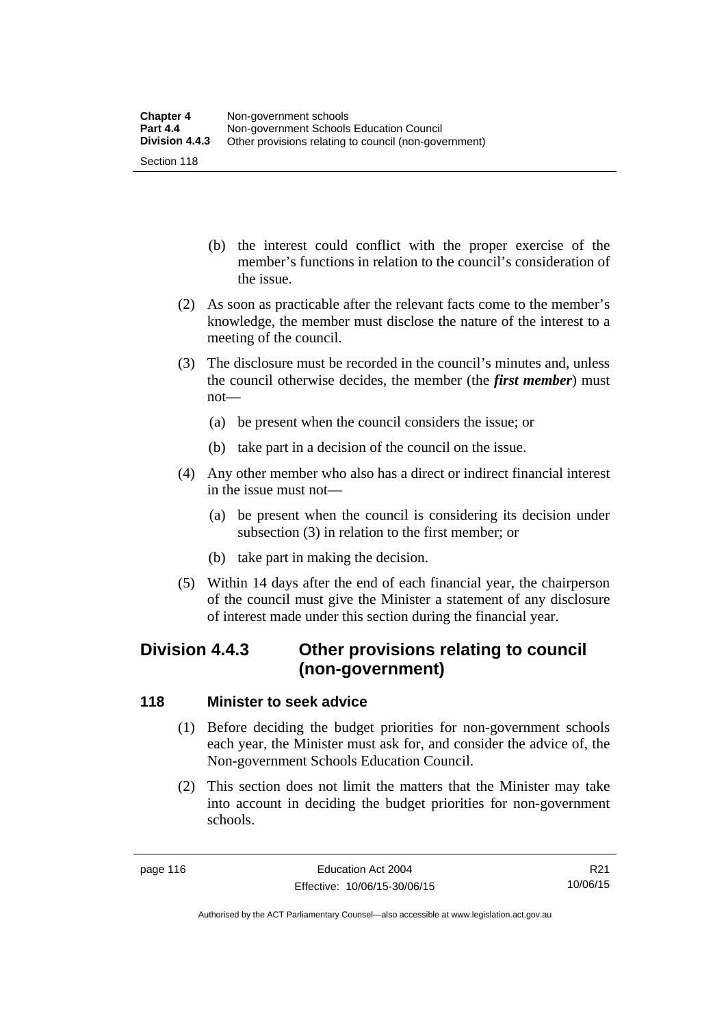(b) the interest could conflict with the proper exercise of the member's functions in relation to the council's consideration of the issue.

(2) As soon as practicable after the relevant facts come to the member's knowledge, the member must disclose the nature of the interest to a meeting of the council.

(3) The disclosure must be recorded in the council's minutes and, unless the council otherwise decides, the member (the ***first member***) must not—

(a) be present when the council considers the issue; or

(b) take part in a decision of the council on the issue.

(4) Any other member who also has a direct or indirect financial interest in the issue must not—

(a) be present when the council is considering its decision under subsection (3) in relation to the first member; or

(b) take part in making the decision.

(5) Within 14 days after the end of each financial year, the chairperson of the council must give the Minister a statement of any disclosure of interest made under this section during the financial year.

## Division 4.4.3 Other provisions relating to council (non-government)

### 118 Minister to seek advice

(1) Before deciding the budget priorities for non-government schools each year, the Minister must ask for, and consider the advice of, the Non-government Schools Education Council.

(2) This section does not limit the matters that the Minister may take into account in deciding the budget priorities for non-government schools.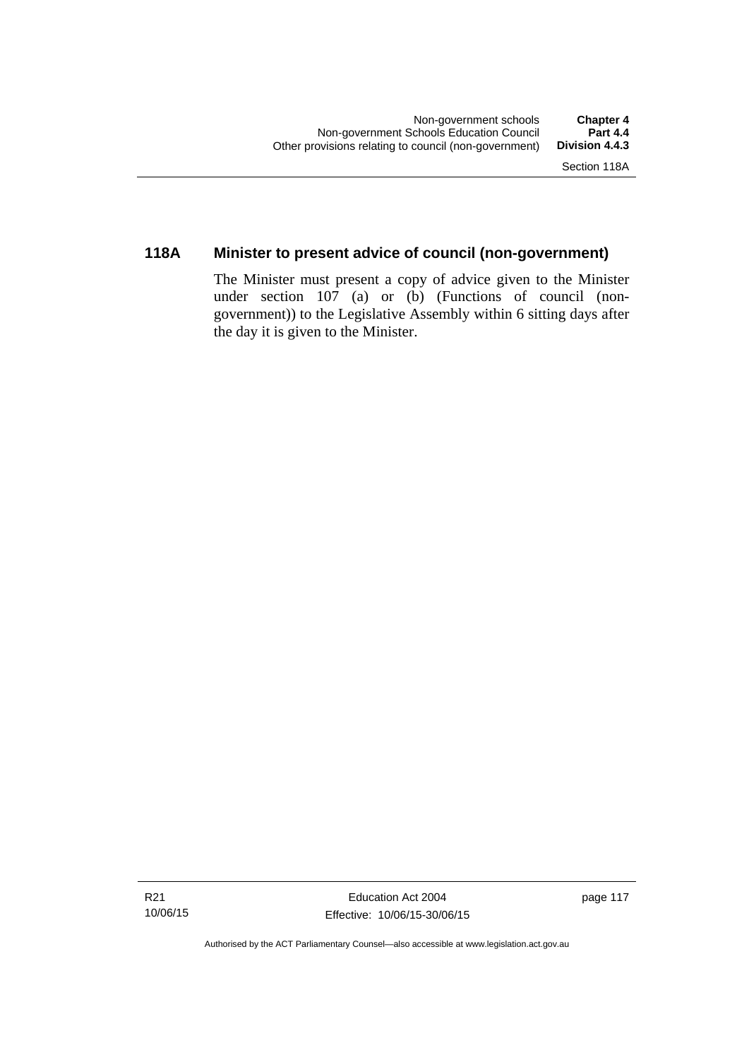### 118A Minister to present advice of council (non-government)

The Minister must present a copy of advice given to the Minister under section 107 (a) or (b) (Functions of council (non-government)) to the Legislative Assembly within 6 sitting days after the day it is given to the Minister.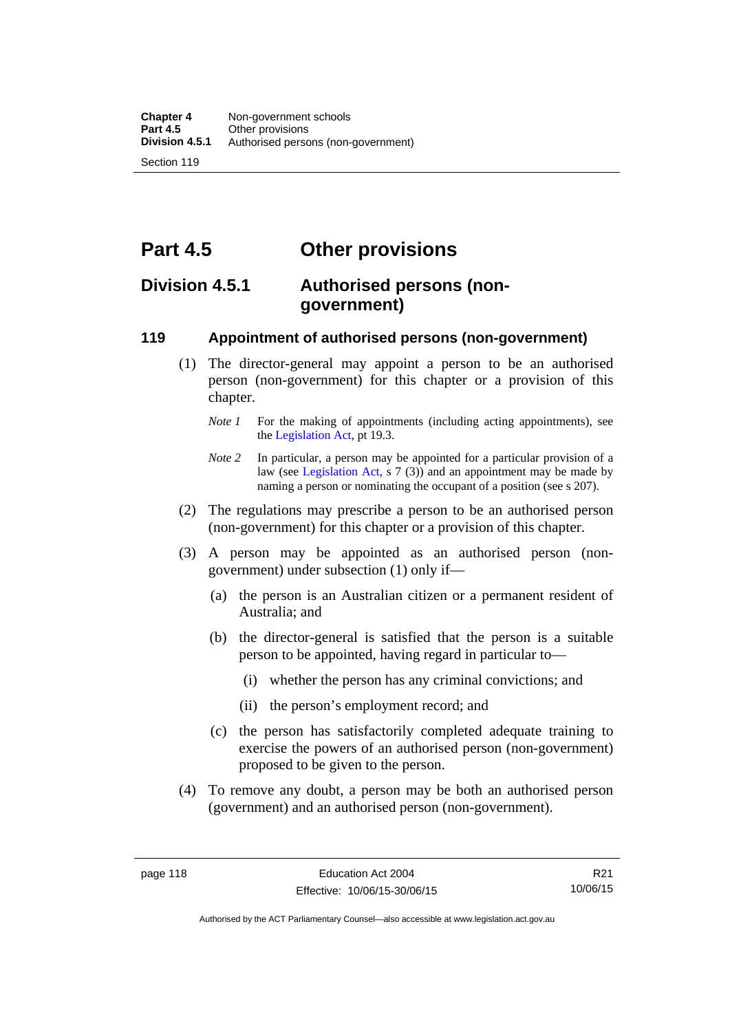# Part 4.5 Other provisions

## Division 4.5.1 Authorised persons (non-government)

### 119 Appointment of authorised persons (non-government)

(1) The director-general may appoint a person to be an authorised person (non-government) for this chapter or a provision of this chapter.

*Note 1* For the making of appointments (including acting appointments), see the Legislation Act, pt 19.3.

*Note 2* In particular, a person may be appointed for a particular provision of a law (see Legislation Act, s 7 (3)) and an appointment may be made by naming a person or nominating the occupant of a position (see s 207).

(2) The regulations may prescribe a person to be an authorised person (non-government) for this chapter or a provision of this chapter.

(3) A person may be appointed as an authorised person (non-government) under subsection (1) only if—

(a) the person is an Australian citizen or a permanent resident of Australia; and

(b) the director-general is satisfied that the person is a suitable person to be appointed, having regard in particular to—

(i) whether the person has any criminal convictions; and

(ii) the person's employment record; and

(c) the person has satisfactorily completed adequate training to exercise the powers of an authorised person (non-government) proposed to be given to the person.

(4) To remove any doubt, a person may be both an authorised person (government) and an authorised person (non-government).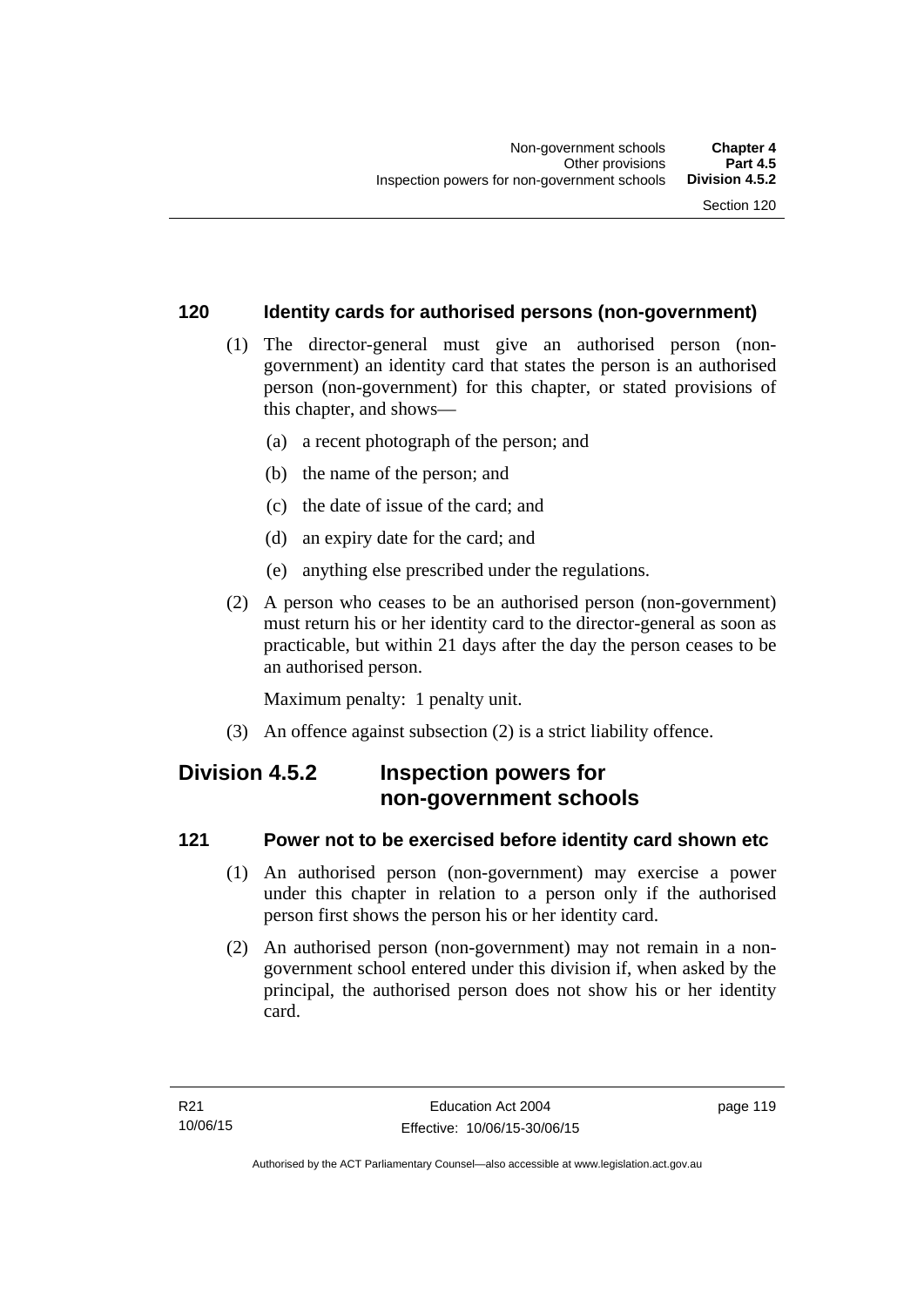### 120 Identity cards for authorised persons (non-government)

(1) The director-general must give an authorised person (non-government) an identity card that states the person is an authorised person (non-government) for this chapter, or stated provisions of this chapter, and shows—

(a) a recent photograph of the person; and

(b) the name of the person; and

(c) the date of issue of the card; and

(d) an expiry date for the card; and

(e) anything else prescribed under the regulations.

(2) A person who ceases to be an authorised person (non-government) must return his or her identity card to the director-general as soon as practicable, but within 21 days after the day the person ceases to be an authorised person.

Maximum penalty: 1 penalty unit.

(3) An offence against subsection (2) is a strict liability offence.

## Division 4.5.2 Inspection powers for non-government schools

### 121 Power not to be exercised before identity card shown etc

(1) An authorised person (non-government) may exercise a power under this chapter in relation to a person only if the authorised person first shows the person his or her identity card.

(2) An authorised person (non-government) may not remain in a non-government school entered under this division if, when asked by the principal, the authorised person does not show his or her identity card.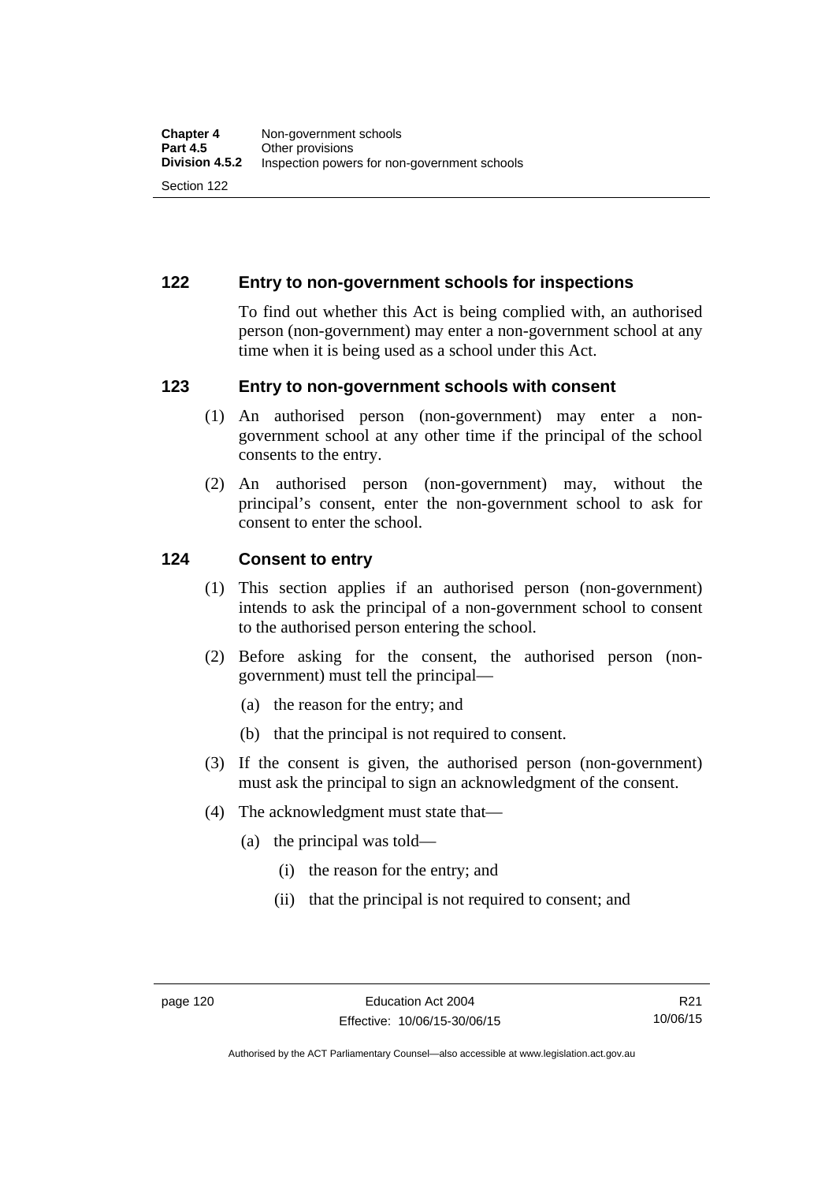### 122 Entry to non-government schools for inspections

To find out whether this Act is being complied with, an authorised person (non-government) may enter a non-government school at any time when it is being used as a school under this Act.

### 123 Entry to non-government schools with consent

(1) An authorised person (non-government) may enter a non-government school at any other time if the principal of the school consents to the entry.

(2) An authorised person (non-government) may, without the principal's consent, enter the non-government school to ask for consent to enter the school.

### 124 Consent to entry

(1) This section applies if an authorised person (non-government) intends to ask the principal of a non-government school to consent to the authorised person entering the school.

(2) Before asking for the consent, the authorised person (non-government) must tell the principal—

(a) the reason for the entry; and

(b) that the principal is not required to consent.

(3) If the consent is given, the authorised person (non-government) must ask the principal to sign an acknowledgment of the consent.

(4) The acknowledgment must state that—

(a) the principal was told—

(i) the reason for the entry; and

(ii) that the principal is not required to consent; and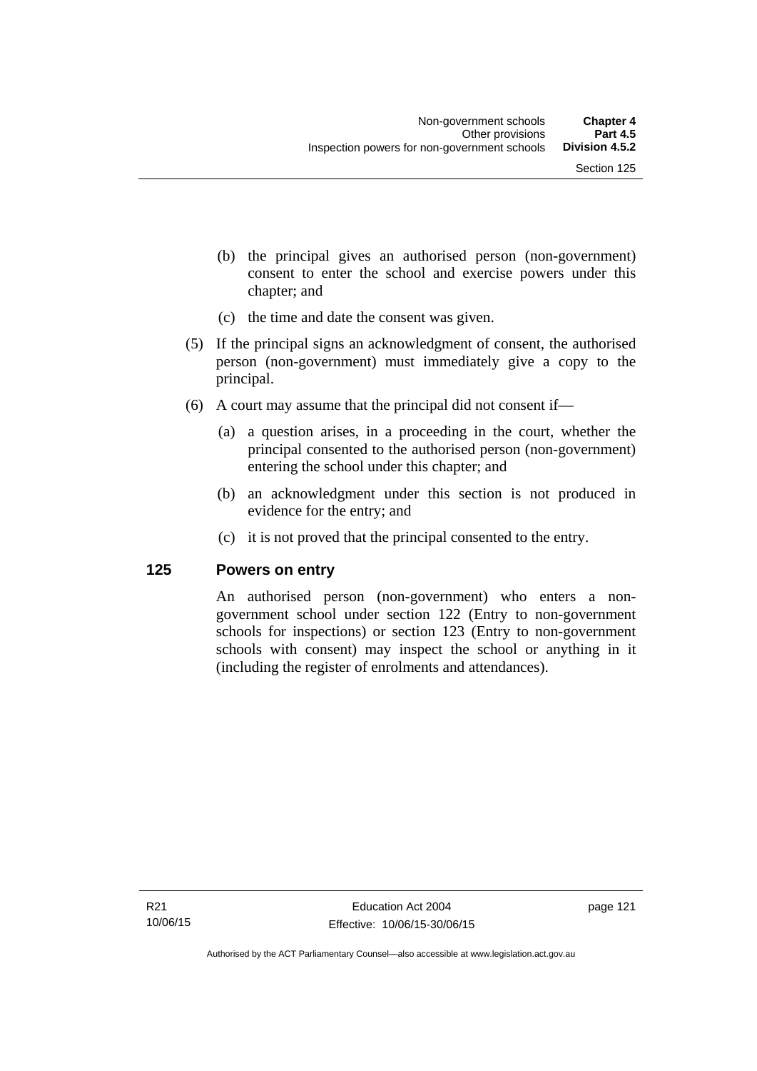(b) the principal gives an authorised person (non-government) consent to enter the school and exercise powers under this chapter; and

(c) the time and date the consent was given.

(5) If the principal signs an acknowledgment of consent, the authorised person (non-government) must immediately give a copy to the principal.

(6) A court may assume that the principal did not consent if—

(a) a question arises, in a proceeding in the court, whether the principal consented to the authorised person (non-government) entering the school under this chapter; and

(b) an acknowledgment under this section is not produced in evidence for the entry; and

(c) it is not proved that the principal consented to the entry.

## 125 Powers on entry

An authorised person (non-government) who enters a non-government school under section 122 (Entry to non-government schools for inspections) or section 123 (Entry to non-government schools with consent) may inspect the school or anything in it (including the register of enrolments and attendances).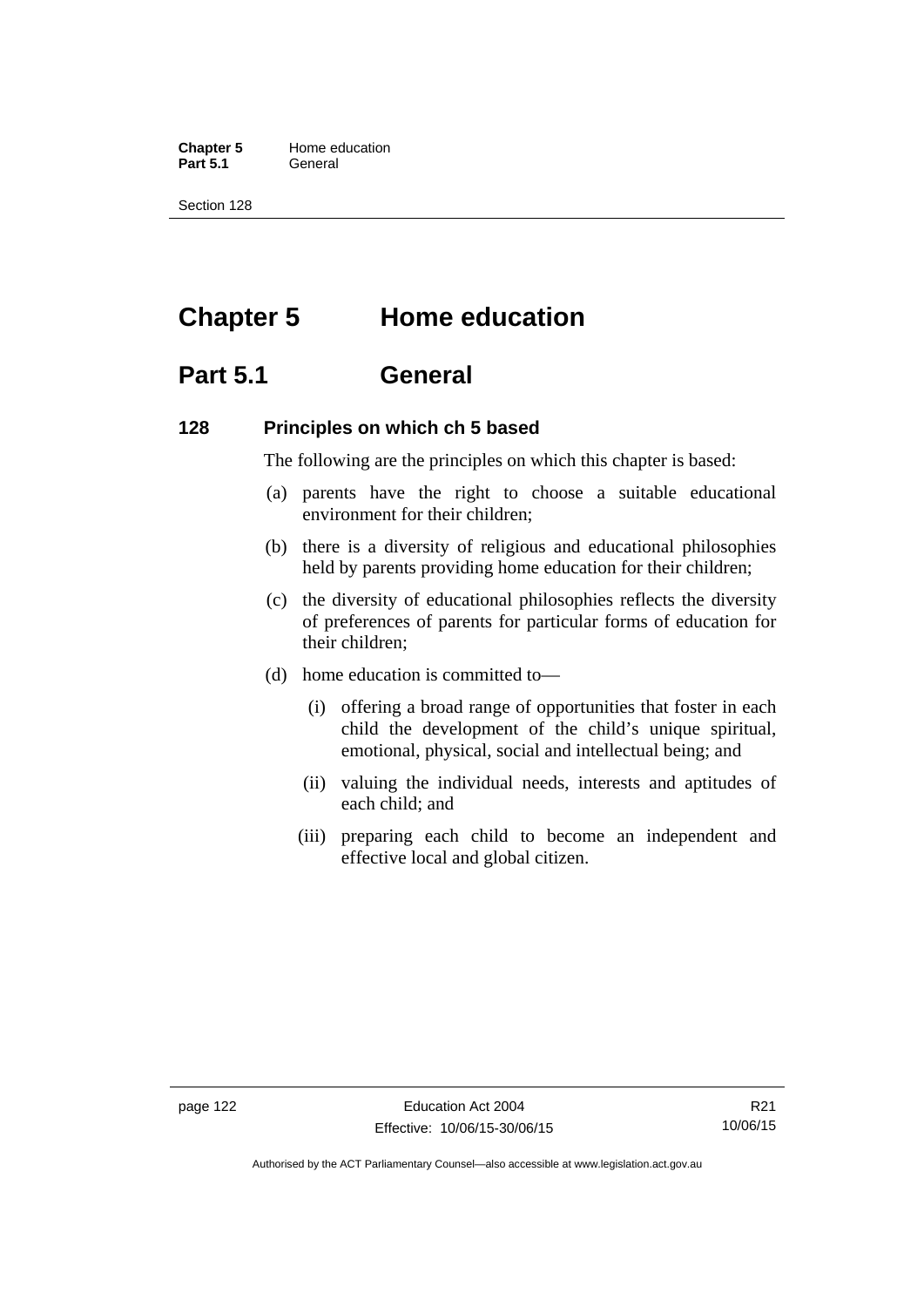# Chapter 5 Home education

## Part 5.1 General

### 128 Principles on which ch 5 based

The following are the principles on which this chapter is based:

(a) parents have the right to choose a suitable educational environment for their children;

(b) there is a diversity of religious and educational philosophies held by parents providing home education for their children;

(c) the diversity of educational philosophies reflects the diversity of preferences of parents for particular forms of education for their children;

(d) home education is committed to—

(i) offering a broad range of opportunities that foster in each child the development of the child's unique spiritual, emotional, physical, social and intellectual being; and

(ii) valuing the individual needs, interests and aptitudes of each child; and

(iii) preparing each child to become an independent and effective local and global citizen.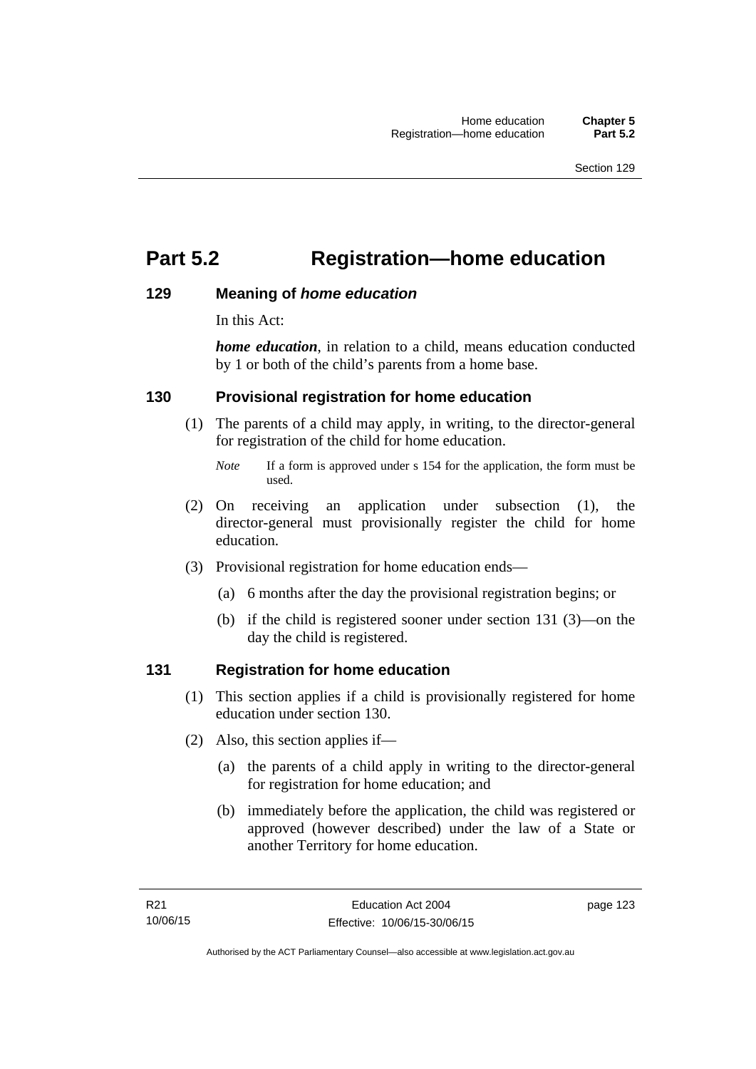# Part 5.2 Registration—home education

## 129 Meaning of *home education*

In this Act:

***home education***, in relation to a child, means education conducted by 1 or both of the child's parents from a home base.

## 130 Provisional registration for home education

(1) The parents of a child may apply, in writing, to the director-general for registration of the child for home education.

*Note* If a form is approved under s 154 for the application, the form must be used.

(2) On receiving an application under subsection (1), the director-general must provisionally register the child for home education.

(3) Provisional registration for home education ends—

(a) 6 months after the day the provisional registration begins; or

(b) if the child is registered sooner under section 131 (3)—on the day the child is registered.

## 131 Registration for home education

(1) This section applies if a child is provisionally registered for home education under section 130.

(2) Also, this section applies if—

(a) the parents of a child apply in writing to the director-general for registration for home education; and

(b) immediately before the application, the child was registered or approved (however described) under the law of a State or another Territory for home education.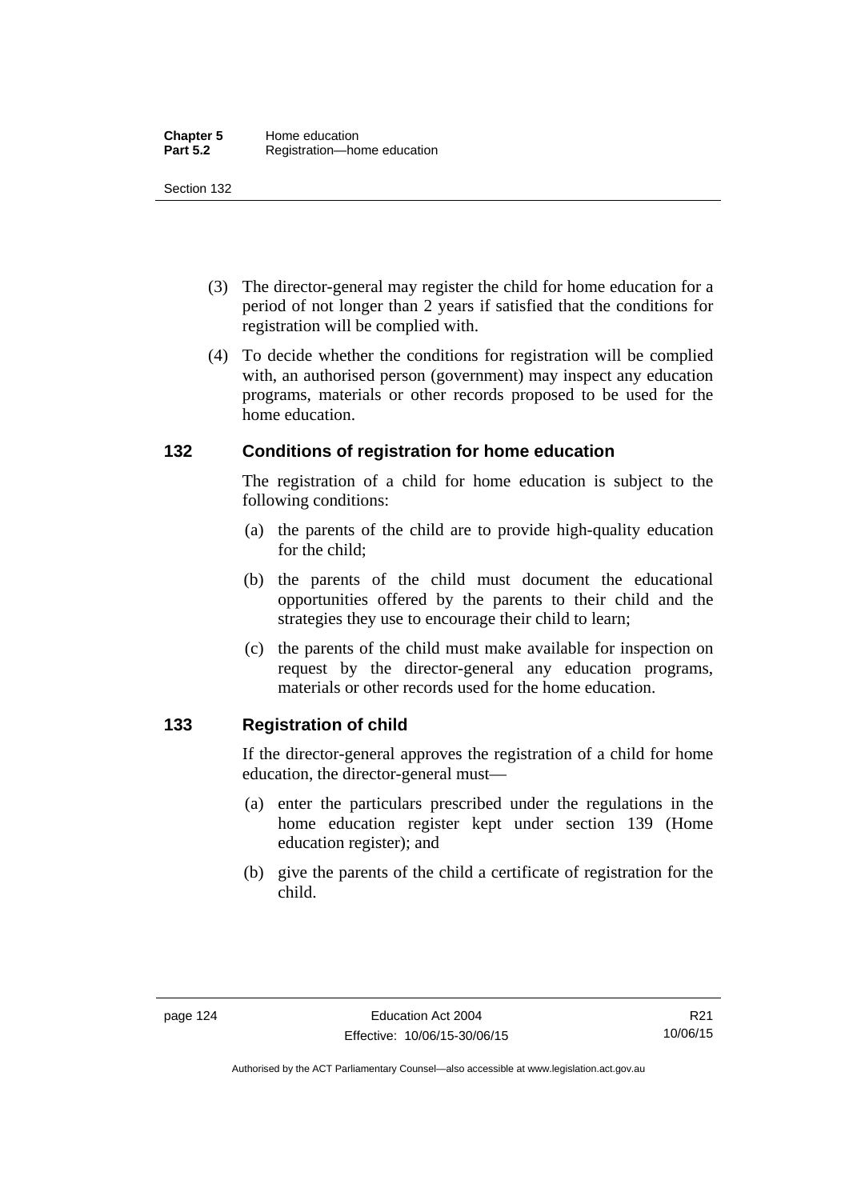(3) The director-general may register the child for home education for a period of not longer than 2 years if satisfied that the conditions for registration will be complied with.

(4) To decide whether the conditions for registration will be complied with, an authorised person (government) may inspect any education programs, materials or other records proposed to be used for the home education.

### 132 Conditions of registration for home education

The registration of a child for home education is subject to the following conditions:

(a) the parents of the child are to provide high-quality education for the child;

(b) the parents of the child must document the educational opportunities offered by the parents to their child and the strategies they use to encourage their child to learn;

(c) the parents of the child must make available for inspection on request by the director-general any education programs, materials or other records used for the home education.

### 133 Registration of child

If the director-general approves the registration of a child for home education, the director-general must—

(a) enter the particulars prescribed under the regulations in the home education register kept under section 139 (Home education register); and

(b) give the parents of the child a certificate of registration for the child.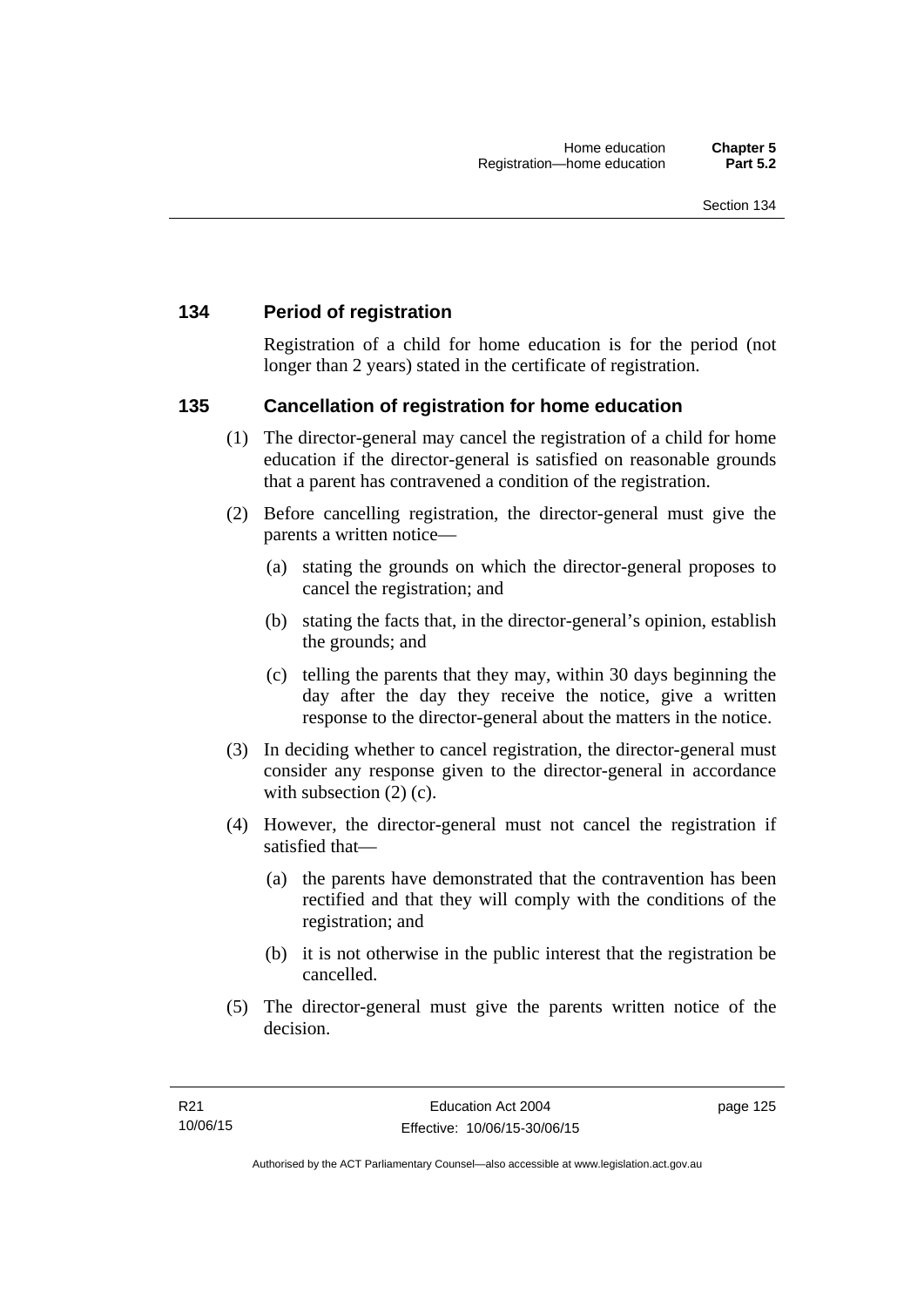### 134 Period of registration

Registration of a child for home education is for the period (not longer than 2 years) stated in the certificate of registration.

### 135 Cancellation of registration for home education

(1) The director-general may cancel the registration of a child for home education if the director-general is satisfied on reasonable grounds that a parent has contravened a condition of the registration.

(2) Before cancelling registration, the director-general must give the parents a written notice—

(a) stating the grounds on which the director-general proposes to cancel the registration; and

(b) stating the facts that, in the director-general's opinion, establish the grounds; and

(c) telling the parents that they may, within 30 days beginning the day after the day they receive the notice, give a written response to the director-general about the matters in the notice.

(3) In deciding whether to cancel registration, the director-general must consider any response given to the director-general in accordance with subsection (2) (c).

(4) However, the director-general must not cancel the registration if satisfied that—

(a) the parents have demonstrated that the contravention has been rectified and that they will comply with the conditions of the registration; and

(b) it is not otherwise in the public interest that the registration be cancelled.

(5) The director-general must give the parents written notice of the decision.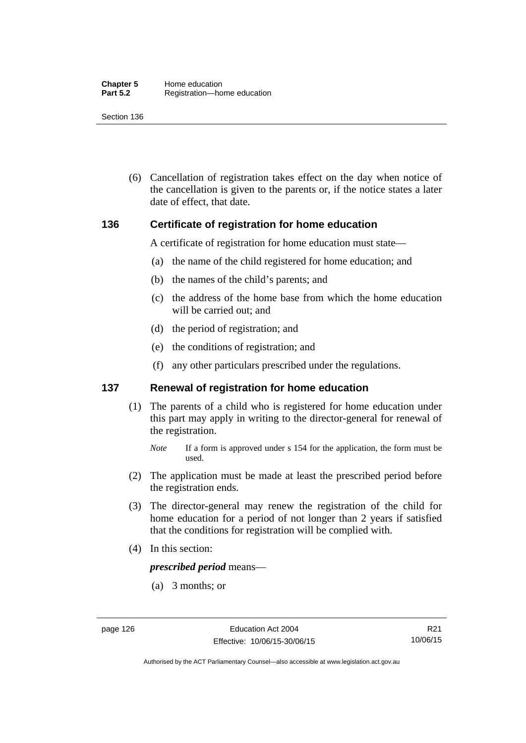(6) Cancellation of registration takes effect on the day when notice of the cancellation is given to the parents or, if the notice states a later date of effect, that date.

## 136 Certificate of registration for home education

A certificate of registration for home education must state—

(a) the name of the child registered for home education; and

(b) the names of the child's parents; and

(c) the address of the home base from which the home education will be carried out; and

(d) the period of registration; and

(e) the conditions of registration; and

(f) any other particulars prescribed under the regulations.

## 137 Renewal of registration for home education

(1) The parents of a child who is registered for home education under this part may apply in writing to the director-general for renewal of the registration.

*Note* If a form is approved under s 154 for the application, the form must be used.

(2) The application must be made at least the prescribed period before the registration ends.

(3) The director-general may renew the registration of the child for home education for a period of not longer than 2 years if satisfied that the conditions for registration will be complied with.

(4) In this section:

***prescribed period*** means—

(a) 3 months; or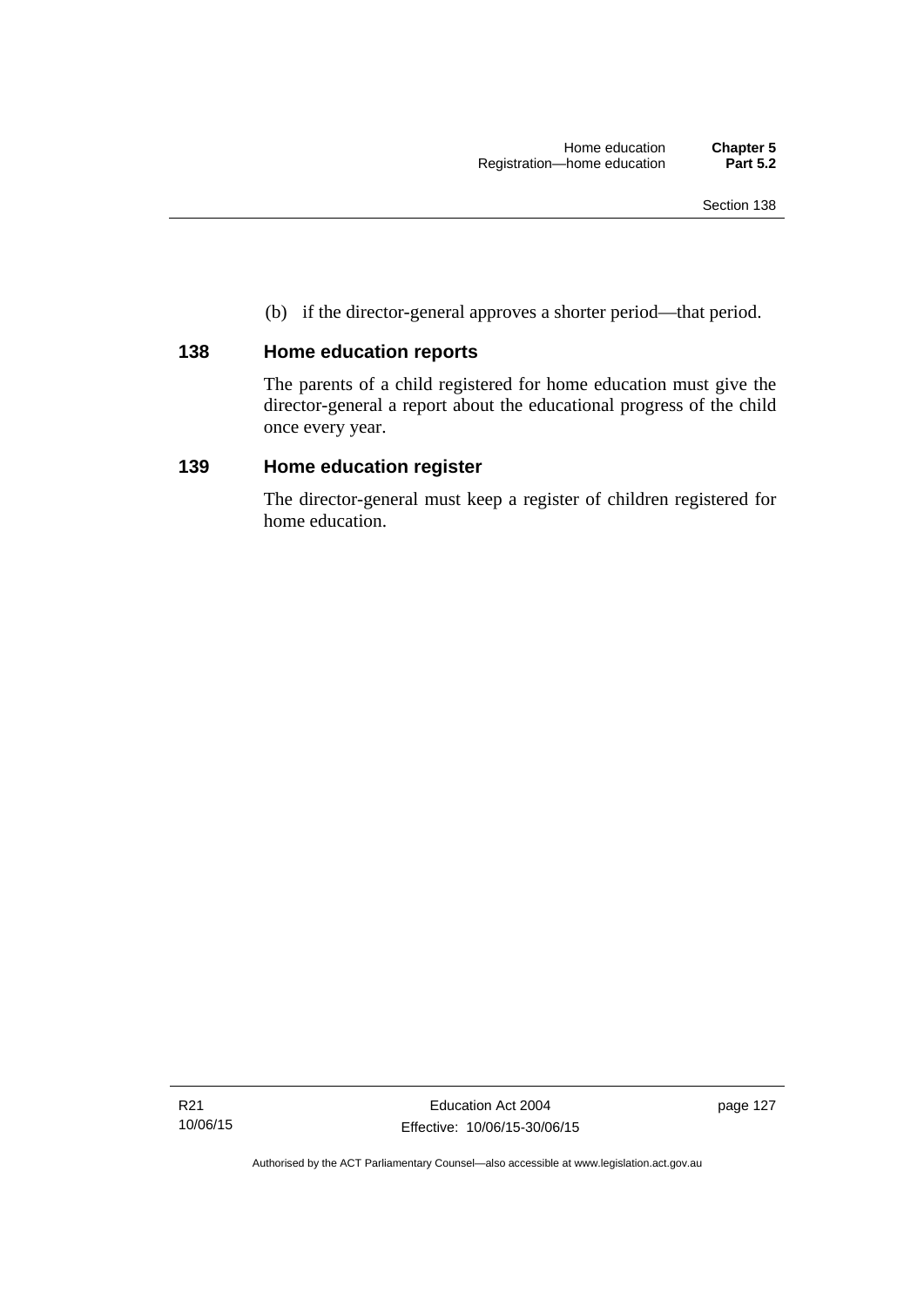(b) if the director-general approves a shorter period—that period.

## 138 Home education reports

The parents of a child registered for home education must give the director-general a report about the educational progress of the child once every year.

## 139 Home education register

The director-general must keep a register of children registered for home education.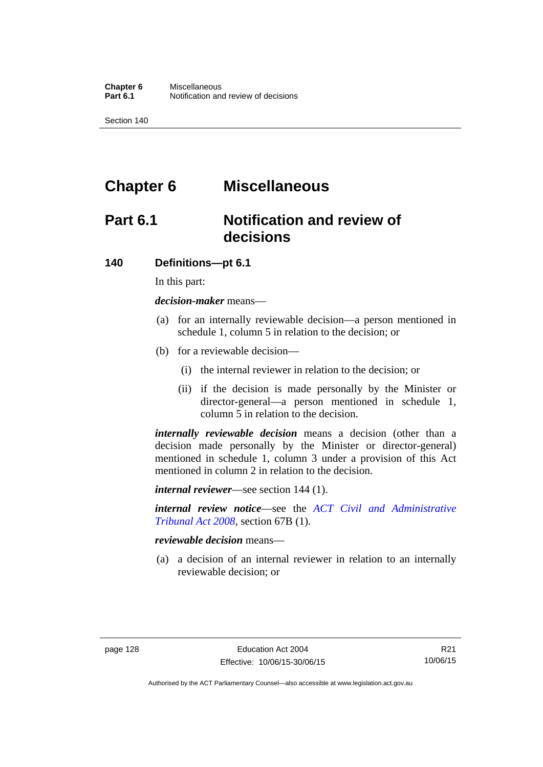# Chapter 6 Miscellaneous

## Part 6.1 Notification and review of decisions

### 140 Definitions—pt 6.1

In this part:

***decision-maker*** means—

(a) for an internally reviewable decision—a person mentioned in schedule 1, column 5 in relation to the decision; or

(b) for a reviewable decision—

(i) the internal reviewer in relation to the decision; or

(ii) if the decision is made personally by the Minister or director-general—a person mentioned in schedule 1, column 5 in relation to the decision.

***internally reviewable decision*** means a decision (other than a decision made personally by the Minister or director-general) mentioned in schedule 1, column 3 under a provision of this Act mentioned in column 2 in relation to the decision.

***internal reviewer***—see section 144 (1).

***internal review notice***—see the *ACT Civil and Administrative Tribunal Act 2008*, section 67B (1).

***reviewable decision*** means—

(a) a decision of an internal reviewer in relation to an internally reviewable decision; or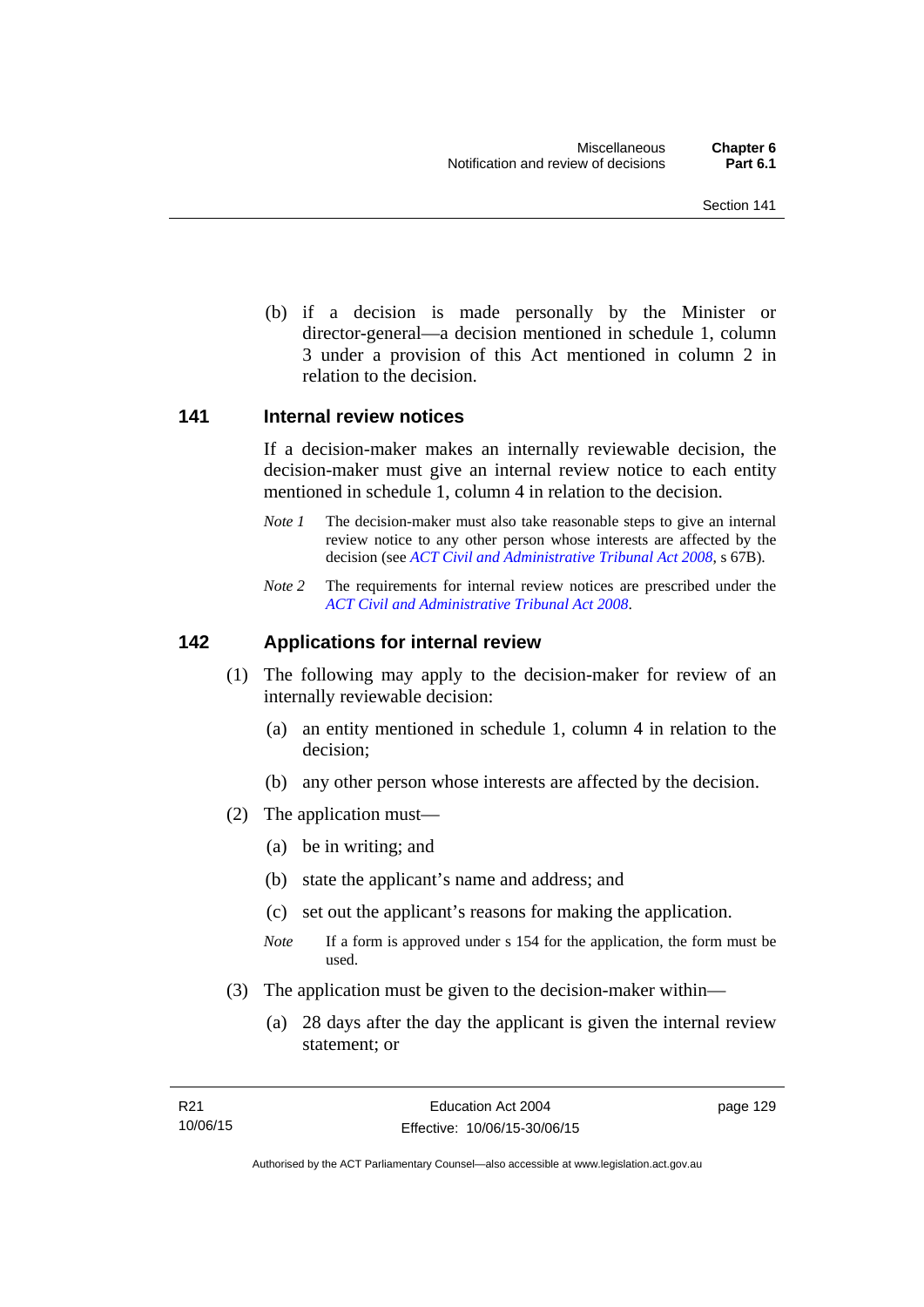(b) if a decision is made personally by the Minister or director-general—a decision mentioned in schedule 1, column 3 under a provision of this Act mentioned in column 2 in relation to the decision.

## 141 Internal review notices

If a decision-maker makes an internally reviewable decision, the decision-maker must give an internal review notice to each entity mentioned in schedule 1, column 4 in relation to the decision.

*Note 1* The decision-maker must also take reasonable steps to give an internal review notice to any other person whose interests are affected by the decision (see *ACT Civil and Administrative Tribunal Act 2008*, s 67B).

*Note 2* The requirements for internal review notices are prescribed under the *ACT Civil and Administrative Tribunal Act 2008*.

## 142 Applications for internal review

(1) The following may apply to the decision-maker for review of an internally reviewable decision:

(a) an entity mentioned in schedule 1, column 4 in relation to the decision;

(b) any other person whose interests are affected by the decision.

(2) The application must—

(a) be in writing; and

(b) state the applicant's name and address; and

(c) set out the applicant's reasons for making the application.

*Note* If a form is approved under s 154 for the application, the form must be used.

(3) The application must be given to the decision-maker within—

(a) 28 days after the day the applicant is given the internal review statement; or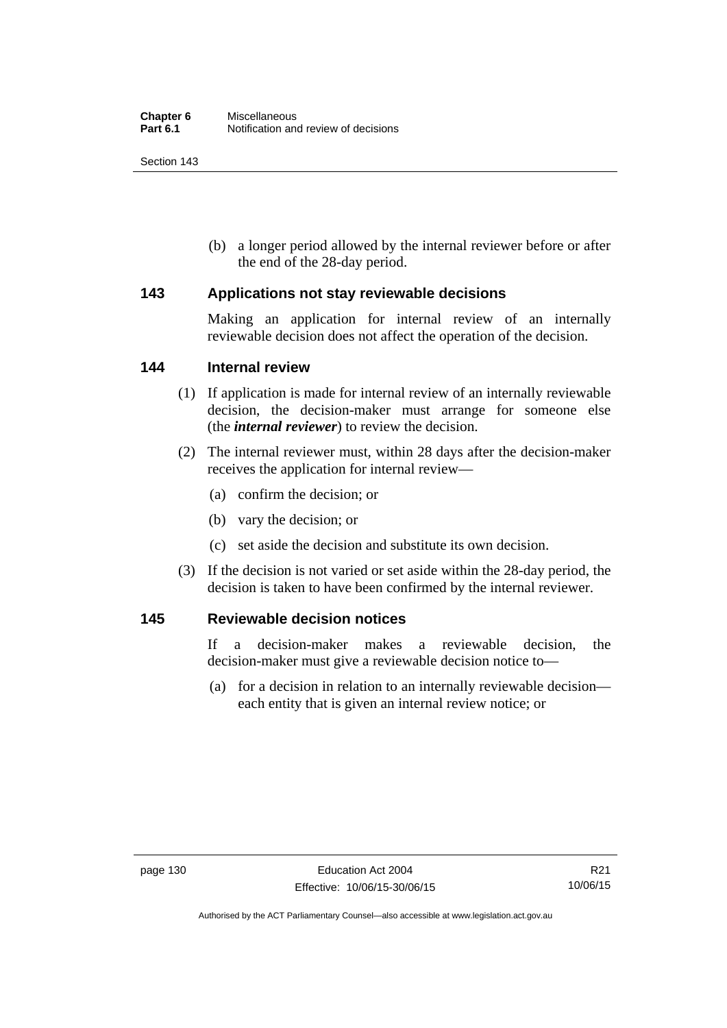(b) a longer period allowed by the internal reviewer before or after the end of the 28-day period.

### 143 Applications not stay reviewable decisions

Making an application for internal review of an internally reviewable decision does not affect the operation of the decision.

### 144 Internal review

(1) If application is made for internal review of an internally reviewable decision, the decision-maker must arrange for someone else (the ***internal reviewer***) to review the decision.

(2) The internal reviewer must, within 28 days after the decision-maker receives the application for internal review—

(a) confirm the decision; or

(b) vary the decision; or

(c) set aside the decision and substitute its own decision.

(3) If the decision is not varied or set aside within the 28-day period, the decision is taken to have been confirmed by the internal reviewer.

### 145 Reviewable decision notices

If a decision-maker makes a reviewable decision, the decision-maker must give a reviewable decision notice to—

(a) for a decision in relation to an internally reviewable decision—each entity that is given an internal review notice; or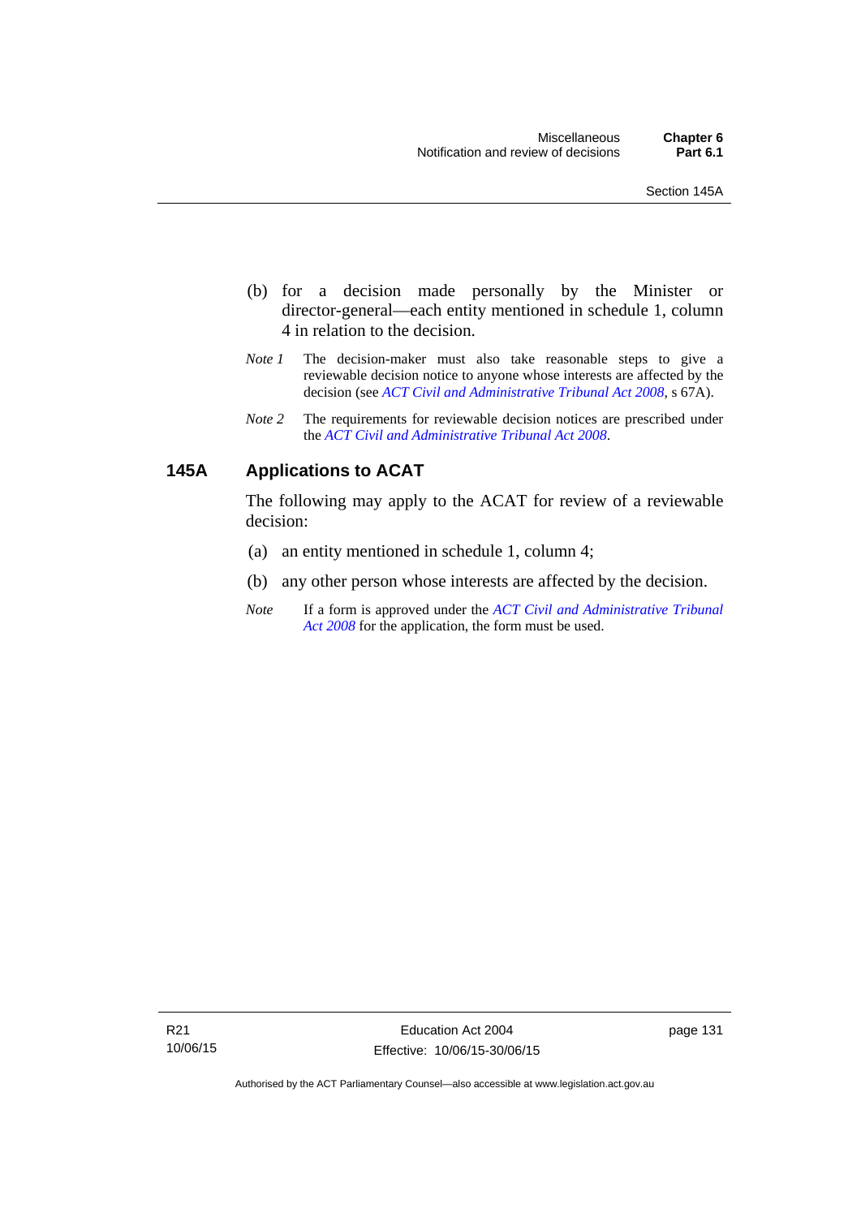(b) for a decision made personally by the Minister or director-general—each entity mentioned in schedule 1, column 4 in relation to the decision.

*Note 1* The decision-maker must also take reasonable steps to give a reviewable decision notice to anyone whose interests are affected by the decision (see *ACT Civil and Administrative Tribunal Act 2008*, s 67A).

*Note 2* The requirements for reviewable decision notices are prescribed under the *ACT Civil and Administrative Tribunal Act 2008*.

## 145A Applications to ACAT

The following may apply to the ACAT for review of a reviewable decision:

(a) an entity mentioned in schedule 1, column 4;

(b) any other person whose interests are affected by the decision.

*Note* If a form is approved under the *ACT Civil and Administrative Tribunal Act 2008* for the application, the form must be used.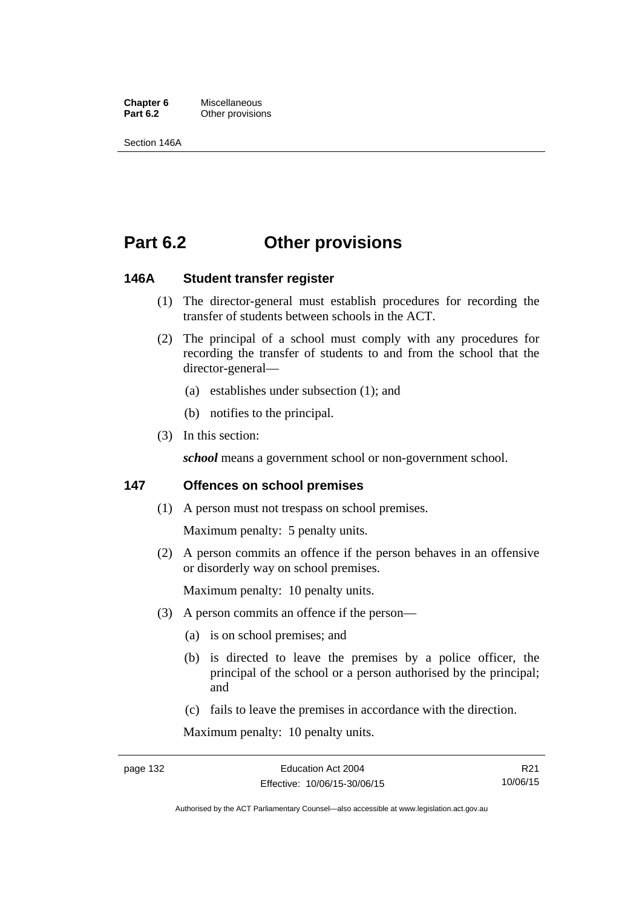# Part 6.2 Other provisions

### 146A Student transfer register

(1) The director-general must establish procedures for recording the transfer of students between schools in the ACT.

(2) The principal of a school must comply with any procedures for recording the transfer of students to and from the school that the director-general—

  (a) establishes under subsection (1); and

  (b) notifies to the principal.

(3) In this section:

*school* means a government school or non-government school.

### 147 Offences on school premises

(1) A person must not trespass on school premises.

Maximum penalty: 5 penalty units.

(2) A person commits an offence if the person behaves in an offensive or disorderly way on school premises.

Maximum penalty: 10 penalty units.

(3) A person commits an offence if the person—

  (a) is on school premises; and

  (b) is directed to leave the premises by a police officer, the principal of the school or a person authorised by the principal; and

  (c) fails to leave the premises in accordance with the direction.

Maximum penalty: 10 penalty units.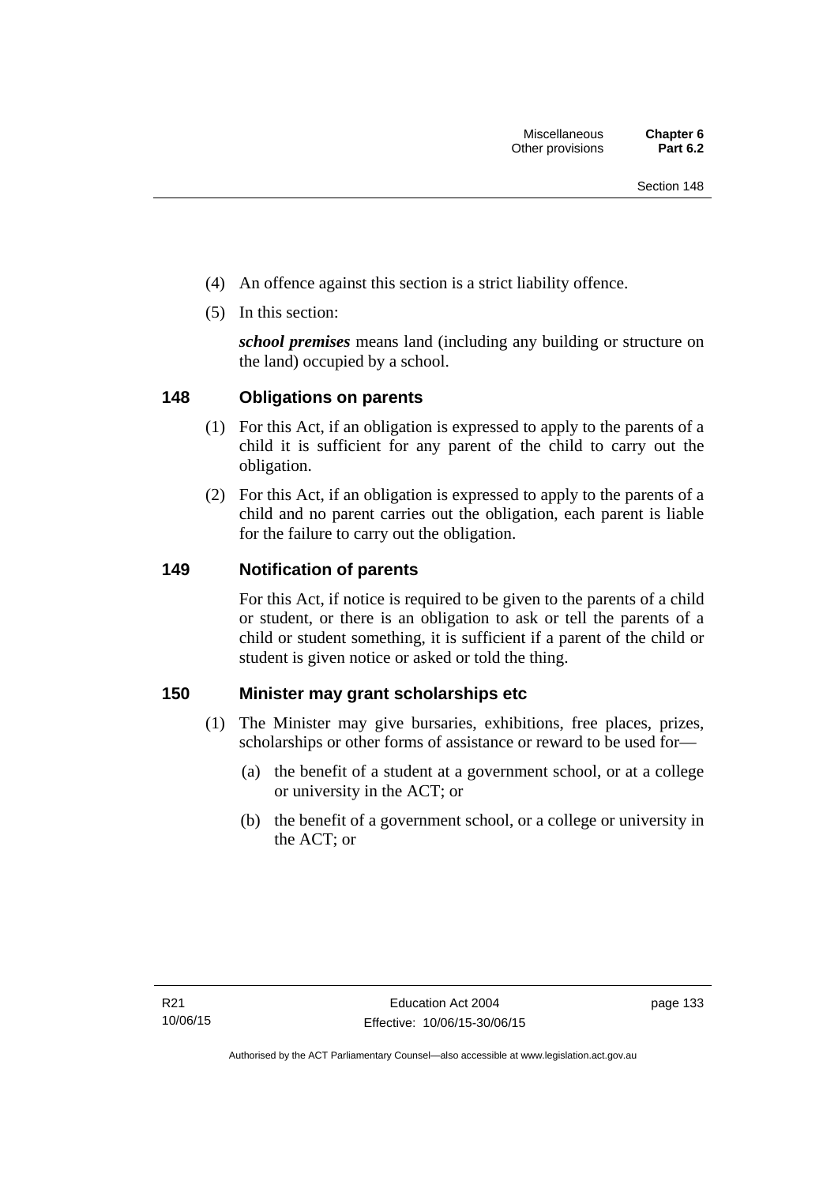(4) An offence against this section is a strict liability offence.

(5) In this section:

***school premises*** means land (including any building or structure on the land) occupied by a school.

## 148 Obligations on parents

(1) For this Act, if an obligation is expressed to apply to the parents of a child it is sufficient for any parent of the child to carry out the obligation.

(2) For this Act, if an obligation is expressed to apply to the parents of a child and no parent carries out the obligation, each parent is liable for the failure to carry out the obligation.

## 149 Notification of parents

For this Act, if notice is required to be given to the parents of a child or student, or there is an obligation to ask or tell the parents of a child or student something, it is sufficient if a parent of the child or student is given notice or asked or told the thing.

## 150 Minister may grant scholarships etc

(1) The Minister may give bursaries, exhibitions, free places, prizes, scholarships or other forms of assistance or reward to be used for—

(a) the benefit of a student at a government school, or at a college or university in the ACT; or

(b) the benefit of a government school, or a college or university in the ACT; or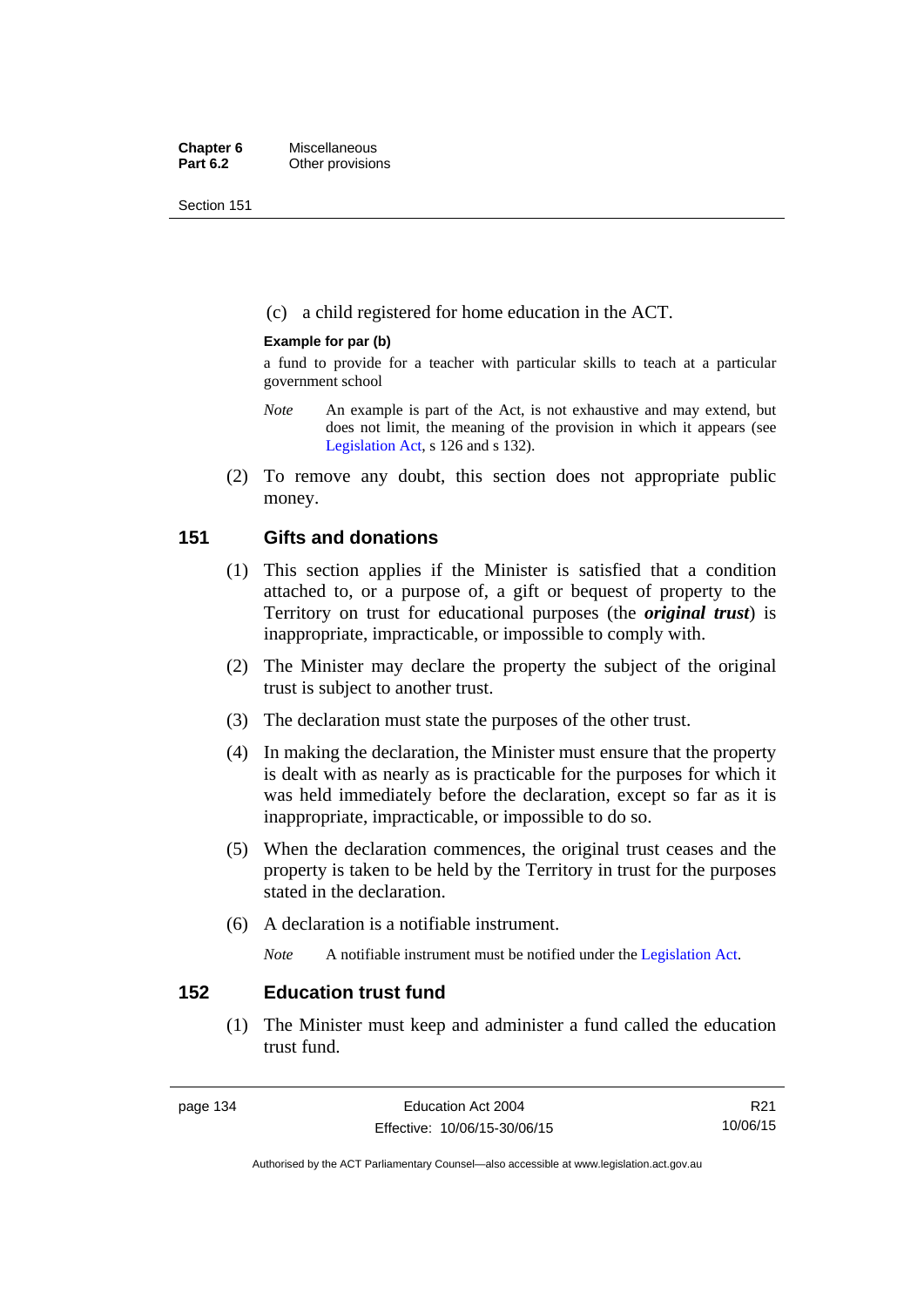(c) a child registered for home education in the ACT.

**Example for par (b)**

a fund to provide for a teacher with particular skills to teach at a particular government school

*Note* An example is part of the Act, is not exhaustive and may extend, but does not limit, the meaning of the provision in which it appears (see Legislation Act, s 126 and s 132).

(2) To remove any doubt, this section does not appropriate public money.

## 151 Gifts and donations

(1) This section applies if the Minister is satisfied that a condition attached to, or a purpose of, a gift or bequest of property to the Territory on trust for educational purposes (the ***original trust***) is inappropriate, impracticable, or impossible to comply with.

(2) The Minister may declare the property the subject of the original trust is subject to another trust.

(3) The declaration must state the purposes of the other trust.

(4) In making the declaration, the Minister must ensure that the property is dealt with as nearly as is practicable for the purposes for which it was held immediately before the declaration, except so far as it is inappropriate, impracticable, or impossible to do so.

(5) When the declaration commences, the original trust ceases and the property is taken to be held by the Territory in trust for the purposes stated in the declaration.

(6) A declaration is a notifiable instrument.

*Note* A notifiable instrument must be notified under the Legislation Act.

## 152 Education trust fund

(1) The Minister must keep and administer a fund called the education trust fund.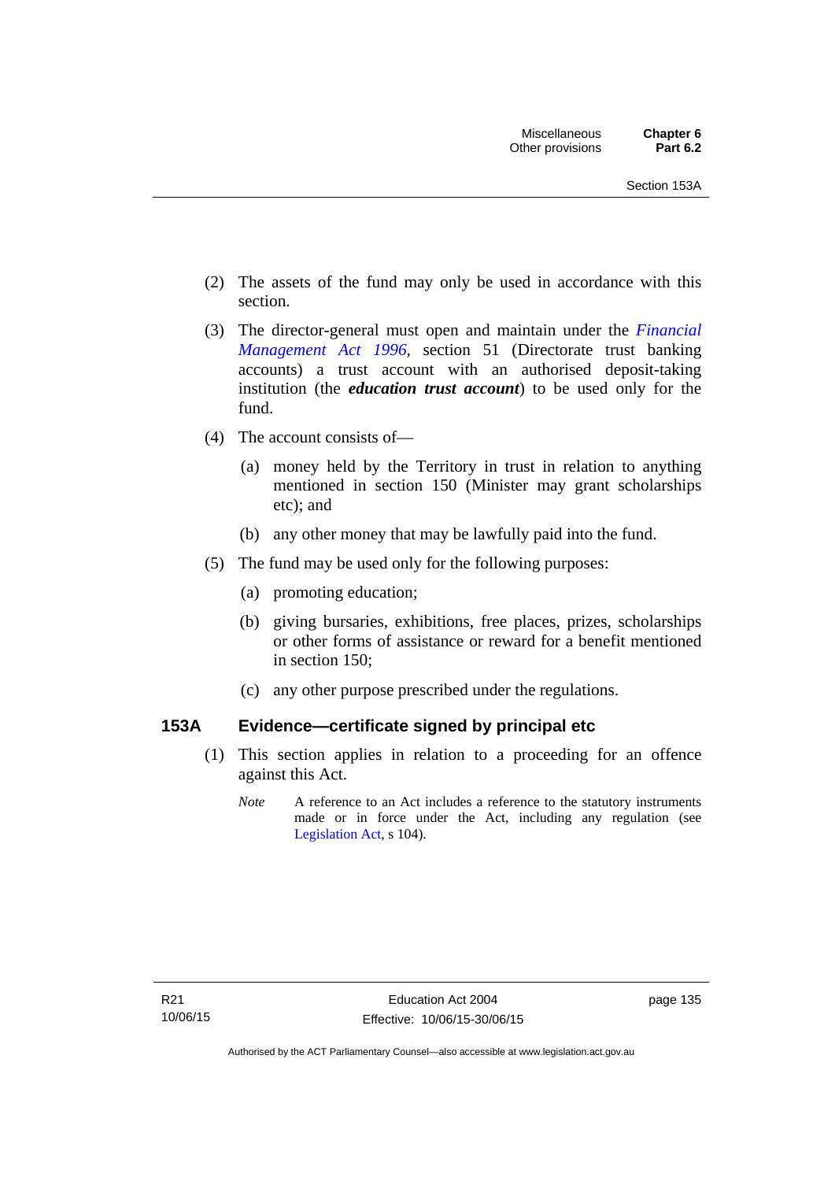(2) The assets of the fund may only be used in accordance with this section.

(3) The director-general must open and maintain under the *Financial Management Act 1996*, section 51 (Directorate trust banking accounts) a trust account with an authorised deposit-taking institution (the ***education trust account***) to be used only for the fund.

(4) The account consists of—

(a) money held by the Territory in trust in relation to anything mentioned in section 150 (Minister may grant scholarships etc); and

(b) any other money that may be lawfully paid into the fund.

(5) The fund may be used only for the following purposes:

(a) promoting education;

(b) giving bursaries, exhibitions, free places, prizes, scholarships or other forms of assistance or reward for a benefit mentioned in section 150;

(c) any other purpose prescribed under the regulations.

### 153A Evidence—certificate signed by principal etc

(1) This section applies in relation to a proceeding for an offence against this Act.

*Note* A reference to an Act includes a reference to the statutory instruments made or in force under the Act, including any regulation (see Legislation Act, s 104).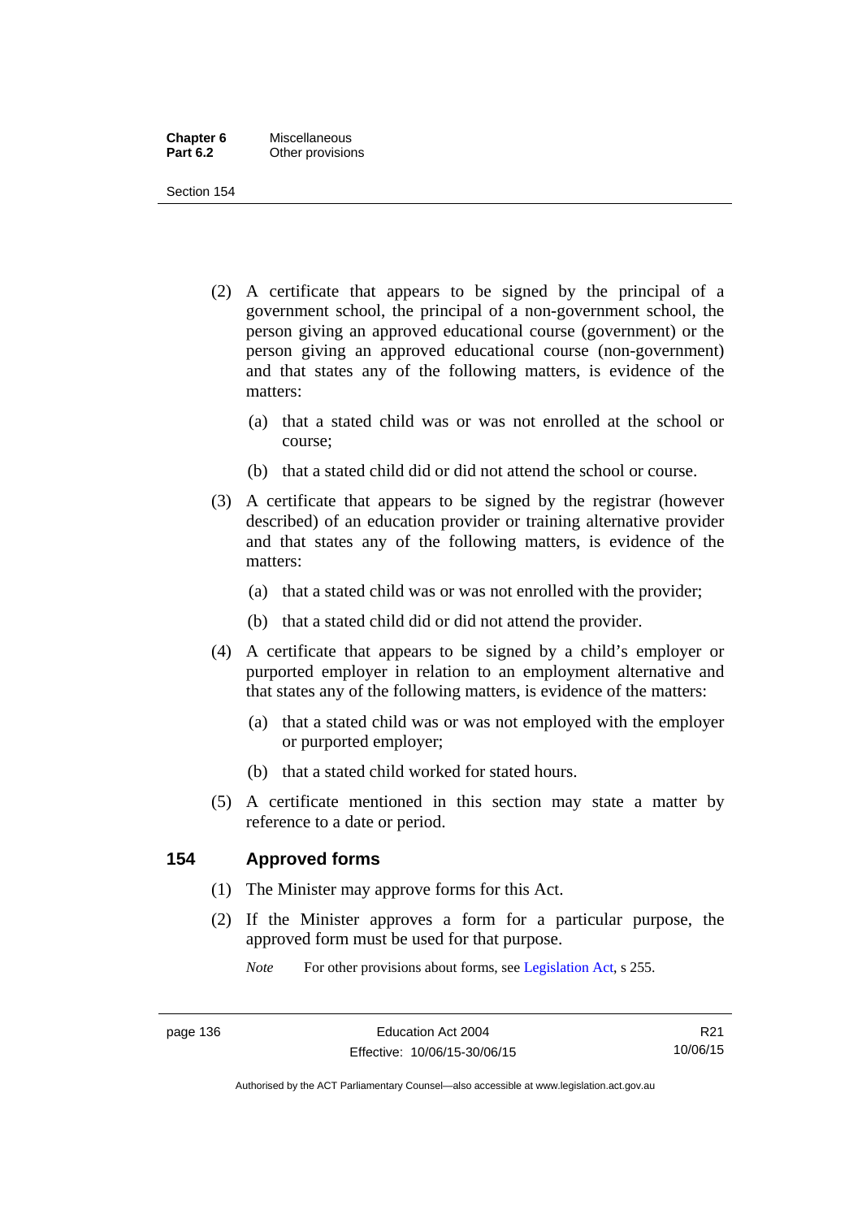(2) A certificate that appears to be signed by the principal of a government school, the principal of a non-government school, the person giving an approved educational course (government) or the person giving an approved educational course (non-government) and that states any of the following matters, is evidence of the matters:

(a) that a stated child was or was not enrolled at the school or course;

(b) that a stated child did or did not attend the school or course.

(3) A certificate that appears to be signed by the registrar (however described) of an education provider or training alternative provider and that states any of the following matters, is evidence of the matters:

(a) that a stated child was or was not enrolled with the provider;

(b) that a stated child did or did not attend the provider.

(4) A certificate that appears to be signed by a child's employer or purported employer in relation to an employment alternative and that states any of the following matters, is evidence of the matters:

(a) that a stated child was or was not employed with the employer or purported employer;

(b) that a stated child worked for stated hours.

(5) A certificate mentioned in this section may state a matter by reference to a date or period.

## 154 Approved forms

(1) The Minister may approve forms for this Act.

(2) If the Minister approves a form for a particular purpose, the approved form must be used for that purpose.

*Note* For other provisions about forms, see Legislation Act, s 255.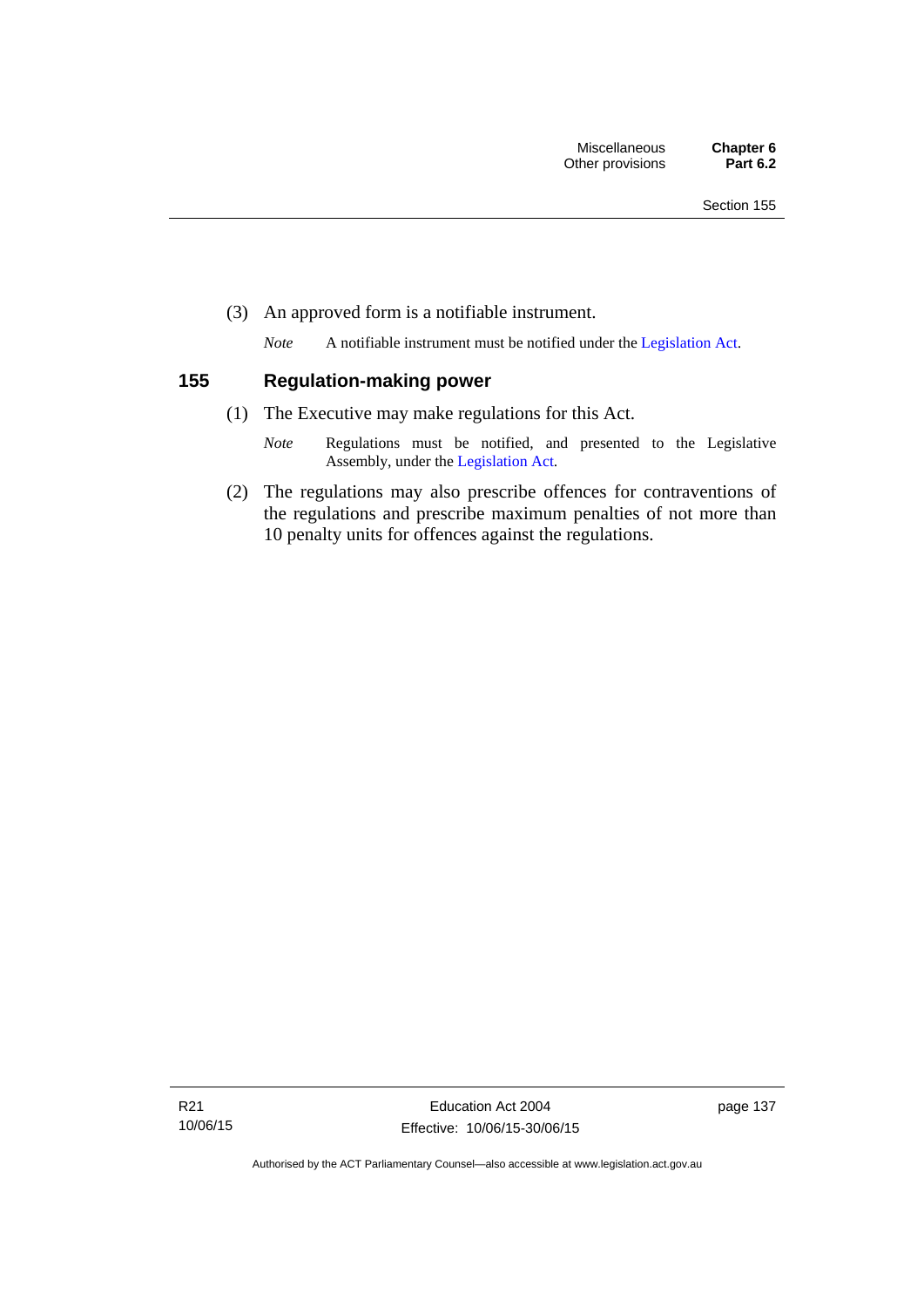(3) An approved form is a notifiable instrument.

*Note* A notifiable instrument must be notified under the Legislation Act.

## 155 Regulation-making power

(1) The Executive may make regulations for this Act.

*Note* Regulations must be notified, and presented to the Legislative Assembly, under the Legislation Act.

(2) The regulations may also prescribe offences for contraventions of the regulations and prescribe maximum penalties of not more than 10 penalty units for offences against the regulations.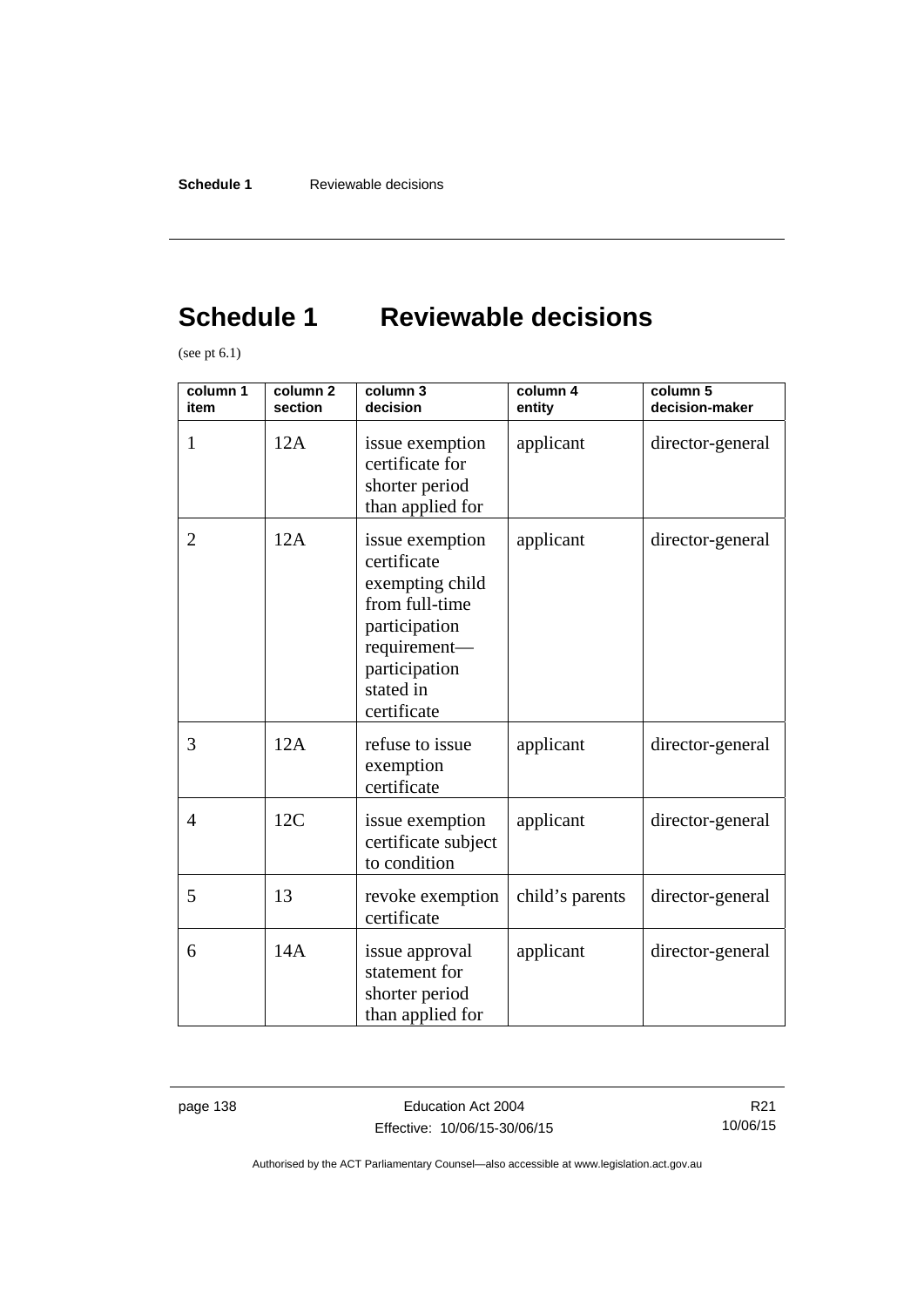# Schedule 1 Reviewable decisions

(see pt 6.1)

| column 1 item | column 2 section | column 3 decision | column 4 entity | column 5 decision-maker |
|---|---|---|---|---|
| 1 | 12A | issue exemption certificate for shorter period than applied for | applicant | director-general |
| 2 | 12A | issue exemption certificate exempting child from full-time participation requirement—participation stated in certificate | applicant | director-general |
| 3 | 12A | refuse to issue exemption certificate | applicant | director-general |
| 4 | 12C | issue exemption certificate subject to condition | applicant | director-general |
| 5 | 13 | revoke exemption certificate | child's parents | director-general |
| 6 | 14A | issue approval statement for shorter period than applied for | applicant | director-general |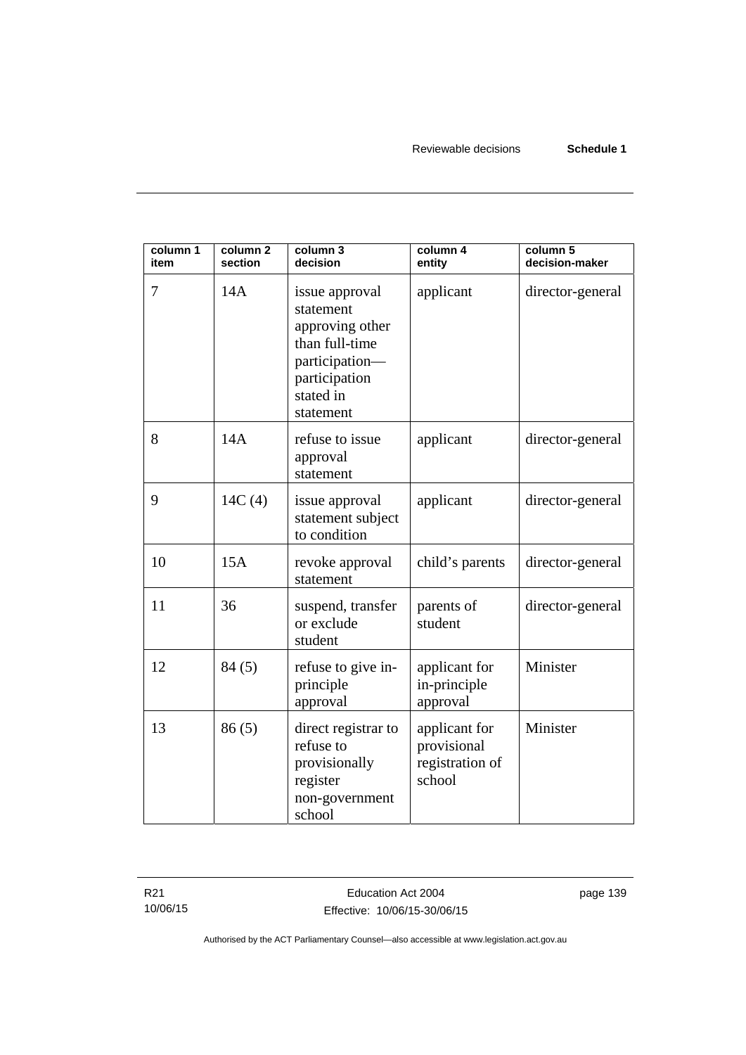| column 1 item | column 2 section | column 3 decision | column 4 entity | column 5 decision-maker |
|---|---|---|---|---|
| 7 | 14A | issue approval statement approving other than full-time participation—participation stated in statement | applicant | director-general |
| 8 | 14A | refuse to issue approval statement | applicant | director-general |
| 9 | 14C (4) | issue approval statement subject to condition | applicant | director-general |
| 10 | 15A | revoke approval statement | child's parents | director-general |
| 11 | 36 | suspend, transfer or exclude student | parents of student | director-general |
| 12 | 84 (5) | refuse to give in-principle approval | applicant for in-principle approval | Minister |
| 13 | 86 (5) | direct registrar to refuse to provisionally register non-government school | applicant for provisional registration of school | Minister |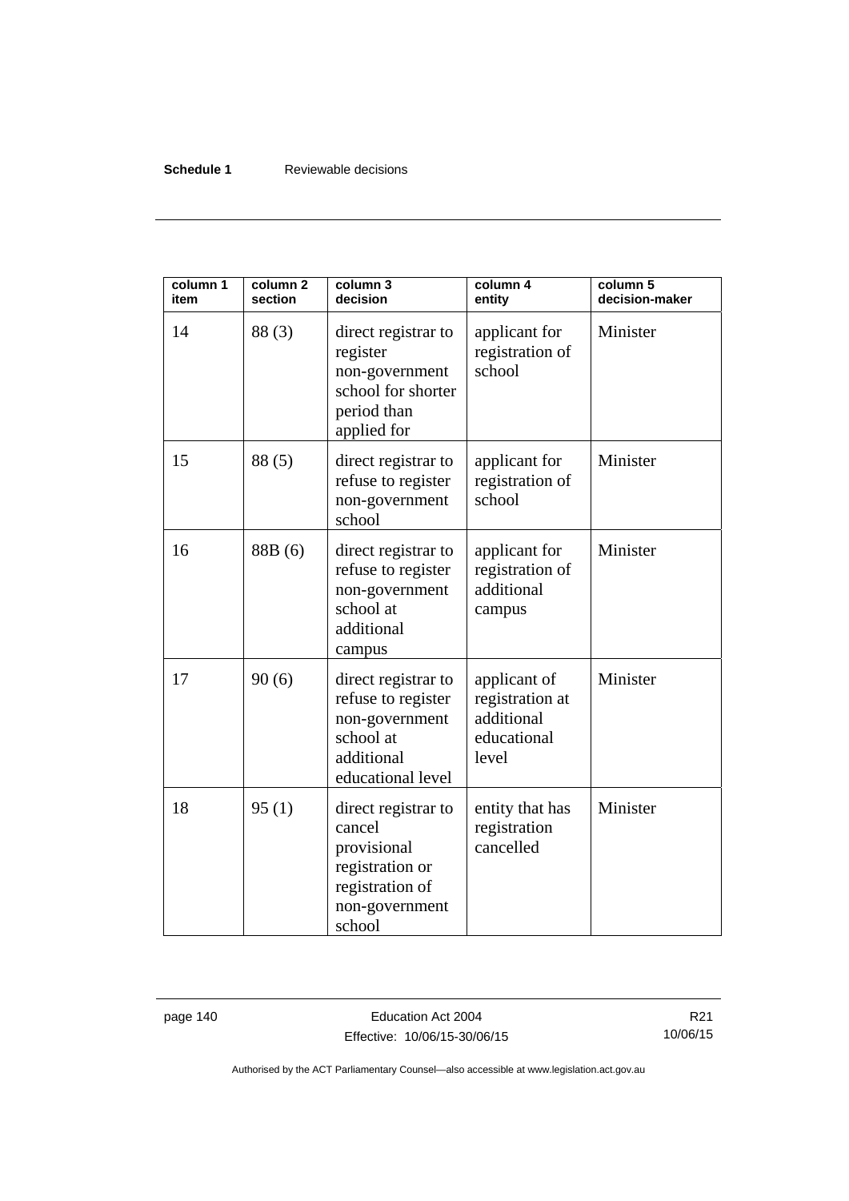| column 1 item | column 2 section | column 3 decision | column 4 entity | column 5 decision-maker |
|---|---|---|---|---|
| 14 | 88 (3) | direct registrar to register non-government school for shorter period than applied for | applicant for registration of school | Minister |
| 15 | 88 (5) | direct registrar to refuse to register non-government school | applicant for registration of school | Minister |
| 16 | 88B (6) | direct registrar to refuse to register non-government school at additional campus | applicant for registration of additional campus | Minister |
| 17 | 90 (6) | direct registrar to refuse to register non-government school at additional educational level | applicant of registration at additional educational level | Minister |
| 18 | 95 (1) | direct registrar to cancel provisional registration or registration of non-government school | entity that has registration cancelled | Minister |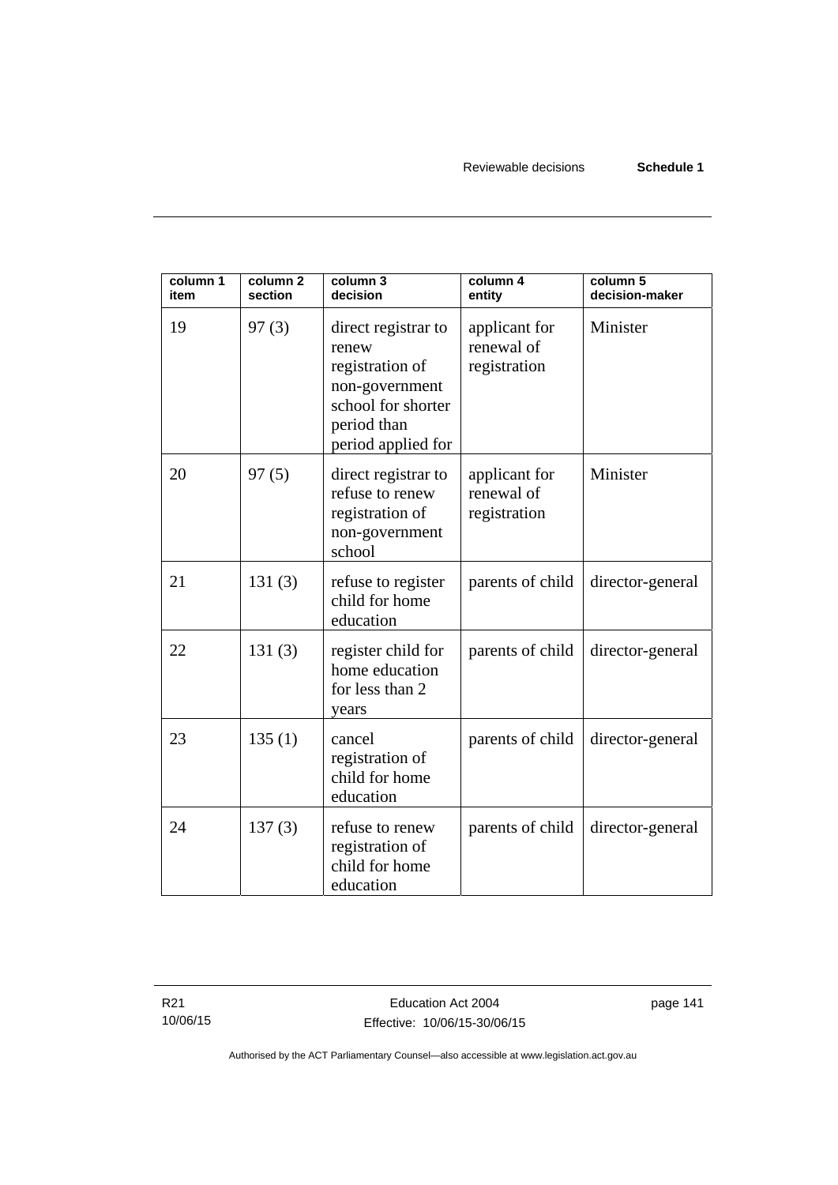| column 1 item | column 2 section | column 3 decision | column 4 entity | column 5 decision-maker |
|---|---|---|---|---|
| 19 | 97 (3) | direct registrar to renew registration of non-government school for shorter period than period applied for | applicant for renewal of registration | Minister |
| 20 | 97 (5) | direct registrar to refuse to renew registration of non-government school | applicant for renewal of registration | Minister |
| 21 | 131 (3) | refuse to register child for home education | parents of child | director-general |
| 22 | 131 (3) | register child for home education for less than 2 years | parents of child | director-general |
| 23 | 135 (1) | cancel registration of child for home education | parents of child | director-general |
| 24 | 137 (3) | refuse to renew registration of child for home education | parents of child | director-general |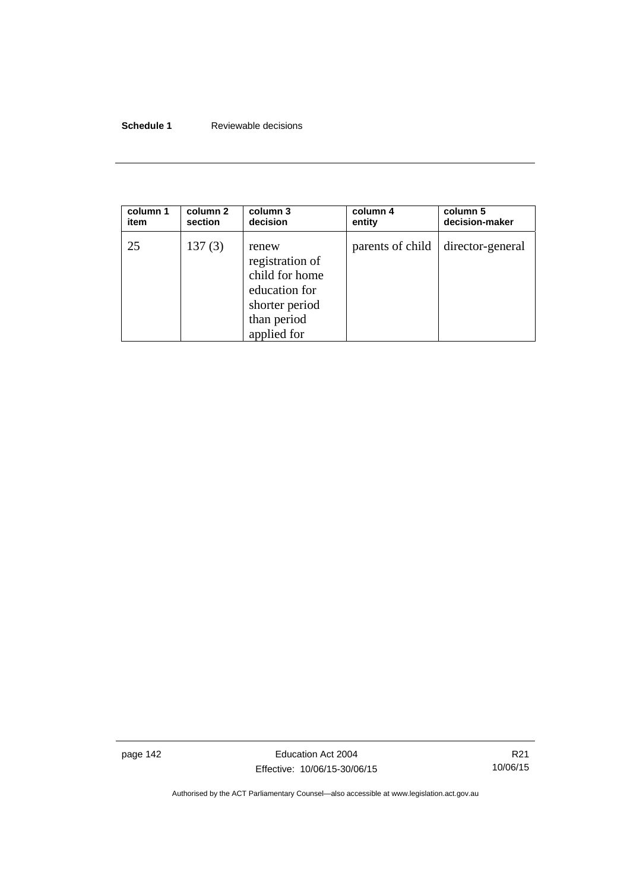| column 1 item | column 2 section | column 3 decision | column 4 entity | column 5 decision-maker |
|---|---|---|---|---|
| 25 | 137 (3) | renew registration of child for home education for shorter period than period applied for | parents of child | director-general |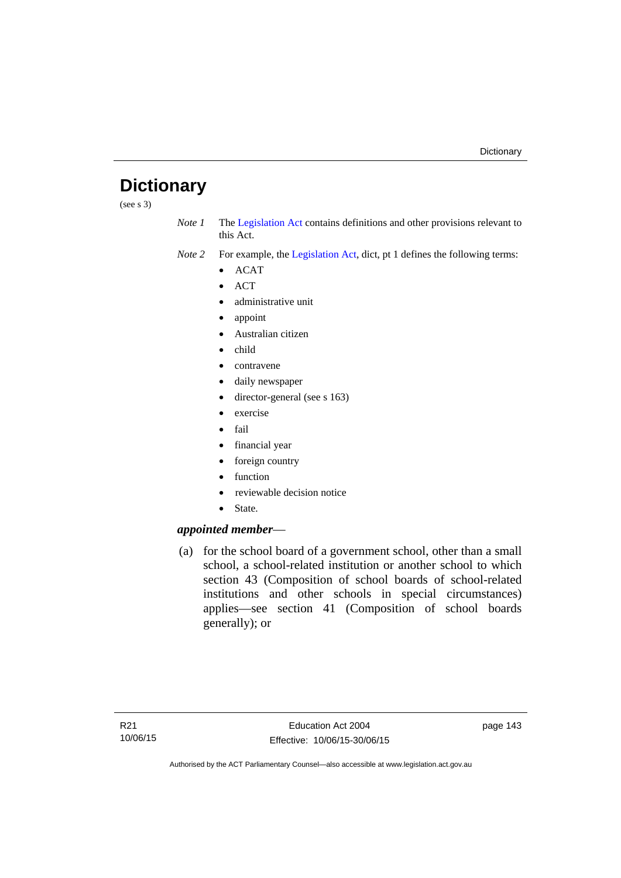# Dictionary

(see s 3)

*Note 1* The Legislation Act contains definitions and other provisions relevant to this Act.

*Note 2* For example, the Legislation Act, dict, pt 1 defines the following terms:

- ACAT
- ACT
- administrative unit
- appoint
- Australian citizen
- child
- contravene
- daily newspaper
- director-general (see s 163)
- exercise
- fail
- financial year
- foreign country
- function
- reviewable decision notice
- State.

***appointed member***—

(a) for the school board of a government school, other than a small school, a school-related institution or another school to which section 43 (Composition of school boards of school-related institutions and other schools in special circumstances) applies—see section 41 (Composition of school boards generally); or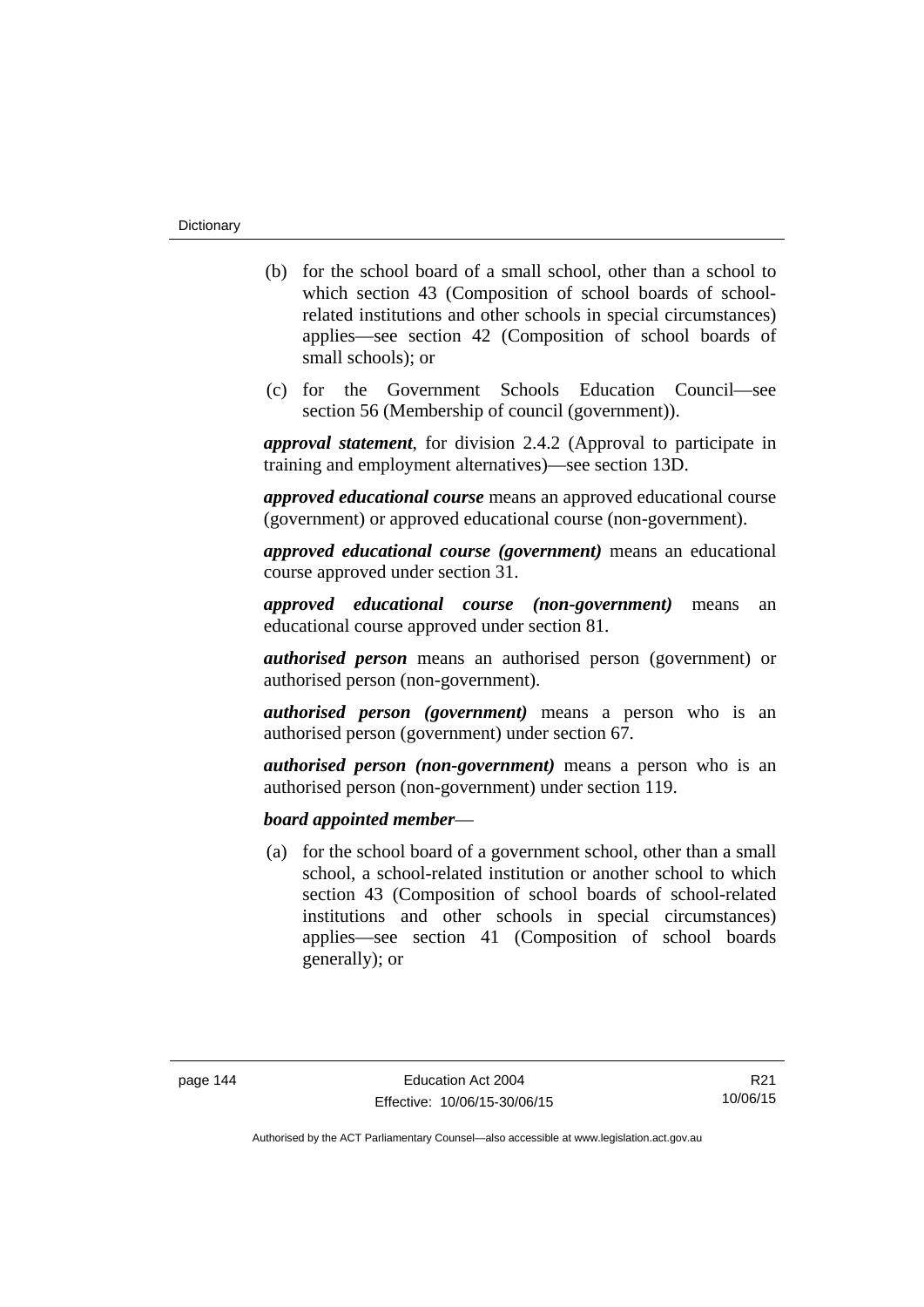(b) for the school board of a small school, other than a school to which section 43 (Composition of school boards of school-related institutions and other schools in special circumstances) applies—see section 42 (Composition of school boards of small schools); or

(c) for the Government Schools Education Council—see section 56 (Membership of council (government)).

***approval statement***, for division 2.4.2 (Approval to participate in training and employment alternatives)—see section 13D.

***approved educational course*** means an approved educational course (government) or approved educational course (non-government).

***approved educational course (government)*** means an educational course approved under section 31.

***approved educational course (non-government)*** means an educational course approved under section 81.

***authorised person*** means an authorised person (government) or authorised person (non-government).

***authorised person (government)*** means a person who is an authorised person (government) under section 67.

***authorised person (non-government)*** means a person who is an authorised person (non-government) under section 119.

***board appointed member***—

(a) for the school board of a government school, other than a small school, a school-related institution or another school to which section 43 (Composition of school boards of school-related institutions and other schools in special circumstances) applies—see section 41 (Composition of school boards generally); or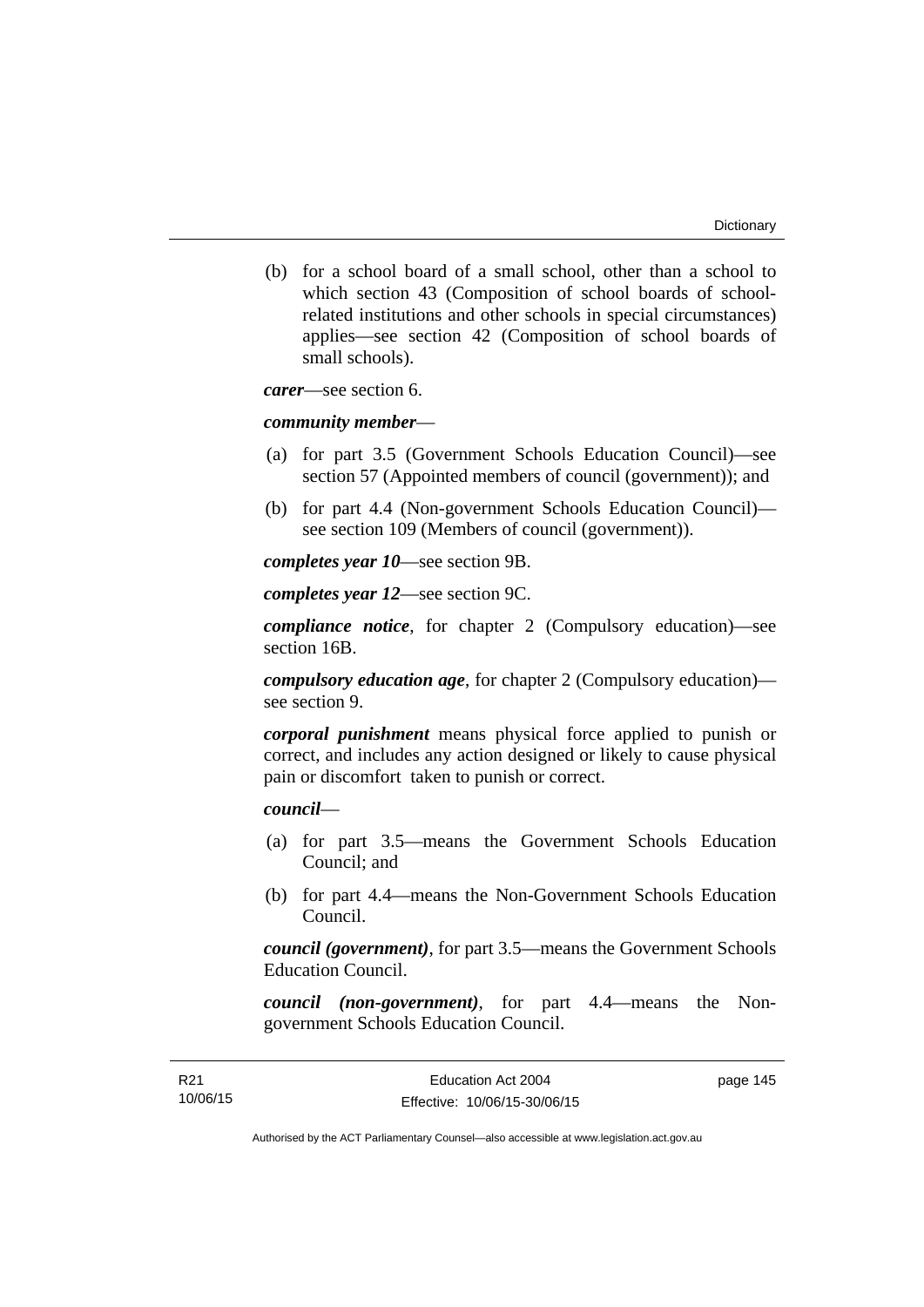(b) for a school board of a small school, other than a school to which section 43 (Composition of school boards of school-related institutions and other schools in special circumstances) applies—see section 42 (Composition of school boards of small schools).

***carer***—see section 6.

***community member***—

(a) for part 3.5 (Government Schools Education Council)—see section 57 (Appointed members of council (government)); and

(b) for part 4.4 (Non-government Schools Education Council)—see section 109 (Members of council (government)).

***completes year 10***—see section 9B.

***completes year 12***—see section 9C.

***compliance notice***, for chapter 2 (Compulsory education)—see section 16B.

***compulsory education age***, for chapter 2 (Compulsory education)—see section 9.

***corporal punishment*** means physical force applied to punish or correct, and includes any action designed or likely to cause physical pain or discomfort taken to punish or correct.

***council***—

(a) for part 3.5—means the Government Schools Education Council; and

(b) for part 4.4—means the Non-Government Schools Education Council.

***council (government)***, for part 3.5—means the Government Schools Education Council.

***council (non-government)***, for part 4.4—means the Non-government Schools Education Council.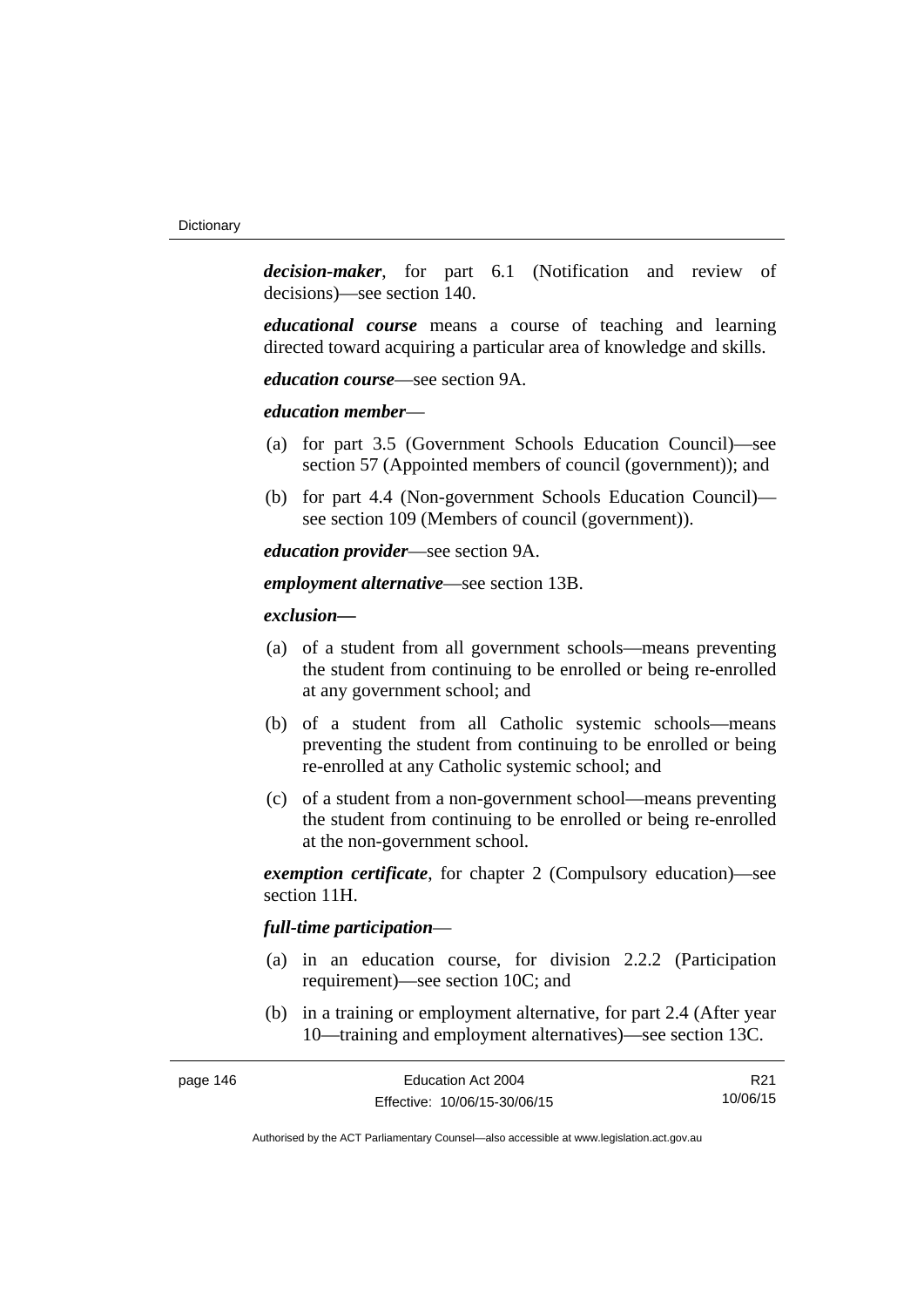***decision-maker***, for part 6.1 (Notification and review of decisions)—see section 140.

***educational course*** means a course of teaching and learning directed toward acquiring a particular area of knowledge and skills.

***education course***—see section 9A.

***education member***—

(a) for part 3.5 (Government Schools Education Council)—see section 57 (Appointed members of council (government)); and

(b) for part 4.4 (Non-government Schools Education Council)—see section 109 (Members of council (government)).

***education provider***—see section 9A.

***employment alternative***—see section 13B.

***exclusion—***

(a) of a student from all government schools—means preventing the student from continuing to be enrolled or being re-enrolled at any government school; and

(b) of a student from all Catholic systemic schools—means preventing the student from continuing to be enrolled or being re-enrolled at any Catholic systemic school; and

(c) of a student from a non-government school—means preventing the student from continuing to be enrolled or being re-enrolled at the non-government school.

***exemption certificate***, for chapter 2 (Compulsory education)—see section 11H.

***full-time participation***—

(a) in an education course, for division 2.2.2 (Participation requirement)—see section 10C; and

(b) in a training or employment alternative, for part 2.4 (After year 10—training and employment alternatives)—see section 13C.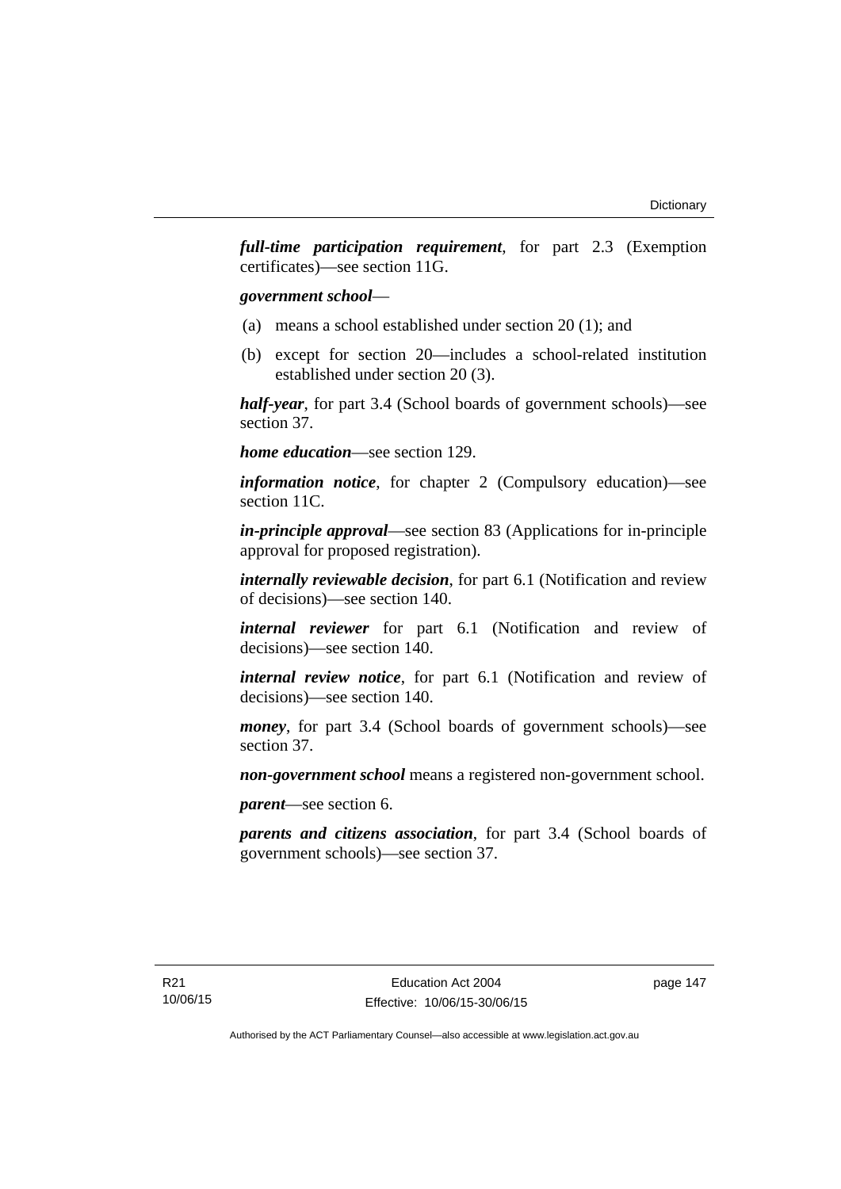***full-time participation requirement***, for part 2.3 (Exemption certificates)—see section 11G.

***government school***—

(a) means a school established under section 20 (1); and

(b) except for section 20—includes a school-related institution established under section 20 (3).

***half-year***, for part 3.4 (School boards of government schools)—see section 37.

***home education***—see section 129.

***information notice***, for chapter 2 (Compulsory education)—see section 11C.

***in-principle approval***—see section 83 (Applications for in-principle approval for proposed registration).

***internally reviewable decision***, for part 6.1 (Notification and review of decisions)—see section 140.

***internal reviewer*** for part 6.1 (Notification and review of decisions)—see section 140.

***internal review notice***, for part 6.1 (Notification and review of decisions)—see section 140.

***money***, for part 3.4 (School boards of government schools)—see section 37.

***non-government school*** means a registered non-government school.

***parent***—see section 6.

***parents and citizens association***, for part 3.4 (School boards of government schools)—see section 37.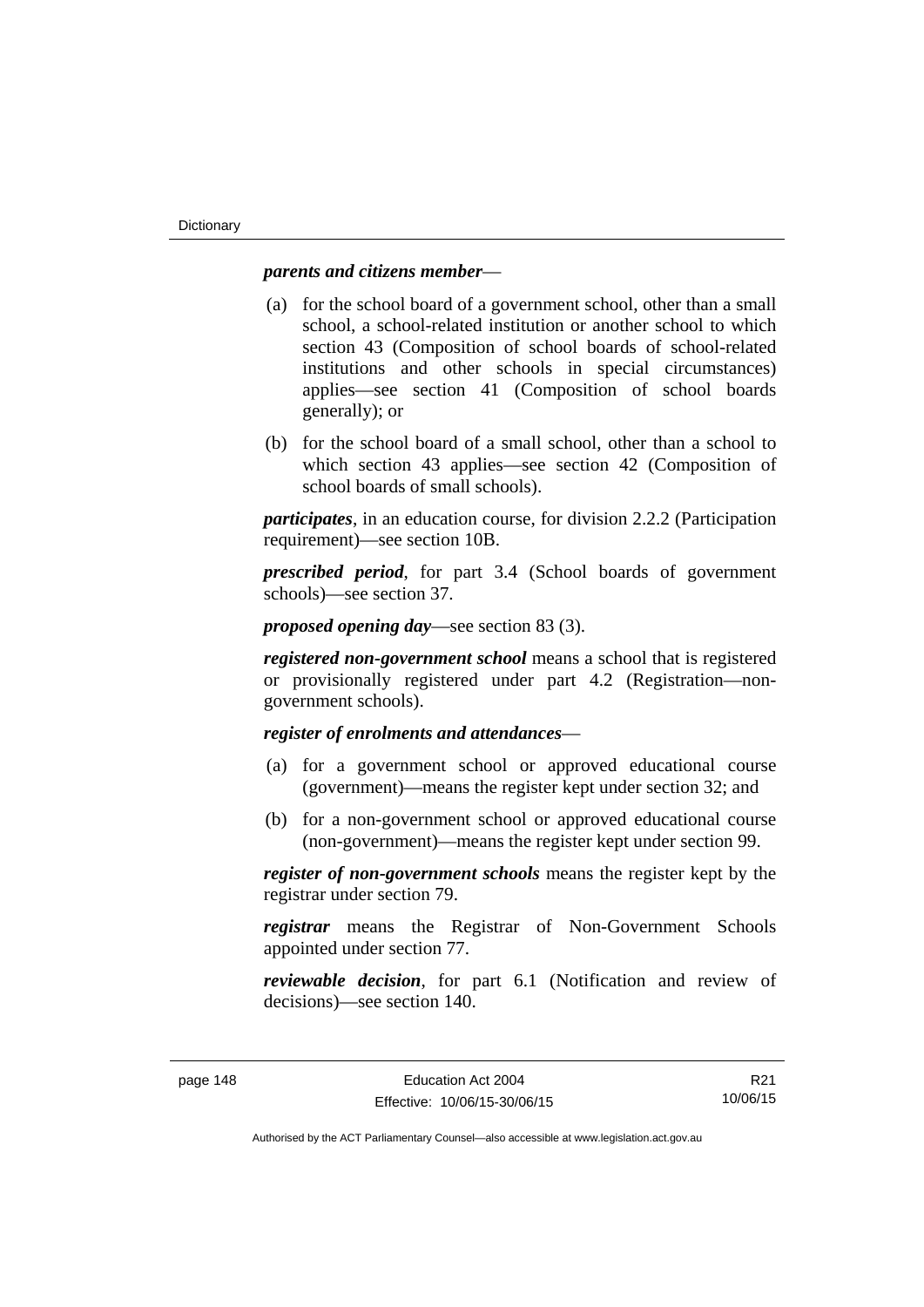***parents and citizens member***—

(a) for the school board of a government school, other than a small school, a school-related institution or another school to which section 43 (Composition of school boards of school-related institutions and other schools in special circumstances) applies—see section 41 (Composition of school boards generally); or

(b) for the school board of a small school, other than a school to which section 43 applies—see section 42 (Composition of school boards of small schools).

***participates***, in an education course, for division 2.2.2 (Participation requirement)—see section 10B.

***prescribed period***, for part 3.4 (School boards of government schools)—see section 37.

***proposed opening day***—see section 83 (3).

***registered non-government school*** means a school that is registered or provisionally registered under part 4.2 (Registration—non-government schools).

***register of enrolments and attendances***—

(a) for a government school or approved educational course (government)—means the register kept under section 32; and

(b) for a non-government school or approved educational course (non-government)—means the register kept under section 99.

***register of non-government schools*** means the register kept by the registrar under section 79.

***registrar*** means the Registrar of Non-Government Schools appointed under section 77.

***reviewable decision***, for part 6.1 (Notification and review of decisions)—see section 140.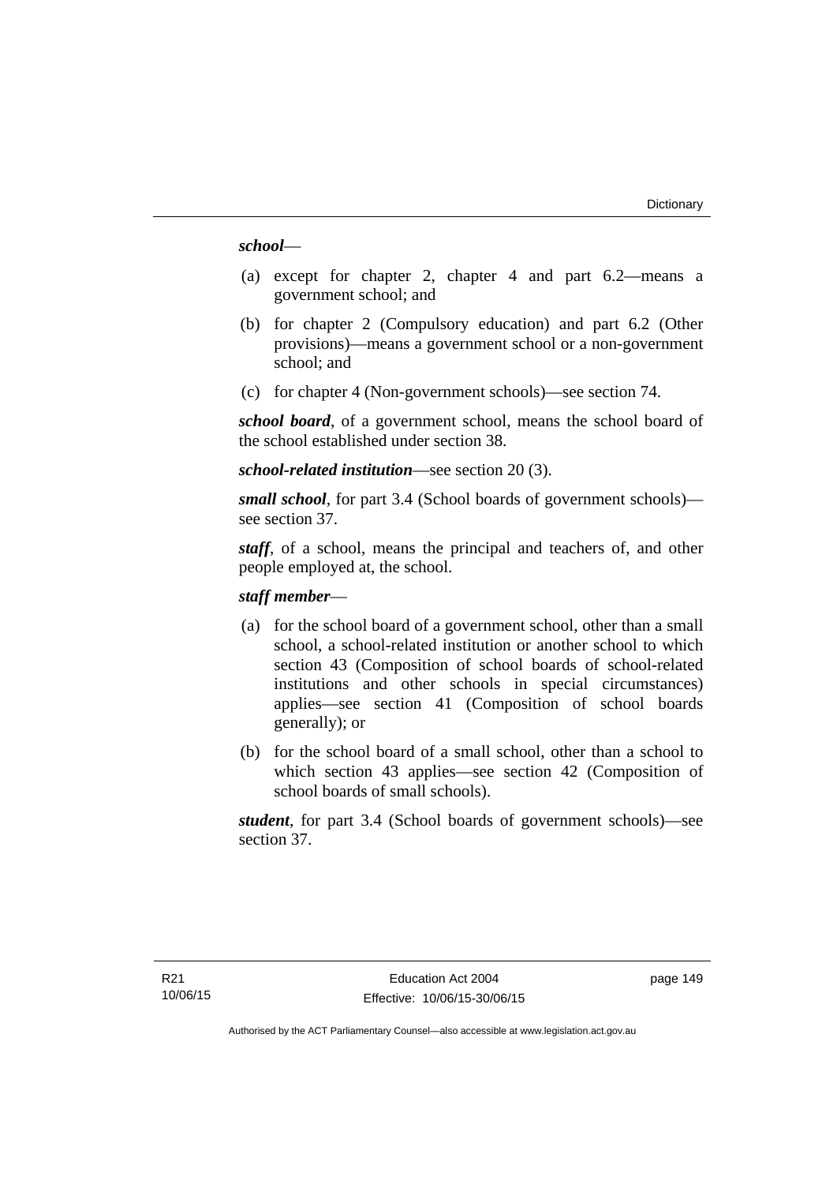***school***—

(a) except for chapter 2, chapter 4 and part 6.2—means a government school; and

(b) for chapter 2 (Compulsory education) and part 6.2 (Other provisions)—means a government school or a non-government school; and

(c) for chapter 4 (Non-government schools)—see section 74.

***school board***, of a government school, means the school board of the school established under section 38.

***school-related institution***—see section 20 (3).

***small school***, for part 3.4 (School boards of government schools)—see section 37.

***staff***, of a school, means the principal and teachers of, and other people employed at, the school.

***staff member***—

(a) for the school board of a government school, other than a small school, a school-related institution or another school to which section 43 (Composition of school boards of school-related institutions and other schools in special circumstances) applies—see section 41 (Composition of school boards generally); or

(b) for the school board of a small school, other than a school to which section 43 applies—see section 42 (Composition of school boards of small schools).

***student***, for part 3.4 (School boards of government schools)—see section 37.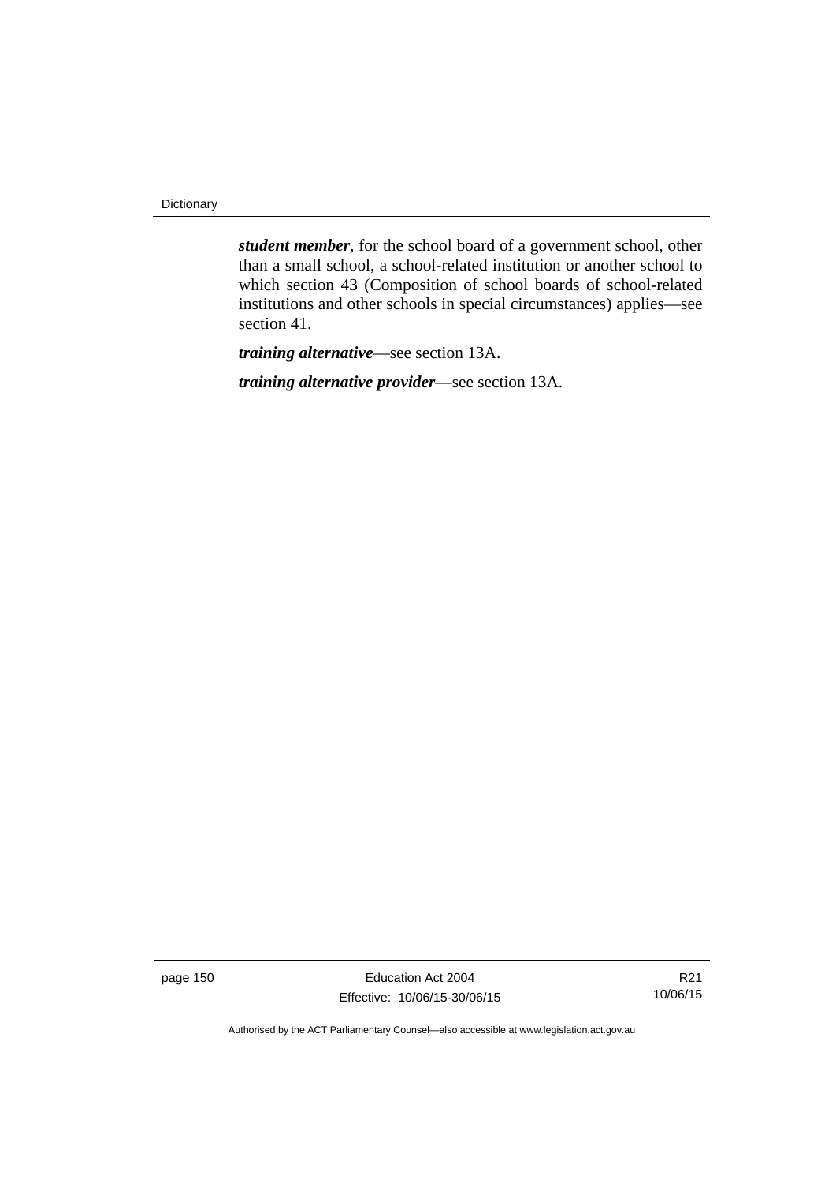***student member***, for the school board of a government school, other than a small school, a school-related institution or another school to which section 43 (Composition of school boards of school-related institutions and other schools in special circumstances) applies—see section 41.

***training alternative***—see section 13A.

***training alternative provider***—see section 13A.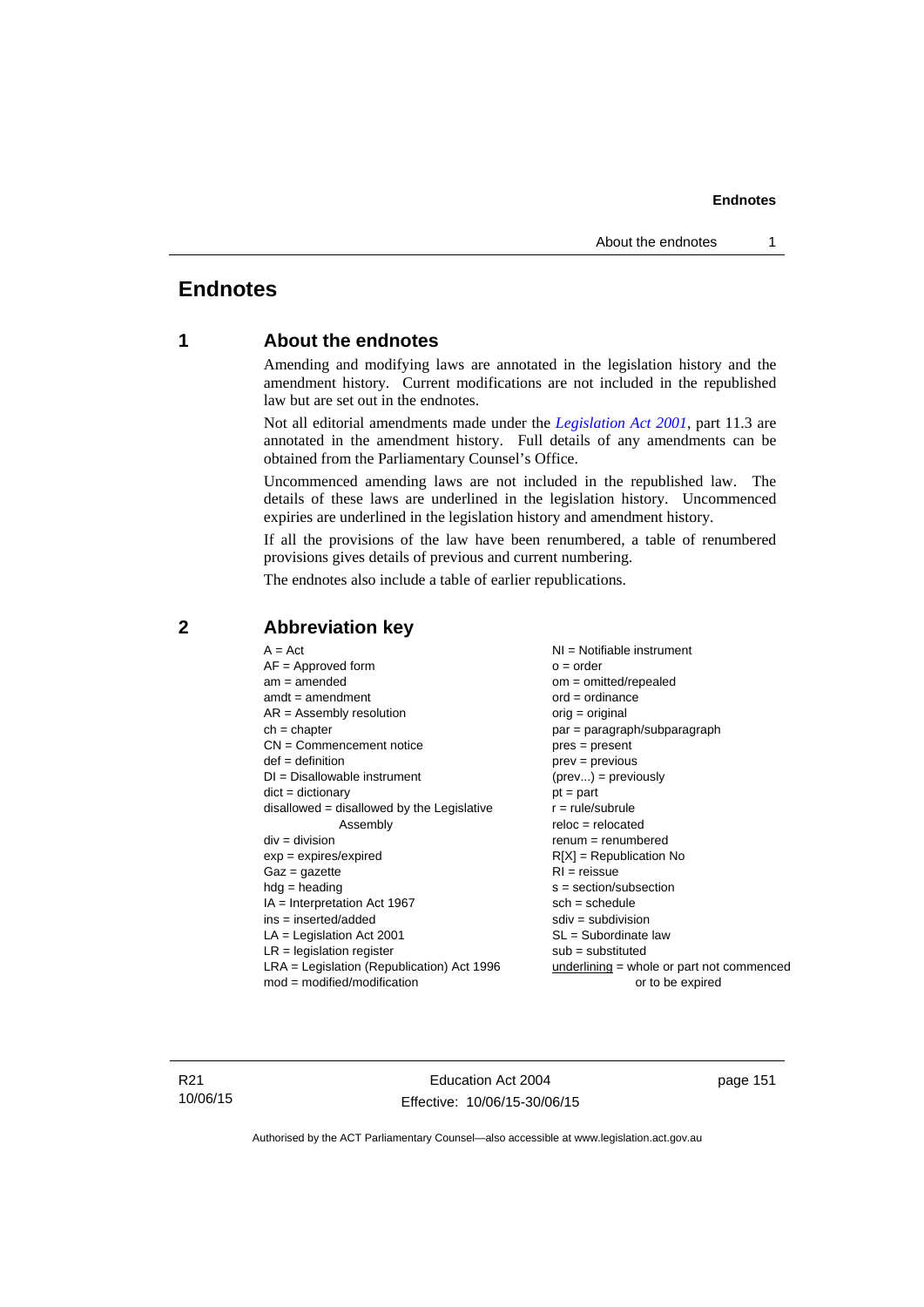# Endnotes

## 1 About the endnotes

Amending and modifying laws are annotated in the legislation history and the amendment history. Current modifications are not included in the republished law but are set out in the endnotes.

Not all editorial amendments made under the *Legislation Act 2001*, part 11.3 are annotated in the amendment history. Full details of any amendments can be obtained from the Parliamentary Counsel's Office.

Uncommenced amending laws are not included in the republished law. The details of these laws are underlined in the legislation history. Uncommenced expiries are underlined in the legislation history and amendment history.

If all the provisions of the law have been renumbered, a table of renumbered provisions gives details of previous and current numbering.

The endnotes also include a table of earlier republications.

## 2 Abbreviation key

A = Act
AF = Approved form
am = amended
amdt = amendment
AR = Assembly resolution
ch = chapter
CN = Commencement notice
def = definition
DI = Disallowable instrument
dict = dictionary
disallowed = disallowed by the Legislative Assembly
div = division
exp = expires/expired
Gaz = gazette
hdg = heading
IA = Interpretation Act 1967
ins = inserted/added
LA = Legislation Act 2001
LR = legislation register
LRA = Legislation (Republication) Act 1996
mod = modified/modification
NI = Notifiable instrument
o = order
om = omitted/repealed
ord = ordinance
orig = original
par = paragraph/subparagraph
pres = present
prev = previous
(prev...) = previously
pt = part
r = rule/subrule
reloc = relocated
renum = renumbered
R[X] = Republication No
RI = reissue
s = section/subsection
sch = schedule
sdiv = subdivision
SL = Subordinate law
sub = substituted
underlining = whole or part not commenced or to be expired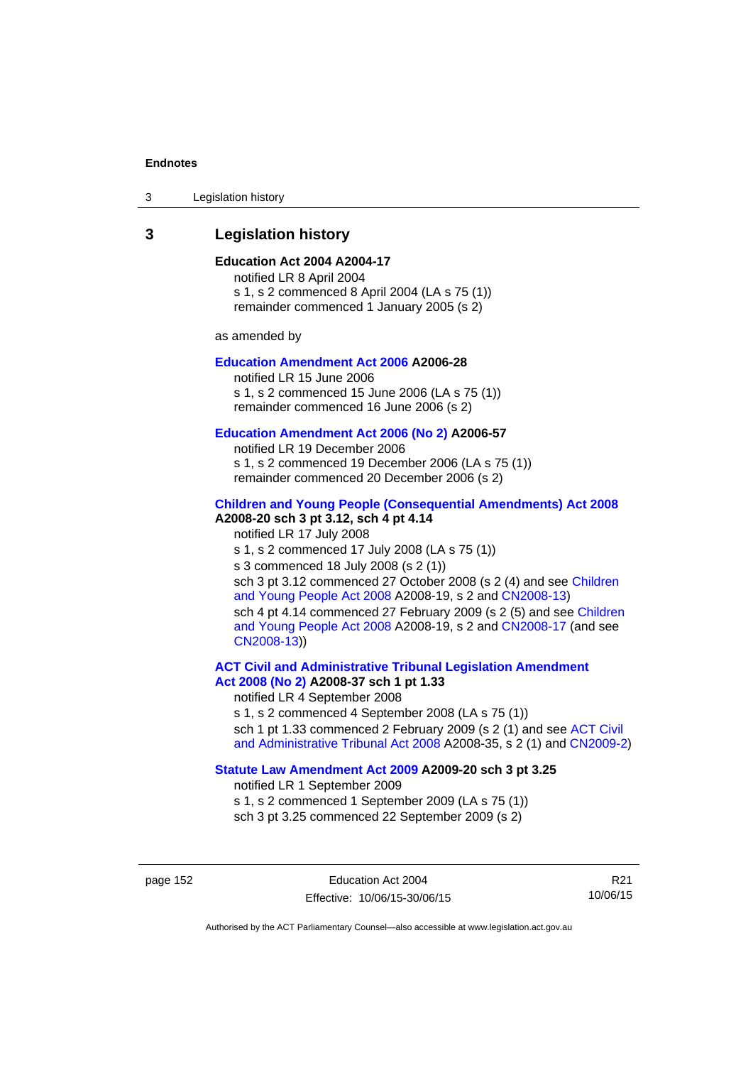## 3 Legislation history

**Education Act 2004 A2004-17**

notified LR 8 April 2004

s 1, s 2 commenced 8 April 2004 (LA s 75 (1))

remainder commenced 1 January 2005 (s 2)

as amended by

**Education Amendment Act 2006 A2006-28**

notified LR 15 June 2006

s 1, s 2 commenced 15 June 2006 (LA s 75 (1))

remainder commenced 16 June 2006 (s 2)

**Education Amendment Act 2006 (No 2) A2006-57**

notified LR 19 December 2006

s 1, s 2 commenced 19 December 2006 (LA s 75 (1))

remainder commenced 20 December 2006 (s 2)

**Children and Young People (Consequential Amendments) Act 2008 A2008-20 sch 3 pt 3.12, sch 4 pt 4.14**

notified LR 17 July 2008

s 1, s 2 commenced 17 July 2008 (LA s 75 (1))

s 3 commenced 18 July 2008 (s 2 (1))

sch 3 pt 3.12 commenced 27 October 2008 (s 2 (4) and see Children and Young People Act 2008 A2008-19, s 2 and CN2008-13)

sch 4 pt 4.14 commenced 27 February 2009 (s 2 (5) and see Children and Young People Act 2008 A2008-19, s 2 and CN2008-17 (and see CN2008-13))

**ACT Civil and Administrative Tribunal Legislation Amendment Act 2008 (No 2) A2008-37 sch 1 pt 1.33**

notified LR 4 September 2008

s 1, s 2 commenced 4 September 2008 (LA s 75 (1))

sch 1 pt 1.33 commenced 2 February 2009 (s 2 (1) and see ACT Civil and Administrative Tribunal Act 2008 A2008-35, s 2 (1) and CN2009-2)

**Statute Law Amendment Act 2009 A2009-20 sch 3 pt 3.25**

notified LR 1 September 2009

s 1, s 2 commenced 1 September 2009 (LA s 75 (1))

sch 3 pt 3.25 commenced 22 September 2009 (s 2)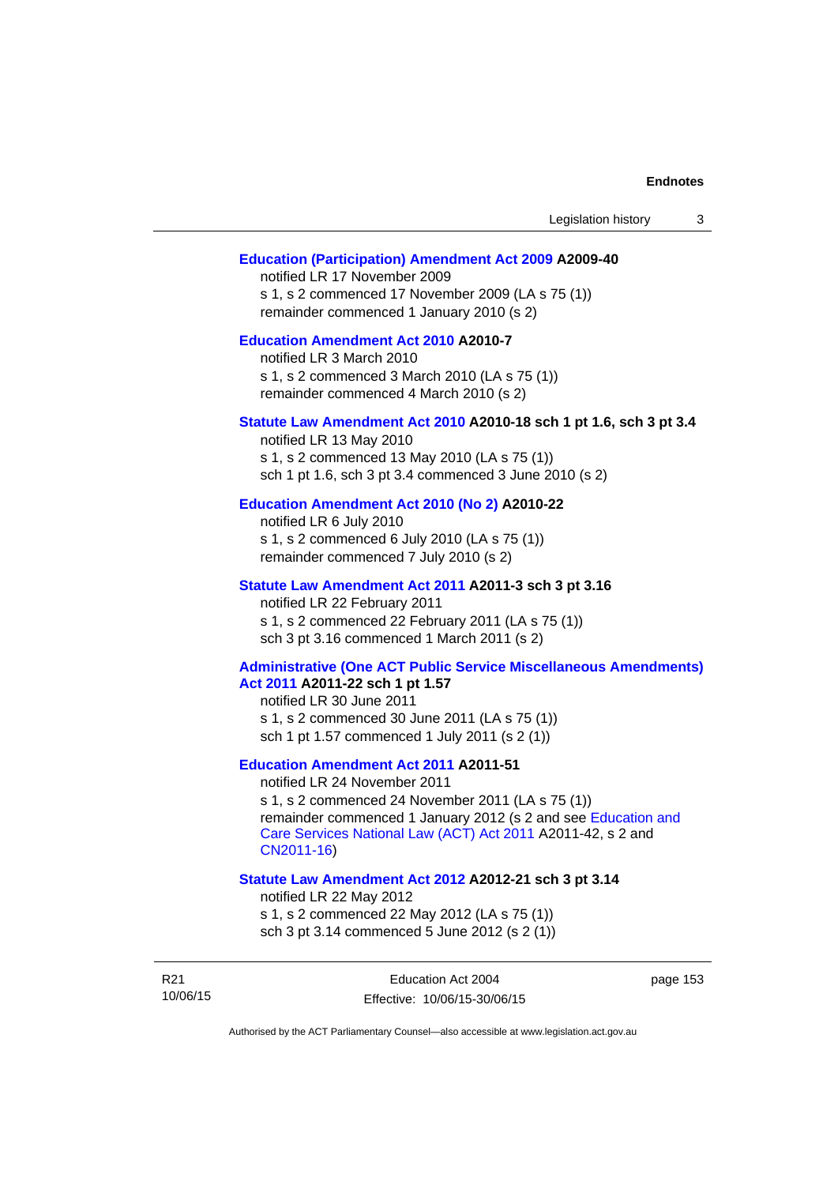**Education (Participation) Amendment Act 2009 A2009-40**

notified LR 17 November 2009

s 1, s 2 commenced 17 November 2009 (LA s 75 (1))

remainder commenced 1 January 2010 (s 2)

**Education Amendment Act 2010 A2010-7**

notified LR 3 March 2010

s 1, s 2 commenced 3 March 2010 (LA s 75 (1))

remainder commenced 4 March 2010 (s 2)

**Statute Law Amendment Act 2010 A2010-18 sch 1 pt 1.6, sch 3 pt 3.4**

notified LR 13 May 2010

s 1, s 2 commenced 13 May 2010 (LA s 75 (1))

sch 1 pt 1.6, sch 3 pt 3.4 commenced 3 June 2010 (s 2)

**Education Amendment Act 2010 (No 2) A2010-22**

notified LR 6 July 2010

s 1, s 2 commenced 6 July 2010 (LA s 75 (1))

remainder commenced 7 July 2010 (s 2)

**Statute Law Amendment Act 2011 A2011-3 sch 3 pt 3.16**

notified LR 22 February 2011

s 1, s 2 commenced 22 February 2011 (LA s 75 (1))

sch 3 pt 3.16 commenced 1 March 2011 (s 2)

**Administrative (One ACT Public Service Miscellaneous Amendments) Act 2011 A2011-22 sch 1 pt 1.57**

notified LR 30 June 2011

s 1, s 2 commenced 30 June 2011 (LA s 75 (1))

sch 1 pt 1.57 commenced 1 July 2011 (s 2 (1))

**Education Amendment Act 2011 A2011-51**

notified LR 24 November 2011

s 1, s 2 commenced 24 November 2011 (LA s 75 (1))

remainder commenced 1 January 2012 (s 2 and see Education and Care Services National Law (ACT) Act 2011 A2011-42, s 2 and CN2011-16)

**Statute Law Amendment Act 2012 A2012-21 sch 3 pt 3.14**

notified LR 22 May 2012

s 1, s 2 commenced 22 May 2012 (LA s 75 (1))

sch 3 pt 3.14 commenced 5 June 2012 (s 2 (1))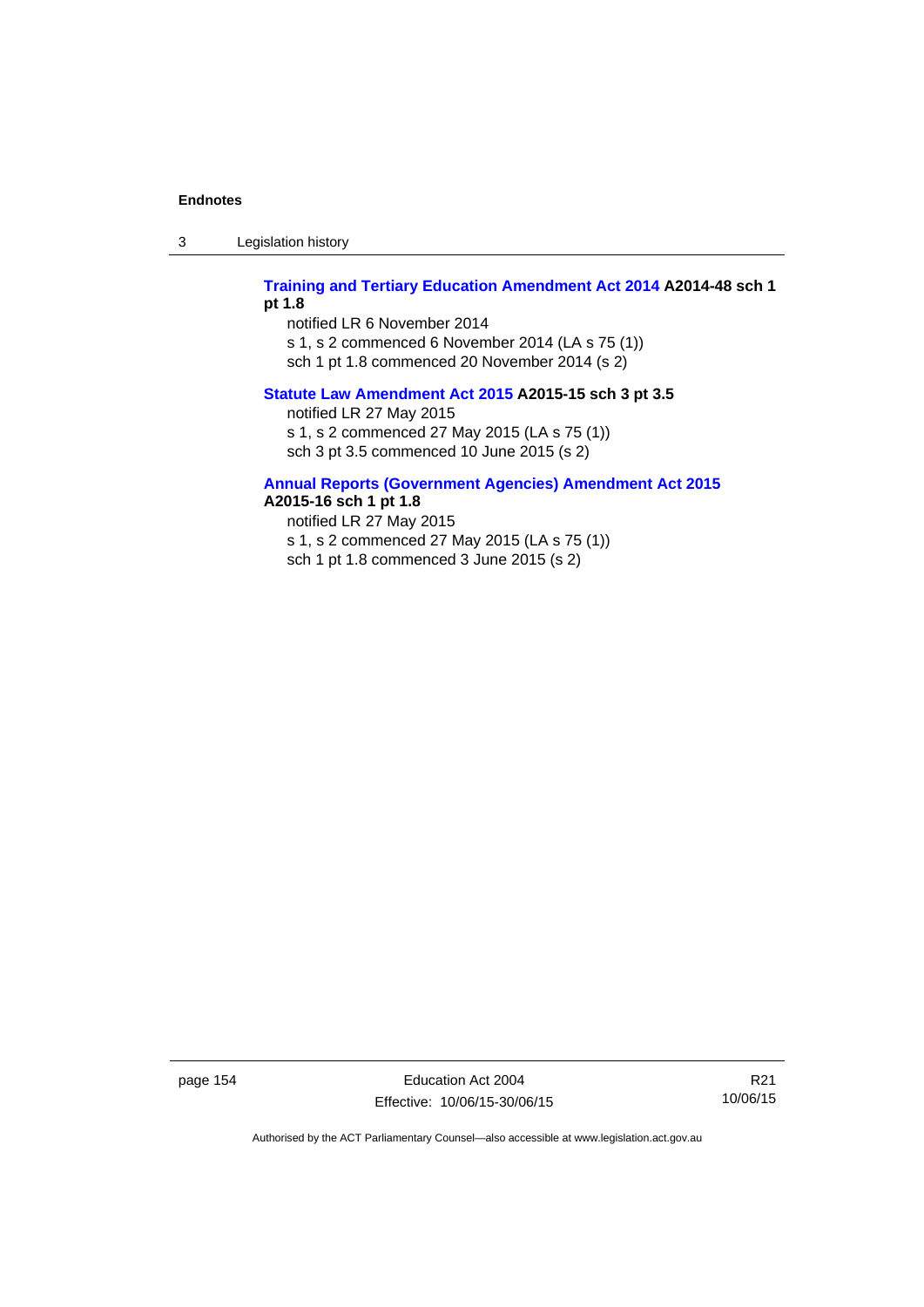**Training and Tertiary Education Amendment Act 2014 A2014-48 sch 1 pt 1.8**

notified LR 6 November 2014

s 1, s 2 commenced 6 November 2014 (LA s 75 (1))

sch 1 pt 1.8 commenced 20 November 2014 (s 2)

**Statute Law Amendment Act 2015 A2015-15 sch 3 pt 3.5**

notified LR 27 May 2015

s 1, s 2 commenced 27 May 2015 (LA s 75 (1))

sch 3 pt 3.5 commenced 10 June 2015 (s 2)

**Annual Reports (Government Agencies) Amendment Act 2015 A2015-16 sch 1 pt 1.8**

notified LR 27 May 2015

s 1, s 2 commenced 27 May 2015 (LA s 75 (1))

sch 1 pt 1.8 commenced 3 June 2015 (s 2)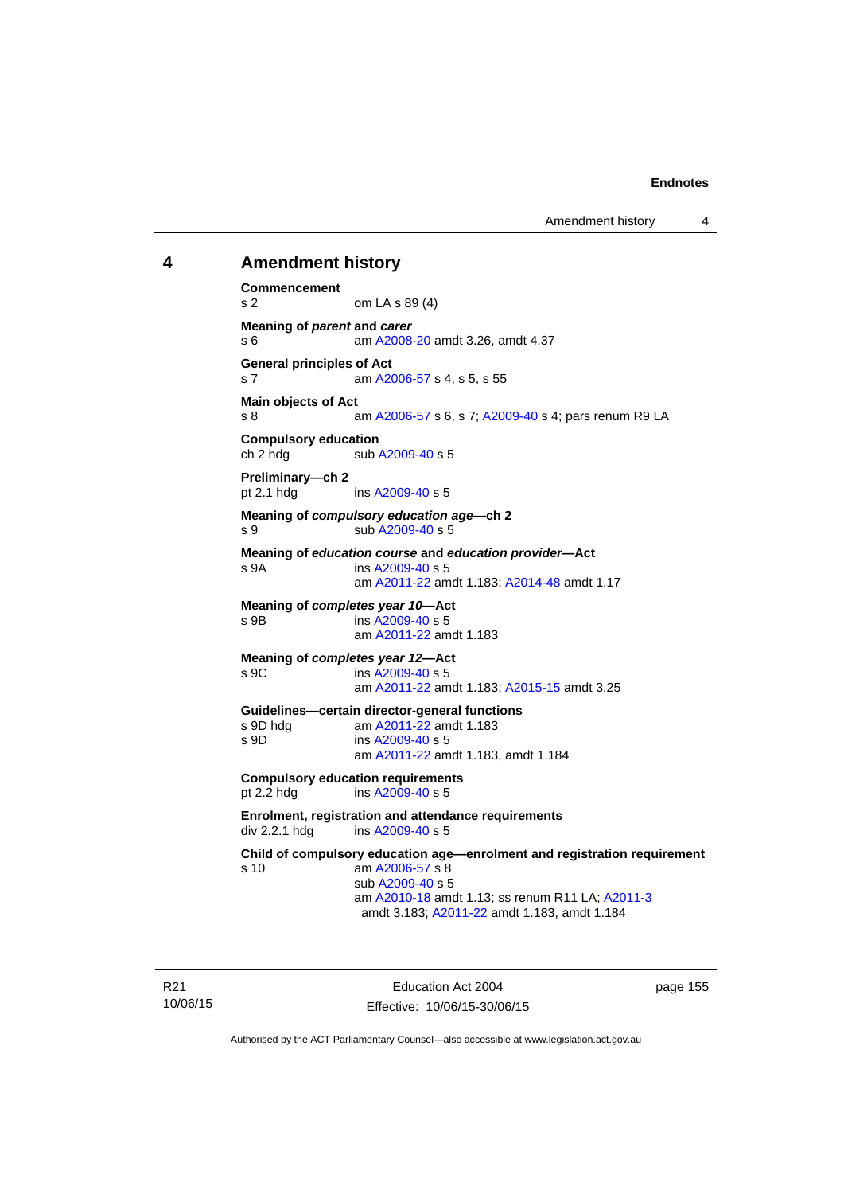## 4 Amendment history

**Commencement**
s 2 om LA s 89 (4)

**Meaning of *parent* and *carer***
s 6 am A2008-20 amdt 3.26, amdt 4.37

**General principles of Act**
s 7 am A2006-57 s 4, s 5, s 55

**Main objects of Act**
s 8 am A2006-57 s 6, s 7; A2009-40 s 4; pars renum R9 LA

**Compulsory education**
ch 2 hdg sub A2009-40 s 5

**Preliminary—ch 2**
pt 2.1 hdg ins A2009-40 s 5

**Meaning of *compulsory education age*—ch 2**
s 9 sub A2009-40 s 5

**Meaning of *education course* and *education provider*—Act**
s 9A ins A2009-40 s 5
am A2011-22 amdt 1.183; A2014-48 amdt 1.17

**Meaning of *completes year 10*—Act**
s 9B ins A2009-40 s 5
am A2011-22 amdt 1.183

**Meaning of *completes year 12*—Act**
s 9C ins A2009-40 s 5
am A2011-22 amdt 1.183; A2015-15 amdt 3.25

**Guidelines—certain director-general functions**
s 9D hdg am A2011-22 amdt 1.183
s 9D ins A2009-40 s 5
am A2011-22 amdt 1.183, amdt 1.184

**Compulsory education requirements**
pt 2.2 hdg ins A2009-40 s 5

**Enrolment, registration and attendance requirements**
div 2.2.1 hdg ins A2009-40 s 5

**Child of compulsory education age—enrolment and registration requirement**
s 10 am A2006-57 s 8
sub A2009-40 s 5
am A2010-18 amdt 1.13; ss renum R11 LA; A2011-3 amdt 3.183; A2011-22 amdt 1.183, amdt 1.184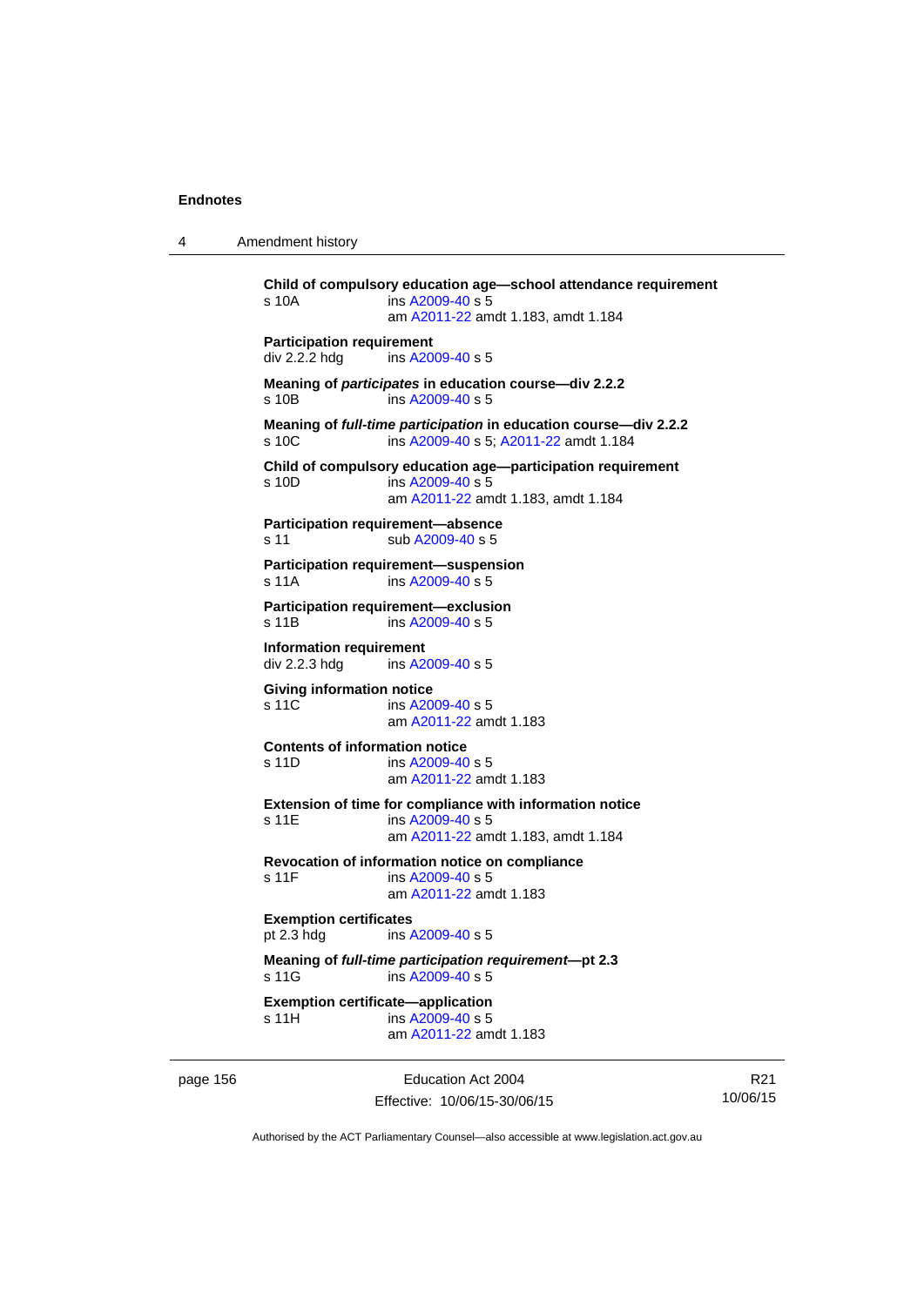**Child of compulsory education age—school attendance requirement**
s 10A ins A2009-40 s 5
am A2011-22 amdt 1.183, amdt 1.184

**Participation requirement**
div 2.2.2 hdg ins A2009-40 s 5

**Meaning of *participates* in education course—div 2.2.2**
s 10B ins A2009-40 s 5

**Meaning of *full-time participation* in education course—div 2.2.2**
s 10C ins A2009-40 s 5; A2011-22 amdt 1.184

**Child of compulsory education age—participation requirement**
s 10D ins A2009-40 s 5
am A2011-22 amdt 1.183, amdt 1.184

**Participation requirement—absence**
s 11 sub A2009-40 s 5

**Participation requirement—suspension**
s 11A ins A2009-40 s 5

**Participation requirement—exclusion**
s 11B ins A2009-40 s 5

**Information requirement**
div 2.2.3 hdg ins A2009-40 s 5

**Giving information notice**
s 11C ins A2009-40 s 5
am A2011-22 amdt 1.183

**Contents of information notice**
s 11D ins A2009-40 s 5
am A2011-22 amdt 1.183

**Extension of time for compliance with information notice**
s 11E ins A2009-40 s 5
am A2011-22 amdt 1.183, amdt 1.184

**Revocation of information notice on compliance**
s 11F ins A2009-40 s 5
am A2011-22 amdt 1.183

**Exemption certificates**
pt 2.3 hdg ins A2009-40 s 5

**Meaning of *full-time participation requirement*—pt 2.3**
s 11G ins A2009-40 s 5

**Exemption certificate—application**
s 11H ins A2009-40 s 5
am A2011-22 amdt 1.183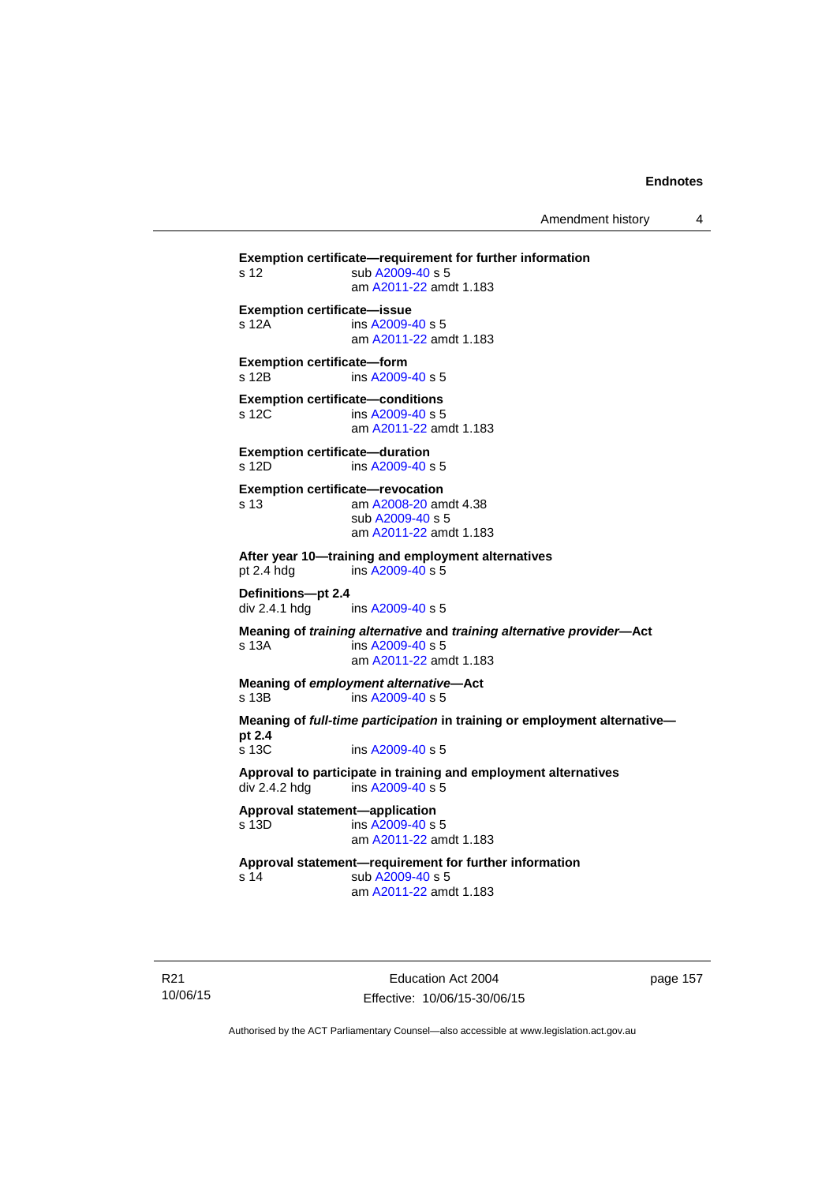**Exemption certificate—requirement for further information**
s 12 sub A2009-40 s 5
am A2011-22 amdt 1.183

**Exemption certificate—issue**
s 12A ins A2009-40 s 5
am A2011-22 amdt 1.183

**Exemption certificate—form**
s 12B ins A2009-40 s 5

**Exemption certificate—conditions**
s 12C ins A2009-40 s 5
am A2011-22 amdt 1.183

**Exemption certificate—duration**
s 12D ins A2009-40 s 5

**Exemption certificate—revocation**
s 13 am A2008-20 amdt 4.38
sub A2009-40 s 5
am A2011-22 amdt 1.183

**After year 10—training and employment alternatives**
pt 2.4 hdg ins A2009-40 s 5

**Definitions—pt 2.4**
div 2.4.1 hdg ins A2009-40 s 5

**Meaning of *training alternative* and *training alternative provider*—Act**
s 13A ins A2009-40 s 5
am A2011-22 amdt 1.183

**Meaning of *employment alternative*—Act**
s 13B ins A2009-40 s 5

**Meaning of *full-time participation* in training or employment alternative—pt 2.4**
s 13C ins A2009-40 s 5

**Approval to participate in training and employment alternatives**
div 2.4.2 hdg ins A2009-40 s 5

**Approval statement—application**
s 13D ins A2009-40 s 5
am A2011-22 amdt 1.183

**Approval statement—requirement for further information**
s 14 sub A2009-40 s 5
am A2011-22 amdt 1.183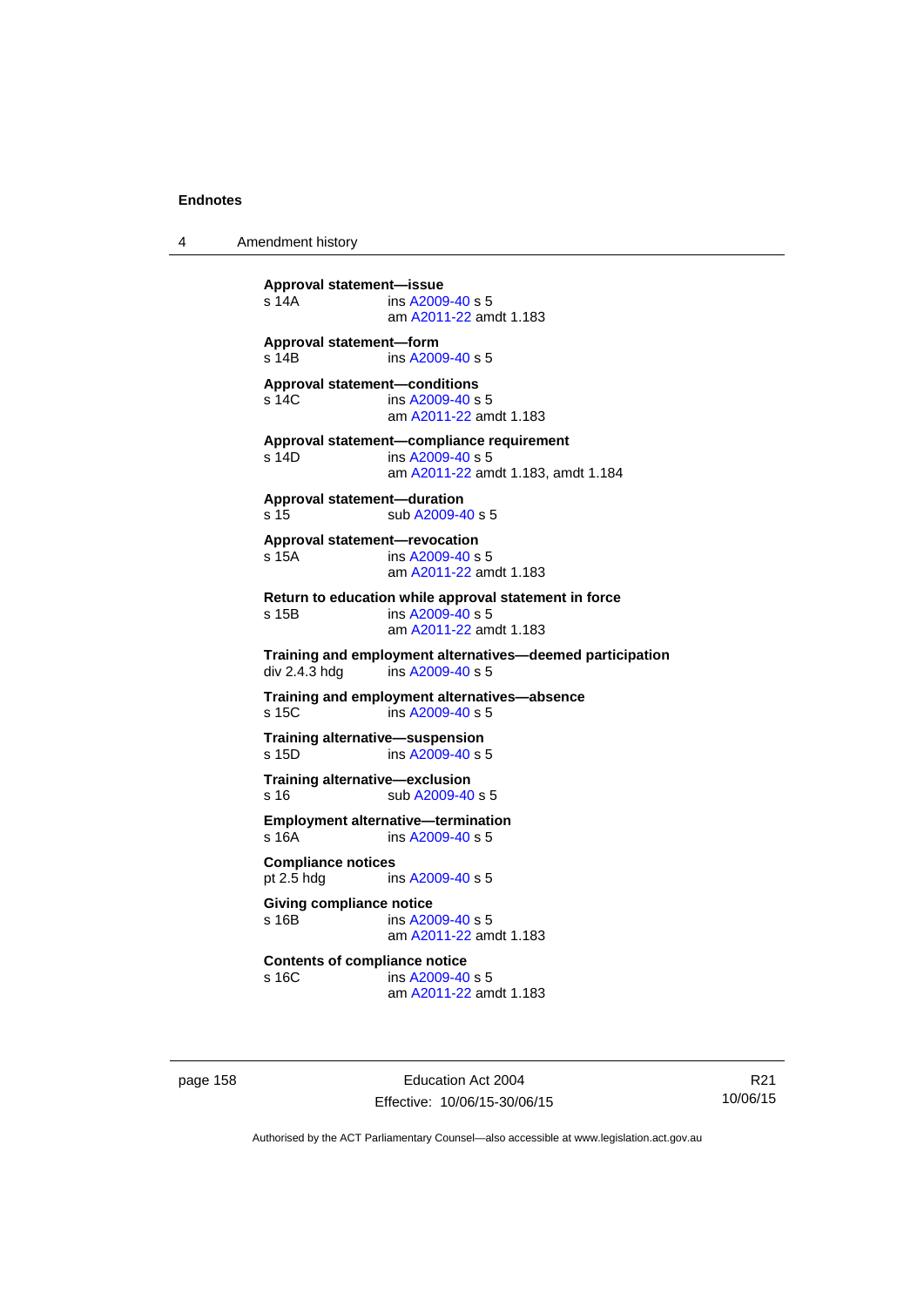**Approval statement—issue**
s 14A ins A2009-40 s 5
am A2011-22 amdt 1.183

**Approval statement—form**
s 14B ins A2009-40 s 5

**Approval statement—conditions**
s 14C ins A2009-40 s 5
am A2011-22 amdt 1.183

**Approval statement—compliance requirement**
s 14D ins A2009-40 s 5
am A2011-22 amdt 1.183, amdt 1.184

**Approval statement—duration**
s 15 sub A2009-40 s 5

**Approval statement—revocation**
s 15A ins A2009-40 s 5
am A2011-22 amdt 1.183

**Return to education while approval statement in force**
s 15B ins A2009-40 s 5
am A2011-22 amdt 1.183

**Training and employment alternatives—deemed participation**
div 2.4.3 hdg ins A2009-40 s 5

**Training and employment alternatives—absence**
s 15C ins A2009-40 s 5

**Training alternative—suspension**
s 15D ins A2009-40 s 5

**Training alternative—exclusion**
s 16 sub A2009-40 s 5

**Employment alternative—termination**
s 16A ins A2009-40 s 5

**Compliance notices**
pt 2.5 hdg ins A2009-40 s 5

**Giving compliance notice**
s 16B ins A2009-40 s 5
am A2011-22 amdt 1.183

**Contents of compliance notice**
s 16C ins A2009-40 s 5
am A2011-22 amdt 1.183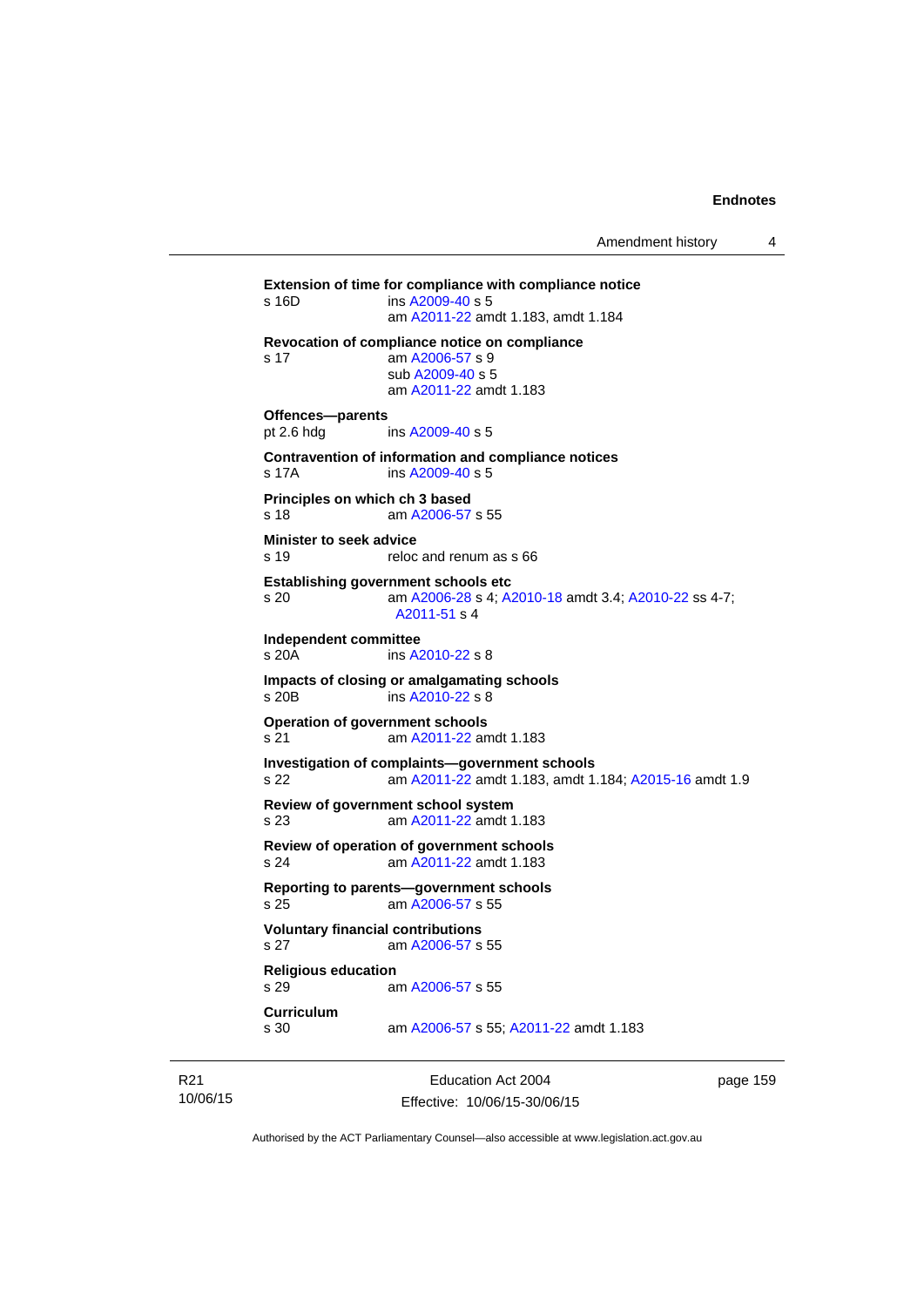**Extension of time for compliance with compliance notice**

s 16D ins A2009-40 s 5
am A2011-22 amdt 1.183, amdt 1.184

**Revocation of compliance notice on compliance**

s 17 am A2006-57 s 9
sub A2009-40 s 5
am A2011-22 amdt 1.183

**Offences—parents**

pt 2.6 hdg ins A2009-40 s 5

**Contravention of information and compliance notices**

s 17A ins A2009-40 s 5

**Principles on which ch 3 based**

s 18 am A2006-57 s 55

**Minister to seek advice**

s 19 reloc and renum as s 66

**Establishing government schools etc**

s 20 am A2006-28 s 4; A2010-18 amdt 3.4; A2010-22 ss 4-7; A2011-51 s 4

**Independent committee**

s 20A ins A2010-22 s 8

**Impacts of closing or amalgamating schools**

s 20B ins A2010-22 s 8

**Operation of government schools**

s 21 am A2011-22 amdt 1.183

**Investigation of complaints—government schools**

s 22 am A2011-22 amdt 1.183, amdt 1.184; A2015-16 amdt 1.9

**Review of government school system**

s 23 am A2011-22 amdt 1.183

**Review of operation of government schools**

s 24 am A2011-22 amdt 1.183

**Reporting to parents—government schools**

s 25 am A2006-57 s 55

**Voluntary financial contributions**

s 27 am A2006-57 s 55

**Religious education**

s 29 am A2006-57 s 55

**Curriculum**

s 30 am A2006-57 s 55; A2011-22 amdt 1.183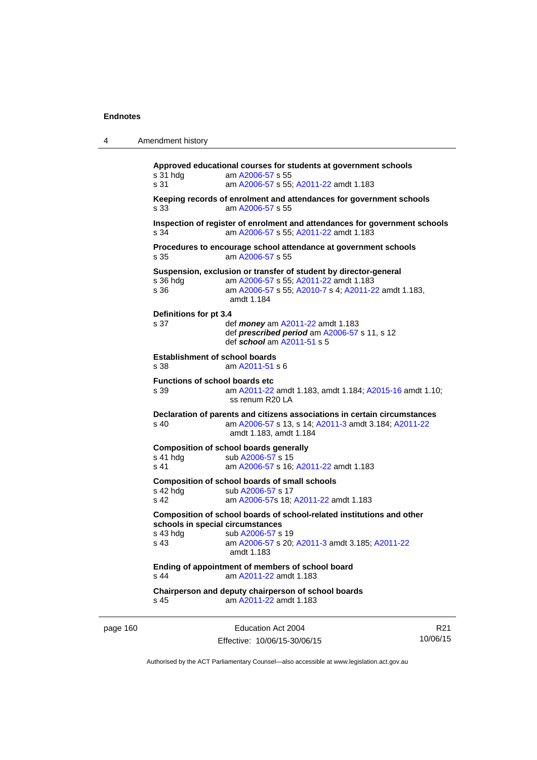**Approved educational courses for students at government schools**

s 31 hdg am A2006-57 s 55

s 31 am A2006-57 s 55; A2011-22 amdt 1.183

**Keeping records of enrolment and attendances for government schools**

s 33 am A2006-57 s 55

**Inspection of register of enrolment and attendances for government schools**

s 34 am A2006-57 s 55; A2011-22 amdt 1.183

**Procedures to encourage school attendance at government schools**

s 35 am A2006-57 s 55

**Suspension, exclusion or transfer of student by director-general**

s 36 hdg am A2006-57 s 55; A2011-22 amdt 1.183

s 36 am A2006-57 s 55; A2010-7 s 4; A2011-22 amdt 1.183, amdt 1.184

**Definitions for pt 3.4**

s 37 def ***money*** am A2011-22 amdt 1.183

def ***prescribed period*** am A2006-57 s 11, s 12

def ***school*** am A2011-51 s 5

**Establishment of school boards**

s 38 am A2011-51 s 6

**Functions of school boards etc**

s 39 am A2011-22 amdt 1.183, amdt 1.184; A2015-16 amdt 1.10; ss renum R20 LA

**Declaration of parents and citizens associations in certain circumstances**

s 40 am A2006-57 s 13, s 14; A2011-3 amdt 3.184; A2011-22 amdt 1.183, amdt 1.184

**Composition of school boards generally**

s 41 hdg sub A2006-57 s 15

s 41 am A2006-57 s 16; A2011-22 amdt 1.183

**Composition of school boards of small schools**

s 42 hdg sub A2006-57 s 17

s 42 am A2006-57s 18; A2011-22 amdt 1.183

**Composition of school boards of school-related institutions and other schools in special circumstances**

s 43 hdg sub A2006-57 s 19

s 43 am A2006-57 s 20; A2011-3 amdt 3.185; A2011-22 amdt 1.183

**Ending of appointment of members of school board**

s 44 am A2011-22 amdt 1.183

**Chairperson and deputy chairperson of school boards**

s 45 am A2011-22 amdt 1.183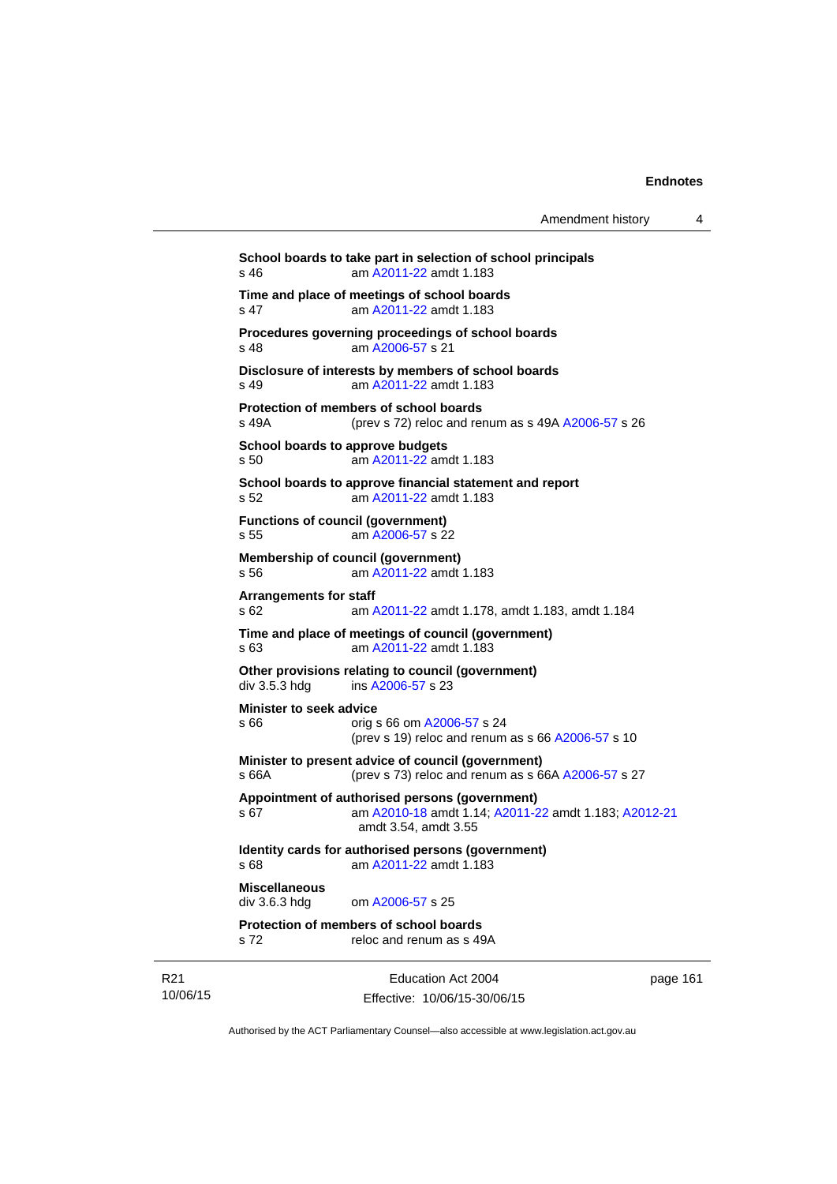**School boards to take part in selection of school principals**
s 46 am A2011-22 amdt 1.183

**Time and place of meetings of school boards**
s 47 am A2011-22 amdt 1.183

**Procedures governing proceedings of school boards**
s 48 am A2006-57 s 21

**Disclosure of interests by members of school boards**
s 49 am A2011-22 amdt 1.183

**Protection of members of school boards**
s 49A (prev s 72) reloc and renum as s 49A A2006-57 s 26

**School boards to approve budgets**
s 50 am A2011-22 amdt 1.183

**School boards to approve financial statement and report**
s 52 am A2011-22 amdt 1.183

**Functions of council (government)**
s 55 am A2006-57 s 22

**Membership of council (government)**
s 56 am A2011-22 amdt 1.183

**Arrangements for staff**
s 62 am A2011-22 amdt 1.178, amdt 1.183, amdt 1.184

**Time and place of meetings of council (government)**
s 63 am A2011-22 amdt 1.183

**Other provisions relating to council (government)**
div 3.5.3 hdg ins A2006-57 s 23

**Minister to seek advice**
s 66 orig s 66 om A2006-57 s 24
(prev s 19) reloc and renum as s 66 A2006-57 s 10

**Minister to present advice of council (government)**
s 66A (prev s 73) reloc and renum as s 66A A2006-57 s 27

**Appointment of authorised persons (government)**
s 67 am A2010-18 amdt 1.14; A2011-22 amdt 1.183; A2012-21 amdt 3.54, amdt 3.55

**Identity cards for authorised persons (government)**
s 68 am A2011-22 amdt 1.183

**Miscellaneous**
div 3.6.3 hdg om A2006-57 s 25

**Protection of members of school boards**
s 72 reloc and renum as s 49A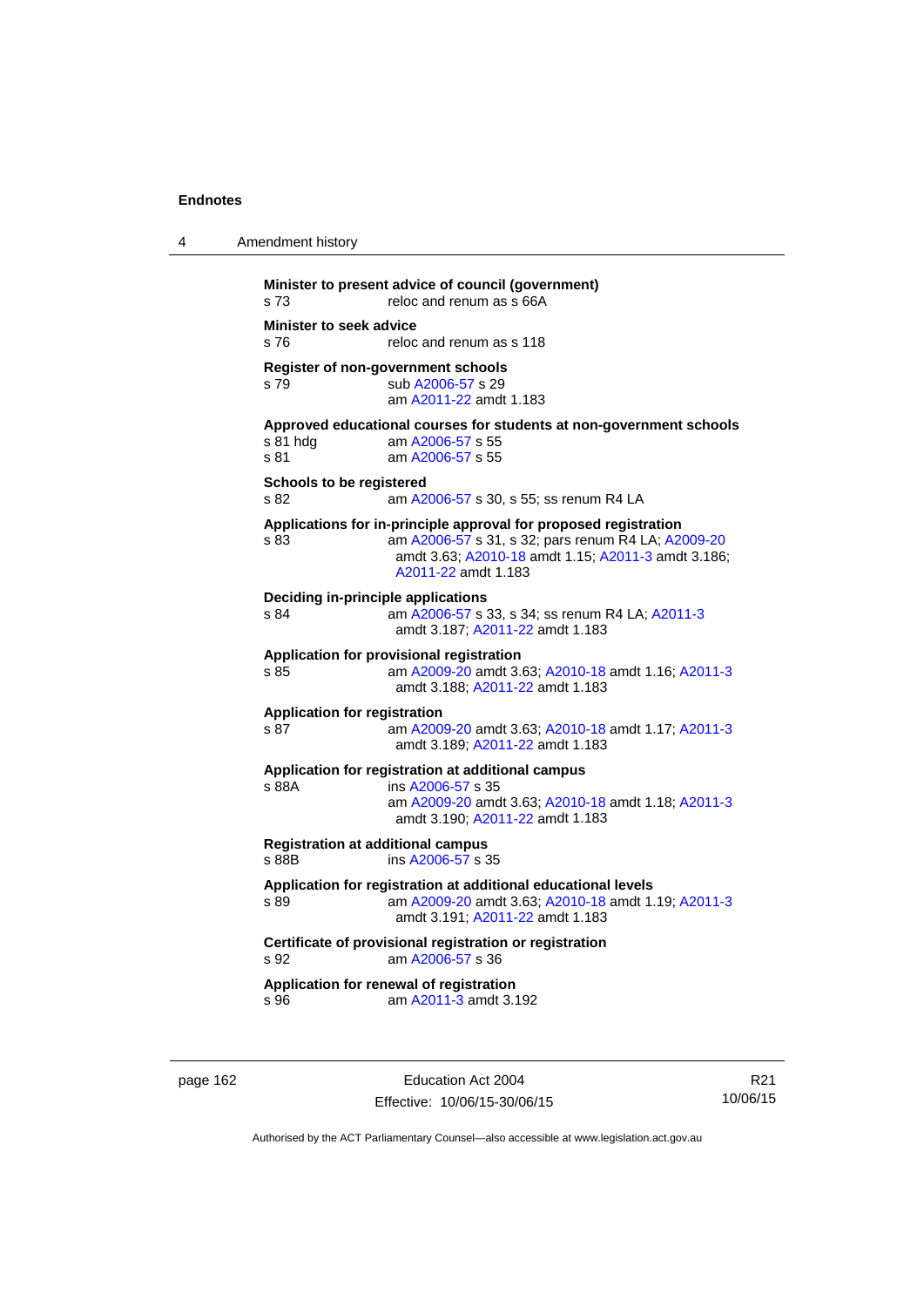**Minister to present advice of council (government)**
s 73 reloc and renum as s 66A

**Minister to seek advice**
s 76 reloc and renum as s 118

**Register of non-government schools**
s 79 sub A2006-57 s 29
am A2011-22 amdt 1.183

**Approved educational courses for students at non-government schools**
s 81 hdg am A2006-57 s 55
s 81 am A2006-57 s 55

**Schools to be registered**
s 82 am A2006-57 s 30, s 55; ss renum R4 LA

**Applications for in-principle approval for proposed registration**
s 83 am A2006-57 s 31, s 32; pars renum R4 LA; A2009-20 amdt 3.63; A2010-18 amdt 1.15; A2011-3 amdt 3.186; A2011-22 amdt 1.183

**Deciding in-principle applications**
s 84 am A2006-57 s 33, s 34; ss renum R4 LA; A2011-3 amdt 3.187; A2011-22 amdt 1.183

**Application for provisional registration**
s 85 am A2009-20 amdt 3.63; A2010-18 amdt 1.16; A2011-3 amdt 3.188; A2011-22 amdt 1.183

**Application for registration**
s 87 am A2009-20 amdt 3.63; A2010-18 amdt 1.17; A2011-3 amdt 3.189; A2011-22 amdt 1.183

**Application for registration at additional campus**
s 88A ins A2006-57 s 35
am A2009-20 amdt 3.63; A2010-18 amdt 1.18; A2011-3 amdt 3.190; A2011-22 amdt 1.183

**Registration at additional campus**
s 88B ins A2006-57 s 35

**Application for registration at additional educational levels**
s 89 am A2009-20 amdt 3.63; A2010-18 amdt 1.19; A2011-3 amdt 3.191; A2011-22 amdt 1.183

**Certificate of provisional registration or registration**
s 92 am A2006-57 s 36

**Application for renewal of registration**
s 96 am A2011-3 amdt 3.192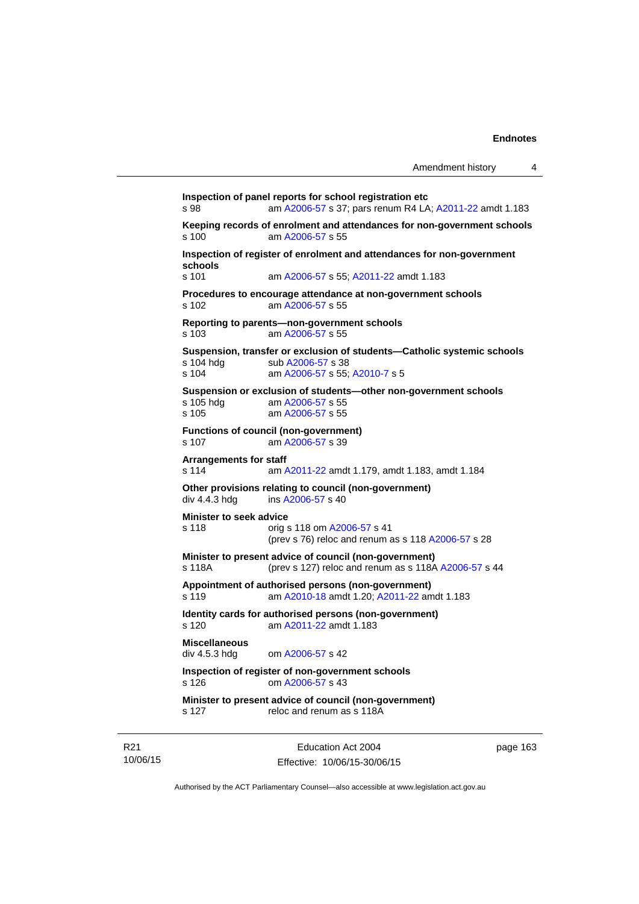**Inspection of panel reports for school registration etc**
s 98 am A2006-57 s 37; pars renum R4 LA; A2011-22 amdt 1.183

**Keeping records of enrolment and attendances for non-government schools**
s 100 am A2006-57 s 55

**Inspection of register of enrolment and attendances for non-government schools**
s 101 am A2006-57 s 55; A2011-22 amdt 1.183

**Procedures to encourage attendance at non-government schools**
s 102 am A2006-57 s 55

**Reporting to parents—non-government schools**
s 103 am A2006-57 s 55

**Suspension, transfer or exclusion of students—Catholic systemic schools**
s 104 hdg sub A2006-57 s 38
s 104 am A2006-57 s 55; A2010-7 s 5

**Suspension or exclusion of students—other non-government schools**
s 105 hdg am A2006-57 s 55
s 105 am A2006-57 s 55

**Functions of council (non-government)**
s 107 am A2006-57 s 39

**Arrangements for staff**
s 114 am A2011-22 amdt 1.179, amdt 1.183, amdt 1.184

**Other provisions relating to council (non-government)**
div 4.4.3 hdg ins A2006-57 s 40

**Minister to seek advice**
s 118 orig s 118 om A2006-57 s 41
(prev s 76) reloc and renum as s 118 A2006-57 s 28

**Minister to present advice of council (non-government)**
s 118A (prev s 127) reloc and renum as s 118A A2006-57 s 44

**Appointment of authorised persons (non-government)**
s 119 am A2010-18 amdt 1.20; A2011-22 amdt 1.183

**Identity cards for authorised persons (non-government)**
s 120 am A2011-22 amdt 1.183

**Miscellaneous**
div 4.5.3 hdg om A2006-57 s 42

**Inspection of register of non-government schools**
s 126 om A2006-57 s 43

**Minister to present advice of council (non-government)**
s 127 reloc and renum as s 118A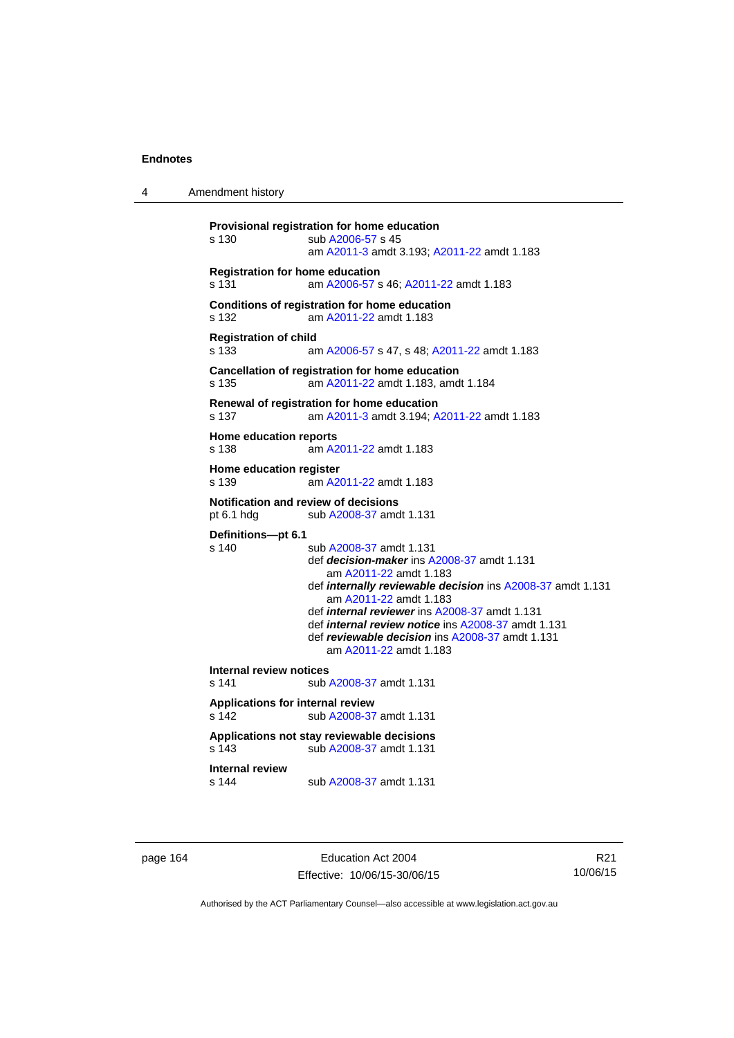**Provisional registration for home education**
s 130 sub A2006-57 s 45
am A2011-3 amdt 3.193; A2011-22 amdt 1.183

**Registration for home education**
s 131 am A2006-57 s 46; A2011-22 amdt 1.183

**Conditions of registration for home education**
s 132 am A2011-22 amdt 1.183

**Registration of child**
s 133 am A2006-57 s 47, s 48; A2011-22 amdt 1.183

**Cancellation of registration for home education**
s 135 am A2011-22 amdt 1.183, amdt 1.184

**Renewal of registration for home education**
s 137 am A2011-3 amdt 3.194; A2011-22 amdt 1.183

**Home education reports**
s 138 am A2011-22 amdt 1.183

**Home education register**
s 139 am A2011-22 amdt 1.183

**Notification and review of decisions**
pt 6.1 hdg sub A2008-37 amdt 1.131

**Definitions—pt 6.1**
s 140 sub A2008-37 amdt 1.131
def ***decision-maker*** ins A2008-37 amdt 1.131
am A2011-22 amdt 1.183
def ***internally reviewable decision*** ins A2008-37 amdt 1.131
am A2011-22 amdt 1.183
def ***internal reviewer*** ins A2008-37 amdt 1.131
def ***internal review notice*** ins A2008-37 amdt 1.131
def ***reviewable decision*** ins A2008-37 amdt 1.131
am A2011-22 amdt 1.183

**Internal review notices**
s 141 sub A2008-37 amdt 1.131

**Applications for internal review**
s 142 sub A2008-37 amdt 1.131

**Applications not stay reviewable decisions**
s 143 sub A2008-37 amdt 1.131

**Internal review**
s 144 sub A2008-37 amdt 1.131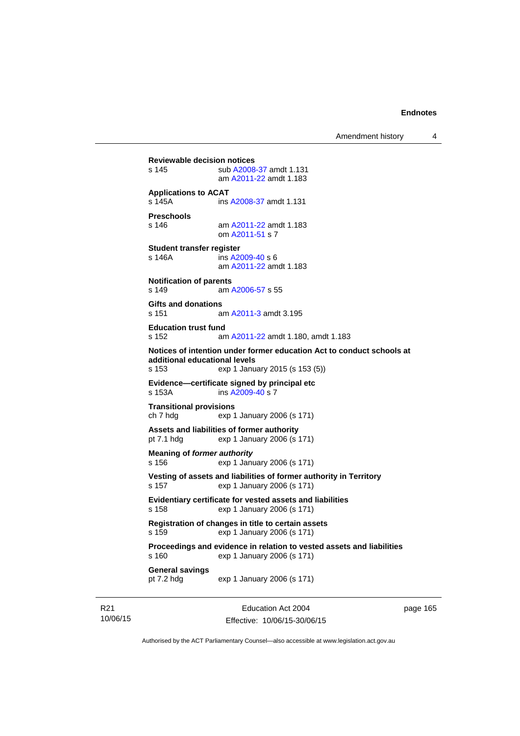**Reviewable decision notices**
s 145 sub A2008-37 amdt 1.131
am A2011-22 amdt 1.183

**Applications to ACAT**
s 145A ins A2008-37 amdt 1.131

**Preschools**
s 146 am A2011-22 amdt 1.183
om A2011-51 s 7

**Student transfer register**
s 146A ins A2009-40 s 6
am A2011-22 amdt 1.183

**Notification of parents**
s 149 am A2006-57 s 55

**Gifts and donations**
s 151 am A2011-3 amdt 3.195

**Education trust fund**
s 152 am A2011-22 amdt 1.180, amdt 1.183

**Notices of intention under former education Act to conduct schools at additional educational levels**
s 153 exp 1 January 2015 (s 153 (5))

**Evidence—certificate signed by principal etc**
s 153A ins A2009-40 s 7

**Transitional provisions**
ch 7 hdg exp 1 January 2006 (s 171)

**Assets and liabilities of former authority**
pt 7.1 hdg exp 1 January 2006 (s 171)

**Meaning of *former authority***
s 156 exp 1 January 2006 (s 171)

**Vesting of assets and liabilities of former authority in Territory**
s 157 exp 1 January 2006 (s 171)

**Evidentiary certificate for vested assets and liabilities**
s 158 exp 1 January 2006 (s 171)

**Registration of changes in title to certain assets**
s 159 exp 1 January 2006 (s 171)

**Proceedings and evidence in relation to vested assets and liabilities**
s 160 exp 1 January 2006 (s 171)

**General savings**
pt 7.2 hdg exp 1 January 2006 (s 171)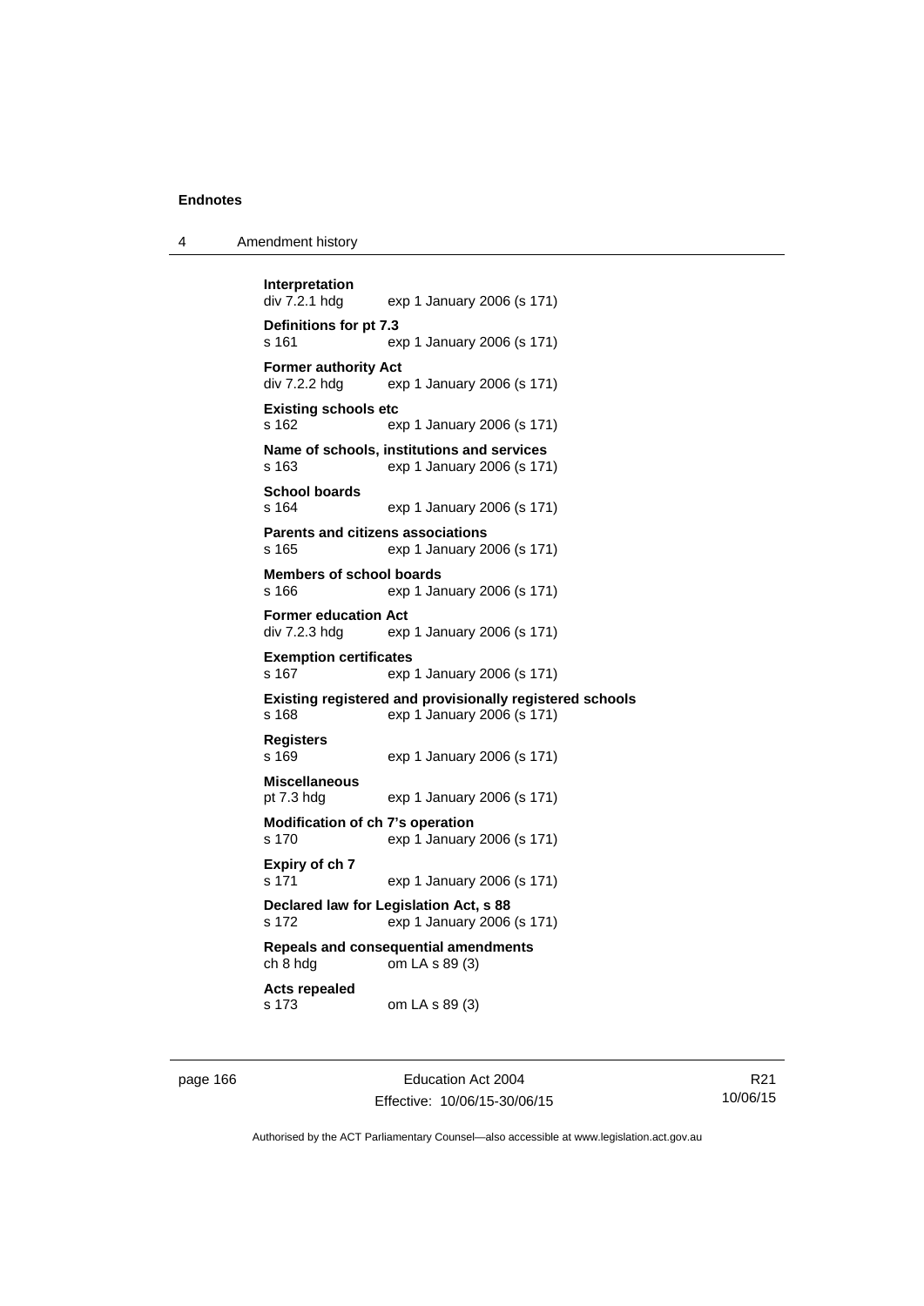**Interpretation**
div 7.2.1 hdg exp 1 January 2006 (s 171)

**Definitions for pt 7.3**
s 161 exp 1 January 2006 (s 171)

**Former authority Act**
div 7.2.2 hdg exp 1 January 2006 (s 171)

**Existing schools etc**
s 162 exp 1 January 2006 (s 171)

**Name of schools, institutions and services**
s 163 exp 1 January 2006 (s 171)

**School boards**
s 164 exp 1 January 2006 (s 171)

**Parents and citizens associations**
s 165 exp 1 January 2006 (s 171)

**Members of school boards**
s 166 exp 1 January 2006 (s 171)

**Former education Act**
div 7.2.3 hdg exp 1 January 2006 (s 171)

**Exemption certificates**
s 167 exp 1 January 2006 (s 171)

**Existing registered and provisionally registered schools**
s 168 exp 1 January 2006 (s 171)

**Registers**
s 169 exp 1 January 2006 (s 171)

**Miscellaneous**
pt 7.3 hdg exp 1 January 2006 (s 171)

**Modification of ch 7's operation**
s 170 exp 1 January 2006 (s 171)

**Expiry of ch 7**
s 171 exp 1 January 2006 (s 171)

**Declared law for Legislation Act, s 88**
s 172 exp 1 January 2006 (s 171)

**Repeals and consequential amendments**
ch 8 hdg om LA s 89 (3)

**Acts repealed**
s 173 om LA s 89 (3)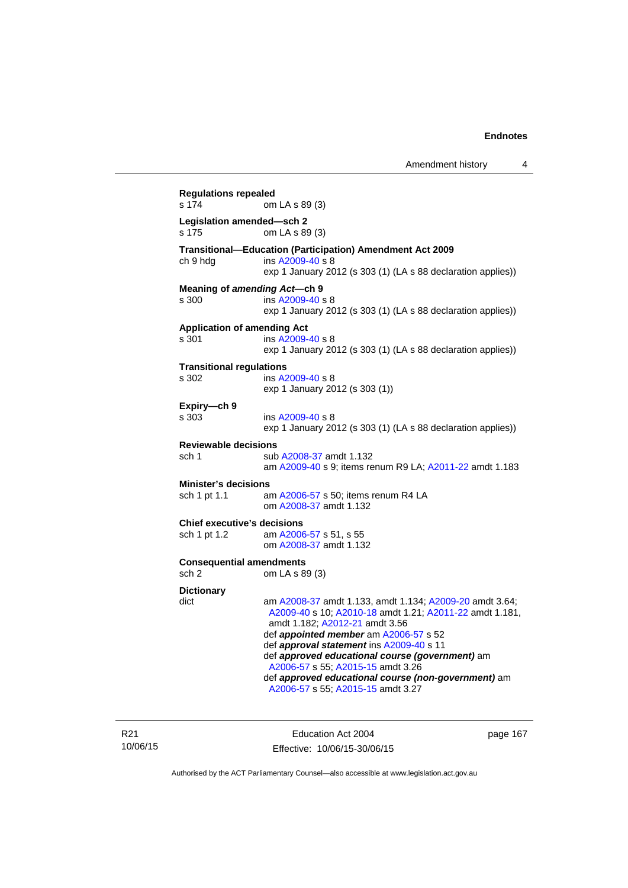**Regulations repealed**
s 174 om LA s 89 (3)

**Legislation amended—sch 2**
s 175 om LA s 89 (3)

**Transitional—Education (Participation) Amendment Act 2009**
ch 9 hdg ins A2009-40 s 8
exp 1 January 2012 (s 303 (1) (LA s 88 declaration applies))

**Meaning of *amending Act*—ch 9**
s 300 ins A2009-40 s 8
exp 1 January 2012 (s 303 (1) (LA s 88 declaration applies))

**Application of amending Act**
s 301 ins A2009-40 s 8
exp 1 January 2012 (s 303 (1) (LA s 88 declaration applies))

**Transitional regulations**
s 302 ins A2009-40 s 8
exp 1 January 2012 (s 303 (1))

**Expiry—ch 9**
s 303 ins A2009-40 s 8
exp 1 January 2012 (s 303 (1) (LA s 88 declaration applies))

**Reviewable decisions**
sch 1 sub A2008-37 amdt 1.132
am A2009-40 s 9; items renum R9 LA; A2011-22 amdt 1.183

**Minister's decisions**
sch 1 pt 1.1 am A2006-57 s 50; items renum R4 LA
om A2008-37 amdt 1.132

**Chief executive's decisions**
sch 1 pt 1.2 am A2006-57 s 51, s 55
om A2008-37 amdt 1.132

**Consequential amendments**
sch 2 om LA s 89 (3)

**Dictionary**
dict am A2008-37 amdt 1.133, amdt 1.134; A2009-20 amdt 3.64; A2009-40 s 10; A2010-18 amdt 1.21; A2011-22 amdt 1.181, amdt 1.182; A2012-21 amdt 3.56
def ***appointed member*** am A2006-57 s 52
def ***approval statement*** ins A2009-40 s 11
def ***approved educational course (government)*** am A2006-57 s 55; A2015-15 amdt 3.26
def ***approved educational course (non-government)*** am A2006-57 s 55; A2015-15 amdt 3.27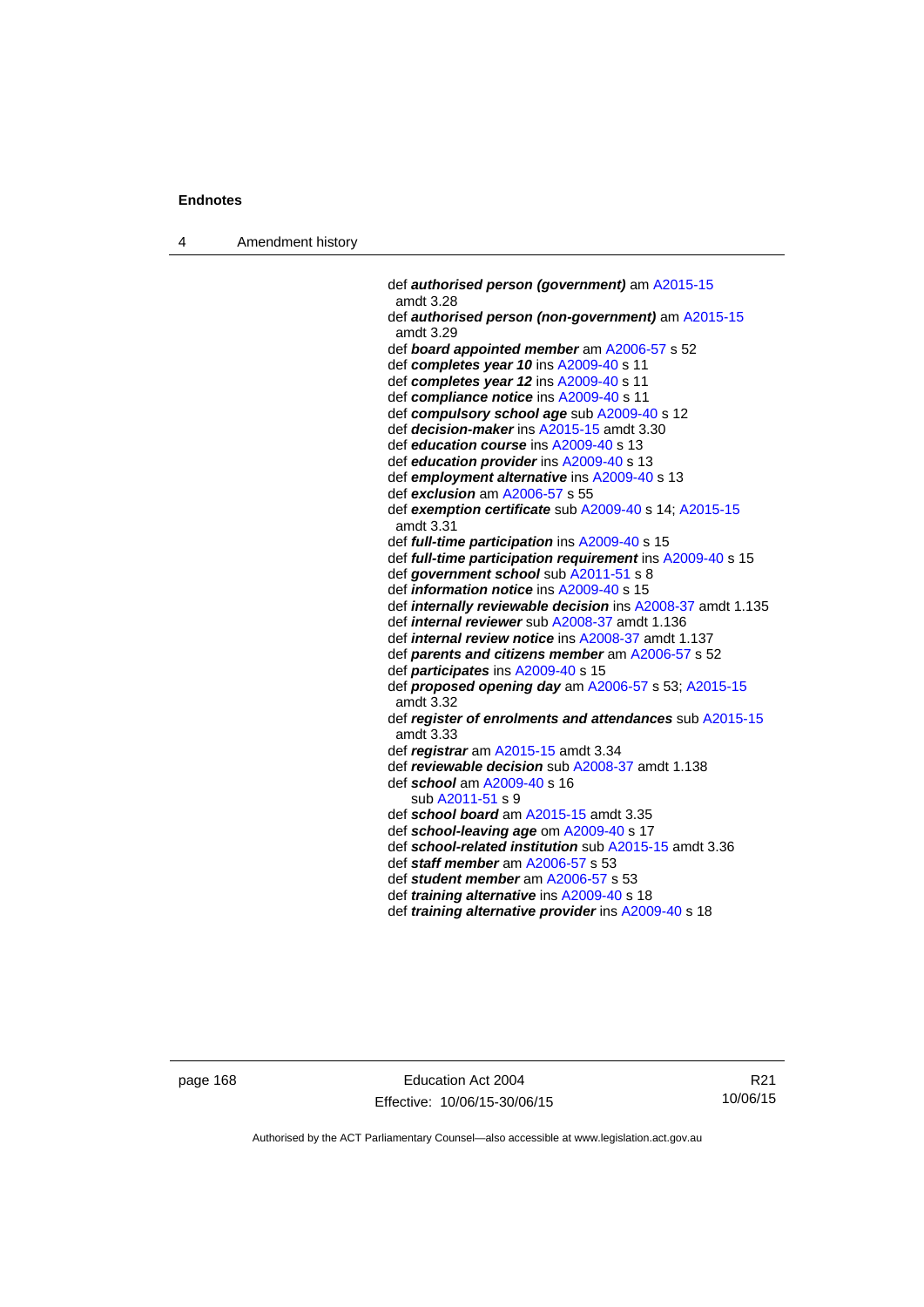def ***authorised person (government)*** am A2015-15 amdt 3.28
def ***authorised person (non-government)*** am A2015-15 amdt 3.29
def ***board appointed member*** am A2006-57 s 52
def ***completes year 10*** ins A2009-40 s 11
def ***completes year 12*** ins A2009-40 s 11
def ***compliance notice*** ins A2009-40 s 11
def ***compulsory school age*** sub A2009-40 s 12
def ***decision-maker*** ins A2015-15 amdt 3.30
def ***education course*** ins A2009-40 s 13
def ***education provider*** ins A2009-40 s 13
def ***employment alternative*** ins A2009-40 s 13
def ***exclusion*** am A2006-57 s 55
def ***exemption certificate*** sub A2009-40 s 14; A2015-15 amdt 3.31
def ***full-time participation*** ins A2009-40 s 15
def ***full-time participation requirement*** ins A2009-40 s 15
def ***government school*** sub A2011-51 s 8
def ***information notice*** ins A2009-40 s 15
def ***internally reviewable decision*** ins A2008-37 amdt 1.135
def ***internal reviewer*** sub A2008-37 amdt 1.136
def ***internal review notice*** ins A2008-37 amdt 1.137
def ***parents and citizens member*** am A2006-57 s 52
def ***participates*** ins A2009-40 s 15
def ***proposed opening day*** am A2006-57 s 53; A2015-15 amdt 3.32
def ***register of enrolments and attendances*** sub A2015-15 amdt 3.33
def ***registrar*** am A2015-15 amdt 3.34
def ***reviewable decision*** sub A2008-37 amdt 1.138
def ***school*** am A2009-40 s 16
sub A2011-51 s 9
def ***school board*** am A2015-15 amdt 3.35
def ***school-leaving age*** om A2009-40 s 17
def ***school-related institution*** sub A2015-15 amdt 3.36
def ***staff member*** am A2006-57 s 53
def ***student member*** am A2006-57 s 53
def ***training alternative*** ins A2009-40 s 18
def ***training alternative provider*** ins A2009-40 s 18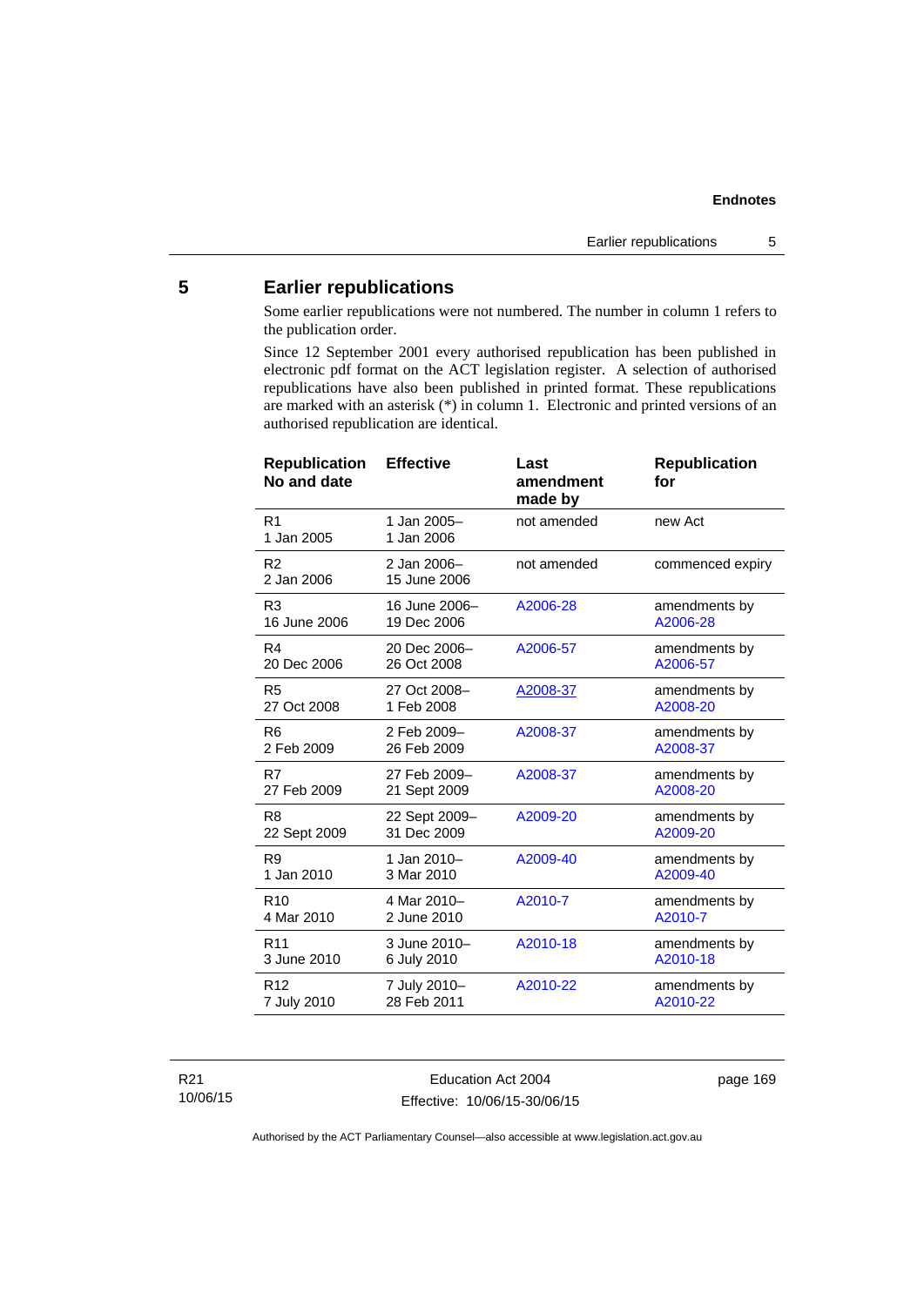## 5 Earlier republications

Some earlier republications were not numbered. The number in column 1 refers to the publication order.

Since 12 September 2001 every authorised republication has been published in electronic pdf format on the ACT legislation register. A selection of authorised republications have also been published in printed format. These republications are marked with an asterisk (*) in column 1. Electronic and printed versions of an authorised republication are identical.

| Republication No and date | Effective | Last amendment made by | Republication for |
|---|---|---|---|
| R1<br>1 Jan 2005 | 1 Jan 2005–<br>1 Jan 2006 | not amended | new Act |
| R2<br>2 Jan 2006 | 2 Jan 2006–<br>15 June 2006 | not amended | commenced expiry |
| R3<br>16 June 2006 | 16 June 2006–<br>19 Dec 2006 | A2006-28 | amendments by A2006-28 |
| R4<br>20 Dec 2006 | 20 Dec 2006–<br>26 Oct 2008 | A2006-57 | amendments by A2006-57 |
| R5<br>27 Oct 2008 | 27 Oct 2008–<br>1 Feb 2008 | A2008-37 | amendments by A2008-20 |
| R6<br>2 Feb 2009 | 2 Feb 2009–<br>26 Feb 2009 | A2008-37 | amendments by A2008-37 |
| R7<br>27 Feb 2009 | 27 Feb 2009–<br>21 Sept 2009 | A2008-37 | amendments by A2008-20 |
| R8<br>22 Sept 2009 | 22 Sept 2009–<br>31 Dec 2009 | A2009-20 | amendments by A2009-20 |
| R9<br>1 Jan 2010 | 1 Jan 2010–<br>3 Mar 2010 | A2009-40 | amendments by A2009-40 |
| R10<br>4 Mar 2010 | 4 Mar 2010–<br>2 June 2010 | A2010-7 | amendments by A2010-7 |
| R11<br>3 June 2010 | 3 June 2010–<br>6 July 2010 | A2010-18 | amendments by A2010-18 |
| R12<br>7 July 2010 | 7 July 2010–<br>28 Feb 2011 | A2010-22 | amendments by A2010-22 |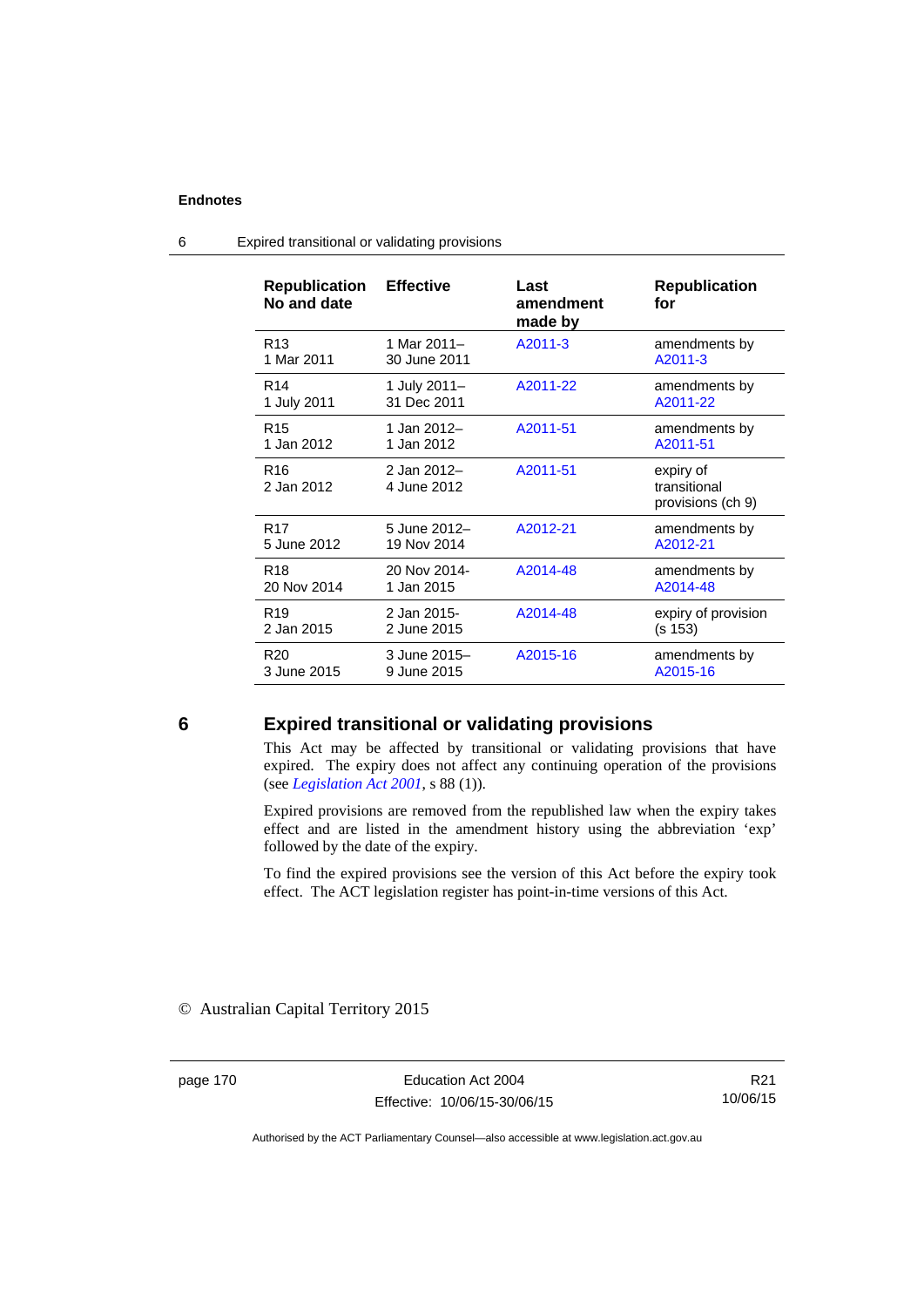| Republication No and date | Effective | Last amendment made by | Republication for |
|---|---|---|---|
| R13 1 Mar 2011 | 1 Mar 2011– 30 June 2011 | A2011-3 | amendments by A2011-3 |
| R14 1 July 2011 | 1 July 2011– 31 Dec 2011 | A2011-22 | amendments by A2011-22 |
| R15 1 Jan 2012 | 1 Jan 2012– 1 Jan 2012 | A2011-51 | amendments by A2011-51 |
| R16 2 Jan 2012 | 2 Jan 2012– 4 June 2012 | A2011-51 | expiry of transitional provisions (ch 9) |
| R17 5 June 2012 | 5 June 2012– 19 Nov 2014 | A2012-21 | amendments by A2012-21 |
| R18 20 Nov 2014 | 20 Nov 2014- 1 Jan 2015 | A2014-48 | amendments by A2014-48 |
| R19 2 Jan 2015 | 2 Jan 2015- 2 June 2015 | A2014-48 | expiry of provision (s 153) |
| R20 3 June 2015 | 3 June 2015– 9 June 2015 | A2015-16 | amendments by A2015-16 |

## 6 Expired transitional or validating provisions

This Act may be affected by transitional or validating provisions that have expired. The expiry does not affect any continuing operation of the provisions (see *Legislation Act 2001*, s 88 (1)).

Expired provisions are removed from the republished law when the expiry takes effect and are listed in the amendment history using the abbreviation 'exp' followed by the date of the expiry.

To find the expired provisions see the version of this Act before the expiry took effect. The ACT legislation register has point-in-time versions of this Act.

© Australian Capital Territory 2015